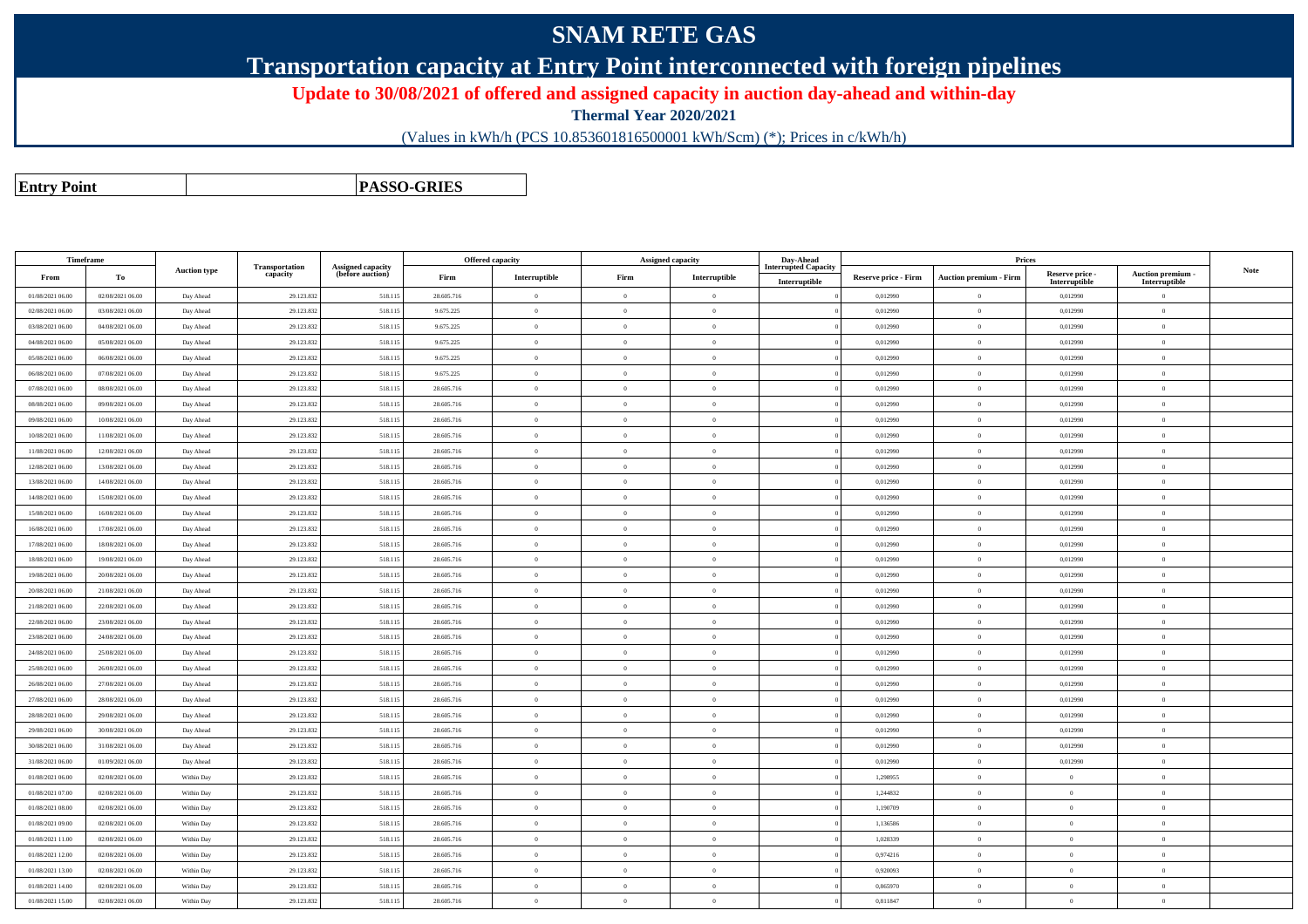# SNAM RETE GAS

## Transportation capacity at Entry Point interconnected with foreign pipelines

**Update to 30/08/2021 of offered and assigned capacity in auction day-ahead and within-day**

**Thermal Year 2020/2021**

(Values in kWh/h (PCS 10.853601816500001 kWh/Scm) (*); Prices in c/kWh/h)

| **Entry Point** | | **PASSO-GRIES** |
|---|---|---|

| Timeframe | | Auction type | Transportation capacity | Assigned capacity (before auction) | Offered capacity | | Assigned capacity | | Day-Ahead Interrupted Capacity | Prices | | | | Note |
|---|---|---|---|---|---|---|---|---|---|---|---|---|---|---|
| From | To | | | | Firm | Interruptible | Firm | Interruptible | Interruptible | Reserve price - Firm | Auction premium - Firm | Reserve price - Interruptible | Auction premium - Interruptible | |
| 01/08/2021 06.00 | 02/08/2021 06.00 | Day Ahead | 29.123.832 | 518.115 | 28.605.716 | 0 | 0 | 0 | 0 | 0,012990 | 0 | 0,012990 | 0 | |
| 02/08/2021 06.00 | 03/08/2021 06.00 | Day Ahead | 29.123.832 | 518.115 | 9.675.225 | 0 | 0 | 0 | 0 | 0,012990 | 0 | 0,012990 | 0 | |
| 03/08/2021 06.00 | 04/08/2021 06.00 | Day Ahead | 29.123.832 | 518.115 | 9.675.225 | 0 | 0 | 0 | 0 | 0,012990 | 0 | 0,012990 | 0 | |
| 04/08/2021 06.00 | 05/08/2021 06.00 | Day Ahead | 29.123.832 | 518.115 | 9.675.225 | 0 | 0 | 0 | 0 | 0,012990 | 0 | 0,012990 | 0 | |
| 05/08/2021 06.00 | 06/08/2021 06.00 | Day Ahead | 29.123.832 | 518.115 | 9.675.225 | 0 | 0 | 0 | 0 | 0,012990 | 0 | 0,012990 | 0 | |
| 06/08/2021 06.00 | 07/08/2021 06.00 | Day Ahead | 29.123.832 | 518.115 | 9.675.225 | 0 | 0 | 0 | 0 | 0,012990 | 0 | 0,012990 | 0 | |
| 07/08/2021 06.00 | 08/08/2021 06.00 | Day Ahead | 29.123.832 | 518.115 | 28.605.716 | 0 | 0 | 0 | 0 | 0,012990 | 0 | 0,012990 | 0 | |
| 08/08/2021 06.00 | 09/08/2021 06.00 | Day Ahead | 29.123.832 | 518.115 | 28.605.716 | 0 | 0 | 0 | 0 | 0,012990 | 0 | 0,012990 | 0 | |
| 09/08/2021 06.00 | 10/08/2021 06.00 | Day Ahead | 29.123.832 | 518.115 | 28.605.716 | 0 | 0 | 0 | 0 | 0,012990 | 0 | 0,012990 | 0 | |
| 10/08/2021 06.00 | 11/08/2021 06.00 | Day Ahead | 29.123.832 | 518.115 | 28.605.716 | 0 | 0 | 0 | 0 | 0,012990 | 0 | 0,012990 | 0 | |
| 11/08/2021 06.00 | 12/08/2021 06.00 | Day Ahead | 29.123.832 | 518.115 | 28.605.716 | 0 | 0 | 0 | 0 | 0,012990 | 0 | 0,012990 | 0 | |
| 12/08/2021 06.00 | 13/08/2021 06.00 | Day Ahead | 29.123.832 | 518.115 | 28.605.716 | 0 | 0 | 0 | 0 | 0,012990 | 0 | 0,012990 | 0 | |
| 13/08/2021 06.00 | 14/08/2021 06.00 | Day Ahead | 29.123.832 | 518.115 | 28.605.716 | 0 | 0 | 0 | 0 | 0,012990 | 0 | 0,012990 | 0 | |
| 14/08/2021 06.00 | 15/08/2021 06.00 | Day Ahead | 29.123.832 | 518.115 | 28.605.716 | 0 | 0 | 0 | 0 | 0,012990 | 0 | 0,012990 | 0 | |
| 15/08/2021 06.00 | 16/08/2021 06.00 | Day Ahead | 29.123.832 | 518.115 | 28.605.716 | 0 | 0 | 0 | 0 | 0,012990 | 0 | 0,012990 | 0 | |
| 16/08/2021 06.00 | 17/08/2021 06.00 | Day Ahead | 29.123.832 | 518.115 | 28.605.716 | 0 | 0 | 0 | 0 | 0,012990 | 0 | 0,012990 | 0 | |
| 17/08/2021 06.00 | 18/08/2021 06.00 | Day Ahead | 29.123.832 | 518.115 | 28.605.716 | 0 | 0 | 0 | 0 | 0,012990 | 0 | 0,012990 | 0 | |
| 18/08/2021 06.00 | 19/08/2021 06.00 | Day Ahead | 29.123.832 | 518.115 | 28.605.716 | 0 | 0 | 0 | 0 | 0,012990 | 0 | 0,012990 | 0 | |
| 19/08/2021 06.00 | 20/08/2021 06.00 | Day Ahead | 29.123.832 | 518.115 | 28.605.716 | 0 | 0 | 0 | 0 | 0,012990 | 0 | 0,012990 | 0 | |
| 20/08/2021 06.00 | 21/08/2021 06.00 | Day Ahead | 29.123.832 | 518.115 | 28.605.716 | 0 | 0 | 0 | 0 | 0,012990 | 0 | 0,012990 | 0 | |
| 21/08/2021 06.00 | 22/08/2021 06.00 | Day Ahead | 29.123.832 | 518.115 | 28.605.716 | 0 | 0 | 0 | 0 | 0,012990 | 0 | 0,012990 | 0 | |
| 22/08/2021 06.00 | 23/08/2021 06.00 | Day Ahead | 29.123.832 | 518.115 | 28.605.716 | 0 | 0 | 0 | 0 | 0,012990 | 0 | 0,012990 | 0 | |
| 23/08/2021 06.00 | 24/08/2021 06.00 | Day Ahead | 29.123.832 | 518.115 | 28.605.716 | 0 | 0 | 0 | 0 | 0,012990 | 0 | 0,012990 | 0 | |
| 24/08/2021 06.00 | 25/08/2021 06.00 | Day Ahead | 29.123.832 | 518.115 | 28.605.716 | 0 | 0 | 0 | 0 | 0,012990 | 0 | 0,012990 | 0 | |
| 25/08/2021 06.00 | 26/08/2021 06.00 | Day Ahead | 29.123.832 | 518.115 | 28.605.716 | 0 | 0 | 0 | 0 | 0,012990 | 0 | 0,012990 | 0 | |
| 26/08/2021 06.00 | 27/08/2021 06.00 | Day Ahead | 29.123.832 | 518.115 | 28.605.716 | 0 | 0 | 0 | 0 | 0,012990 | 0 | 0,012990 | 0 | |
| 27/08/2021 06.00 | 28/08/2021 06.00 | Day Ahead | 29.123.832 | 518.115 | 28.605.716 | 0 | 0 | 0 | 0 | 0,012990 | 0 | 0,012990 | 0 | |
| 28/08/2021 06.00 | 29/08/2021 06.00 | Day Ahead | 29.123.832 | 518.115 | 28.605.716 | 0 | 0 | 0 | 0 | 0,012990 | 0 | 0,012990 | 0 | |
| 29/08/2021 06.00 | 30/08/2021 06.00 | Day Ahead | 29.123.832 | 518.115 | 28.605.716 | 0 | 0 | 0 | 0 | 0,012990 | 0 | 0,012990 | 0 | |
| 30/08/2021 06.00 | 31/08/2021 06.00 | Day Ahead | 29.123.832 | 518.115 | 28.605.716 | 0 | 0 | 0 | 0 | 0,012990 | 0 | 0,012990 | 0 | |
| 31/08/2021 06.00 | 01/09/2021 06.00 | Day Ahead | 29.123.832 | 518.115 | 28.605.716 | 0 | 0 | 0 | 0 | 0,012990 | 0 | 0,012990 | 0 | |
| 01/08/2021 06.00 | 02/08/2021 06.00 | Within Day | 29.123.832 | 518.115 | 28.605.716 | 0 | 0 | 0 | 0 | 1,298955 | 0 | 0 | 0 | |
| 01/08/2021 07.00 | 02/08/2021 06.00 | Within Day | 29.123.832 | 518.115 | 28.605.716 | 0 | 0 | 0 | 0 | 1,244832 | 0 | 0 | 0 | |
| 01/08/2021 08.00 | 02/08/2021 06.00 | Within Day | 29.123.832 | 518.115 | 28.605.716 | 0 | 0 | 0 | 0 | 1,190709 | 0 | 0 | 0 | |
| 01/08/2021 09.00 | 02/08/2021 06.00 | Within Day | 29.123.832 | 518.115 | 28.605.716 | 0 | 0 | 0 | 0 | 1,136586 | 0 | 0 | 0 | |
| 01/08/2021 11.00 | 02/08/2021 06.00 | Within Day | 29.123.832 | 518.115 | 28.605.716 | 0 | 0 | 0 | 0 | 1,028339 | 0 | 0 | 0 | |
| 01/08/2021 12.00 | 02/08/2021 06.00 | Within Day | 29.123.832 | 518.115 | 28.605.716 | 0 | 0 | 0 | 0 | 0,974216 | 0 | 0 | 0 | |
| 01/08/2021 13.00 | 02/08/2021 06.00 | Within Day | 29.123.832 | 518.115 | 28.605.716 | 0 | 0 | 0 | 0 | 0,920093 | 0 | 0 | 0 | |
| 01/08/2021 14.00 | 02/08/2021 06.00 | Within Day | 29.123.832 | 518.115 | 28.605.716 | 0 | 0 | 0 | 0 | 0,865970 | 0 | 0 | 0 | |
| 01/08/2021 15.00 | 02/08/2021 06.00 | Within Day | 29.123.832 | 518.115 | 28.605.716 | 0 | 0 | 0 | 0 | 0,811847 | 0 | 0 | 0 | |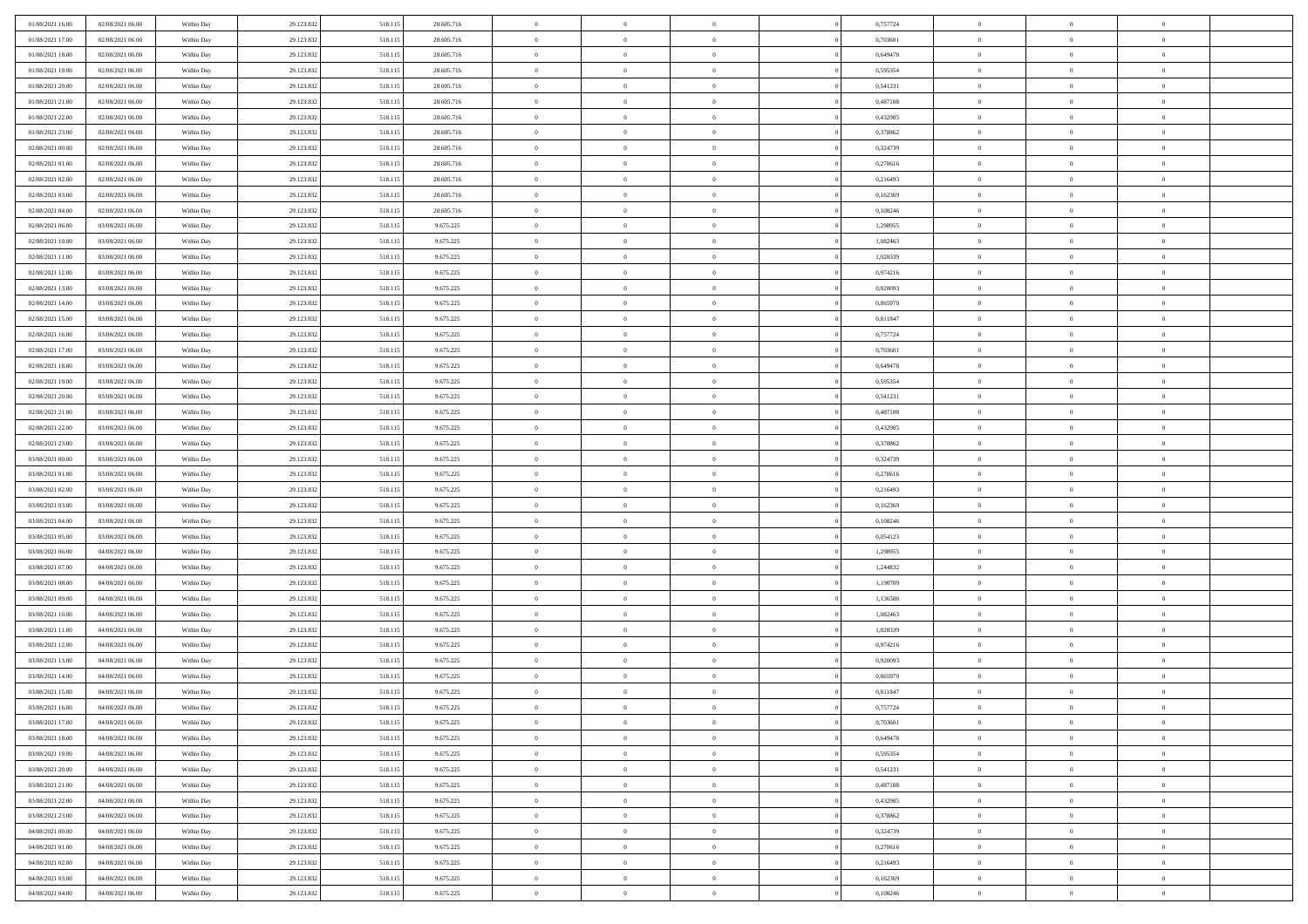| | | | | | | | | | | | | | | |
|---|---|---|---|---|---|---|---|---|---|---|---|---|---|---|
| 01/08/2021 16:00 | 02/08/2021 06:00 | Within Day | 29.123.832 | 518.115 | 28.605.716 | 0 | 0 | 0 | | 0,757724 | 0 | 0 | 0 | |
| 01/08/2021 17:00 | 02/08/2021 06:00 | Within Day | 29.123.832 | 518.115 | 28.605.716 | 0 | 0 | 0 | | 0,703601 | 0 | 0 | 0 | |
| 01/08/2021 18:00 | 02/08/2021 06:00 | Within Day | 29.123.832 | 518.115 | 28.605.716 | 0 | 0 | 0 | | 0,649478 | 0 | 0 | 0 | |
| 01/08/2021 19:00 | 02/08/2021 06:00 | Within Day | 29.123.832 | 518.115 | 28.605.716 | 0 | 0 | 0 | | 0,595354 | 0 | 0 | 0 | |
| 01/08/2021 20:00 | 02/08/2021 06:00 | Within Day | 29.123.832 | 518.115 | 28.605.716 | 0 | 0 | 0 | | 0,541231 | 0 | 0 | 0 | |
| 01/08/2021 21:00 | 02/08/2021 06:00 | Within Day | 29.123.832 | 518.115 | 28.605.716 | 0 | 0 | 0 | | 0,487108 | 0 | 0 | 0 | |
| 01/08/2021 22:00 | 02/08/2021 06:00 | Within Day | 29.123.832 | 518.115 | 28.605.716 | 0 | 0 | 0 | | 0,432985 | 0 | 0 | 0 | |
| 01/08/2021 23:00 | 02/08/2021 06:00 | Within Day | 29.123.832 | 518.115 | 28.605.716 | 0 | 0 | 0 | | 0,378862 | 0 | 0 | 0 | |
| 02/08/2021 00:00 | 02/08/2021 06:00 | Within Day | 29.123.832 | 518.115 | 28.605.716 | 0 | 0 | 0 | | 0,324739 | 0 | 0 | 0 | |
| 02/08/2021 01:00 | 02/08/2021 06:00 | Within Day | 29.123.832 | 518.115 | 28.605.716 | 0 | 0 | 0 | | 0,270616 | 0 | 0 | 0 | |
| 02/08/2021 02:00 | 02/08/2021 06:00 | Within Day | 29.123.832 | 518.115 | 28.605.716 | 0 | 0 | 0 | | 0,216493 | 0 | 0 | 0 | |
| 02/08/2021 03:00 | 02/08/2021 06:00 | Within Day | 29.123.832 | 518.115 | 28.605.716 | 0 | 0 | 0 | | 0,162369 | 0 | 0 | 0 | |
| 02/08/2021 04:00 | 02/08/2021 06:00 | Within Day | 29.123.832 | 518.115 | 28.605.716 | 0 | 0 | 0 | | 0,108246 | 0 | 0 | 0 | |
| 02/08/2021 06:00 | 03/08/2021 06:00 | Within Day | 29.123.832 | 518.115 | 9.675.225 | 0 | 0 | 0 | | 1,298955 | 0 | 0 | 0 | |
| 02/08/2021 10:00 | 03/08/2021 06:00 | Within Day | 29.123.832 | 518.115 | 9.675.225 | 0 | 0 | 0 | | 1,082463 | 0 | 0 | 0 | |
| 02/08/2021 11:00 | 03/08/2021 06:00 | Within Day | 29.123.832 | 518.115 | 9.675.225 | 0 | 0 | 0 | | 1,028339 | 0 | 0 | 0 | |
| 02/08/2021 12:00 | 03/08/2021 06:00 | Within Day | 29.123.832 | 518.115 | 9.675.225 | 0 | 0 | 0 | | 0,974216 | 0 | 0 | 0 | |
| 02/08/2021 13:00 | 03/08/2021 06:00 | Within Day | 29.123.832 | 518.115 | 9.675.225 | 0 | 0 | 0 | | 0,920093 | 0 | 0 | 0 | |
| 02/08/2021 14:00 | 03/08/2021 06:00 | Within Day | 29.123.832 | 518.115 | 9.675.225 | 0 | 0 | 0 | | 0,865970 | 0 | 0 | 0 | |
| 02/08/2021 15:00 | 03/08/2021 06:00 | Within Day | 29.123.832 | 518.115 | 9.675.225 | 0 | 0 | 0 | | 0,811847 | 0 | 0 | 0 | |
| 02/08/2021 16:00 | 03/08/2021 06:00 | Within Day | 29.123.832 | 518.115 | 9.675.225 | 0 | 0 | 0 | | 0,757724 | 0 | 0 | 0 | |
| 02/08/2021 17:00 | 03/08/2021 06:00 | Within Day | 29.123.832 | 518.115 | 9.675.225 | 0 | 0 | 0 | | 0,703601 | 0 | 0 | 0 | |
| 02/08/2021 18:00 | 03/08/2021 06:00 | Within Day | 29.123.832 | 518.115 | 9.675.225 | 0 | 0 | 0 | | 0,649478 | 0 | 0 | 0 | |
| 02/08/2021 19:00 | 03/08/2021 06:00 | Within Day | 29.123.832 | 518.115 | 9.675.225 | 0 | 0 | 0 | | 0,595354 | 0 | 0 | 0 | |
| 02/08/2021 20:00 | 03/08/2021 06:00 | Within Day | 29.123.832 | 518.115 | 9.675.225 | 0 | 0 | 0 | | 0,541231 | 0 | 0 | 0 | |
| 02/08/2021 21:00 | 03/08/2021 06:00 | Within Day | 29.123.832 | 518.115 | 9.675.225 | 0 | 0 | 0 | | 0,487108 | 0 | 0 | 0 | |
| 02/08/2021 22:00 | 03/08/2021 06:00 | Within Day | 29.123.832 | 518.115 | 9.675.225 | 0 | 0 | 0 | | 0,432985 | 0 | 0 | 0 | |
| 02/08/2021 23:00 | 03/08/2021 06:00 | Within Day | 29.123.832 | 518.115 | 9.675.225 | 0 | 0 | 0 | | 0,378862 | 0 | 0 | 0 | |
| 03/08/2021 00:00 | 03/08/2021 06:00 | Within Day | 29.123.832 | 518.115 | 9.675.225 | 0 | 0 | 0 | | 0,324739 | 0 | 0 | 0 | |
| 03/08/2021 01:00 | 03/08/2021 06:00 | Within Day | 29.123.832 | 518.115 | 9.675.225 | 0 | 0 | 0 | | 0,270616 | 0 | 0 | 0 | |
| 03/08/2021 02:00 | 03/08/2021 06:00 | Within Day | 29.123.832 | 518.115 | 9.675.225 | 0 | 0 | 0 | | 0,216493 | 0 | 0 | 0 | |
| 03/08/2021 03:00 | 03/08/2021 06:00 | Within Day | 29.123.832 | 518.115 | 9.675.225 | 0 | 0 | 0 | | 0,162369 | 0 | 0 | 0 | |
| 03/08/2021 04:00 | 03/08/2021 06:00 | Within Day | 29.123.832 | 518.115 | 9.675.225 | 0 | 0 | 0 | | 0,108246 | 0 | 0 | 0 | |
| 03/08/2021 05:00 | 03/08/2021 06:00 | Within Day | 29.123.832 | 518.115 | 9.675.225 | 0 | 0 | 0 | | 0,054123 | 0 | 0 | 0 | |
| 03/08/2021 06:00 | 04/08/2021 06:00 | Within Day | 29.123.832 | 518.115 | 9.675.225 | 0 | 0 | 0 | | 1,298955 | 0 | 0 | 0 | |
| 03/08/2021 07:00 | 04/08/2021 06:00 | Within Day | 29.123.832 | 518.115 | 9.675.225 | 0 | 0 | 0 | | 1,244832 | 0 | 0 | 0 | |
| 03/08/2021 08:00 | 04/08/2021 06:00 | Within Day | 29.123.832 | 518.115 | 9.675.225 | 0 | 0 | 0 | | 1,190709 | 0 | 0 | 0 | |
| 03/08/2021 09:00 | 04/08/2021 06:00 | Within Day | 29.123.832 | 518.115 | 9.675.225 | 0 | 0 | 0 | | 1,136586 | 0 | 0 | 0 | |
| 03/08/2021 10:00 | 04/08/2021 06:00 | Within Day | 29.123.832 | 518.115 | 9.675.225 | 0 | 0 | 0 | | 1,082463 | 0 | 0 | 0 | |
| 03/08/2021 11:00 | 04/08/2021 06:00 | Within Day | 29.123.832 | 518.115 | 9.675.225 | 0 | 0 | 0 | | 1,028339 | 0 | 0 | 0 | |
| 03/08/2021 12:00 | 04/08/2021 06:00 | Within Day | 29.123.832 | 518.115 | 9.675.225 | 0 | 0 | 0 | | 0,974216 | 0 | 0 | 0 | |
| 03/08/2021 13:00 | 04/08/2021 06:00 | Within Day | 29.123.832 | 518.115 | 9.675.225 | 0 | 0 | 0 | | 0,920093 | 0 | 0 | 0 | |
| 03/08/2021 14:00 | 04/08/2021 06:00 | Within Day | 29.123.832 | 518.115 | 9.675.225 | 0 | 0 | 0 | | 0,865970 | 0 | 0 | 0 | |
| 03/08/2021 15:00 | 04/08/2021 06:00 | Within Day | 29.123.832 | 518.115 | 9.675.225 | 0 | 0 | 0 | | 0,811847 | 0 | 0 | 0 | |
| 03/08/2021 16:00 | 04/08/2021 06:00 | Within Day | 29.123.832 | 518.115 | 9.675.225 | 0 | 0 | 0 | | 0,757724 | 0 | 0 | 0 | |
| 03/08/2021 17:00 | 04/08/2021 06:00 | Within Day | 29.123.832 | 518.115 | 9.675.225 | 0 | 0 | 0 | | 0,703601 | 0 | 0 | 0 | |
| 03/08/2021 18:00 | 04/08/2021 06:00 | Within Day | 29.123.832 | 518.115 | 9.675.225 | 0 | 0 | 0 | | 0,649478 | 0 | 0 | 0 | |
| 03/08/2021 19:00 | 04/08/2021 06:00 | Within Day | 29.123.832 | 518.115 | 9.675.225 | 0 | 0 | 0 | | 0,595354 | 0 | 0 | 0 | |
| 03/08/2021 20:00 | 04/08/2021 06:00 | Within Day | 29.123.832 | 518.115 | 9.675.225 | 0 | 0 | 0 | | 0,541231 | 0 | 0 | 0 | |
| 03/08/2021 21:00 | 04/08/2021 06:00 | Within Day | 29.123.832 | 518.115 | 9.675.225 | 0 | 0 | 0 | | 0,487108 | 0 | 0 | 0 | |
| 03/08/2021 22:00 | 04/08/2021 06:00 | Within Day | 29.123.832 | 518.115 | 9.675.225 | 0 | 0 | 0 | | 0,432985 | 0 | 0 | 0 | |
| 03/08/2021 23:00 | 04/08/2021 06:00 | Within Day | 29.123.832 | 518.115 | 9.675.225 | 0 | 0 | 0 | | 0,378862 | 0 | 0 | 0 | |
| 04/08/2021 00:00 | 04/08/2021 06:00 | Within Day | 29.123.832 | 518.115 | 9.675.225 | 0 | 0 | 0 | | 0,324739 | 0 | 0 | 0 | |
| 04/08/2021 01:00 | 04/08/2021 06:00 | Within Day | 29.123.832 | 518.115 | 9.675.225 | 0 | 0 | 0 | | 0,270616 | 0 | 0 | 0 | |
| 04/08/2021 02:00 | 04/08/2021 06:00 | Within Day | 29.123.832 | 518.115 | 9.675.225 | 0 | 0 | 0 | | 0,216493 | 0 | 0 | 0 | |
| 04/08/2021 03:00 | 04/08/2021 06:00 | Within Day | 29.123.832 | 518.115 | 9.675.225 | 0 | 0 | 0 | | 0,162369 | 0 | 0 | 0 | |
| 04/08/2021 04:00 | 04/08/2021 06:00 | Within Day | 29.123.832 | 518.115 | 9.675.225 | 0 | 0 | 0 | | 0,108246 | 0 | 0 | 0 | |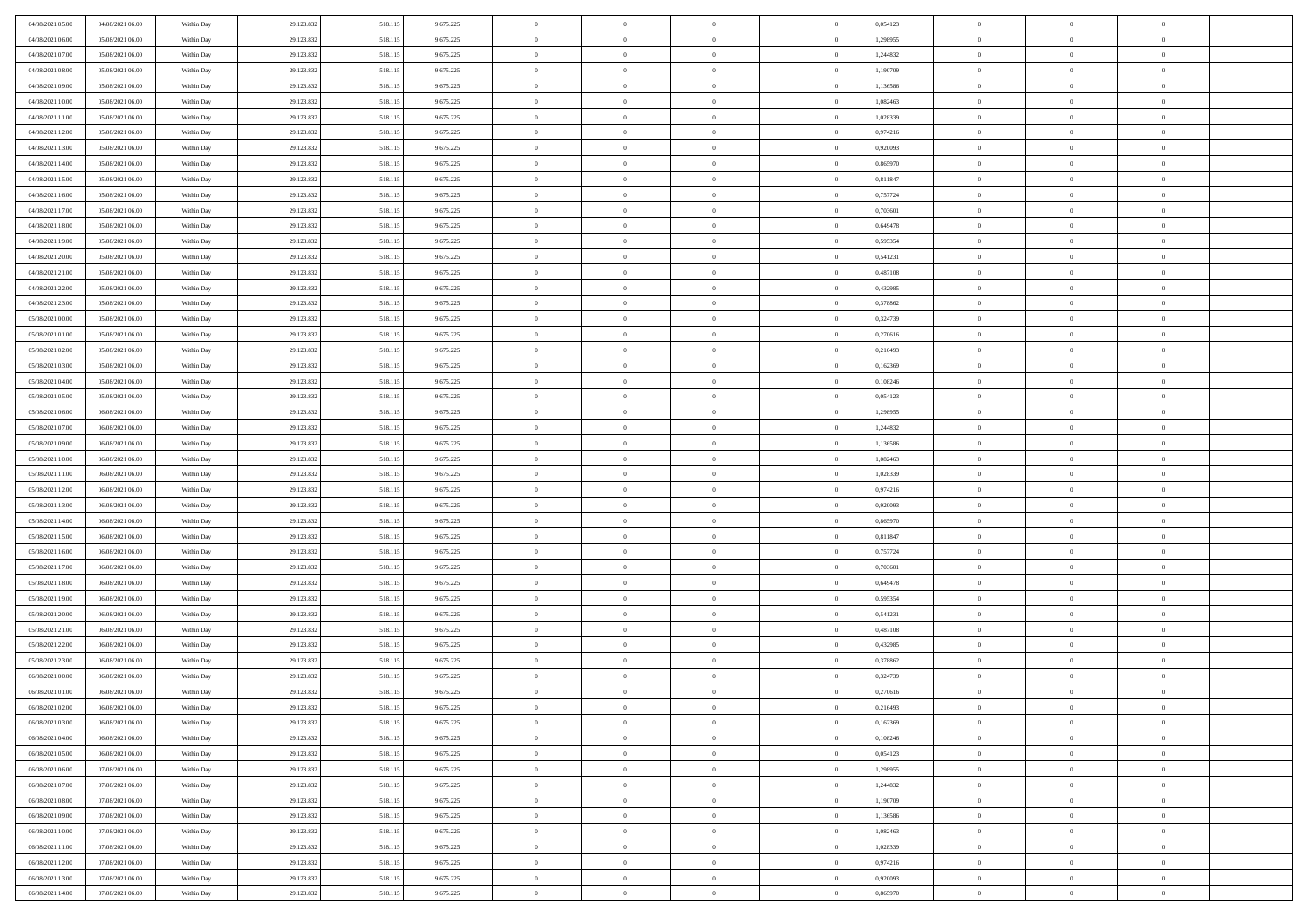| | | | | | | | | | | | | | | |
|---|---|---|---|---|---|---|---|---|---|---|---|---|---|---|
| 04/08/2021 05:00 | 04/08/2021 06:00 | Within Day | 29.123.832 | 518.115 | 9.675.225 | 0 | 0 | 0 | | 0 | 0,054123 | 0 | 0 | 0 |
| 04/08/2021 06:00 | 05/08/2021 06:00 | Within Day | 29.123.832 | 518.115 | 9.675.225 | 0 | 0 | 0 | | 0 | 1,298955 | 0 | 0 | 0 |
| 04/08/2021 07:00 | 05/08/2021 06:00 | Within Day | 29.123.832 | 518.115 | 9.675.225 | 0 | 0 | 0 | | 0 | 1,244832 | 0 | 0 | 0 |
| 04/08/2021 08:00 | 05/08/2021 06:00 | Within Day | 29.123.832 | 518.115 | 9.675.225 | 0 | 0 | 0 | | 0 | 1,190709 | 0 | 0 | 0 |
| 04/08/2021 09:00 | 05/08/2021 06:00 | Within Day | 29.123.832 | 518.115 | 9.675.225 | 0 | 0 | 0 | | 0 | 1,136586 | 0 | 0 | 0 |
| 04/08/2021 10:00 | 05/08/2021 06:00 | Within Day | 29.123.832 | 518.115 | 9.675.225 | 0 | 0 | 0 | | 0 | 1,082463 | 0 | 0 | 0 |
| 04/08/2021 11:00 | 05/08/2021 06:00 | Within Day | 29.123.832 | 518.115 | 9.675.225 | 0 | 0 | 0 | | 0 | 1,028339 | 0 | 0 | 0 |
| 04/08/2021 12:00 | 05/08/2021 06:00 | Within Day | 29.123.832 | 518.115 | 9.675.225 | 0 | 0 | 0 | | 0 | 0,974216 | 0 | 0 | 0 |
| 04/08/2021 13:00 | 05/08/2021 06:00 | Within Day | 29.123.832 | 518.115 | 9.675.225 | 0 | 0 | 0 | | 0 | 0,920093 | 0 | 0 | 0 |
| 04/08/2021 14:00 | 05/08/2021 06:00 | Within Day | 29.123.832 | 518.115 | 9.675.225 | 0 | 0 | 0 | | 0 | 0,865970 | 0 | 0 | 0 |
| 04/08/2021 15:00 | 05/08/2021 06:00 | Within Day | 29.123.832 | 518.115 | 9.675.225 | 0 | 0 | 0 | | 0 | 0,811847 | 0 | 0 | 0 |
| 04/08/2021 16:00 | 05/08/2021 06:00 | Within Day | 29.123.832 | 518.115 | 9.675.225 | 0 | 0 | 0 | | 0 | 0,757724 | 0 | 0 | 0 |
| 04/08/2021 17:00 | 05/08/2021 06:00 | Within Day | 29.123.832 | 518.115 | 9.675.225 | 0 | 0 | 0 | | 0 | 0,703601 | 0 | 0 | 0 |
| 04/08/2021 18:00 | 05/08/2021 06:00 | Within Day | 29.123.832 | 518.115 | 9.675.225 | 0 | 0 | 0 | | 0 | 0,649478 | 0 | 0 | 0 |
| 04/08/2021 19:00 | 05/08/2021 06:00 | Within Day | 29.123.832 | 518.115 | 9.675.225 | 0 | 0 | 0 | | 0 | 0,595354 | 0 | 0 | 0 |
| 04/08/2021 20:00 | 05/08/2021 06:00 | Within Day | 29.123.832 | 518.115 | 9.675.225 | 0 | 0 | 0 | | 0 | 0,541231 | 0 | 0 | 0 |
| 04/08/2021 21:00 | 05/08/2021 06:00 | Within Day | 29.123.832 | 518.115 | 9.675.225 | 0 | 0 | 0 | | 0 | 0,487108 | 0 | 0 | 0 |
| 04/08/2021 22:00 | 05/08/2021 06:00 | Within Day | 29.123.832 | 518.115 | 9.675.225 | 0 | 0 | 0 | | 0 | 0,432985 | 0 | 0 | 0 |
| 04/08/2021 23:00 | 05/08/2021 06:00 | Within Day | 29.123.832 | 518.115 | 9.675.225 | 0 | 0 | 0 | | 0 | 0,378862 | 0 | 0 | 0 |
| 05/08/2021 00:00 | 05/08/2021 06:00 | Within Day | 29.123.832 | 518.115 | 9.675.225 | 0 | 0 | 0 | | 0 | 0,324739 | 0 | 0 | 0 |
| 05/08/2021 01:00 | 05/08/2021 06:00 | Within Day | 29.123.832 | 518.115 | 9.675.225 | 0 | 0 | 0 | | 0 | 0,270616 | 0 | 0 | 0 |
| 05/08/2021 02:00 | 05/08/2021 06:00 | Within Day | 29.123.832 | 518.115 | 9.675.225 | 0 | 0 | 0 | | 0 | 0,216493 | 0 | 0 | 0 |
| 05/08/2021 03:00 | 05/08/2021 06:00 | Within Day | 29.123.832 | 518.115 | 9.675.225 | 0 | 0 | 0 | | 0 | 0,162369 | 0 | 0 | 0 |
| 05/08/2021 04:00 | 05/08/2021 06:00 | Within Day | 29.123.832 | 518.115 | 9.675.225 | 0 | 0 | 0 | | 0 | 0,108246 | 0 | 0 | 0 |
| 05/08/2021 05:00 | 05/08/2021 06:00 | Within Day | 29.123.832 | 518.115 | 9.675.225 | 0 | 0 | 0 | | 0 | 0,054123 | 0 | 0 | 0 |
| 05/08/2021 06:00 | 06/08/2021 06:00 | Within Day | 29.123.832 | 518.115 | 9.675.225 | 0 | 0 | 0 | | 0 | 1,298955 | 0 | 0 | 0 |
| 05/08/2021 07:00 | 06/08/2021 06:00 | Within Day | 29.123.832 | 518.115 | 9.675.225 | 0 | 0 | 0 | | 0 | 1,244832 | 0 | 0 | 0 |
| 05/08/2021 09:00 | 06/08/2021 06:00 | Within Day | 29.123.832 | 518.115 | 9.675.225 | 0 | 0 | 0 | | 0 | 1,136586 | 0 | 0 | 0 |
| 05/08/2021 10:00 | 06/08/2021 06:00 | Within Day | 29.123.832 | 518.115 | 9.675.225 | 0 | 0 | 0 | | 0 | 1,082463 | 0 | 0 | 0 |
| 05/08/2021 11:00 | 06/08/2021 06:00 | Within Day | 29.123.832 | 518.115 | 9.675.225 | 0 | 0 | 0 | | 0 | 1,028339 | 0 | 0 | 0 |
| 05/08/2021 12:00 | 06/08/2021 06:00 | Within Day | 29.123.832 | 518.115 | 9.675.225 | 0 | 0 | 0 | | 0 | 0,974216 | 0 | 0 | 0 |
| 05/08/2021 13:00 | 06/08/2021 06:00 | Within Day | 29.123.832 | 518.115 | 9.675.225 | 0 | 0 | 0 | | 0 | 0,920093 | 0 | 0 | 0 |
| 05/08/2021 14:00 | 06/08/2021 06:00 | Within Day | 29.123.832 | 518.115 | 9.675.225 | 0 | 0 | 0 | | 0 | 0,865970 | 0 | 0 | 0 |
| 05/08/2021 15:00 | 06/08/2021 06:00 | Within Day | 29.123.832 | 518.115 | 9.675.225 | 0 | 0 | 0 | | 0 | 0,811847 | 0 | 0 | 0 |
| 05/08/2021 16:00 | 06/08/2021 06:00 | Within Day | 29.123.832 | 518.115 | 9.675.225 | 0 | 0 | 0 | | 0 | 0,757724 | 0 | 0 | 0 |
| 05/08/2021 17:00 | 06/08/2021 06:00 | Within Day | 29.123.832 | 518.115 | 9.675.225 | 0 | 0 | 0 | | 0 | 0,703601 | 0 | 0 | 0 |
| 05/08/2021 18:00 | 06/08/2021 06:00 | Within Day | 29.123.832 | 518.115 | 9.675.225 | 0 | 0 | 0 | | 0 | 0,649478 | 0 | 0 | 0 |
| 05/08/2021 19:00 | 06/08/2021 06:00 | Within Day | 29.123.832 | 518.115 | 9.675.225 | 0 | 0 | 0 | | 0 | 0,595354 | 0 | 0 | 0 |
| 05/08/2021 20:00 | 06/08/2021 06:00 | Within Day | 29.123.832 | 518.115 | 9.675.225 | 0 | 0 | 0 | | 0 | 0,541231 | 0 | 0 | 0 |
| 05/08/2021 21:00 | 06/08/2021 06:00 | Within Day | 29.123.832 | 518.115 | 9.675.225 | 0 | 0 | 0 | | 0 | 0,487108 | 0 | 0 | 0 |
| 05/08/2021 22:00 | 06/08/2021 06:00 | Within Day | 29.123.832 | 518.115 | 9.675.225 | 0 | 0 | 0 | | 0 | 0,432985 | 0 | 0 | 0 |
| 05/08/2021 23:00 | 06/08/2021 06:00 | Within Day | 29.123.832 | 518.115 | 9.675.225 | 0 | 0 | 0 | | 0 | 0,378862 | 0 | 0 | 0 |
| 06/08/2021 00:00 | 06/08/2021 06:00 | Within Day | 29.123.832 | 518.115 | 9.675.225 | 0 | 0 | 0 | | 0 | 0,324739 | 0 | 0 | 0 |
| 06/08/2021 01:00 | 06/08/2021 06:00 | Within Day | 29.123.832 | 518.115 | 9.675.225 | 0 | 0 | 0 | | 0 | 0,270616 | 0 | 0 | 0 |
| 06/08/2021 02:00 | 06/08/2021 06:00 | Within Day | 29.123.832 | 518.115 | 9.675.225 | 0 | 0 | 0 | | 0 | 0,216493 | 0 | 0 | 0 |
| 06/08/2021 03:00 | 06/08/2021 06:00 | Within Day | 29.123.832 | 518.115 | 9.675.225 | 0 | 0 | 0 | | 0 | 0,162369 | 0 | 0 | 0 |
| 06/08/2021 04:00 | 06/08/2021 06:00 | Within Day | 29.123.832 | 518.115 | 9.675.225 | 0 | 0 | 0 | | 0 | 0,108246 | 0 | 0 | 0 |
| 06/08/2021 05:00 | 06/08/2021 06:00 | Within Day | 29.123.832 | 518.115 | 9.675.225 | 0 | 0 | 0 | | 0 | 0,054123 | 0 | 0 | 0 |
| 06/08/2021 06:00 | 07/08/2021 06:00 | Within Day | 29.123.832 | 518.115 | 9.675.225 | 0 | 0 | 0 | | 0 | 1,298955 | 0 | 0 | 0 |
| 06/08/2021 07:00 | 07/08/2021 06:00 | Within Day | 29.123.832 | 518.115 | 9.675.225 | 0 | 0 | 0 | | 0 | 1,244832 | 0 | 0 | 0 |
| 06/08/2021 08:00 | 07/08/2021 06:00 | Within Day | 29.123.832 | 518.115 | 9.675.225 | 0 | 0 | 0 | | 0 | 1,190709 | 0 | 0 | 0 |
| 06/08/2021 09:00 | 07/08/2021 06:00 | Within Day | 29.123.832 | 518.115 | 9.675.225 | 0 | 0 | 0 | | 0 | 1,136586 | 0 | 0 | 0 |
| 06/08/2021 10:00 | 07/08/2021 06:00 | Within Day | 29.123.832 | 518.115 | 9.675.225 | 0 | 0 | 0 | | 0 | 1,082463 | 0 | 0 | 0 |
| 06/08/2021 11:00 | 07/08/2021 06:00 | Within Day | 29.123.832 | 518.115 | 9.675.225 | 0 | 0 | 0 | | 0 | 1,028339 | 0 | 0 | 0 |
| 06/08/2021 12:00 | 07/08/2021 06:00 | Within Day | 29.123.832 | 518.115 | 9.675.225 | 0 | 0 | 0 | | 0 | 0,974216 | 0 | 0 | 0 |
| 06/08/2021 13:00 | 07/08/2021 06:00 | Within Day | 29.123.832 | 518.115 | 9.675.225 | 0 | 0 | 0 | | 0 | 0,920093 | 0 | 0 | 0 |
| 06/08/2021 14:00 | 07/08/2021 06:00 | Within Day | 29.123.832 | 518.115 | 9.675.225 | 0 | 0 | 0 | | 0 | 0,865970 | 0 | 0 | 0 |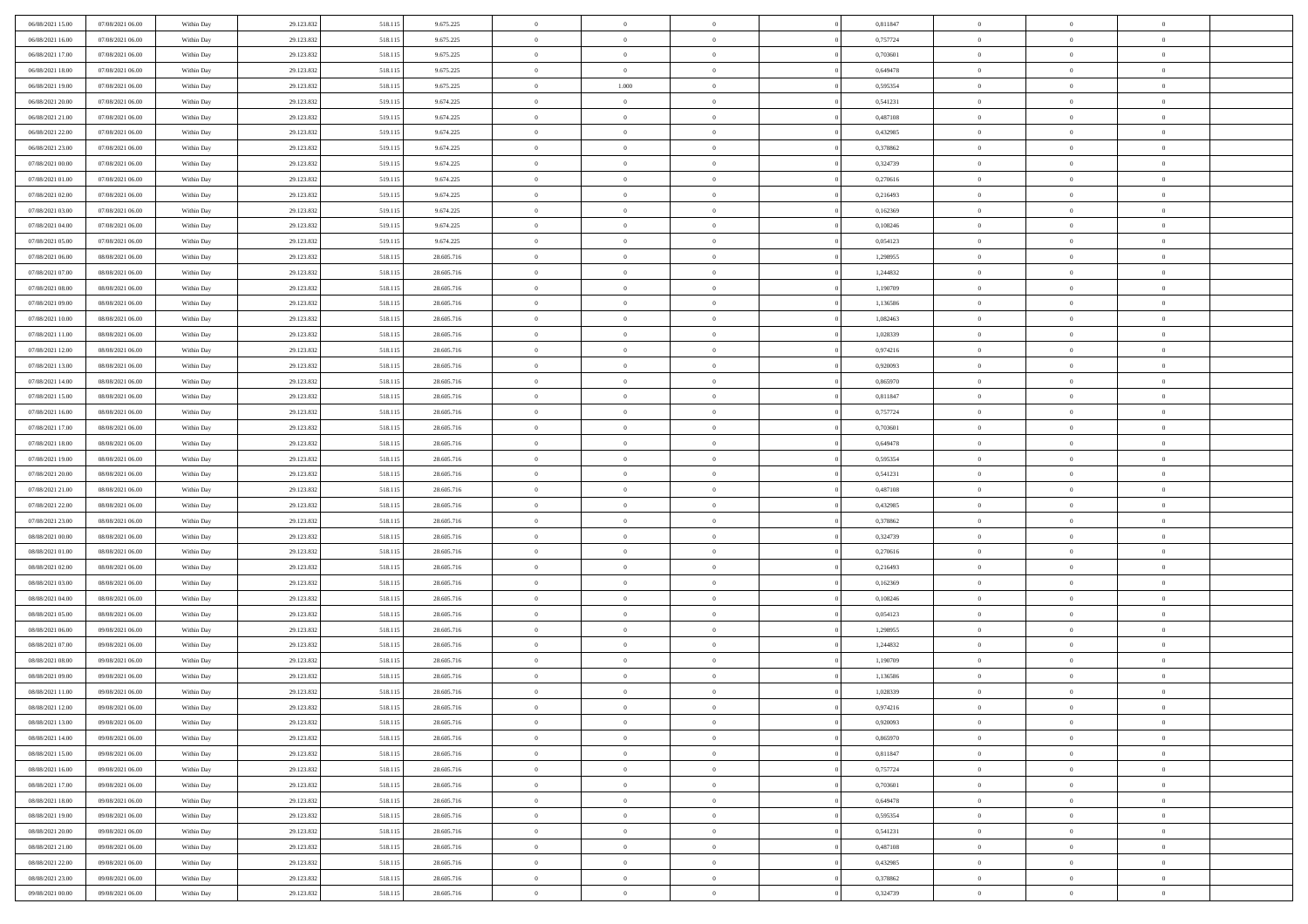| | | | | | | | | | | | | | | |
|---|---|---|---|---|---|---|---|---|---|---|---|---|---|---|
| 06/08/2021 15:00 | 07/08/2021 06:00 | Within Day | 29.123.832 | 518.115 | 9.675.225 | 0 | 0 | 0 | | 0,811847 | 0 | 0 | 0 | |
| 06/08/2021 16:00 | 07/08/2021 06:00 | Within Day | 29.123.832 | 518.115 | 9.675.225 | 0 | 0 | 0 | | 0,757724 | 0 | 0 | 0 | |
| 06/08/2021 17:00 | 07/08/2021 06:00 | Within Day | 29.123.832 | 518.115 | 9.675.225 | 0 | 0 | 0 | | 0,703601 | 0 | 0 | 0 | |
| 06/08/2021 18:00 | 07/08/2021 06:00 | Within Day | 29.123.832 | 518.115 | 9.675.225 | 0 | 0 | 0 | | 0,649478 | 0 | 0 | 0 | |
| 06/08/2021 19:00 | 07/08/2021 06:00 | Within Day | 29.123.832 | 518.115 | 9.675.225 | 0 | 1.000 | 0 | | 0,595354 | 0 | 0 | 0 | |
| 06/08/2021 20:00 | 07/08/2021 06:00 | Within Day | 29.123.832 | 519.115 | 9.674.225 | 0 | 0 | 0 | | 0,541231 | 0 | 0 | 0 | |
| 06/08/2021 21:00 | 07/08/2021 06:00 | Within Day | 29.123.832 | 519.115 | 9.674.225 | 0 | 0 | 0 | | 0,487108 | 0 | 0 | 0 | |
| 06/08/2021 22:00 | 07/08/2021 06:00 | Within Day | 29.123.832 | 519.115 | 9.674.225 | 0 | 0 | 0 | | 0,432985 | 0 | 0 | 0 | |
| 06/08/2021 23:00 | 07/08/2021 06:00 | Within Day | 29.123.832 | 519.115 | 9.674.225 | 0 | 0 | 0 | | 0,378862 | 0 | 0 | 0 | |
| 07/08/2021 00:00 | 07/08/2021 06:00 | Within Day | 29.123.832 | 519.115 | 9.674.225 | 0 | 0 | 0 | | 0,324739 | 0 | 0 | 0 | |
| 07/08/2021 01:00 | 07/08/2021 06:00 | Within Day | 29.123.832 | 519.115 | 9.674.225 | 0 | 0 | 0 | | 0,270616 | 0 | 0 | 0 | |
| 07/08/2021 02:00 | 07/08/2021 06:00 | Within Day | 29.123.832 | 519.115 | 9.674.225 | 0 | 0 | 0 | | 0,216493 | 0 | 0 | 0 | |
| 07/08/2021 03:00 | 07/08/2021 06:00 | Within Day | 29.123.832 | 519.115 | 9.674.225 | 0 | 0 | 0 | | 0,162369 | 0 | 0 | 0 | |
| 07/08/2021 04:00 | 07/08/2021 06:00 | Within Day | 29.123.832 | 519.115 | 9.674.225 | 0 | 0 | 0 | | 0,108246 | 0 | 0 | 0 | |
| 07/08/2021 05:00 | 07/08/2021 06:00 | Within Day | 29.123.832 | 519.115 | 9.674.225 | 0 | 0 | 0 | | 0,054123 | 0 | 0 | 0 | |
| 07/08/2021 06:00 | 08/08/2021 06:00 | Within Day | 29.123.832 | 518.115 | 28.605.716 | 0 | 0 | 0 | | 1,298955 | 0 | 0 | 0 | |
| 07/08/2021 07:00 | 08/08/2021 06:00 | Within Day | 29.123.832 | 518.115 | 28.605.716 | 0 | 0 | 0 | | 1,244832 | 0 | 0 | 0 | |
| 07/08/2021 08:00 | 08/08/2021 06:00 | Within Day | 29.123.832 | 518.115 | 28.605.716 | 0 | 0 | 0 | | 1,190709 | 0 | 0 | 0 | |
| 07/08/2021 09:00 | 08/08/2021 06:00 | Within Day | 29.123.832 | 518.115 | 28.605.716 | 0 | 0 | 0 | | 1,136586 | 0 | 0 | 0 | |
| 07/08/2021 10:00 | 08/08/2021 06:00 | Within Day | 29.123.832 | 518.115 | 28.605.716 | 0 | 0 | 0 | | 1,082463 | 0 | 0 | 0 | |
| 07/08/2021 11:00 | 08/08/2021 06:00 | Within Day | 29.123.832 | 518.115 | 28.605.716 | 0 | 0 | 0 | | 1,028339 | 0 | 0 | 0 | |
| 07/08/2021 12:00 | 08/08/2021 06:00 | Within Day | 29.123.832 | 518.115 | 28.605.716 | 0 | 0 | 0 | | 0,974216 | 0 | 0 | 0 | |
| 07/08/2021 13:00 | 08/08/2021 06:00 | Within Day | 29.123.832 | 518.115 | 28.605.716 | 0 | 0 | 0 | | 0,920093 | 0 | 0 | 0 | |
| 07/08/2021 14:00 | 08/08/2021 06:00 | Within Day | 29.123.832 | 518.115 | 28.605.716 | 0 | 0 | 0 | | 0,865970 | 0 | 0 | 0 | |
| 07/08/2021 15:00 | 08/08/2021 06:00 | Within Day | 29.123.832 | 518.115 | 28.605.716 | 0 | 0 | 0 | | 0,811847 | 0 | 0 | 0 | |
| 07/08/2021 16:00 | 08/08/2021 06:00 | Within Day | 29.123.832 | 518.115 | 28.605.716 | 0 | 0 | 0 | | 0,757724 | 0 | 0 | 0 | |
| 07/08/2021 17:00 | 08/08/2021 06:00 | Within Day | 29.123.832 | 518.115 | 28.605.716 | 0 | 0 | 0 | | 0,703601 | 0 | 0 | 0 | |
| 07/08/2021 18:00 | 08/08/2021 06:00 | Within Day | 29.123.832 | 518.115 | 28.605.716 | 0 | 0 | 0 | | 0,649478 | 0 | 0 | 0 | |
| 07/08/2021 19:00 | 08/08/2021 06:00 | Within Day | 29.123.832 | 518.115 | 28.605.716 | 0 | 0 | 0 | | 0,595354 | 0 | 0 | 0 | |
| 07/08/2021 20:00 | 08/08/2021 06:00 | Within Day | 29.123.832 | 518.115 | 28.605.716 | 0 | 0 | 0 | | 0,541231 | 0 | 0 | 0 | |
| 07/08/2021 21:00 | 08/08/2021 06:00 | Within Day | 29.123.832 | 518.115 | 28.605.716 | 0 | 0 | 0 | | 0,487108 | 0 | 0 | 0 | |
| 07/08/2021 22:00 | 08/08/2021 06:00 | Within Day | 29.123.832 | 518.115 | 28.605.716 | 0 | 0 | 0 | | 0,432985 | 0 | 0 | 0 | |
| 07/08/2021 23:00 | 08/08/2021 06:00 | Within Day | 29.123.832 | 518.115 | 28.605.716 | 0 | 0 | 0 | | 0,378862 | 0 | 0 | 0 | |
| 08/08/2021 00:00 | 08/08/2021 06:00 | Within Day | 29.123.832 | 518.115 | 28.605.716 | 0 | 0 | 0 | | 0,324739 | 0 | 0 | 0 | |
| 08/08/2021 01:00 | 08/08/2021 06:00 | Within Day | 29.123.832 | 518.115 | 28.605.716 | 0 | 0 | 0 | | 0,270616 | 0 | 0 | 0 | |
| 08/08/2021 02:00 | 08/08/2021 06:00 | Within Day | 29.123.832 | 518.115 | 28.605.716 | 0 | 0 | 0 | | 0,216493 | 0 | 0 | 0 | |
| 08/08/2021 03:00 | 08/08/2021 06:00 | Within Day | 29.123.832 | 518.115 | 28.605.716 | 0 | 0 | 0 | | 0,162369 | 0 | 0 | 0 | |
| 08/08/2021 04:00 | 08/08/2021 06:00 | Within Day | 29.123.832 | 518.115 | 28.605.716 | 0 | 0 | 0 | | 0,108246 | 0 | 0 | 0 | |
| 08/08/2021 05:00 | 08/08/2021 06:00 | Within Day | 29.123.832 | 518.115 | 28.605.716 | 0 | 0 | 0 | | 0,054123 | 0 | 0 | 0 | |
| 08/08/2021 06:00 | 09/08/2021 06:00 | Within Day | 29.123.832 | 518.115 | 28.605.716 | 0 | 0 | 0 | | 1,298955 | 0 | 0 | 0 | |
| 08/08/2021 07:00 | 09/08/2021 06:00 | Within Day | 29.123.832 | 518.115 | 28.605.716 | 0 | 0 | 0 | | 1,244832 | 0 | 0 | 0 | |
| 08/08/2021 08:00 | 09/08/2021 06:00 | Within Day | 29.123.832 | 518.115 | 28.605.716 | 0 | 0 | 0 | | 1,190709 | 0 | 0 | 0 | |
| 08/08/2021 09:00 | 09/08/2021 06:00 | Within Day | 29.123.832 | 518.115 | 28.605.716 | 0 | 0 | 0 | | 1,136586 | 0 | 0 | 0 | |
| 08/08/2021 11:00 | 09/08/2021 06:00 | Within Day | 29.123.832 | 518.115 | 28.605.716 | 0 | 0 | 0 | | 1,028339 | 0 | 0 | 0 | |
| 08/08/2021 12:00 | 09/08/2021 06:00 | Within Day | 29.123.832 | 518.115 | 28.605.716 | 0 | 0 | 0 | | 0,974216 | 0 | 0 | 0 | |
| 08/08/2021 13:00 | 09/08/2021 06:00 | Within Day | 29.123.832 | 518.115 | 28.605.716 | 0 | 0 | 0 | | 0,920093 | 0 | 0 | 0 | |
| 08/08/2021 14:00 | 09/08/2021 06:00 | Within Day | 29.123.832 | 518.115 | 28.605.716 | 0 | 0 | 0 | | 0,865970 | 0 | 0 | 0 | |
| 08/08/2021 15:00 | 09/08/2021 06:00 | Within Day | 29.123.832 | 518.115 | 28.605.716 | 0 | 0 | 0 | | 0,811847 | 0 | 0 | 0 | |
| 08/08/2021 16:00 | 09/08/2021 06:00 | Within Day | 29.123.832 | 518.115 | 28.605.716 | 0 | 0 | 0 | | 0,757724 | 0 | 0 | 0 | |
| 08/08/2021 17:00 | 09/08/2021 06:00 | Within Day | 29.123.832 | 518.115 | 28.605.716 | 0 | 0 | 0 | | 0,703601 | 0 | 0 | 0 | |
| 08/08/2021 18:00 | 09/08/2021 06:00 | Within Day | 29.123.832 | 518.115 | 28.605.716 | 0 | 0 | 0 | | 0,649478 | 0 | 0 | 0 | |
| 08/08/2021 19:00 | 09/08/2021 06:00 | Within Day | 29.123.832 | 518.115 | 28.605.716 | 0 | 0 | 0 | | 0,595354 | 0 | 0 | 0 | |
| 08/08/2021 20:00 | 09/08/2021 06:00 | Within Day | 29.123.832 | 518.115 | 28.605.716 | 0 | 0 | 0 | | 0,541231 | 0 | 0 | 0 | |
| 08/08/2021 21:00 | 09/08/2021 06:00 | Within Day | 29.123.832 | 518.115 | 28.605.716 | 0 | 0 | 0 | | 0,487108 | 0 | 0 | 0 | |
| 08/08/2021 22:00 | 09/08/2021 06:00 | Within Day | 29.123.832 | 518.115 | 28.605.716 | 0 | 0 | 0 | | 0,432985 | 0 | 0 | 0 | |
| 08/08/2021 23:00 | 09/08/2021 06:00 | Within Day | 29.123.832 | 518.115 | 28.605.716 | 0 | 0 | 0 | | 0,378862 | 0 | 0 | 0 | |
| 09/08/2021 00:00 | 09/08/2021 06:00 | Within Day | 29.123.832 | 518.115 | 28.605.716 | 0 | 0 | 0 | | 0,324739 | 0 | 0 | 0 | |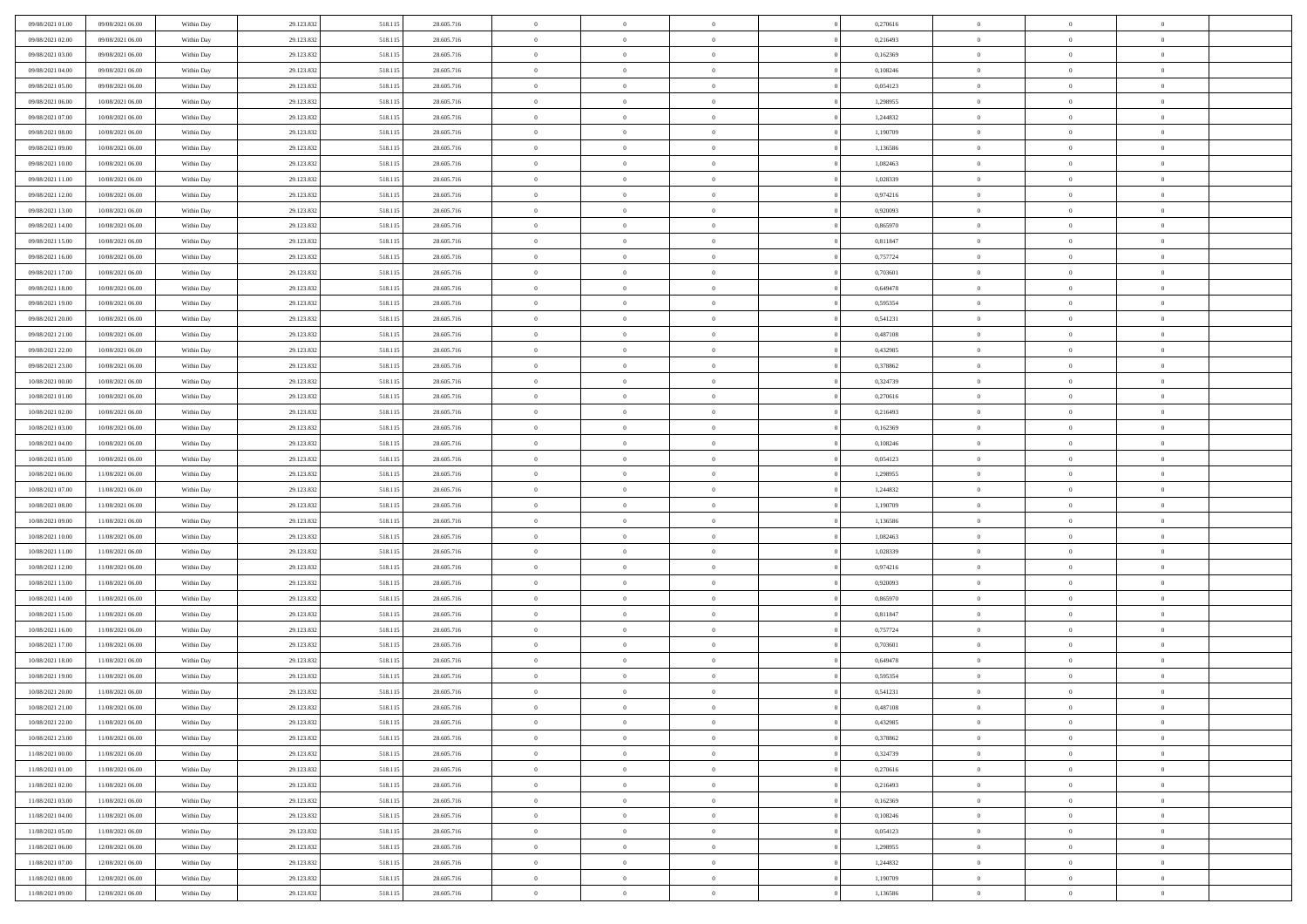| | | | | | | | | | | | | | | |
|---|---|---|---|---|---|---|---|---|---|---|---|---|---|---|
| 09/08/2021 01:00 | 09/08/2021 06:00 | Within Day | 29.123.832 | 518.115 | 28.605.716 | 0 | 0 | 0 | 0 | 0,270616 | 0 | 0 | 0 | |
| 09/08/2021 02:00 | 09/08/2021 06:00 | Within Day | 29.123.832 | 518.115 | 28.605.716 | 0 | 0 | 0 | 0 | 0,216493 | 0 | 0 | 0 | |
| 09/08/2021 03:00 | 09/08/2021 06:00 | Within Day | 29.123.832 | 518.115 | 28.605.716 | 0 | 0 | 0 | 0 | 0,162369 | 0 | 0 | 0 | |
| 09/08/2021 04:00 | 09/08/2021 06:00 | Within Day | 29.123.832 | 518.115 | 28.605.716 | 0 | 0 | 0 | 0 | 0,108246 | 0 | 0 | 0 | |
| 09/08/2021 05:00 | 09/08/2021 06:00 | Within Day | 29.123.832 | 518.115 | 28.605.716 | 0 | 0 | 0 | 0 | 0,054123 | 0 | 0 | 0 | |
| 09/08/2021 06:00 | 10/08/2021 06:00 | Within Day | 29.123.832 | 518.115 | 28.605.716 | 0 | 0 | 0 | 0 | 1,298955 | 0 | 0 | 0 | |
| 09/08/2021 07:00 | 10/08/2021 06:00 | Within Day | 29.123.832 | 518.115 | 28.605.716 | 0 | 0 | 0 | 0 | 1,244832 | 0 | 0 | 0 | |
| 09/08/2021 08:00 | 10/08/2021 06:00 | Within Day | 29.123.832 | 518.115 | 28.605.716 | 0 | 0 | 0 | 0 | 1,190709 | 0 | 0 | 0 | |
| 09/08/2021 09:00 | 10/08/2021 06:00 | Within Day | 29.123.832 | 518.115 | 28.605.716 | 0 | 0 | 0 | 0 | 1,136586 | 0 | 0 | 0 | |
| 09/08/2021 10:00 | 10/08/2021 06:00 | Within Day | 29.123.832 | 518.115 | 28.605.716 | 0 | 0 | 0 | 0 | 1,082463 | 0 | 0 | 0 | |
| 09/08/2021 11:00 | 10/08/2021 06:00 | Within Day | 29.123.832 | 518.115 | 28.605.716 | 0 | 0 | 0 | 0 | 1,028339 | 0 | 0 | 0 | |
| 09/08/2021 12:00 | 10/08/2021 06:00 | Within Day | 29.123.832 | 518.115 | 28.605.716 | 0 | 0 | 0 | 0 | 0,974216 | 0 | 0 | 0 | |
| 09/08/2021 13:00 | 10/08/2021 06:00 | Within Day | 29.123.832 | 518.115 | 28.605.716 | 0 | 0 | 0 | 0 | 0,920093 | 0 | 0 | 0 | |
| 09/08/2021 14:00 | 10/08/2021 06:00 | Within Day | 29.123.832 | 518.115 | 28.605.716 | 0 | 0 | 0 | 0 | 0,865970 | 0 | 0 | 0 | |
| 09/08/2021 15:00 | 10/08/2021 06:00 | Within Day | 29.123.832 | 518.115 | 28.605.716 | 0 | 0 | 0 | 0 | 0,811847 | 0 | 0 | 0 | |
| 09/08/2021 16:00 | 10/08/2021 06:00 | Within Day | 29.123.832 | 518.115 | 28.605.716 | 0 | 0 | 0 | 0 | 0,757724 | 0 | 0 | 0 | |
| 09/08/2021 17:00 | 10/08/2021 06:00 | Within Day | 29.123.832 | 518.115 | 28.605.716 | 0 | 0 | 0 | 0 | 0,703601 | 0 | 0 | 0 | |
| 09/08/2021 18:00 | 10/08/2021 06:00 | Within Day | 29.123.832 | 518.115 | 28.605.716 | 0 | 0 | 0 | 0 | 0,649478 | 0 | 0 | 0 | |
| 09/08/2021 19:00 | 10/08/2021 06:00 | Within Day | 29.123.832 | 518.115 | 28.605.716 | 0 | 0 | 0 | 0 | 0,595354 | 0 | 0 | 0 | |
| 09/08/2021 20:00 | 10/08/2021 06:00 | Within Day | 29.123.832 | 518.115 | 28.605.716 | 0 | 0 | 0 | 0 | 0,541231 | 0 | 0 | 0 | |
| 09/08/2021 21:00 | 10/08/2021 06:00 | Within Day | 29.123.832 | 518.115 | 28.605.716 | 0 | 0 | 0 | 0 | 0,487108 | 0 | 0 | 0 | |
| 09/08/2021 22:00 | 10/08/2021 06:00 | Within Day | 29.123.832 | 518.115 | 28.605.716 | 0 | 0 | 0 | 0 | 0,432985 | 0 | 0 | 0 | |
| 09/08/2021 23:00 | 10/08/2021 06:00 | Within Day | 29.123.832 | 518.115 | 28.605.716 | 0 | 0 | 0 | 0 | 0,378862 | 0 | 0 | 0 | |
| 10/08/2021 00:00 | 10/08/2021 06:00 | Within Day | 29.123.832 | 518.115 | 28.605.716 | 0 | 0 | 0 | 0 | 0,324739 | 0 | 0 | 0 | |
| 10/08/2021 01:00 | 10/08/2021 06:00 | Within Day | 29.123.832 | 518.115 | 28.605.716 | 0 | 0 | 0 | 0 | 0,270616 | 0 | 0 | 0 | |
| 10/08/2021 02:00 | 10/08/2021 06:00 | Within Day | 29.123.832 | 518.115 | 28.605.716 | 0 | 0 | 0 | 0 | 0,216493 | 0 | 0 | 0 | |
| 10/08/2021 03:00 | 10/08/2021 06:00 | Within Day | 29.123.832 | 518.115 | 28.605.716 | 0 | 0 | 0 | 0 | 0,162369 | 0 | 0 | 0 | |
| 10/08/2021 04:00 | 10/08/2021 06:00 | Within Day | 29.123.832 | 518.115 | 28.605.716 | 0 | 0 | 0 | 0 | 0,108246 | 0 | 0 | 0 | |
| 10/08/2021 05:00 | 10/08/2021 06:00 | Within Day | 29.123.832 | 518.115 | 28.605.716 | 0 | 0 | 0 | 0 | 0,054123 | 0 | 0 | 0 | |
| 10/08/2021 06:00 | 11/08/2021 06:00 | Within Day | 29.123.832 | 518.115 | 28.605.716 | 0 | 0 | 0 | 0 | 1,298955 | 0 | 0 | 0 | |
| 10/08/2021 07:00 | 11/08/2021 06:00 | Within Day | 29.123.832 | 518.115 | 28.605.716 | 0 | 0 | 0 | 0 | 1,244832 | 0 | 0 | 0 | |
| 10/08/2021 08:00 | 11/08/2021 06:00 | Within Day | 29.123.832 | 518.115 | 28.605.716 | 0 | 0 | 0 | 0 | 1,190709 | 0 | 0 | 0 | |
| 10/08/2021 09:00 | 11/08/2021 06:00 | Within Day | 29.123.832 | 518.115 | 28.605.716 | 0 | 0 | 0 | 0 | 1,136586 | 0 | 0 | 0 | |
| 10/08/2021 10:00 | 11/08/2021 06:00 | Within Day | 29.123.832 | 518.115 | 28.605.716 | 0 | 0 | 0 | 0 | 1,082463 | 0 | 0 | 0 | |
| 10/08/2021 11:00 | 11/08/2021 06:00 | Within Day | 29.123.832 | 518.115 | 28.605.716 | 0 | 0 | 0 | 0 | 1,028339 | 0 | 0 | 0 | |
| 10/08/2021 12:00 | 11/08/2021 06:00 | Within Day | 29.123.832 | 518.115 | 28.605.716 | 0 | 0 | 0 | 0 | 0,974216 | 0 | 0 | 0 | |
| 10/08/2021 13:00 | 11/08/2021 06:00 | Within Day | 29.123.832 | 518.115 | 28.605.716 | 0 | 0 | 0 | 0 | 0,920093 | 0 | 0 | 0 | |
| 10/08/2021 14:00 | 11/08/2021 06:00 | Within Day | 29.123.832 | 518.115 | 28.605.716 | 0 | 0 | 0 | 0 | 0,865970 | 0 | 0 | 0 | |
| 10/08/2021 15:00 | 11/08/2021 06:00 | Within Day | 29.123.832 | 518.115 | 28.605.716 | 0 | 0 | 0 | 0 | 0,811847 | 0 | 0 | 0 | |
| 10/08/2021 16:00 | 11/08/2021 06:00 | Within Day | 29.123.832 | 518.115 | 28.605.716 | 0 | 0 | 0 | 0 | 0,757724 | 0 | 0 | 0 | |
| 10/08/2021 17:00 | 11/08/2021 06:00 | Within Day | 29.123.832 | 518.115 | 28.605.716 | 0 | 0 | 0 | 0 | 0,703601 | 0 | 0 | 0 | |
| 10/08/2021 18:00 | 11/08/2021 06:00 | Within Day | 29.123.832 | 518.115 | 28.605.716 | 0 | 0 | 0 | 0 | 0,649478 | 0 | 0 | 0 | |
| 10/08/2021 19:00 | 11/08/2021 06:00 | Within Day | 29.123.832 | 518.115 | 28.605.716 | 0 | 0 | 0 | 0 | 0,595354 | 0 | 0 | 0 | |
| 10/08/2021 20:00 | 11/08/2021 06:00 | Within Day | 29.123.832 | 518.115 | 28.605.716 | 0 | 0 | 0 | 0 | 0,541231 | 0 | 0 | 0 | |
| 10/08/2021 21:00 | 11/08/2021 06:00 | Within Day | 29.123.832 | 518.115 | 28.605.716 | 0 | 0 | 0 | 0 | 0,487108 | 0 | 0 | 0 | |
| 10/08/2021 22:00 | 11/08/2021 06:00 | Within Day | 29.123.832 | 518.115 | 28.605.716 | 0 | 0 | 0 | 0 | 0,432985 | 0 | 0 | 0 | |
| 10/08/2021 23:00 | 11/08/2021 06:00 | Within Day | 29.123.832 | 518.115 | 28.605.716 | 0 | 0 | 0 | 0 | 0,378862 | 0 | 0 | 0 | |
| 11/08/2021 00:00 | 11/08/2021 06:00 | Within Day | 29.123.832 | 518.115 | 28.605.716 | 0 | 0 | 0 | 0 | 0,324739 | 0 | 0 | 0 | |
| 11/08/2021 01:00 | 11/08/2021 06:00 | Within Day | 29.123.832 | 518.115 | 28.605.716 | 0 | 0 | 0 | 0 | 0,270616 | 0 | 0 | 0 | |
| 11/08/2021 02:00 | 11/08/2021 06:00 | Within Day | 29.123.832 | 518.115 | 28.605.716 | 0 | 0 | 0 | 0 | 0,216493 | 0 | 0 | 0 | |
| 11/08/2021 03:00 | 11/08/2021 06:00 | Within Day | 29.123.832 | 518.115 | 28.605.716 | 0 | 0 | 0 | 0 | 0,162369 | 0 | 0 | 0 | |
| 11/08/2021 04:00 | 11/08/2021 06:00 | Within Day | 29.123.832 | 518.115 | 28.605.716 | 0 | 0 | 0 | 0 | 0,108246 | 0 | 0 | 0 | |
| 11/08/2021 05:00 | 11/08/2021 06:00 | Within Day | 29.123.832 | 518.115 | 28.605.716 | 0 | 0 | 0 | 0 | 0,054123 | 0 | 0 | 0 | |
| 11/08/2021 06:00 | 12/08/2021 06:00 | Within Day | 29.123.832 | 518.115 | 28.605.716 | 0 | 0 | 0 | 0 | 1,298955 | 0 | 0 | 0 | |
| 11/08/2021 07:00 | 12/08/2021 06:00 | Within Day | 29.123.832 | 518.115 | 28.605.716 | 0 | 0 | 0 | 0 | 1,244832 | 0 | 0 | 0 | |
| 11/08/2021 08:00 | 12/08/2021 06:00 | Within Day | 29.123.832 | 518.115 | 28.605.716 | 0 | 0 | 0 | 0 | 1,190709 | 0 | 0 | 0 | |
| 11/08/2021 09:00 | 12/08/2021 06:00 | Within Day | 29.123.832 | 518.115 | 28.605.716 | 0 | 0 | 0 | 0 | 1,136586 | 0 | 0 | 0 | |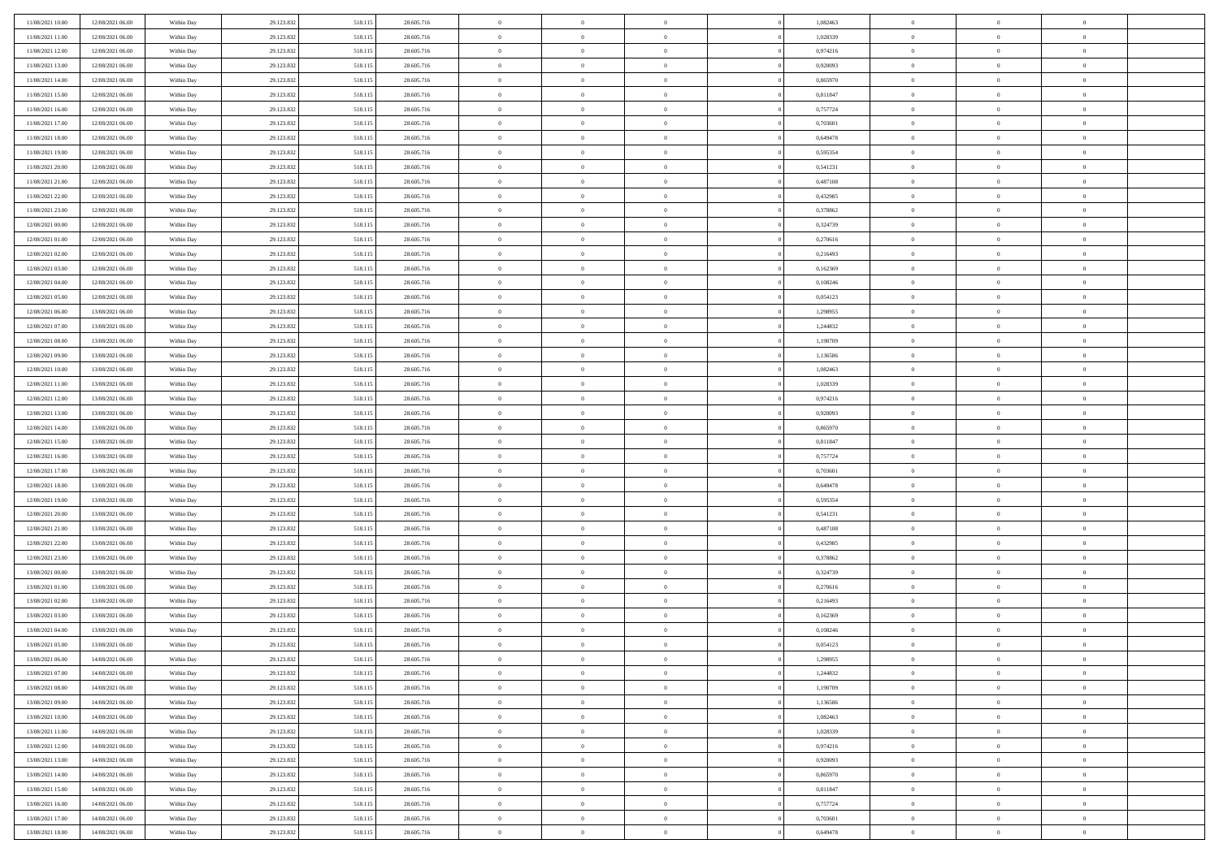| | | | | | | | | | | | | | | |
|---|---|---|---|---|---|---|---|---|---|---|---|---|---|---|
| 11/08/2021 10:00 | 12/08/2021 06:00 | Within Day | 29.123.832 | 518.115 | 28.605.716 | 0 | 0 | 0 | | 1,082463 | 0 | 0 | 0 | |
| 11/08/2021 11:00 | 12/08/2021 06:00 | Within Day | 29.123.832 | 518.115 | 28.605.716 | 0 | 0 | 0 | | 1,028339 | 0 | 0 | 0 | |
| 11/08/2021 12:00 | 12/08/2021 06:00 | Within Day | 29.123.832 | 518.115 | 28.605.716 | 0 | 0 | 0 | | 0,974216 | 0 | 0 | 0 | |
| 11/08/2021 13:00 | 12/08/2021 06:00 | Within Day | 29.123.832 | 518.115 | 28.605.716 | 0 | 0 | 0 | | 0,920093 | 0 | 0 | 0 | |
| 11/08/2021 14:00 | 12/08/2021 06:00 | Within Day | 29.123.832 | 518.115 | 28.605.716 | 0 | 0 | 0 | | 0,865970 | 0 | 0 | 0 | |
| 11/08/2021 15:00 | 12/08/2021 06:00 | Within Day | 29.123.832 | 518.115 | 28.605.716 | 0 | 0 | 0 | | 0,811847 | 0 | 0 | 0 | |
| 11/08/2021 16:00 | 12/08/2021 06:00 | Within Day | 29.123.832 | 518.115 | 28.605.716 | 0 | 0 | 0 | | 0,757724 | 0 | 0 | 0 | |
| 11/08/2021 17:00 | 12/08/2021 06:00 | Within Day | 29.123.832 | 518.115 | 28.605.716 | 0 | 0 | 0 | | 0,703601 | 0 | 0 | 0 | |
| 11/08/2021 18:00 | 12/08/2021 06:00 | Within Day | 29.123.832 | 518.115 | 28.605.716 | 0 | 0 | 0 | | 0,649478 | 0 | 0 | 0 | |
| 11/08/2021 19:00 | 12/08/2021 06:00 | Within Day | 29.123.832 | 518.115 | 28.605.716 | 0 | 0 | 0 | | 0,595354 | 0 | 0 | 0 | |
| 11/08/2021 20:00 | 12/08/2021 06:00 | Within Day | 29.123.832 | 518.115 | 28.605.716 | 0 | 0 | 0 | | 0,541231 | 0 | 0 | 0 | |
| 11/08/2021 21:00 | 12/08/2021 06:00 | Within Day | 29.123.832 | 518.115 | 28.605.716 | 0 | 0 | 0 | | 0,487108 | 0 | 0 | 0 | |
| 11/08/2021 22:00 | 12/08/2021 06:00 | Within Day | 29.123.832 | 518.115 | 28.605.716 | 0 | 0 | 0 | | 0,432985 | 0 | 0 | 0 | |
| 11/08/2021 23:00 | 12/08/2021 06:00 | Within Day | 29.123.832 | 518.115 | 28.605.716 | 0 | 0 | 0 | | 0,378862 | 0 | 0 | 0 | |
| 12/08/2021 00:00 | 12/08/2021 06:00 | Within Day | 29.123.832 | 518.115 | 28.605.716 | 0 | 0 | 0 | | 0,324739 | 0 | 0 | 0 | |
| 12/08/2021 01:00 | 12/08/2021 06:00 | Within Day | 29.123.832 | 518.115 | 28.605.716 | 0 | 0 | 0 | | 0,270616 | 0 | 0 | 0 | |
| 12/08/2021 02:00 | 12/08/2021 06:00 | Within Day | 29.123.832 | 518.115 | 28.605.716 | 0 | 0 | 0 | | 0,216493 | 0 | 0 | 0 | |
| 12/08/2021 03:00 | 12/08/2021 06:00 | Within Day | 29.123.832 | 518.115 | 28.605.716 | 0 | 0 | 0 | | 0,162369 | 0 | 0 | 0 | |
| 12/08/2021 04:00 | 12/08/2021 06:00 | Within Day | 29.123.832 | 518.115 | 28.605.716 | 0 | 0 | 0 | | 0,108246 | 0 | 0 | 0 | |
| 12/08/2021 05:00 | 12/08/2021 06:00 | Within Day | 29.123.832 | 518.115 | 28.605.716 | 0 | 0 | 0 | | 0,054123 | 0 | 0 | 0 | |
| 12/08/2021 06:00 | 13/08/2021 06:00 | Within Day | 29.123.832 | 518.115 | 28.605.716 | 0 | 0 | 0 | | 1,298955 | 0 | 0 | 0 | |
| 12/08/2021 07:00 | 13/08/2021 06:00 | Within Day | 29.123.832 | 518.115 | 28.605.716 | 0 | 0 | 0 | | 1,244832 | 0 | 0 | 0 | |
| 12/08/2021 08:00 | 13/08/2021 06:00 | Within Day | 29.123.832 | 518.115 | 28.605.716 | 0 | 0 | 0 | | 1,190709 | 0 | 0 | 0 | |
| 12/08/2021 09:00 | 13/08/2021 06:00 | Within Day | 29.123.832 | 518.115 | 28.605.716 | 0 | 0 | 0 | | 1,136586 | 0 | 0 | 0 | |
| 12/08/2021 10:00 | 13/08/2021 06:00 | Within Day | 29.123.832 | 518.115 | 28.605.716 | 0 | 0 | 0 | | 1,082463 | 0 | 0 | 0 | |
| 12/08/2021 11:00 | 13/08/2021 06:00 | Within Day | 29.123.832 | 518.115 | 28.605.716 | 0 | 0 | 0 | | 1,028339 | 0 | 0 | 0 | |
| 12/08/2021 12:00 | 13/08/2021 06:00 | Within Day | 29.123.832 | 518.115 | 28.605.716 | 0 | 0 | 0 | | 0,974216 | 0 | 0 | 0 | |
| 12/08/2021 13:00 | 13/08/2021 06:00 | Within Day | 29.123.832 | 518.115 | 28.605.716 | 0 | 0 | 0 | | 0,920093 | 0 | 0 | 0 | |
| 12/08/2021 14:00 | 13/08/2021 06:00 | Within Day | 29.123.832 | 518.115 | 28.605.716 | 0 | 0 | 0 | | 0,865970 | 0 | 0 | 0 | |
| 12/08/2021 15:00 | 13/08/2021 06:00 | Within Day | 29.123.832 | 518.115 | 28.605.716 | 0 | 0 | 0 | | 0,811847 | 0 | 0 | 0 | |
| 12/08/2021 16:00 | 13/08/2021 06:00 | Within Day | 29.123.832 | 518.115 | 28.605.716 | 0 | 0 | 0 | | 0,757724 | 0 | 0 | 0 | |
| 12/08/2021 17:00 | 13/08/2021 06:00 | Within Day | 29.123.832 | 518.115 | 28.605.716 | 0 | 0 | 0 | | 0,703601 | 0 | 0 | 0 | |
| 12/08/2021 18:00 | 13/08/2021 06:00 | Within Day | 29.123.832 | 518.115 | 28.605.716 | 0 | 0 | 0 | | 0,649478 | 0 | 0 | 0 | |
| 12/08/2021 19:00 | 13/08/2021 06:00 | Within Day | 29.123.832 | 518.115 | 28.605.716 | 0 | 0 | 0 | | 0,595354 | 0 | 0 | 0 | |
| 12/08/2021 20:00 | 13/08/2021 06:00 | Within Day | 29.123.832 | 518.115 | 28.605.716 | 0 | 0 | 0 | | 0,541231 | 0 | 0 | 0 | |
| 12/08/2021 21:00 | 13/08/2021 06:00 | Within Day | 29.123.832 | 518.115 | 28.605.716 | 0 | 0 | 0 | | 0,487108 | 0 | 0 | 0 | |
| 12/08/2021 22:00 | 13/08/2021 06:00 | Within Day | 29.123.832 | 518.115 | 28.605.716 | 0 | 0 | 0 | | 0,432985 | 0 | 0 | 0 | |
| 12/08/2021 23:00 | 13/08/2021 06:00 | Within Day | 29.123.832 | 518.115 | 28.605.716 | 0 | 0 | 0 | | 0,378862 | 0 | 0 | 0 | |
| 13/08/2021 00:00 | 13/08/2021 06:00 | Within Day | 29.123.832 | 518.115 | 28.605.716 | 0 | 0 | 0 | | 0,324739 | 0 | 0 | 0 | |
| 13/08/2021 01:00 | 13/08/2021 06:00 | Within Day | 29.123.832 | 518.115 | 28.605.716 | 0 | 0 | 0 | | 0,270616 | 0 | 0 | 0 | |
| 13/08/2021 02:00 | 13/08/2021 06:00 | Within Day | 29.123.832 | 518.115 | 28.605.716 | 0 | 0 | 0 | | 0,216493 | 0 | 0 | 0 | |
| 13/08/2021 03:00 | 13/08/2021 06:00 | Within Day | 29.123.832 | 518.115 | 28.605.716 | 0 | 0 | 0 | | 0,162369 | 0 | 0 | 0 | |
| 13/08/2021 04:00 | 13/08/2021 06:00 | Within Day | 29.123.832 | 518.115 | 28.605.716 | 0 | 0 | 0 | | 0,108246 | 0 | 0 | 0 | |
| 13/08/2021 05:00 | 13/08/2021 06:00 | Within Day | 29.123.832 | 518.115 | 28.605.716 | 0 | 0 | 0 | | 0,054123 | 0 | 0 | 0 | |
| 13/08/2021 06:00 | 14/08/2021 06:00 | Within Day | 29.123.832 | 518.115 | 28.605.716 | 0 | 0 | 0 | | 1,298955 | 0 | 0 | 0 | |
| 13/08/2021 07:00 | 14/08/2021 06:00 | Within Day | 29.123.832 | 518.115 | 28.605.716 | 0 | 0 | 0 | | 1,244832 | 0 | 0 | 0 | |
| 13/08/2021 08:00 | 14/08/2021 06:00 | Within Day | 29.123.832 | 518.115 | 28.605.716 | 0 | 0 | 0 | | 1,190709 | 0 | 0 | 0 | |
| 13/08/2021 09:00 | 14/08/2021 06:00 | Within Day | 29.123.832 | 518.115 | 28.605.716 | 0 | 0 | 0 | | 1,136586 | 0 | 0 | 0 | |
| 13/08/2021 10:00 | 14/08/2021 06:00 | Within Day | 29.123.832 | 518.115 | 28.605.716 | 0 | 0 | 0 | | 1,082463 | 0 | 0 | 0 | |
| 13/08/2021 11:00 | 14/08/2021 06:00 | Within Day | 29.123.832 | 518.115 | 28.605.716 | 0 | 0 | 0 | | 1,028339 | 0 | 0 | 0 | |
| 13/08/2021 12:00 | 14/08/2021 06:00 | Within Day | 29.123.832 | 518.115 | 28.605.716 | 0 | 0 | 0 | | 0,974216 | 0 | 0 | 0 | |
| 13/08/2021 13:00 | 14/08/2021 06:00 | Within Day | 29.123.832 | 518.115 | 28.605.716 | 0 | 0 | 0 | | 0,920093 | 0 | 0 | 0 | |
| 13/08/2021 14:00 | 14/08/2021 06:00 | Within Day | 29.123.832 | 518.115 | 28.605.716 | 0 | 0 | 0 | | 0,865970 | 0 | 0 | 0 | |
| 13/08/2021 15:00 | 14/08/2021 06:00 | Within Day | 29.123.832 | 518.115 | 28.605.716 | 0 | 0 | 0 | | 0,811847 | 0 | 0 | 0 | |
| 13/08/2021 16:00 | 14/08/2021 06:00 | Within Day | 29.123.832 | 518.115 | 28.605.716 | 0 | 0 | 0 | | 0,757724 | 0 | 0 | 0 | |
| 13/08/2021 17:00 | 14/08/2021 06:00 | Within Day | 29.123.832 | 518.115 | 28.605.716 | 0 | 0 | 0 | | 0,703601 | 0 | 0 | 0 | |
| 13/08/2021 18:00 | 14/08/2021 06:00 | Within Day | 29.123.832 | 518.115 | 28.605.716 | 0 | 0 | 0 | | 0,649478 | 0 | 0 | 0 | |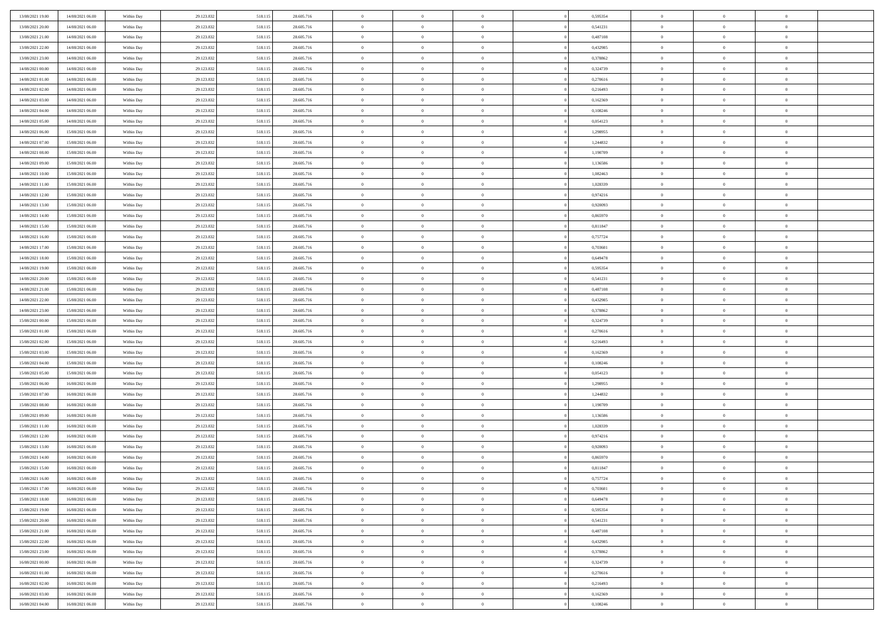| | | | | | | | | | | | | | | |
|---|---|---|---|---|---|---|---|---|---|---|---|---|---|---|
| 13/08/2021 19:00 | 14/08/2021 06:00 | Within Day | 29.123.832 | 518.115 | 28.605.716 | 0 | 0 | 0 | | 0,595354 | 0 | 0 | 0 | |
| 13/08/2021 20:00 | 14/08/2021 06:00 | Within Day | 29.123.832 | 518.115 | 28.605.716 | 0 | 0 | 0 | | 0,541231 | 0 | 0 | 0 | |
| 13/08/2021 21:00 | 14/08/2021 06:00 | Within Day | 29.123.832 | 518.115 | 28.605.716 | 0 | 0 | 0 | | 0,487108 | 0 | 0 | 0 | |
| 13/08/2021 22:00 | 14/08/2021 06:00 | Within Day | 29.123.832 | 518.115 | 28.605.716 | 0 | 0 | 0 | | 0,432985 | 0 | 0 | 0 | |
| 13/08/2021 23:00 | 14/08/2021 06:00 | Within Day | 29.123.832 | 518.115 | 28.605.716 | 0 | 0 | 0 | | 0,378862 | 0 | 0 | 0 | |
| 14/08/2021 00:00 | 14/08/2021 06:00 | Within Day | 29.123.832 | 518.115 | 28.605.716 | 0 | 0 | 0 | | 0,324739 | 0 | 0 | 0 | |
| 14/08/2021 01:00 | 14/08/2021 06:00 | Within Day | 29.123.832 | 518.115 | 28.605.716 | 0 | 0 | 0 | | 0,270616 | 0 | 0 | 0 | |
| 14/08/2021 02:00 | 14/08/2021 06:00 | Within Day | 29.123.832 | 518.115 | 28.605.716 | 0 | 0 | 0 | | 0,216493 | 0 | 0 | 0 | |
| 14/08/2021 03:00 | 14/08/2021 06:00 | Within Day | 29.123.832 | 518.115 | 28.605.716 | 0 | 0 | 0 | | 0,162369 | 0 | 0 | 0 | |
| 14/08/2021 04:00 | 14/08/2021 06:00 | Within Day | 29.123.832 | 518.115 | 28.605.716 | 0 | 0 | 0 | | 0,108246 | 0 | 0 | 0 | |
| 14/08/2021 05:00 | 14/08/2021 06:00 | Within Day | 29.123.832 | 518.115 | 28.605.716 | 0 | 0 | 0 | | 0,054123 | 0 | 0 | 0 | |
| 14/08/2021 06:00 | 15/08/2021 06:00 | Within Day | 29.123.832 | 518.115 | 28.605.716 | 0 | 0 | 0 | | 1,298955 | 0 | 0 | 0 | |
| 14/08/2021 07:00 | 15/08/2021 06:00 | Within Day | 29.123.832 | 518.115 | 28.605.716 | 0 | 0 | 0 | | 1,244832 | 0 | 0 | 0 | |
| 14/08/2021 08:00 | 15/08/2021 06:00 | Within Day | 29.123.832 | 518.115 | 28.605.716 | 0 | 0 | 0 | | 1,190709 | 0 | 0 | 0 | |
| 14/08/2021 09:00 | 15/08/2021 06:00 | Within Day | 29.123.832 | 518.115 | 28.605.716 | 0 | 0 | 0 | | 1,136586 | 0 | 0 | 0 | |
| 14/08/2021 10:00 | 15/08/2021 06:00 | Within Day | 29.123.832 | 518.115 | 28.605.716 | 0 | 0 | 0 | | 1,082463 | 0 | 0 | 0 | |
| 14/08/2021 11:00 | 15/08/2021 06:00 | Within Day | 29.123.832 | 518.115 | 28.605.716 | 0 | 0 | 0 | | 1,028339 | 0 | 0 | 0 | |
| 14/08/2021 12:00 | 15/08/2021 06:00 | Within Day | 29.123.832 | 518.115 | 28.605.716 | 0 | 0 | 0 | | 0,974216 | 0 | 0 | 0 | |
| 14/08/2021 13:00 | 15/08/2021 06:00 | Within Day | 29.123.832 | 518.115 | 28.605.716 | 0 | 0 | 0 | | 0,920093 | 0 | 0 | 0 | |
| 14/08/2021 14:00 | 15/08/2021 06:00 | Within Day | 29.123.832 | 518.115 | 28.605.716 | 0 | 0 | 0 | | 0,865970 | 0 | 0 | 0 | |
| 14/08/2021 15:00 | 15/08/2021 06:00 | Within Day | 29.123.832 | 518.115 | 28.605.716 | 0 | 0 | 0 | | 0,811847 | 0 | 0 | 0 | |
| 14/08/2021 16:00 | 15/08/2021 06:00 | Within Day | 29.123.832 | 518.115 | 28.605.716 | 0 | 0 | 0 | | 0,757724 | 0 | 0 | 0 | |
| 14/08/2021 17:00 | 15/08/2021 06:00 | Within Day | 29.123.832 | 518.115 | 28.605.716 | 0 | 0 | 0 | | 0,703601 | 0 | 0 | 0 | |
| 14/08/2021 18:00 | 15/08/2021 06:00 | Within Day | 29.123.832 | 518.115 | 28.605.716 | 0 | 0 | 0 | | 0,649478 | 0 | 0 | 0 | |
| 14/08/2021 19:00 | 15/08/2021 06:00 | Within Day | 29.123.832 | 518.115 | 28.605.716 | 0 | 0 | 0 | | 0,595354 | 0 | 0 | 0 | |
| 14/08/2021 20:00 | 15/08/2021 06:00 | Within Day | 29.123.832 | 518.115 | 28.605.716 | 0 | 0 | 0 | | 0,541231 | 0 | 0 | 0 | |
| 14/08/2021 21:00 | 15/08/2021 06:00 | Within Day | 29.123.832 | 518.115 | 28.605.716 | 0 | 0 | 0 | | 0,487108 | 0 | 0 | 0 | |
| 14/08/2021 22:00 | 15/08/2021 06:00 | Within Day | 29.123.832 | 518.115 | 28.605.716 | 0 | 0 | 0 | | 0,432985 | 0 | 0 | 0 | |
| 14/08/2021 23:00 | 15/08/2021 06:00 | Within Day | 29.123.832 | 518.115 | 28.605.716 | 0 | 0 | 0 | | 0,378862 | 0 | 0 | 0 | |
| 15/08/2021 00:00 | 15/08/2021 06:00 | Within Day | 29.123.832 | 518.115 | 28.605.716 | 0 | 0 | 0 | | 0,324739 | 0 | 0 | 0 | |
| 15/08/2021 01:00 | 15/08/2021 06:00 | Within Day | 29.123.832 | 518.115 | 28.605.716 | 0 | 0 | 0 | | 0,270616 | 0 | 0 | 0 | |
| 15/08/2021 02:00 | 15/08/2021 06:00 | Within Day | 29.123.832 | 518.115 | 28.605.716 | 0 | 0 | 0 | | 0,216493 | 0 | 0 | 0 | |
| 15/08/2021 03:00 | 15/08/2021 06:00 | Within Day | 29.123.832 | 518.115 | 28.605.716 | 0 | 0 | 0 | | 0,162369 | 0 | 0 | 0 | |
| 15/08/2021 04:00 | 15/08/2021 06:00 | Within Day | 29.123.832 | 518.115 | 28.605.716 | 0 | 0 | 0 | | 0,108246 | 0 | 0 | 0 | |
| 15/08/2021 05:00 | 15/08/2021 06:00 | Within Day | 29.123.832 | 518.115 | 28.605.716 | 0 | 0 | 0 | | 0,054123 | 0 | 0 | 0 | |
| 15/08/2021 06:00 | 16/08/2021 06:00 | Within Day | 29.123.832 | 518.115 | 28.605.716 | 0 | 0 | 0 | | 1,298955 | 0 | 0 | 0 | |
| 15/08/2021 07:00 | 16/08/2021 06:00 | Within Day | 29.123.832 | 518.115 | 28.605.716 | 0 | 0 | 0 | | 1,244832 | 0 | 0 | 0 | |
| 15/08/2021 08:00 | 16/08/2021 06:00 | Within Day | 29.123.832 | 518.115 | 28.605.716 | 0 | 0 | 0 | | 1,190709 | 0 | 0 | 0 | |
| 15/08/2021 09:00 | 16/08/2021 06:00 | Within Day | 29.123.832 | 518.115 | 28.605.716 | 0 | 0 | 0 | | 1,136586 | 0 | 0 | 0 | |
| 15/08/2021 11:00 | 16/08/2021 06:00 | Within Day | 29.123.832 | 518.115 | 28.605.716 | 0 | 0 | 0 | | 1,028339 | 0 | 0 | 0 | |
| 15/08/2021 12:00 | 16/08/2021 06:00 | Within Day | 29.123.832 | 518.115 | 28.605.716 | 0 | 0 | 0 | | 0,974216 | 0 | 0 | 0 | |
| 15/08/2021 13:00 | 16/08/2021 06:00 | Within Day | 29.123.832 | 518.115 | 28.605.716 | 0 | 0 | 0 | | 0,920093 | 0 | 0 | 0 | |
| 15/08/2021 14:00 | 16/08/2021 06:00 | Within Day | 29.123.832 | 518.115 | 28.605.716 | 0 | 0 | 0 | | 0,865970 | 0 | 0 | 0 | |
| 15/08/2021 15:00 | 16/08/2021 06:00 | Within Day | 29.123.832 | 518.115 | 28.605.716 | 0 | 0 | 0 | | 0,811847 | 0 | 0 | 0 | |
| 15/08/2021 16:00 | 16/08/2021 06:00 | Within Day | 29.123.832 | 518.115 | 28.605.716 | 0 | 0 | 0 | | 0,757724 | 0 | 0 | 0 | |
| 15/08/2021 17:00 | 16/08/2021 06:00 | Within Day | 29.123.832 | 518.115 | 28.605.716 | 0 | 0 | 0 | | 0,703601 | 0 | 0 | 0 | |
| 15/08/2021 18:00 | 16/08/2021 06:00 | Within Day | 29.123.832 | 518.115 | 28.605.716 | 0 | 0 | 0 | | 0,649478 | 0 | 0 | 0 | |
| 15/08/2021 19:00 | 16/08/2021 06:00 | Within Day | 29.123.832 | 518.115 | 28.605.716 | 0 | 0 | 0 | | 0,595354 | 0 | 0 | 0 | |
| 15/08/2021 20:00 | 16/08/2021 06:00 | Within Day | 29.123.832 | 518.115 | 28.605.716 | 0 | 0 | 0 | | 0,541231 | 0 | 0 | 0 | |
| 15/08/2021 21:00 | 16/08/2021 06:00 | Within Day | 29.123.832 | 518.115 | 28.605.716 | 0 | 0 | 0 | | 0,487108 | 0 | 0 | 0 | |
| 15/08/2021 22:00 | 16/08/2021 06:00 | Within Day | 29.123.832 | 518.115 | 28.605.716 | 0 | 0 | 0 | | 0,432985 | 0 | 0 | 0 | |
| 15/08/2021 23:00 | 16/08/2021 06:00 | Within Day | 29.123.832 | 518.115 | 28.605.716 | 0 | 0 | 0 | | 0,378862 | 0 | 0 | 0 | |
| 16/08/2021 00:00 | 16/08/2021 06:00 | Within Day | 29.123.832 | 518.115 | 28.605.716 | 0 | 0 | 0 | | 0,324739 | 0 | 0 | 0 | |
| 16/08/2021 01:00 | 16/08/2021 06:00 | Within Day | 29.123.832 | 518.115 | 28.605.716 | 0 | 0 | 0 | | 0,270616 | 0 | 0 | 0 | |
| 16/08/2021 02:00 | 16/08/2021 06:00 | Within Day | 29.123.832 | 518.115 | 28.605.716 | 0 | 0 | 0 | | 0,216493 | 0 | 0 | 0 | |
| 16/08/2021 03:00 | 16/08/2021 06:00 | Within Day | 29.123.832 | 518.115 | 28.605.716 | 0 | 0 | 0 | | 0,162369 | 0 | 0 | 0 | |
| 16/08/2021 04:00 | 16/08/2021 06:00 | Within Day | 29.123.832 | 518.115 | 28.605.716 | 0 | 0 | 0 | | 0,108246 | 0 | 0 | 0 | |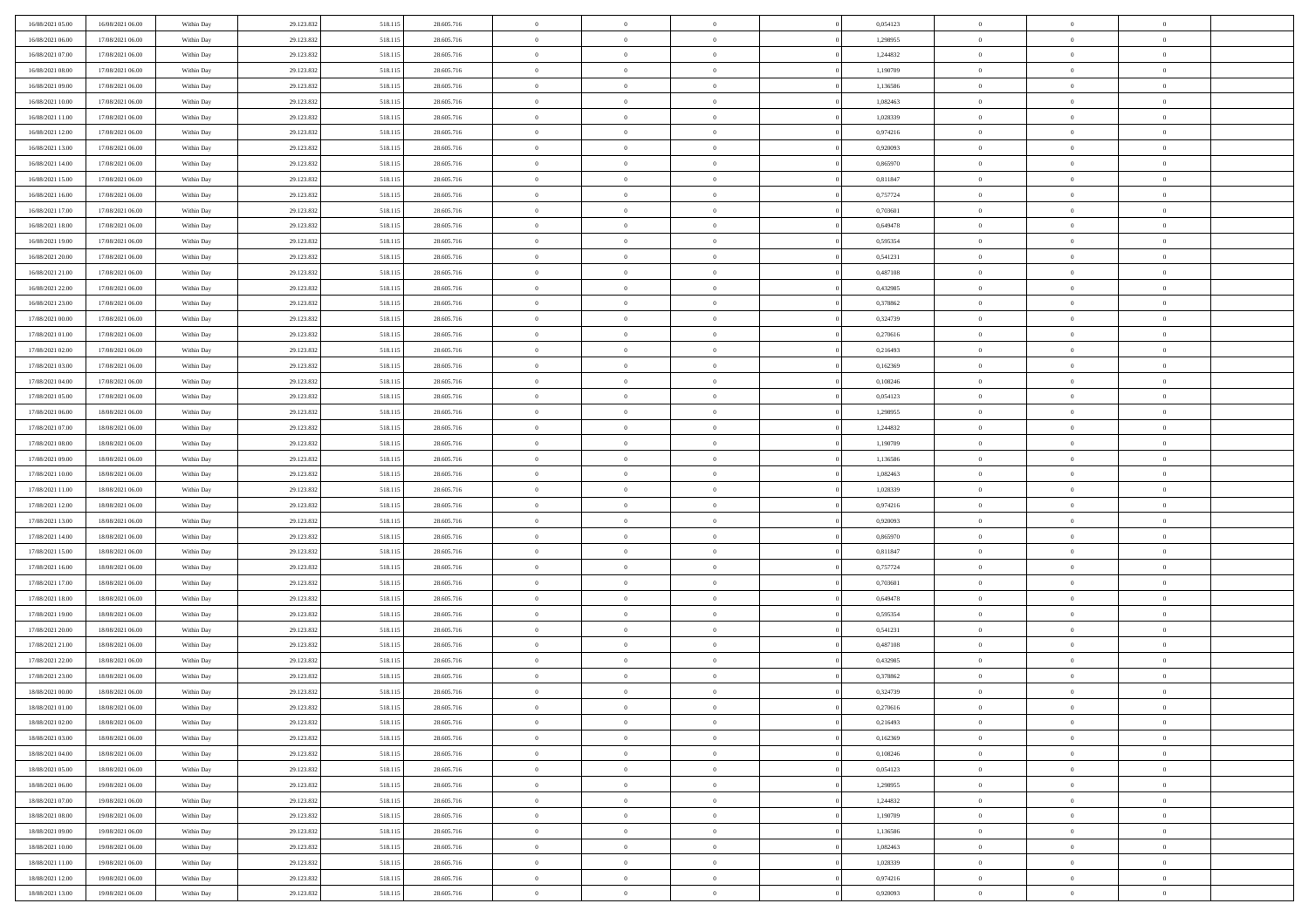| | | | | | | | | | | | | | | |
|---|---|---|---|---|---|---|---|---|---|---|---|---|---|---|
| 16/08/2021 05.00 | 16/08/2021 06.00 | Within Day | 29.123.832 | 518.115 | 28.605.716 | 0 | 0 | 0 | | 0 | 0,054123 | 0 | 0 | 0 |
| 16/08/2021 06.00 | 17/08/2021 06.00 | Within Day | 29.123.832 | 518.115 | 28.605.716 | 0 | 0 | 0 | | 0 | 1,298955 | 0 | 0 | 0 |
| 16/08/2021 07.00 | 17/08/2021 06.00 | Within Day | 29.123.832 | 518.115 | 28.605.716 | 0 | 0 | 0 | | 0 | 1,244832 | 0 | 0 | 0 |
| 16/08/2021 08.00 | 17/08/2021 06.00 | Within Day | 29.123.832 | 518.115 | 28.605.716 | 0 | 0 | 0 | | 0 | 1,190709 | 0 | 0 | 0 |
| 16/08/2021 09.00 | 17/08/2021 06.00 | Within Day | 29.123.832 | 518.115 | 28.605.716 | 0 | 0 | 0 | | 0 | 1,136586 | 0 | 0 | 0 |
| 16/08/2021 10.00 | 17/08/2021 06.00 | Within Day | 29.123.832 | 518.115 | 28.605.716 | 0 | 0 | 0 | | 0 | 1,082463 | 0 | 0 | 0 |
| 16/08/2021 11.00 | 17/08/2021 06.00 | Within Day | 29.123.832 | 518.115 | 28.605.716 | 0 | 0 | 0 | | 0 | 1,028339 | 0 | 0 | 0 |
| 16/08/2021 12.00 | 17/08/2021 06.00 | Within Day | 29.123.832 | 518.115 | 28.605.716 | 0 | 0 | 0 | | 0 | 0,974216 | 0 | 0 | 0 |
| 16/08/2021 13.00 | 17/08/2021 06.00 | Within Day | 29.123.832 | 518.115 | 28.605.716 | 0 | 0 | 0 | | 0 | 0,920093 | 0 | 0 | 0 |
| 16/08/2021 14.00 | 17/08/2021 06.00 | Within Day | 29.123.832 | 518.115 | 28.605.716 | 0 | 0 | 0 | | 0 | 0,865970 | 0 | 0 | 0 |
| 16/08/2021 15.00 | 17/08/2021 06.00 | Within Day | 29.123.832 | 518.115 | 28.605.716 | 0 | 0 | 0 | | 0 | 0,811847 | 0 | 0 | 0 |
| 16/08/2021 16.00 | 17/08/2021 06.00 | Within Day | 29.123.832 | 518.115 | 28.605.716 | 0 | 0 | 0 | | 0 | 0,757724 | 0 | 0 | 0 |
| 16/08/2021 17.00 | 17/08/2021 06.00 | Within Day | 29.123.832 | 518.115 | 28.605.716 | 0 | 0 | 0 | | 0 | 0,703601 | 0 | 0 | 0 |
| 16/08/2021 18.00 | 17/08/2021 06.00 | Within Day | 29.123.832 | 518.115 | 28.605.716 | 0 | 0 | 0 | | 0 | 0,649478 | 0 | 0 | 0 |
| 16/08/2021 19.00 | 17/08/2021 06.00 | Within Day | 29.123.832 | 518.115 | 28.605.716 | 0 | 0 | 0 | | 0 | 0,595354 | 0 | 0 | 0 |
| 16/08/2021 20.00 | 17/08/2021 06.00 | Within Day | 29.123.832 | 518.115 | 28.605.716 | 0 | 0 | 0 | | 0 | 0,541231 | 0 | 0 | 0 |
| 16/08/2021 21.00 | 17/08/2021 06.00 | Within Day | 29.123.832 | 518.115 | 28.605.716 | 0 | 0 | 0 | | 0 | 0,487108 | 0 | 0 | 0 |
| 16/08/2021 22.00 | 17/08/2021 06.00 | Within Day | 29.123.832 | 518.115 | 28.605.716 | 0 | 0 | 0 | | 0 | 0,432985 | 0 | 0 | 0 |
| 16/08/2021 23.00 | 17/08/2021 06.00 | Within Day | 29.123.832 | 518.115 | 28.605.716 | 0 | 0 | 0 | | 0 | 0,378862 | 0 | 0 | 0 |
| 17/08/2021 00.00 | 17/08/2021 06.00 | Within Day | 29.123.832 | 518.115 | 28.605.716 | 0 | 0 | 0 | | 0 | 0,324739 | 0 | 0 | 0 |
| 17/08/2021 01.00 | 17/08/2021 06.00 | Within Day | 29.123.832 | 518.115 | 28.605.716 | 0 | 0 | 0 | | 0 | 0,270616 | 0 | 0 | 0 |
| 17/08/2021 02.00 | 17/08/2021 06.00 | Within Day | 29.123.832 | 518.115 | 28.605.716 | 0 | 0 | 0 | | 0 | 0,216493 | 0 | 0 | 0 |
| 17/08/2021 03.00 | 17/08/2021 06.00 | Within Day | 29.123.832 | 518.115 | 28.605.716 | 0 | 0 | 0 | | 0 | 0,162369 | 0 | 0 | 0 |
| 17/08/2021 04.00 | 17/08/2021 06.00 | Within Day | 29.123.832 | 518.115 | 28.605.716 | 0 | 0 | 0 | | 0 | 0,108246 | 0 | 0 | 0 |
| 17/08/2021 05.00 | 17/08/2021 06.00 | Within Day | 29.123.832 | 518.115 | 28.605.716 | 0 | 0 | 0 | | 0 | 0,054123 | 0 | 0 | 0 |
| 17/08/2021 06.00 | 18/08/2021 06.00 | Within Day | 29.123.832 | 518.115 | 28.605.716 | 0 | 0 | 0 | | 0 | 1,298955 | 0 | 0 | 0 |
| 17/08/2021 07.00 | 18/08/2021 06.00 | Within Day | 29.123.832 | 518.115 | 28.605.716 | 0 | 0 | 0 | | 0 | 1,244832 | 0 | 0 | 0 |
| 17/08/2021 08.00 | 18/08/2021 06.00 | Within Day | 29.123.832 | 518.115 | 28.605.716 | 0 | 0 | 0 | | 0 | 1,190709 | 0 | 0 | 0 |
| 17/08/2021 09.00 | 18/08/2021 06.00 | Within Day | 29.123.832 | 518.115 | 28.605.716 | 0 | 0 | 0 | | 0 | 1,136586 | 0 | 0 | 0 |
| 17/08/2021 10.00 | 18/08/2021 06.00 | Within Day | 29.123.832 | 518.115 | 28.605.716 | 0 | 0 | 0 | | 0 | 1,082463 | 0 | 0 | 0 |
| 17/08/2021 11.00 | 18/08/2021 06.00 | Within Day | 29.123.832 | 518.115 | 28.605.716 | 0 | 0 | 0 | | 0 | 1,028339 | 0 | 0 | 0 |
| 17/08/2021 12.00 | 18/08/2021 06.00 | Within Day | 29.123.832 | 518.115 | 28.605.716 | 0 | 0 | 0 | | 0 | 0,974216 | 0 | 0 | 0 |
| 17/08/2021 13.00 | 18/08/2021 06.00 | Within Day | 29.123.832 | 518.115 | 28.605.716 | 0 | 0 | 0 | | 0 | 0,920093 | 0 | 0 | 0 |
| 17/08/2021 14.00 | 18/08/2021 06.00 | Within Day | 29.123.832 | 518.115 | 28.605.716 | 0 | 0 | 0 | | 0 | 0,865970 | 0 | 0 | 0 |
| 17/08/2021 15.00 | 18/08/2021 06.00 | Within Day | 29.123.832 | 518.115 | 28.605.716 | 0 | 0 | 0 | | 0 | 0,811847 | 0 | 0 | 0 |
| 17/08/2021 16.00 | 18/08/2021 06.00 | Within Day | 29.123.832 | 518.115 | 28.605.716 | 0 | 0 | 0 | | 0 | 0,757724 | 0 | 0 | 0 |
| 17/08/2021 17.00 | 18/08/2021 06.00 | Within Day | 29.123.832 | 518.115 | 28.605.716 | 0 | 0 | 0 | | 0 | 0,703601 | 0 | 0 | 0 |
| 17/08/2021 18.00 | 18/08/2021 06.00 | Within Day | 29.123.832 | 518.115 | 28.605.716 | 0 | 0 | 0 | | 0 | 0,649478 | 0 | 0 | 0 |
| 17/08/2021 19.00 | 18/08/2021 06.00 | Within Day | 29.123.832 | 518.115 | 28.605.716 | 0 | 0 | 0 | | 0 | 0,595354 | 0 | 0 | 0 |
| 17/08/2021 20.00 | 18/08/2021 06.00 | Within Day | 29.123.832 | 518.115 | 28.605.716 | 0 | 0 | 0 | | 0 | 0,541231 | 0 | 0 | 0 |
| 17/08/2021 21.00 | 18/08/2021 06.00 | Within Day | 29.123.832 | 518.115 | 28.605.716 | 0 | 0 | 0 | | 0 | 0,487108 | 0 | 0 | 0 |
| 17/08/2021 22.00 | 18/08/2021 06.00 | Within Day | 29.123.832 | 518.115 | 28.605.716 | 0 | 0 | 0 | | 0 | 0,432985 | 0 | 0 | 0 |
| 17/08/2021 23.00 | 18/08/2021 06.00 | Within Day | 29.123.832 | 518.115 | 28.605.716 | 0 | 0 | 0 | | 0 | 0,378862 | 0 | 0 | 0 |
| 18/08/2021 00.00 | 18/08/2021 06.00 | Within Day | 29.123.832 | 518.115 | 28.605.716 | 0 | 0 | 0 | | 0 | 0,324739 | 0 | 0 | 0 |
| 18/08/2021 01.00 | 18/08/2021 06.00 | Within Day | 29.123.832 | 518.115 | 28.605.716 | 0 | 0 | 0 | | 0 | 0,270616 | 0 | 0 | 0 |
| 18/08/2021 02.00 | 18/08/2021 06.00 | Within Day | 29.123.832 | 518.115 | 28.605.716 | 0 | 0 | 0 | | 0 | 0,216493 | 0 | 0 | 0 |
| 18/08/2021 03.00 | 18/08/2021 06.00 | Within Day | 29.123.832 | 518.115 | 28.605.716 | 0 | 0 | 0 | | 0 | 0,162369 | 0 | 0 | 0 |
| 18/08/2021 04.00 | 18/08/2021 06.00 | Within Day | 29.123.832 | 518.115 | 28.605.716 | 0 | 0 | 0 | | 0 | 0,108246 | 0 | 0 | 0 |
| 18/08/2021 05.00 | 18/08/2021 06.00 | Within Day | 29.123.832 | 518.115 | 28.605.716 | 0 | 0 | 0 | | 0 | 0,054123 | 0 | 0 | 0 |
| 18/08/2021 06.00 | 19/08/2021 06.00 | Within Day | 29.123.832 | 518.115 | 28.605.716 | 0 | 0 | 0 | | 0 | 1,298955 | 0 | 0 | 0 |
| 18/08/2021 07.00 | 19/08/2021 06.00 | Within Day | 29.123.832 | 518.115 | 28.605.716 | 0 | 0 | 0 | | 0 | 1,244832 | 0 | 0 | 0 |
| 18/08/2021 08.00 | 19/08/2021 06.00 | Within Day | 29.123.832 | 518.115 | 28.605.716 | 0 | 0 | 0 | | 0 | 1,190709 | 0 | 0 | 0 |
| 18/08/2021 09.00 | 19/08/2021 06.00 | Within Day | 29.123.832 | 518.115 | 28.605.716 | 0 | 0 | 0 | | 0 | 1,136586 | 0 | 0 | 0 |
| 18/08/2021 10.00 | 19/08/2021 06.00 | Within Day | 29.123.832 | 518.115 | 28.605.716 | 0 | 0 | 0 | | 0 | 1,082463 | 0 | 0 | 0 |
| 18/08/2021 11.00 | 19/08/2021 06.00 | Within Day | 29.123.832 | 518.115 | 28.605.716 | 0 | 0 | 0 | | 0 | 1,028339 | 0 | 0 | 0 |
| 18/08/2021 12.00 | 19/08/2021 06.00 | Within Day | 29.123.832 | 518.115 | 28.605.716 | 0 | 0 | 0 | | 0 | 0,974216 | 0 | 0 | 0 |
| 18/08/2021 13.00 | 19/08/2021 06.00 | Within Day | 29.123.832 | 518.115 | 28.605.716 | 0 | 0 | 0 | | 0 | 0,920093 | 0 | 0 | 0 |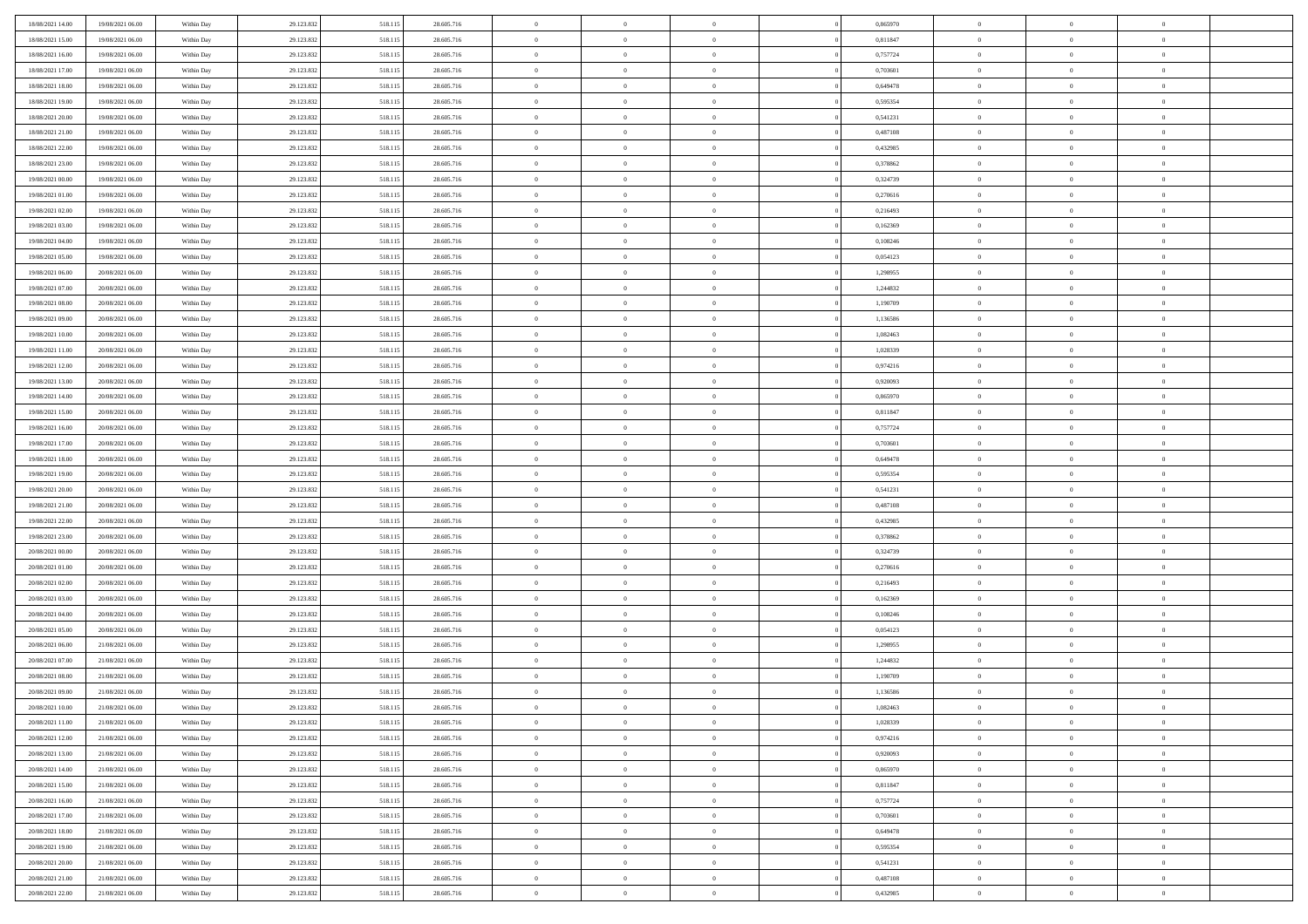| | | | | | | | | | | | | | | |
|---|---|---|---|---|---|---|---|---|---|---|---|---|---|---|
| 18/08/2021 14:00 | 19/08/2021 06:00 | Within Day | 29.123.832 | 518.115 | 28.605.716 | 0 | 0 | 0 | | 0,865970 | 0 | 0 | 0 | |
| 18/08/2021 15:00 | 19/08/2021 06:00 | Within Day | 29.123.832 | 518.115 | 28.605.716 | 0 | 0 | 0 | | 0,811847 | 0 | 0 | 0 | |
| 18/08/2021 16:00 | 19/08/2021 06:00 | Within Day | 29.123.832 | 518.115 | 28.605.716 | 0 | 0 | 0 | | 0,757724 | 0 | 0 | 0 | |
| 18/08/2021 17:00 | 19/08/2021 06:00 | Within Day | 29.123.832 | 518.115 | 28.605.716 | 0 | 0 | 0 | | 0,703601 | 0 | 0 | 0 | |
| 18/08/2021 18:00 | 19/08/2021 06:00 | Within Day | 29.123.832 | 518.115 | 28.605.716 | 0 | 0 | 0 | | 0,649478 | 0 | 0 | 0 | |
| 18/08/2021 19:00 | 19/08/2021 06:00 | Within Day | 29.123.832 | 518.115 | 28.605.716 | 0 | 0 | 0 | | 0,595354 | 0 | 0 | 0 | |
| 18/08/2021 20:00 | 19/08/2021 06:00 | Within Day | 29.123.832 | 518.115 | 28.605.716 | 0 | 0 | 0 | | 0,541231 | 0 | 0 | 0 | |
| 18/08/2021 21:00 | 19/08/2021 06:00 | Within Day | 29.123.832 | 518.115 | 28.605.716 | 0 | 0 | 0 | | 0,487108 | 0 | 0 | 0 | |
| 18/08/2021 22:00 | 19/08/2021 06:00 | Within Day | 29.123.832 | 518.115 | 28.605.716 | 0 | 0 | 0 | | 0,432985 | 0 | 0 | 0 | |
| 18/08/2021 23:00 | 19/08/2021 06:00 | Within Day | 29.123.832 | 518.115 | 28.605.716 | 0 | 0 | 0 | | 0,378862 | 0 | 0 | 0 | |
| 19/08/2021 00:00 | 19/08/2021 06:00 | Within Day | 29.123.832 | 518.115 | 28.605.716 | 0 | 0 | 0 | | 0,324739 | 0 | 0 | 0 | |
| 19/08/2021 01:00 | 19/08/2021 06:00 | Within Day | 29.123.832 | 518.115 | 28.605.716 | 0 | 0 | 0 | | 0,270616 | 0 | 0 | 0 | |
| 19/08/2021 02:00 | 19/08/2021 06:00 | Within Day | 29.123.832 | 518.115 | 28.605.716 | 0 | 0 | 0 | | 0,216493 | 0 | 0 | 0 | |
| 19/08/2021 03:00 | 19/08/2021 06:00 | Within Day | 29.123.832 | 518.115 | 28.605.716 | 0 | 0 | 0 | | 0,162369 | 0 | 0 | 0 | |
| 19/08/2021 04:00 | 19/08/2021 06:00 | Within Day | 29.123.832 | 518.115 | 28.605.716 | 0 | 0 | 0 | | 0,108246 | 0 | 0 | 0 | |
| 19/08/2021 05:00 | 19/08/2021 06:00 | Within Day | 29.123.832 | 518.115 | 28.605.716 | 0 | 0 | 0 | | 0,054123 | 0 | 0 | 0 | |
| 19/08/2021 06:00 | 20/08/2021 06:00 | Within Day | 29.123.832 | 518.115 | 28.605.716 | 0 | 0 | 0 | | 1,298955 | 0 | 0 | 0 | |
| 19/08/2021 07:00 | 20/08/2021 06:00 | Within Day | 29.123.832 | 518.115 | 28.605.716 | 0 | 0 | 0 | | 1,244832 | 0 | 0 | 0 | |
| 19/08/2021 08:00 | 20/08/2021 06:00 | Within Day | 29.123.832 | 518.115 | 28.605.716 | 0 | 0 | 0 | | 1,190709 | 0 | 0 | 0 | |
| 19/08/2021 09:00 | 20/08/2021 06:00 | Within Day | 29.123.832 | 518.115 | 28.605.716 | 0 | 0 | 0 | | 1,136586 | 0 | 0 | 0 | |
| 19/08/2021 10:00 | 20/08/2021 06:00 | Within Day | 29.123.832 | 518.115 | 28.605.716 | 0 | 0 | 0 | | 1,082463 | 0 | 0 | 0 | |
| 19/08/2021 11:00 | 20/08/2021 06:00 | Within Day | 29.123.832 | 518.115 | 28.605.716 | 0 | 0 | 0 | | 1,028339 | 0 | 0 | 0 | |
| 19/08/2021 12:00 | 20/08/2021 06:00 | Within Day | 29.123.832 | 518.115 | 28.605.716 | 0 | 0 | 0 | | 0,974216 | 0 | 0 | 0 | |
| 19/08/2021 13:00 | 20/08/2021 06:00 | Within Day | 29.123.832 | 518.115 | 28.605.716 | 0 | 0 | 0 | | 0,920093 | 0 | 0 | 0 | |
| 19/08/2021 14:00 | 20/08/2021 06:00 | Within Day | 29.123.832 | 518.115 | 28.605.716 | 0 | 0 | 0 | | 0,865970 | 0 | 0 | 0 | |
| 19/08/2021 15:00 | 20/08/2021 06:00 | Within Day | 29.123.832 | 518.115 | 28.605.716 | 0 | 0 | 0 | | 0,811847 | 0 | 0 | 0 | |
| 19/08/2021 16:00 | 20/08/2021 06:00 | Within Day | 29.123.832 | 518.115 | 28.605.716 | 0 | 0 | 0 | | 0,757724 | 0 | 0 | 0 | |
| 19/08/2021 17:00 | 20/08/2021 06:00 | Within Day | 29.123.832 | 518.115 | 28.605.716 | 0 | 0 | 0 | | 0,703601 | 0 | 0 | 0 | |
| 19/08/2021 18:00 | 20/08/2021 06:00 | Within Day | 29.123.832 | 518.115 | 28.605.716 | 0 | 0 | 0 | | 0,649478 | 0 | 0 | 0 | |
| 19/08/2021 19:00 | 20/08/2021 06:00 | Within Day | 29.123.832 | 518.115 | 28.605.716 | 0 | 0 | 0 | | 0,595354 | 0 | 0 | 0 | |
| 19/08/2021 20:00 | 20/08/2021 06:00 | Within Day | 29.123.832 | 518.115 | 28.605.716 | 0 | 0 | 0 | | 0,541231 | 0 | 0 | 0 | |
| 19/08/2021 21:00 | 20/08/2021 06:00 | Within Day | 29.123.832 | 518.115 | 28.605.716 | 0 | 0 | 0 | | 0,487108 | 0 | 0 | 0 | |
| 19/08/2021 22:00 | 20/08/2021 06:00 | Within Day | 29.123.832 | 518.115 | 28.605.716 | 0 | 0 | 0 | | 0,432985 | 0 | 0 | 0 | |
| 19/08/2021 23:00 | 20/08/2021 06:00 | Within Day | 29.123.832 | 518.115 | 28.605.716 | 0 | 0 | 0 | | 0,378862 | 0 | 0 | 0 | |
| 20/08/2021 00:00 | 20/08/2021 06:00 | Within Day | 29.123.832 | 518.115 | 28.605.716 | 0 | 0 | 0 | | 0,324739 | 0 | 0 | 0 | |
| 20/08/2021 01:00 | 20/08/2021 06:00 | Within Day | 29.123.832 | 518.115 | 28.605.716 | 0 | 0 | 0 | | 0,270616 | 0 | 0 | 0 | |
| 20/08/2021 02:00 | 20/08/2021 06:00 | Within Day | 29.123.832 | 518.115 | 28.605.716 | 0 | 0 | 0 | | 0,216493 | 0 | 0 | 0 | |
| 20/08/2021 03:00 | 20/08/2021 06:00 | Within Day | 29.123.832 | 518.115 | 28.605.716 | 0 | 0 | 0 | | 0,162369 | 0 | 0 | 0 | |
| 20/08/2021 04:00 | 20/08/2021 06:00 | Within Day | 29.123.832 | 518.115 | 28.605.716 | 0 | 0 | 0 | | 0,108246 | 0 | 0 | 0 | |
| 20/08/2021 05:00 | 20/08/2021 06:00 | Within Day | 29.123.832 | 518.115 | 28.605.716 | 0 | 0 | 0 | | 0,054123 | 0 | 0 | 0 | |
| 20/08/2021 06:00 | 21/08/2021 06:00 | Within Day | 29.123.832 | 518.115 | 28.605.716 | 0 | 0 | 0 | | 1,298955 | 0 | 0 | 0 | |
| 20/08/2021 07:00 | 21/08/2021 06:00 | Within Day | 29.123.832 | 518.115 | 28.605.716 | 0 | 0 | 0 | | 1,244832 | 0 | 0 | 0 | |
| 20/08/2021 08:00 | 21/08/2021 06:00 | Within Day | 29.123.832 | 518.115 | 28.605.716 | 0 | 0 | 0 | | 1,190709 | 0 | 0 | 0 | |
| 20/08/2021 09:00 | 21/08/2021 06:00 | Within Day | 29.123.832 | 518.115 | 28.605.716 | 0 | 0 | 0 | | 1,136586 | 0 | 0 | 0 | |
| 20/08/2021 10:00 | 21/08/2021 06:00 | Within Day | 29.123.832 | 518.115 | 28.605.716 | 0 | 0 | 0 | | 1,082463 | 0 | 0 | 0 | |
| 20/08/2021 11:00 | 21/08/2021 06:00 | Within Day | 29.123.832 | 518.115 | 28.605.716 | 0 | 0 | 0 | | 1,028339 | 0 | 0 | 0 | |
| 20/08/2021 12:00 | 21/08/2021 06:00 | Within Day | 29.123.832 | 518.115 | 28.605.716 | 0 | 0 | 0 | | 0,974216 | 0 | 0 | 0 | |
| 20/08/2021 13:00 | 21/08/2021 06:00 | Within Day | 29.123.832 | 518.115 | 28.605.716 | 0 | 0 | 0 | | 0,920093 | 0 | 0 | 0 | |
| 20/08/2021 14:00 | 21/08/2021 06:00 | Within Day | 29.123.832 | 518.115 | 28.605.716 | 0 | 0 | 0 | | 0,865970 | 0 | 0 | 0 | |
| 20/08/2021 15:00 | 21/08/2021 06:00 | Within Day | 29.123.832 | 518.115 | 28.605.716 | 0 | 0 | 0 | | 0,811847 | 0 | 0 | 0 | |
| 20/08/2021 16:00 | 21/08/2021 06:00 | Within Day | 29.123.832 | 518.115 | 28.605.716 | 0 | 0 | 0 | | 0,757724 | 0 | 0 | 0 | |
| 20/08/2021 17:00 | 21/08/2021 06:00 | Within Day | 29.123.832 | 518.115 | 28.605.716 | 0 | 0 | 0 | | 0,703601 | 0 | 0 | 0 | |
| 20/08/2021 18:00 | 21/08/2021 06:00 | Within Day | 29.123.832 | 518.115 | 28.605.716 | 0 | 0 | 0 | | 0,649478 | 0 | 0 | 0 | |
| 20/08/2021 19:00 | 21/08/2021 06:00 | Within Day | 29.123.832 | 518.115 | 28.605.716 | 0 | 0 | 0 | | 0,595354 | 0 | 0 | 0 | |
| 20/08/2021 20:00 | 21/08/2021 06:00 | Within Day | 29.123.832 | 518.115 | 28.605.716 | 0 | 0 | 0 | | 0,541231 | 0 | 0 | 0 | |
| 20/08/2021 21:00 | 21/08/2021 06:00 | Within Day | 29.123.832 | 518.115 | 28.605.716 | 0 | 0 | 0 | | 0,487108 | 0 | 0 | 0 | |
| 20/08/2021 22:00 | 21/08/2021 06:00 | Within Day | 29.123.832 | 518.115 | 28.605.716 | 0 | 0 | 0 | | 0,432985 | 0 | 0 | 0 | |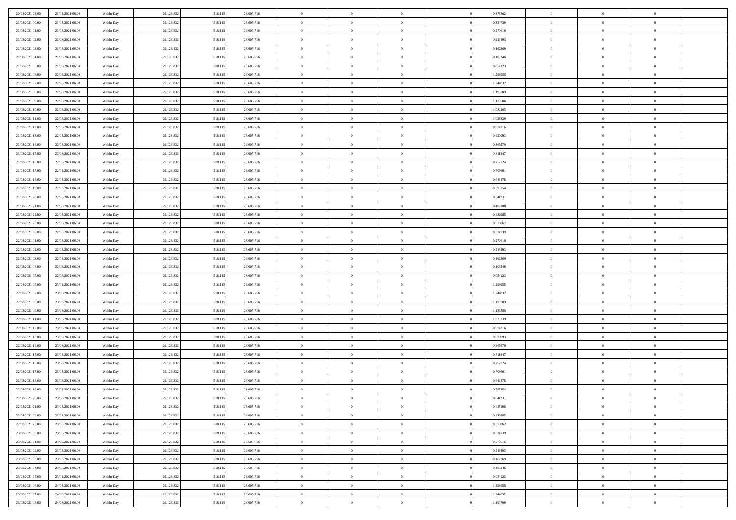| | | | | | | | | | | | | | | |
|---|---|---|---|---|---|---|---|---|---|---|---|---|---|---|
| 20/08/2021 23:00 | 21/08/2021 06:00 | Within Day | 29.123.832 | 518.115 | 28.605.716 | 0 | 0 | 0 | | 0 | 0,378862 | 0 | 0 | 0 |
| 21/08/2021 00:00 | 21/08/2021 06:00 | Within Day | 29.123.832 | 518.115 | 28.605.716 | 0 | 0 | 0 | | 0 | 0,324739 | 0 | 0 | 0 |
| 21/08/2021 01:00 | 21/08/2021 06:00 | Within Day | 29.123.832 | 518.115 | 28.605.716 | 0 | 0 | 0 | | 0 | 0,270616 | 0 | 0 | 0 |
| 21/08/2021 02:00 | 21/08/2021 06:00 | Within Day | 29.123.832 | 518.115 | 28.605.716 | 0 | 0 | 0 | | 0 | 0,216493 | 0 | 0 | 0 |
| 21/08/2021 03:00 | 21/08/2021 06:00 | Within Day | 29.123.832 | 518.115 | 28.605.716 | 0 | 0 | 0 | | 0 | 0,162369 | 0 | 0 | 0 |
| 21/08/2021 04:00 | 21/08/2021 06:00 | Within Day | 29.123.832 | 518.115 | 28.605.716 | 0 | 0 | 0 | | 0 | 0,108246 | 0 | 0 | 0 |
| 21/08/2021 05:00 | 21/08/2021 06:00 | Within Day | 29.123.832 | 518.115 | 28.605.716 | 0 | 0 | 0 | | 0 | 0,054123 | 0 | 0 | 0 |
| 21/08/2021 06:00 | 22/08/2021 06:00 | Within Day | 29.123.832 | 518.115 | 28.605.716 | 0 | 0 | 0 | | 0 | 1,298955 | 0 | 0 | 0 |
| 21/08/2021 07:00 | 22/08/2021 06:00 | Within Day | 29.123.832 | 518.115 | 28.605.716 | 0 | 0 | 0 | | 0 | 1,244832 | 0 | 0 | 0 |
| 21/08/2021 08:00 | 22/08/2021 06:00 | Within Day | 29.123.832 | 518.115 | 28.605.716 | 0 | 0 | 0 | | 0 | 1,190709 | 0 | 0 | 0 |
| 21/08/2021 09:00 | 22/08/2021 06:00 | Within Day | 29.123.832 | 518.115 | 28.605.716 | 0 | 0 | 0 | | 0 | 1,136586 | 0 | 0 | 0 |
| 21/08/2021 10:00 | 22/08/2021 06:00 | Within Day | 29.123.832 | 518.115 | 28.605.716 | 0 | 0 | 0 | | 0 | 1,082463 | 0 | 0 | 0 |
| 21/08/2021 11:00 | 22/08/2021 06:00 | Within Day | 29.123.832 | 518.115 | 28.605.716 | 0 | 0 | 0 | | 0 | 1,028339 | 0 | 0 | 0 |
| 21/08/2021 12:00 | 22/08/2021 06:00 | Within Day | 29.123.832 | 518.115 | 28.605.716 | 0 | 0 | 0 | | 0 | 0,974216 | 0 | 0 | 0 |
| 21/08/2021 13:00 | 22/08/2021 06:00 | Within Day | 29.123.832 | 518.115 | 28.605.716 | 0 | 0 | 0 | | 0 | 0,920093 | 0 | 0 | 0 |
| 21/08/2021 14:00 | 22/08/2021 06:00 | Within Day | 29.123.832 | 518.115 | 28.605.716 | 0 | 0 | 0 | | 0 | 0,865970 | 0 | 0 | 0 |
| 21/08/2021 15:00 | 22/08/2021 06:00 | Within Day | 29.123.832 | 518.115 | 28.605.716 | 0 | 0 | 0 | | 0 | 0,811847 | 0 | 0 | 0 |
| 21/08/2021 16:00 | 22/08/2021 06:00 | Within Day | 29.123.832 | 518.115 | 28.605.716 | 0 | 0 | 0 | | 0 | 0,757724 | 0 | 0 | 0 |
| 21/08/2021 17:00 | 22/08/2021 06:00 | Within Day | 29.123.832 | 518.115 | 28.605.716 | 0 | 0 | 0 | | 0 | 0,703601 | 0 | 0 | 0 |
| 21/08/2021 18:00 | 22/08/2021 06:00 | Within Day | 29.123.832 | 518.115 | 28.605.716 | 0 | 0 | 0 | | 0 | 0,649478 | 0 | 0 | 0 |
| 21/08/2021 19:00 | 22/08/2021 06:00 | Within Day | 29.123.832 | 518.115 | 28.605.716 | 0 | 0 | 0 | | 0 | 0,595354 | 0 | 0 | 0 |
| 21/08/2021 20:00 | 22/08/2021 06:00 | Within Day | 29.123.832 | 518.115 | 28.605.716 | 0 | 0 | 0 | | 0 | 0,541231 | 0 | 0 | 0 |
| 21/08/2021 21:00 | 22/08/2021 06:00 | Within Day | 29.123.832 | 518.115 | 28.605.716 | 0 | 0 | 0 | | 0 | 0,487108 | 0 | 0 | 0 |
| 21/08/2021 22:00 | 22/08/2021 06:00 | Within Day | 29.123.832 | 518.115 | 28.605.716 | 0 | 0 | 0 | | 0 | 0,432985 | 0 | 0 | 0 |
| 21/08/2021 23:00 | 22/08/2021 06:00 | Within Day | 29.123.832 | 518.115 | 28.605.716 | 0 | 0 | 0 | | 0 | 0,378862 | 0 | 0 | 0 |
| 22/08/2021 00:00 | 22/08/2021 06:00 | Within Day | 29.123.832 | 518.115 | 28.605.716 | 0 | 0 | 0 | | 0 | 0,324739 | 0 | 0 | 0 |
| 22/08/2021 01:00 | 22/08/2021 06:00 | Within Day | 29.123.832 | 518.115 | 28.605.716 | 0 | 0 | 0 | | 0 | 0,270616 | 0 | 0 | 0 |
| 22/08/2021 02:00 | 22/08/2021 06:00 | Within Day | 29.123.832 | 518.115 | 28.605.716 | 0 | 0 | 0 | | 0 | 0,216493 | 0 | 0 | 0 |
| 22/08/2021 03:00 | 22/08/2021 06:00 | Within Day | 29.123.832 | 518.115 | 28.605.716 | 0 | 0 | 0 | | 0 | 0,162369 | 0 | 0 | 0 |
| 22/08/2021 04:00 | 22/08/2021 06:00 | Within Day | 29.123.832 | 518.115 | 28.605.716 | 0 | 0 | 0 | | 0 | 0,108246 | 0 | 0 | 0 |
| 22/08/2021 05:00 | 22/08/2021 06:00 | Within Day | 29.123.832 | 518.115 | 28.605.716 | 0 | 0 | 0 | | 0 | 0,054123 | 0 | 0 | 0 |
| 22/08/2021 06:00 | 23/08/2021 06:00 | Within Day | 29.123.832 | 518.115 | 28.605.716 | 0 | 0 | 0 | | 0 | 1,298955 | 0 | 0 | 0 |
| 22/08/2021 07:00 | 23/08/2021 06:00 | Within Day | 29.123.832 | 518.115 | 28.605.716 | 0 | 0 | 0 | | 0 | 1,244832 | 0 | 0 | 0 |
| 22/08/2021 08:00 | 23/08/2021 06:00 | Within Day | 29.123.832 | 518.115 | 28.605.716 | 0 | 0 | 0 | | 0 | 1,190709 | 0 | 0 | 0 |
| 22/08/2021 09:00 | 23/08/2021 06:00 | Within Day | 29.123.832 | 518.115 | 28.605.716 | 0 | 0 | 0 | | 0 | 1,136586 | 0 | 0 | 0 |
| 22/08/2021 11:00 | 23/08/2021 06:00 | Within Day | 29.123.832 | 518.115 | 28.605.716 | 0 | 0 | 0 | | 0 | 1,028339 | 0 | 0 | 0 |
| 22/08/2021 12:00 | 23/08/2021 06:00 | Within Day | 29.123.832 | 518.115 | 28.605.716 | 0 | 0 | 0 | | 0 | 0,974216 | 0 | 0 | 0 |
| 22/08/2021 13:00 | 23/08/2021 06:00 | Within Day | 29.123.832 | 518.115 | 28.605.716 | 0 | 0 | 0 | | 0 | 0,920093 | 0 | 0 | 0 |
| 22/08/2021 14:00 | 23/08/2021 06:00 | Within Day | 29.123.832 | 518.115 | 28.605.716 | 0 | 0 | 0 | | 0 | 0,865970 | 0 | 0 | 0 |
| 22/08/2021 15:00 | 23/08/2021 06:00 | Within Day | 29.123.832 | 518.115 | 28.605.716 | 0 | 0 | 0 | | 0 | 0,811847 | 0 | 0 | 0 |
| 22/08/2021 16:00 | 23/08/2021 06:00 | Within Day | 29.123.832 | 518.115 | 28.605.716 | 0 | 0 | 0 | | 0 | 0,757724 | 0 | 0 | 0 |
| 22/08/2021 17:00 | 23/08/2021 06:00 | Within Day | 29.123.832 | 518.115 | 28.605.716 | 0 | 0 | 0 | | 0 | 0,703601 | 0 | 0 | 0 |
| 22/08/2021 18:00 | 23/08/2021 06:00 | Within Day | 29.123.832 | 518.115 | 28.605.716 | 0 | 0 | 0 | | 0 | 0,649478 | 0 | 0 | 0 |
| 22/08/2021 19:00 | 23/08/2021 06:00 | Within Day | 29.123.832 | 518.115 | 28.605.716 | 0 | 0 | 0 | | 0 | 0,595354 | 0 | 0 | 0 |
| 22/08/2021 20:00 | 23/08/2021 06:00 | Within Day | 29.123.832 | 518.115 | 28.605.716 | 0 | 0 | 0 | | 0 | 0,541231 | 0 | 0 | 0 |
| 22/08/2021 21:00 | 23/08/2021 06:00 | Within Day | 29.123.832 | 518.115 | 28.605.716 | 0 | 0 | 0 | | 0 | 0,487108 | 0 | 0 | 0 |
| 22/08/2021 22:00 | 23/08/2021 06:00 | Within Day | 29.123.832 | 518.115 | 28.605.716 | 0 | 0 | 0 | | 0 | 0,432985 | 0 | 0 | 0 |
| 22/08/2021 23:00 | 23/08/2021 06:00 | Within Day | 29.123.832 | 518.115 | 28.605.716 | 0 | 0 | 0 | | 0 | 0,378862 | 0 | 0 | 0 |
| 23/08/2021 00:00 | 23/08/2021 06:00 | Within Day | 29.123.832 | 518.115 | 28.605.716 | 0 | 0 | 0 | | 0 | 0,324739 | 0 | 0 | 0 |
| 23/08/2021 01:00 | 23/08/2021 06:00 | Within Day | 29.123.832 | 518.115 | 28.605.716 | 0 | 0 | 0 | | 0 | 0,270616 | 0 | 0 | 0 |
| 23/08/2021 02:00 | 23/08/2021 06:00 | Within Day | 29.123.832 | 518.115 | 28.605.716 | 0 | 0 | 0 | | 0 | 0,216493 | 0 | 0 | 0 |
| 23/08/2021 03:00 | 23/08/2021 06:00 | Within Day | 29.123.832 | 518.115 | 28.605.716 | 0 | 0 | 0 | | 0 | 0,162369 | 0 | 0 | 0 |
| 23/08/2021 04:00 | 23/08/2021 06:00 | Within Day | 29.123.832 | 518.115 | 28.605.716 | 0 | 0 | 0 | | 0 | 0,108246 | 0 | 0 | 0 |
| 23/08/2021 05:00 | 23/08/2021 06:00 | Within Day | 29.123.832 | 518.115 | 28.605.716 | 0 | 0 | 0 | | 0 | 0,054123 | 0 | 0 | 0 |
| 23/08/2021 06:00 | 24/08/2021 06:00 | Within Day | 29.123.832 | 518.115 | 28.605.716 | 0 | 0 | 0 | | 0 | 1,298955 | 0 | 0 | 0 |
| 23/08/2021 07:00 | 24/08/2021 06:00 | Within Day | 29.123.832 | 518.115 | 28.605.716 | 0 | 0 | 0 | | 0 | 1,244832 | 0 | 0 | 0 |
| 23/08/2021 08:00 | 24/08/2021 06:00 | Within Day | 29.123.832 | 518.115 | 28.605.716 | 0 | 0 | 0 | | 0 | 1,190709 | 0 | 0 | 0 |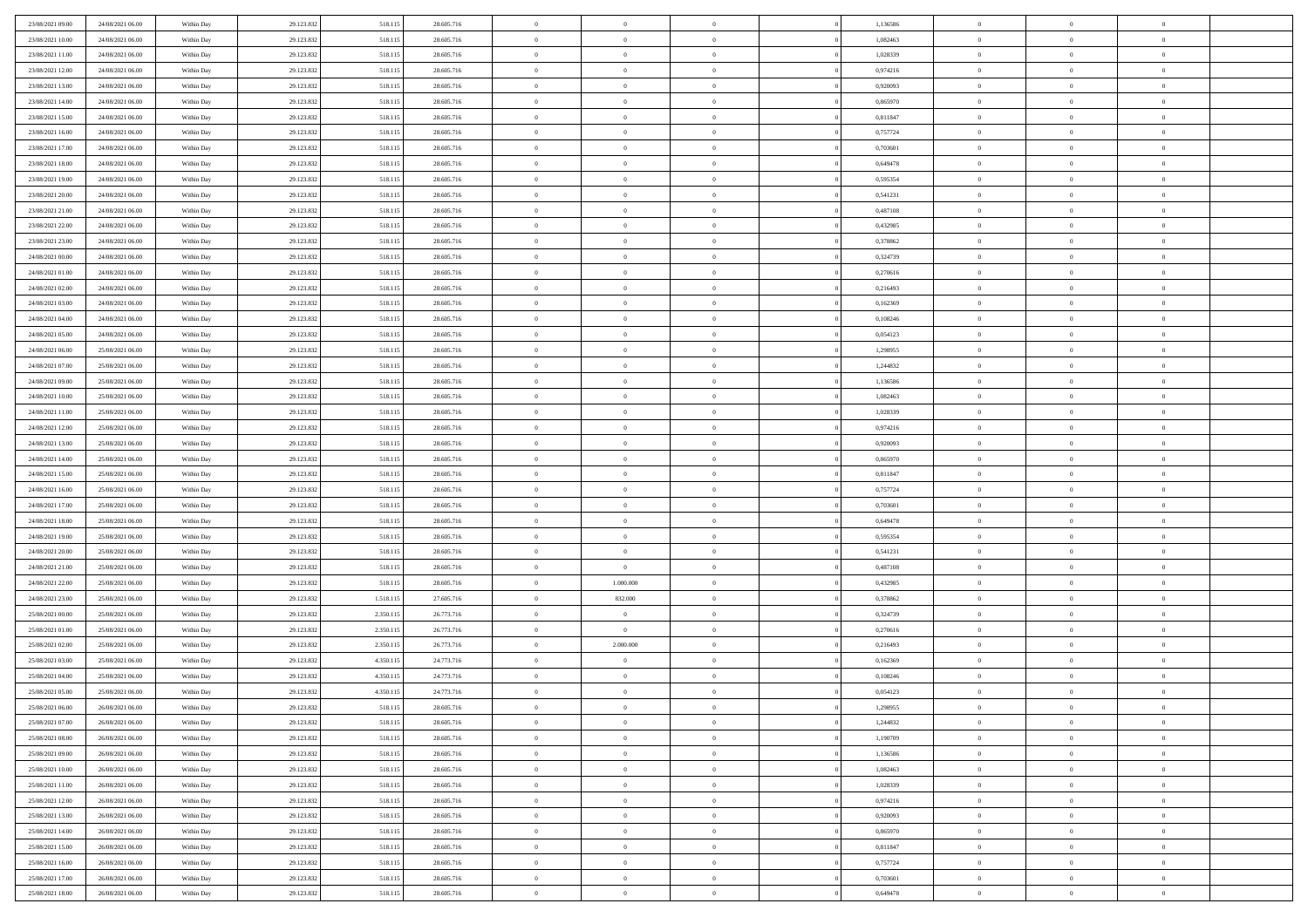| | | | | | | | | | | | | | | |
|---|---|---|---|---|---|---|---|---|---|---|---|---|---|---|
| 23/08/2021 09:00 | 24/08/2021 06:00 | Within Day | 29.123.832 | 518.115 | 28.605.716 | 0 | 0 | 0 | | 1,136586 | 0 | 0 | 0 | |
| 23/08/2021 10:00 | 24/08/2021 06:00 | Within Day | 29.123.832 | 518.115 | 28.605.716 | 0 | 0 | 0 | | 1,082463 | 0 | 0 | 0 | |
| 23/08/2021 11:00 | 24/08/2021 06:00 | Within Day | 29.123.832 | 518.115 | 28.605.716 | 0 | 0 | 0 | | 1,028339 | 0 | 0 | 0 | |
| 23/08/2021 12:00 | 24/08/2021 06:00 | Within Day | 29.123.832 | 518.115 | 28.605.716 | 0 | 0 | 0 | | 0,974216 | 0 | 0 | 0 | |
| 23/08/2021 13:00 | 24/08/2021 06:00 | Within Day | 29.123.832 | 518.115 | 28.605.716 | 0 | 0 | 0 | | 0,920093 | 0 | 0 | 0 | |
| 23/08/2021 14:00 | 24/08/2021 06:00 | Within Day | 29.123.832 | 518.115 | 28.605.716 | 0 | 0 | 0 | | 0,865970 | 0 | 0 | 0 | |
| 23/08/2021 15:00 | 24/08/2021 06:00 | Within Day | 29.123.832 | 518.115 | 28.605.716 | 0 | 0 | 0 | | 0,811847 | 0 | 0 | 0 | |
| 23/08/2021 16:00 | 24/08/2021 06:00 | Within Day | 29.123.832 | 518.115 | 28.605.716 | 0 | 0 | 0 | | 0,757724 | 0 | 0 | 0 | |
| 23/08/2021 17:00 | 24/08/2021 06:00 | Within Day | 29.123.832 | 518.115 | 28.605.716 | 0 | 0 | 0 | | 0,703601 | 0 | 0 | 0 | |
| 23/08/2021 18:00 | 24/08/2021 06:00 | Within Day | 29.123.832 | 518.115 | 28.605.716 | 0 | 0 | 0 | | 0,649478 | 0 | 0 | 0 | |
| 23/08/2021 19:00 | 24/08/2021 06:00 | Within Day | 29.123.832 | 518.115 | 28.605.716 | 0 | 0 | 0 | | 0,595354 | 0 | 0 | 0 | |
| 23/08/2021 20:00 | 24/08/2021 06:00 | Within Day | 29.123.832 | 518.115 | 28.605.716 | 0 | 0 | 0 | | 0,541231 | 0 | 0 | 0 | |
| 23/08/2021 21:00 | 24/08/2021 06:00 | Within Day | 29.123.832 | 518.115 | 28.605.716 | 0 | 0 | 0 | | 0,487108 | 0 | 0 | 0 | |
| 23/08/2021 22:00 | 24/08/2021 06:00 | Within Day | 29.123.832 | 518.115 | 28.605.716 | 0 | 0 | 0 | | 0,432985 | 0 | 0 | 0 | |
| 23/08/2021 23:00 | 24/08/2021 06:00 | Within Day | 29.123.832 | 518.115 | 28.605.716 | 0 | 0 | 0 | | 0,378862 | 0 | 0 | 0 | |
| 24/08/2021 00:00 | 24/08/2021 06:00 | Within Day | 29.123.832 | 518.115 | 28.605.716 | 0 | 0 | 0 | | 0,324739 | 0 | 0 | 0 | |
| 24/08/2021 01:00 | 24/08/2021 06:00 | Within Day | 29.123.832 | 518.115 | 28.605.716 | 0 | 0 | 0 | | 0,270616 | 0 | 0 | 0 | |
| 24/08/2021 02:00 | 24/08/2021 06:00 | Within Day | 29.123.832 | 518.115 | 28.605.716 | 0 | 0 | 0 | | 0,216493 | 0 | 0 | 0 | |
| 24/08/2021 03:00 | 24/08/2021 06:00 | Within Day | 29.123.832 | 518.115 | 28.605.716 | 0 | 0 | 0 | | 0,162369 | 0 | 0 | 0 | |
| 24/08/2021 04:00 | 24/08/2021 06:00 | Within Day | 29.123.832 | 518.115 | 28.605.716 | 0 | 0 | 0 | | 0,108246 | 0 | 0 | 0 | |
| 24/08/2021 05:00 | 24/08/2021 06:00 | Within Day | 29.123.832 | 518.115 | 28.605.716 | 0 | 0 | 0 | | 0,054123 | 0 | 0 | 0 | |
| 24/08/2021 06:00 | 25/08/2021 06:00 | Within Day | 29.123.832 | 518.115 | 28.605.716 | 0 | 0 | 0 | | 1,298955 | 0 | 0 | 0 | |
| 24/08/2021 07:00 | 25/08/2021 06:00 | Within Day | 29.123.832 | 518.115 | 28.605.716 | 0 | 0 | 0 | | 1,244832 | 0 | 0 | 0 | |
| 24/08/2021 09:00 | 25/08/2021 06:00 | Within Day | 29.123.832 | 518.115 | 28.605.716 | 0 | 0 | 0 | | 1,136586 | 0 | 0 | 0 | |
| 24/08/2021 10:00 | 25/08/2021 06:00 | Within Day | 29.123.832 | 518.115 | 28.605.716 | 0 | 0 | 0 | | 1,082463 | 0 | 0 | 0 | |
| 24/08/2021 11:00 | 25/08/2021 06:00 | Within Day | 29.123.832 | 518.115 | 28.605.716 | 0 | 0 | 0 | | 1,028339 | 0 | 0 | 0 | |
| 24/08/2021 12:00 | 25/08/2021 06:00 | Within Day | 29.123.832 | 518.115 | 28.605.716 | 0 | 0 | 0 | | 0,974216 | 0 | 0 | 0 | |
| 24/08/2021 13:00 | 25/08/2021 06:00 | Within Day | 29.123.832 | 518.115 | 28.605.716 | 0 | 0 | 0 | | 0,920093 | 0 | 0 | 0 | |
| 24/08/2021 14:00 | 25/08/2021 06:00 | Within Day | 29.123.832 | 518.115 | 28.605.716 | 0 | 0 | 0 | | 0,865970 | 0 | 0 | 0 | |
| 24/08/2021 15:00 | 25/08/2021 06:00 | Within Day | 29.123.832 | 518.115 | 28.605.716 | 0 | 0 | 0 | | 0,811847 | 0 | 0 | 0 | |
| 24/08/2021 16:00 | 25/08/2021 06:00 | Within Day | 29.123.832 | 518.115 | 28.605.716 | 0 | 0 | 0 | | 0,757724 | 0 | 0 | 0 | |
| 24/08/2021 17:00 | 25/08/2021 06:00 | Within Day | 29.123.832 | 518.115 | 28.605.716 | 0 | 0 | 0 | | 0,703601 | 0 | 0 | 0 | |
| 24/08/2021 18:00 | 25/08/2021 06:00 | Within Day | 29.123.832 | 518.115 | 28.605.716 | 0 | 0 | 0 | | 0,649478 | 0 | 0 | 0 | |
| 24/08/2021 19:00 | 25/08/2021 06:00 | Within Day | 29.123.832 | 518.115 | 28.605.716 | 0 | 0 | 0 | | 0,595354 | 0 | 0 | 0 | |
| 24/08/2021 20:00 | 25/08/2021 06:00 | Within Day | 29.123.832 | 518.115 | 28.605.716 | 0 | 0 | 0 | | 0,541231 | 0 | 0 | 0 | |
| 24/08/2021 21:00 | 25/08/2021 06:00 | Within Day | 29.123.832 | 518.115 | 28.605.716 | 0 | 0 | 0 | | 0,487108 | 0 | 0 | 0 | |
| 24/08/2021 22:00 | 25/08/2021 06:00 | Within Day | 29.123.832 | 518.115 | 28.605.716 | 0 | 1.000.000 | 0 | | 0,432985 | 0 | 0 | 0 | |
| 24/08/2021 23:00 | 25/08/2021 06:00 | Within Day | 29.123.832 | 1.518.115 | 27.605.716 | 0 | 832.000 | 0 | | 0,378862 | 0 | 0 | 0 | |
| 25/08/2021 00:00 | 25/08/2021 06:00 | Within Day | 29.123.832 | 2.350.115 | 26.773.716 | 0 | 0 | 0 | | 0,324739 | 0 | 0 | 0 | |
| 25/08/2021 01:00 | 25/08/2021 06:00 | Within Day | 29.123.832 | 2.350.115 | 26.773.716 | 0 | 0 | 0 | | 0,270616 | 0 | 0 | 0 | |
| 25/08/2021 02:00 | 25/08/2021 06:00 | Within Day | 29.123.832 | 2.350.115 | 26.773.716 | 0 | 2.000.000 | 0 | | 0,216493 | 0 | 0 | 0 | |
| 25/08/2021 03:00 | 25/08/2021 06:00 | Within Day | 29.123.832 | 4.350.115 | 24.773.716 | 0 | 0 | 0 | | 0,162369 | 0 | 0 | 0 | |
| 25/08/2021 04:00 | 25/08/2021 06:00 | Within Day | 29.123.832 | 4.350.115 | 24.773.716 | 0 | 0 | 0 | | 0,108246 | 0 | 0 | 0 | |
| 25/08/2021 05:00 | 25/08/2021 06:00 | Within Day | 29.123.832 | 4.350.115 | 24.773.716 | 0 | 0 | 0 | | 0,054123 | 0 | 0 | 0 | |
| 25/08/2021 06:00 | 26/08/2021 06:00 | Within Day | 29.123.832 | 518.115 | 28.605.716 | 0 | 0 | 0 | | 1,298955 | 0 | 0 | 0 | |
| 25/08/2021 07:00 | 26/08/2021 06:00 | Within Day | 29.123.832 | 518.115 | 28.605.716 | 0 | 0 | 0 | | 1,244832 | 0 | 0 | 0 | |
| 25/08/2021 08:00 | 26/08/2021 06:00 | Within Day | 29.123.832 | 518.115 | 28.605.716 | 0 | 0 | 0 | | 1,190709 | 0 | 0 | 0 | |
| 25/08/2021 09:00 | 26/08/2021 06:00 | Within Day | 29.123.832 | 518.115 | 28.605.716 | 0 | 0 | 0 | | 1,136586 | 0 | 0 | 0 | |
| 25/08/2021 10:00 | 26/08/2021 06:00 | Within Day | 29.123.832 | 518.115 | 28.605.716 | 0 | 0 | 0 | | 1,082463 | 0 | 0 | 0 | |
| 25/08/2021 11:00 | 26/08/2021 06:00 | Within Day | 29.123.832 | 518.115 | 28.605.716 | 0 | 0 | 0 | | 1,028339 | 0 | 0 | 0 | |
| 25/08/2021 12:00 | 26/08/2021 06:00 | Within Day | 29.123.832 | 518.115 | 28.605.716 | 0 | 0 | 0 | | 0,974216 | 0 | 0 | 0 | |
| 25/08/2021 13:00 | 26/08/2021 06:00 | Within Day | 29.123.832 | 518.115 | 28.605.716 | 0 | 0 | 0 | | 0,920093 | 0 | 0 | 0 | |
| 25/08/2021 14:00 | 26/08/2021 06:00 | Within Day | 29.123.832 | 518.115 | 28.605.716 | 0 | 0 | 0 | | 0,865970 | 0 | 0 | 0 | |
| 25/08/2021 15:00 | 26/08/2021 06:00 | Within Day | 29.123.832 | 518.115 | 28.605.716 | 0 | 0 | 0 | | 0,811847 | 0 | 0 | 0 | |
| 25/08/2021 16:00 | 26/08/2021 06:00 | Within Day | 29.123.832 | 518.115 | 28.605.716 | 0 | 0 | 0 | | 0,757724 | 0 | 0 | 0 | |
| 25/08/2021 17:00 | 26/08/2021 06:00 | Within Day | 29.123.832 | 518.115 | 28.605.716 | 0 | 0 | 0 | | 0,703601 | 0 | 0 | 0 | |
| 25/08/2021 18:00 | 26/08/2021 06:00 | Within Day | 29.123.832 | 518.115 | 28.605.716 | 0 | 0 | 0 | | 0,649478 | 0 | 0 | 0 | |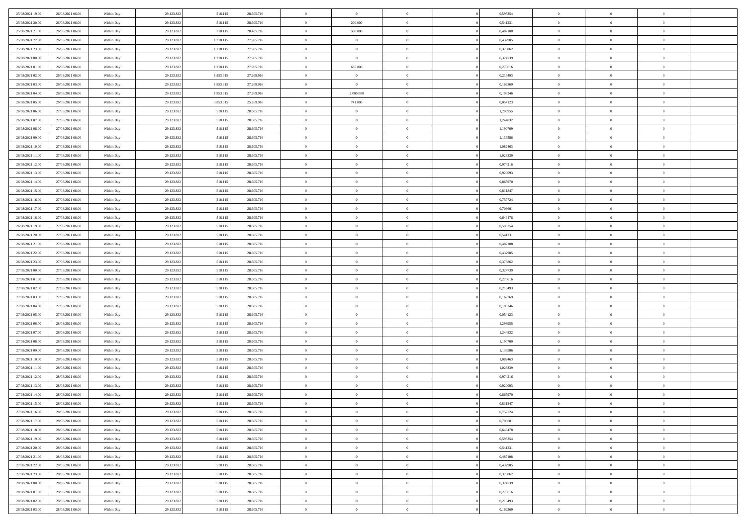| | | | | | | | | | | | | | | |
|---|---|---|---|---|---|---|---|---|---|---|---|---|---|---|
| 25/08/2021 19:00 | 26/08/2021 06:00 | Within Day | 29.123.832 | 518.115 | 28.605.716 | 0 | 0 | 0 | | 0 | 0,595354 | 0 | 0 | 0 |
| 25/08/2021 20:00 | 26/08/2021 06:00 | Within Day | 29.123.832 | 518.115 | 28.605.716 | 0 | 200.000 | 0 | | 0 | 0,541231 | 0 | 0 | 0 |
| 25/08/2021 21:00 | 26/08/2021 06:00 | Within Day | 29.123.832 | 718.115 | 28.405.716 | 0 | 500.000 | 0 | | 0 | 0,487108 | 0 | 0 | 0 |
| 25/08/2021 22:00 | 26/08/2021 06:00 | Within Day | 29.123.832 | 1.218.115 | 27.905.716 | 0 | 0 | 0 | | 0 | 0,432985 | 0 | 0 | 0 |
| 25/08/2021 23:00 | 26/08/2021 06:00 | Within Day | 29.123.832 | 1.218.115 | 27.905.716 | 0 | 0 | 0 | | 0 | 0,378862 | 0 | 0 | 0 |
| 26/08/2021 00:00 | 26/08/2021 06:00 | Within Day | 29.123.832 | 1.218.115 | 27.905.716 | 0 | 0 | 0 | | 0 | 0,324739 | 0 | 0 | 0 |
| 26/08/2021 01:00 | 26/08/2021 06:00 | Within Day | 29.123.832 | 1.218.115 | 27.905.716 | 0 | 635.800 | 0 | | 0 | 0,270616 | 0 | 0 | 0 |
| 26/08/2021 02:00 | 26/08/2021 06:00 | Within Day | 29.123.832 | 1.853.915 | 27.269.916 | 0 | 0 | 0 | | 0 | 0,216493 | 0 | 0 | 0 |
| 26/08/2021 03:00 | 26/08/2021 06:00 | Within Day | 29.123.832 | 1.853.915 | 27.269.916 | 0 | 0 | 0 | | 0 | 0,162369 | 0 | 0 | 0 |
| 26/08/2021 04:00 | 26/08/2021 06:00 | Within Day | 29.123.832 | 1.853.915 | 27.269.916 | 0 | 2.000.000 | 0 | | 0 | 0,108246 | 0 | 0 | 0 |
| 26/08/2021 05:00 | 26/08/2021 06:00 | Within Day | 29.123.832 | 3.853.915 | 25.269.916 | 0 | 741.000 | 0 | | 0 | 0,054123 | 0 | 0 | 0 |
| 26/08/2021 06:00 | 27/08/2021 06:00 | Within Day | 29.123.832 | 518.115 | 28.605.716 | 0 | 0 | 0 | | 0 | 1,298955 | 0 | 0 | 0 |
| 26/08/2021 07:00 | 27/08/2021 06:00 | Within Day | 29.123.832 | 518.115 | 28.605.716 | 0 | 0 | 0 | | 0 | 1,244832 | 0 | 0 | 0 |
| 26/08/2021 08:00 | 27/08/2021 06:00 | Within Day | 29.123.832 | 518.115 | 28.605.716 | 0 | 0 | 0 | | 0 | 1,190709 | 0 | 0 | 0 |
| 26/08/2021 09:00 | 27/08/2021 06:00 | Within Day | 29.123.832 | 518.115 | 28.605.716 | 0 | 0 | 0 | | 0 | 1,136586 | 0 | 0 | 0 |
| 26/08/2021 10:00 | 27/08/2021 06:00 | Within Day | 29.123.832 | 518.115 | 28.605.716 | 0 | 0 | 0 | | 0 | 1,082463 | 0 | 0 | 0 |
| 26/08/2021 11:00 | 27/08/2021 06:00 | Within Day | 29.123.832 | 518.115 | 28.605.716 | 0 | 0 | 0 | | 0 | 1,028339 | 0 | 0 | 0 |
| 26/08/2021 12:00 | 27/08/2021 06:00 | Within Day | 29.123.832 | 518.115 | 28.605.716 | 0 | 0 | 0 | | 0 | 0,974216 | 0 | 0 | 0 |
| 26/08/2021 13:00 | 27/08/2021 06:00 | Within Day | 29.123.832 | 518.115 | 28.605.716 | 0 | 0 | 0 | | 0 | 0,920093 | 0 | 0 | 0 |
| 26/08/2021 14:00 | 27/08/2021 06:00 | Within Day | 29.123.832 | 518.115 | 28.605.716 | 0 | 0 | 0 | | 0 | 0,865970 | 0 | 0 | 0 |
| 26/08/2021 15:00 | 27/08/2021 06:00 | Within Day | 29.123.832 | 518.115 | 28.605.716 | 0 | 0 | 0 | | 0 | 0,811847 | 0 | 0 | 0 |
| 26/08/2021 16:00 | 27/08/2021 06:00 | Within Day | 29.123.832 | 518.115 | 28.605.716 | 0 | 0 | 0 | | 0 | 0,757724 | 0 | 0 | 0 |
| 26/08/2021 17:00 | 27/08/2021 06:00 | Within Day | 29.123.832 | 518.115 | 28.605.716 | 0 | 0 | 0 | | 0 | 0,703601 | 0 | 0 | 0 |
| 26/08/2021 18:00 | 27/08/2021 06:00 | Within Day | 29.123.832 | 518.115 | 28.605.716 | 0 | 0 | 0 | | 0 | 0,649478 | 0 | 0 | 0 |
| 26/08/2021 19:00 | 27/08/2021 06:00 | Within Day | 29.123.832 | 518.115 | 28.605.716 | 0 | 0 | 0 | | 0 | 0,595354 | 0 | 0 | 0 |
| 26/08/2021 20:00 | 27/08/2021 06:00 | Within Day | 29.123.832 | 518.115 | 28.605.716 | 0 | 0 | 0 | | 0 | 0,541231 | 0 | 0 | 0 |
| 26/08/2021 21:00 | 27/08/2021 06:00 | Within Day | 29.123.832 | 518.115 | 28.605.716 | 0 | 0 | 0 | | 0 | 0,487108 | 0 | 0 | 0 |
| 26/08/2021 22:00 | 27/08/2021 06:00 | Within Day | 29.123.832 | 518.115 | 28.605.716 | 0 | 0 | 0 | | 0 | 0,432985 | 0 | 0 | 0 |
| 26/08/2021 23:00 | 27/08/2021 06:00 | Within Day | 29.123.832 | 518.115 | 28.605.716 | 0 | 0 | 0 | | 0 | 0,378862 | 0 | 0 | 0 |
| 27/08/2021 00:00 | 27/08/2021 06:00 | Within Day | 29.123.832 | 518.115 | 28.605.716 | 0 | 0 | 0 | | 0 | 0,324739 | 0 | 0 | 0 |
| 27/08/2021 01:00 | 27/08/2021 06:00 | Within Day | 29.123.832 | 518.115 | 28.605.716 | 0 | 0 | 0 | | 0 | 0,270616 | 0 | 0 | 0 |
| 27/08/2021 02:00 | 27/08/2021 06:00 | Within Day | 29.123.832 | 518.115 | 28.605.716 | 0 | 0 | 0 | | 0 | 0,216493 | 0 | 0 | 0 |
| 27/08/2021 03:00 | 27/08/2021 06:00 | Within Day | 29.123.832 | 518.115 | 28.605.716 | 0 | 0 | 0 | | 0 | 0,162369 | 0 | 0 | 0 |
| 27/08/2021 04:00 | 27/08/2021 06:00 | Within Day | 29.123.832 | 518.115 | 28.605.716 | 0 | 0 | 0 | | 0 | 0,108246 | 0 | 0 | 0 |
| 27/08/2021 05:00 | 27/08/2021 06:00 | Within Day | 29.123.832 | 518.115 | 28.605.716 | 0 | 0 | 0 | | 0 | 0,054123 | 0 | 0 | 0 |
| 27/08/2021 06:00 | 28/08/2021 06:00 | Within Day | 29.123.832 | 518.115 | 28.605.716 | 0 | 0 | 0 | | 0 | 1,298955 | 0 | 0 | 0 |
| 27/08/2021 07:00 | 28/08/2021 06:00 | Within Day | 29.123.832 | 518.115 | 28.605.716 | 0 | 0 | 0 | | 0 | 1,244832 | 0 | 0 | 0 |
| 27/08/2021 08:00 | 28/08/2021 06:00 | Within Day | 29.123.832 | 518.115 | 28.605.716 | 0 | 0 | 0 | | 0 | 1,190709 | 0 | 0 | 0 |
| 27/08/2021 09:00 | 28/08/2021 06:00 | Within Day | 29.123.832 | 518.115 | 28.605.716 | 0 | 0 | 0 | | 0 | 1,136586 | 0 | 0 | 0 |
| 27/08/2021 10:00 | 28/08/2021 06:00 | Within Day | 29.123.832 | 518.115 | 28.605.716 | 0 | 0 | 0 | | 0 | 1,082463 | 0 | 0 | 0 |
| 27/08/2021 11:00 | 28/08/2021 06:00 | Within Day | 29.123.832 | 518.115 | 28.605.716 | 0 | 0 | 0 | | 0 | 1,028339 | 0 | 0 | 0 |
| 27/08/2021 12:00 | 28/08/2021 06:00 | Within Day | 29.123.832 | 518.115 | 28.605.716 | 0 | 0 | 0 | | 0 | 0,974216 | 0 | 0 | 0 |
| 27/08/2021 13:00 | 28/08/2021 06:00 | Within Day | 29.123.832 | 518.115 | 28.605.716 | 0 | 0 | 0 | | 0 | 0,920093 | 0 | 0 | 0 |
| 27/08/2021 14:00 | 28/08/2021 06:00 | Within Day | 29.123.832 | 518.115 | 28.605.716 | 0 | 0 | 0 | | 0 | 0,865970 | 0 | 0 | 0 |
| 27/08/2021 15:00 | 28/08/2021 06:00 | Within Day | 29.123.832 | 518.115 | 28.605.716 | 0 | 0 | 0 | | 0 | 0,811847 | 0 | 0 | 0 |
| 27/08/2021 16:00 | 28/08/2021 06:00 | Within Day | 29.123.832 | 518.115 | 28.605.716 | 0 | 0 | 0 | | 0 | 0,757724 | 0 | 0 | 0 |
| 27/08/2021 17:00 | 28/08/2021 06:00 | Within Day | 29.123.832 | 518.115 | 28.605.716 | 0 | 0 | 0 | | 0 | 0,703601 | 0 | 0 | 0 |
| 27/08/2021 18:00 | 28/08/2021 06:00 | Within Day | 29.123.832 | 518.115 | 28.605.716 | 0 | 0 | 0 | | 0 | 0,649478 | 0 | 0 | 0 |
| 27/08/2021 19:00 | 28/08/2021 06:00 | Within Day | 29.123.832 | 518.115 | 28.605.716 | 0 | 0 | 0 | | 0 | 0,595354 | 0 | 0 | 0 |
| 27/08/2021 20:00 | 28/08/2021 06:00 | Within Day | 29.123.832 | 518.115 | 28.605.716 | 0 | 0 | 0 | | 0 | 0,541231 | 0 | 0 | 0 |
| 27/08/2021 21:00 | 28/08/2021 06:00 | Within Day | 29.123.832 | 518.115 | 28.605.716 | 0 | 0 | 0 | | 0 | 0,487108 | 0 | 0 | 0 |
| 27/08/2021 22:00 | 28/08/2021 06:00 | Within Day | 29.123.832 | 518.115 | 28.605.716 | 0 | 0 | 0 | | 0 | 0,432985 | 0 | 0 | 0 |
| 27/08/2021 23:00 | 28/08/2021 06:00 | Within Day | 29.123.832 | 518.115 | 28.605.716 | 0 | 0 | 0 | | 0 | 0,378862 | 0 | 0 | 0 |
| 28/08/2021 00:00 | 28/08/2021 06:00 | Within Day | 29.123.832 | 518.115 | 28.605.716 | 0 | 0 | 0 | | 0 | 0,324739 | 0 | 0 | 0 |
| 28/08/2021 01:00 | 28/08/2021 06:00 | Within Day | 29.123.832 | 518.115 | 28.605.716 | 0 | 0 | 0 | | 0 | 0,270616 | 0 | 0 | 0 |
| 28/08/2021 02:00 | 28/08/2021 06:00 | Within Day | 29.123.832 | 518.115 | 28.605.716 | 0 | 0 | 0 | | 0 | 0,216493 | 0 | 0 | 0 |
| 28/08/2021 03:00 | 28/08/2021 06:00 | Within Day | 29.123.832 | 518.115 | 28.605.716 | 0 | 0 | 0 | | 0 | 0,162369 | 0 | 0 | 0 |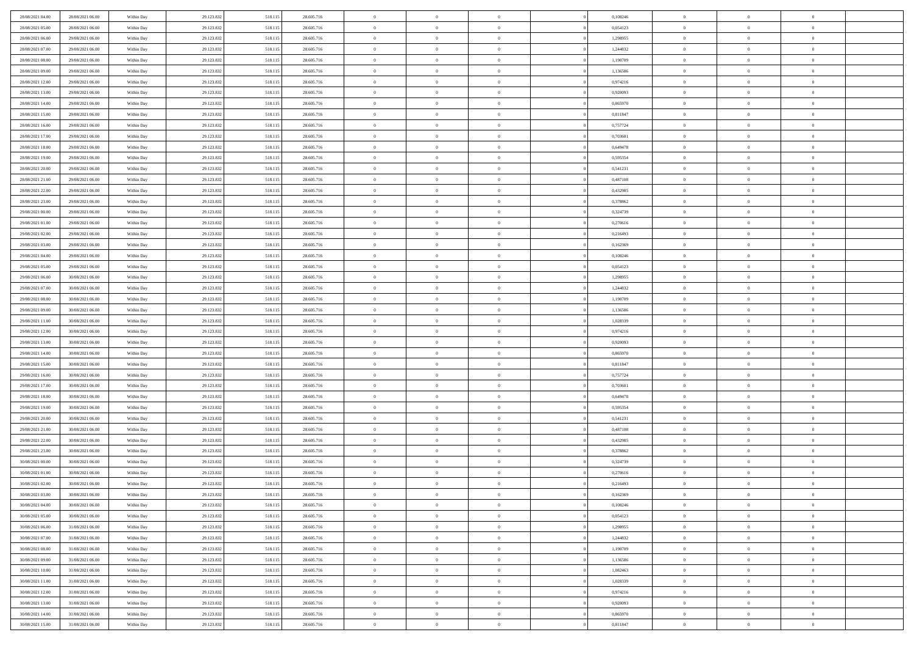| | | | | | | | | | | | | | | |
|---|---|---|---|---|---|---|---|---|---|---|---|---|---|---|
| 28/08/2021 04:00 | 28/08/2021 06:00 | Within Day | 29.123.832 | 518.115 | 28.605.716 | 0 | 0 | 0 | | 0,108246 | 0 | 0 | 0 | |
| 28/08/2021 05:00 | 28/08/2021 06:00 | Within Day | 29.123.832 | 518.115 | 28.605.716 | 0 | 0 | 0 | | 0,054123 | 0 | 0 | 0 | |
| 28/08/2021 06:00 | 29/08/2021 06:00 | Within Day | 29.123.832 | 518.115 | 28.605.716 | 0 | 0 | 0 | | 1,298955 | 0 | 0 | 0 | |
| 28/08/2021 07:00 | 29/08/2021 06:00 | Within Day | 29.123.832 | 518.115 | 28.605.716 | 0 | 0 | 0 | | 1,244832 | 0 | 0 | 0 | |
| 28/08/2021 08:00 | 29/08/2021 06:00 | Within Day | 29.123.832 | 518.115 | 28.605.716 | 0 | 0 | 0 | | 1,190709 | 0 | 0 | 0 | |
| 28/08/2021 09:00 | 29/08/2021 06:00 | Within Day | 29.123.832 | 518.115 | 28.605.716 | 0 | 0 | 0 | | 1,136586 | 0 | 0 | 0 | |
| 28/08/2021 12:00 | 29/08/2021 06:00 | Within Day | 29.123.832 | 518.115 | 28.605.716 | 0 | 0 | 0 | | 0,974216 | 0 | 0 | 0 | |
| 28/08/2021 13:00 | 29/08/2021 06:00 | Within Day | 29.123.832 | 518.115 | 28.605.716 | 0 | 0 | 0 | | 0,920093 | 0 | 0 | 0 | |
| 28/08/2021 14:00 | 29/08/2021 06:00 | Within Day | 29.123.832 | 518.115 | 28.605.716 | 0 | 0 | 0 | | 0,865970 | 0 | 0 | 0 | |
| 28/08/2021 15:00 | 29/08/2021 06:00 | Within Day | 29.123.832 | 518.115 | 28.605.716 | 0 | 0 | 0 | | 0,811847 | 0 | 0 | 0 | |
| 28/08/2021 16:00 | 29/08/2021 06:00 | Within Day | 29.123.832 | 518.115 | 28.605.716 | 0 | 0 | 0 | | 0,757724 | 0 | 0 | 0 | |
| 28/08/2021 17:00 | 29/08/2021 06:00 | Within Day | 29.123.832 | 518.115 | 28.605.716 | 0 | 0 | 0 | | 0,703601 | 0 | 0 | 0 | |
| 28/08/2021 18:00 | 29/08/2021 06:00 | Within Day | 29.123.832 | 518.115 | 28.605.716 | 0 | 0 | 0 | | 0,649478 | 0 | 0 | 0 | |
| 28/08/2021 19:00 | 29/08/2021 06:00 | Within Day | 29.123.832 | 518.115 | 28.605.716 | 0 | 0 | 0 | | 0,595354 | 0 | 0 | 0 | |
| 28/08/2021 20:00 | 29/08/2021 06:00 | Within Day | 29.123.832 | 518.115 | 28.605.716 | 0 | 0 | 0 | | 0,541231 | 0 | 0 | 0 | |
| 28/08/2021 21:00 | 29/08/2021 06:00 | Within Day | 29.123.832 | 518.115 | 28.605.716 | 0 | 0 | 0 | | 0,487108 | 0 | 0 | 0 | |
| 28/08/2021 22:00 | 29/08/2021 06:00 | Within Day | 29.123.832 | 518.115 | 28.605.716 | 0 | 0 | 0 | | 0,432985 | 0 | 0 | 0 | |
| 28/08/2021 23:00 | 29/08/2021 06:00 | Within Day | 29.123.832 | 518.115 | 28.605.716 | 0 | 0 | 0 | | 0,378862 | 0 | 0 | 0 | |
| 29/08/2021 00:00 | 29/08/2021 06:00 | Within Day | 29.123.832 | 518.115 | 28.605.716 | 0 | 0 | 0 | | 0,324739 | 0 | 0 | 0 | |
| 29/08/2021 01:00 | 29/08/2021 06:00 | Within Day | 29.123.832 | 518.115 | 28.605.716 | 0 | 0 | 0 | | 0,270616 | 0 | 0 | 0 | |
| 29/08/2021 02:00 | 29/08/2021 06:00 | Within Day | 29.123.832 | 518.115 | 28.605.716 | 0 | 0 | 0 | | 0,216493 | 0 | 0 | 0 | |
| 29/08/2021 03:00 | 29/08/2021 06:00 | Within Day | 29.123.832 | 518.115 | 28.605.716 | 0 | 0 | 0 | | 0,162369 | 0 | 0 | 0 | |
| 29/08/2021 04:00 | 29/08/2021 06:00 | Within Day | 29.123.832 | 518.115 | 28.605.716 | 0 | 0 | 0 | | 0,108246 | 0 | 0 | 0 | |
| 29/08/2021 05:00 | 29/08/2021 06:00 | Within Day | 29.123.832 | 518.115 | 28.605.716 | 0 | 0 | 0 | | 0,054123 | 0 | 0 | 0 | |
| 29/08/2021 06:00 | 30/08/2021 06:00 | Within Day | 29.123.832 | 518.115 | 28.605.716 | 0 | 0 | 0 | | 1,298955 | 0 | 0 | 0 | |
| 29/08/2021 07:00 | 30/08/2021 06:00 | Within Day | 29.123.832 | 518.115 | 28.605.716 | 0 | 0 | 0 | | 1,244832 | 0 | 0 | 0 | |
| 29/08/2021 08:00 | 30/08/2021 06:00 | Within Day | 29.123.832 | 518.115 | 28.605.716 | 0 | 0 | 0 | | 1,190709 | 0 | 0 | 0 | |
| 29/08/2021 09:00 | 30/08/2021 06:00 | Within Day | 29.123.832 | 518.115 | 28.605.716 | 0 | 0 | 0 | | 1,136586 | 0 | 0 | 0 | |
| 29/08/2021 11:00 | 30/08/2021 06:00 | Within Day | 29.123.832 | 518.115 | 28.605.716 | 0 | 0 | 0 | | 1,028339 | 0 | 0 | 0 | |
| 29/08/2021 12:00 | 30/08/2021 06:00 | Within Day | 29.123.832 | 518.115 | 28.605.716 | 0 | 0 | 0 | | 0,974216 | 0 | 0 | 0 | |
| 29/08/2021 13:00 | 30/08/2021 06:00 | Within Day | 29.123.832 | 518.115 | 28.605.716 | 0 | 0 | 0 | | 0,920093 | 0 | 0 | 0 | |
| 29/08/2021 14:00 | 30/08/2021 06:00 | Within Day | 29.123.832 | 518.115 | 28.605.716 | 0 | 0 | 0 | | 0,865970 | 0 | 0 | 0 | |
| 29/08/2021 15:00 | 30/08/2021 06:00 | Within Day | 29.123.832 | 518.115 | 28.605.716 | 0 | 0 | 0 | | 0,811847 | 0 | 0 | 0 | |
| 29/08/2021 16:00 | 30/08/2021 06:00 | Within Day | 29.123.832 | 518.115 | 28.605.716 | 0 | 0 | 0 | | 0,757724 | 0 | 0 | 0 | |
| 29/08/2021 17:00 | 30/08/2021 06:00 | Within Day | 29.123.832 | 518.115 | 28.605.716 | 0 | 0 | 0 | | 0,703601 | 0 | 0 | 0 | |
| 29/08/2021 18:00 | 30/08/2021 06:00 | Within Day | 29.123.832 | 518.115 | 28.605.716 | 0 | 0 | 0 | | 0,649478 | 0 | 0 | 0 | |
| 29/08/2021 19:00 | 30/08/2021 06:00 | Within Day | 29.123.832 | 518.115 | 28.605.716 | 0 | 0 | 0 | | 0,595354 | 0 | 0 | 0 | |
| 29/08/2021 20:00 | 30/08/2021 06:00 | Within Day | 29.123.832 | 518.115 | 28.605.716 | 0 | 0 | 0 | | 0,541231 | 0 | 0 | 0 | |
| 29/08/2021 21:00 | 30/08/2021 06:00 | Within Day | 29.123.832 | 518.115 | 28.605.716 | 0 | 0 | 0 | | 0,487108 | 0 | 0 | 0 | |
| 29/08/2021 22:00 | 30/08/2021 06:00 | Within Day | 29.123.832 | 518.115 | 28.605.716 | 0 | 0 | 0 | | 0,432985 | 0 | 0 | 0 | |
| 29/08/2021 23:00 | 30/08/2021 06:00 | Within Day | 29.123.832 | 518.115 | 28.605.716 | 0 | 0 | 0 | | 0,378862 | 0 | 0 | 0 | |
| 30/08/2021 00:00 | 30/08/2021 06:00 | Within Day | 29.123.832 | 518.115 | 28.605.716 | 0 | 0 | 0 | | 0,324739 | 0 | 0 | 0 | |
| 30/08/2021 01:00 | 30/08/2021 06:00 | Within Day | 29.123.832 | 518.115 | 28.605.716 | 0 | 0 | 0 | | 0,270616 | 0 | 0 | 0 | |
| 30/08/2021 02:00 | 30/08/2021 06:00 | Within Day | 29.123.832 | 518.115 | 28.605.716 | 0 | 0 | 0 | | 0,216493 | 0 | 0 | 0 | |
| 30/08/2021 03:00 | 30/08/2021 06:00 | Within Day | 29.123.832 | 518.115 | 28.605.716 | 0 | 0 | 0 | | 0,162369 | 0 | 0 | 0 | |
| 30/08/2021 04:00 | 30/08/2021 06:00 | Within Day | 29.123.832 | 518.115 | 28.605.716 | 0 | 0 | 0 | | 0,108246 | 0 | 0 | 0 | |
| 30/08/2021 05:00 | 30/08/2021 06:00 | Within Day | 29.123.832 | 518.115 | 28.605.716 | 0 | 0 | 0 | | 0,054123 | 0 | 0 | 0 | |
| 30/08/2021 06:00 | 31/08/2021 06:00 | Within Day | 29.123.832 | 518.115 | 28.605.716 | 0 | 0 | 0 | | 1,298955 | 0 | 0 | 0 | |
| 30/08/2021 07:00 | 31/08/2021 06:00 | Within Day | 29.123.832 | 518.115 | 28.605.716 | 0 | 0 | 0 | | 1,244832 | 0 | 0 | 0 | |
| 30/08/2021 08:00 | 31/08/2021 06:00 | Within Day | 29.123.832 | 518.115 | 28.605.716 | 0 | 0 | 0 | | 1,190709 | 0 | 0 | 0 | |
| 30/08/2021 09:00 | 31/08/2021 06:00 | Within Day | 29.123.832 | 518.115 | 28.605.716 | 0 | 0 | 0 | | 1,136586 | 0 | 0 | 0 | |
| 30/08/2021 10:00 | 31/08/2021 06:00 | Within Day | 29.123.832 | 518.115 | 28.605.716 | 0 | 0 | 0 | | 1,082463 | 0 | 0 | 0 | |
| 30/08/2021 11:00 | 31/08/2021 06:00 | Within Day | 29.123.832 | 518.115 | 28.605.716 | 0 | 0 | 0 | | 1,028339 | 0 | 0 | 0 | |
| 30/08/2021 12:00 | 31/08/2021 06:00 | Within Day | 29.123.832 | 518.115 | 28.605.716 | 0 | 0 | 0 | | 0,974216 | 0 | 0 | 0 | |
| 30/08/2021 13:00 | 31/08/2021 06:00 | Within Day | 29.123.832 | 518.115 | 28.605.716 | 0 | 0 | 0 | | 0,920093 | 0 | 0 | 0 | |
| 30/08/2021 14:00 | 31/08/2021 06:00 | Within Day | 29.123.832 | 518.115 | 28.605.716 | 0 | 0 | 0 | | 0,865970 | 0 | 0 | 0 | |
| 30/08/2021 15:00 | 31/08/2021 06:00 | Within Day | 29.123.832 | 518.115 | 28.605.716 | 0 | 0 | 0 | | 0,811847 | 0 | 0 | 0 | |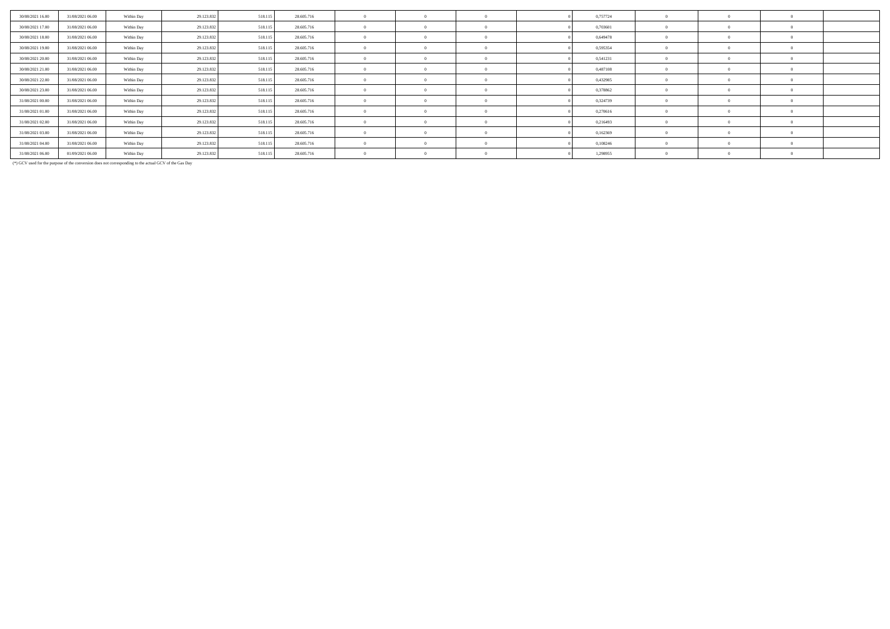| | | | | | | | | | | | | | | |
|---|---|---|---|---|---|---|---|---|---|---|---|---|---|---|
| 30/08/2021 16.00 | 31/08/2021 06.00 | Within Day | 29.123.832 | 518.115 | 28.605.716 | 0 | 0 | 0 | 0 | 0,757724 | 0 | 0 | 0 | |
| 30/08/2021 17.00 | 31/08/2021 06.00 | Within Day | 29.123.832 | 518.115 | 28.605.716 | 0 | 0 | 0 | 0 | 0,703601 | 0 | 0 | 0 | |
| 30/08/2021 18.00 | 31/08/2021 06.00 | Within Day | 29.123.832 | 518.115 | 28.605.716 | 0 | 0 | 0 | 0 | 0,649478 | 0 | 0 | 0 | |
| 30/08/2021 19.00 | 31/08/2021 06.00 | Within Day | 29.123.832 | 518.115 | 28.605.716 | 0 | 0 | 0 | 0 | 0,595354 | 0 | 0 | 0 | |
| 30/08/2021 20.00 | 31/08/2021 06.00 | Within Day | 29.123.832 | 518.115 | 28.605.716 | 0 | 0 | 0 | 0 | 0,541231 | 0 | 0 | 0 | |
| 30/08/2021 21.00 | 31/08/2021 06.00 | Within Day | 29.123.832 | 518.115 | 28.605.716 | 0 | 0 | 0 | 0 | 0,487108 | 0 | 0 | 0 | |
| 30/08/2021 22.00 | 31/08/2021 06.00 | Within Day | 29.123.832 | 518.115 | 28.605.716 | 0 | 0 | 0 | 0 | 0,432985 | 0 | 0 | 0 | |
| 30/08/2021 23.00 | 31/08/2021 06.00 | Within Day | 29.123.832 | 518.115 | 28.605.716 | 0 | 0 | 0 | 0 | 0,378862 | 0 | 0 | 0 | |
| 31/08/2021 00.00 | 31/08/2021 06.00 | Within Day | 29.123.832 | 518.115 | 28.605.716 | 0 | 0 | 0 | 0 | 0,324739 | 0 | 0 | 0 | |
| 31/08/2021 01.00 | 31/08/2021 06.00 | Within Day | 29.123.832 | 518.115 | 28.605.716 | 0 | 0 | 0 | 0 | 0,270616 | 0 | 0 | 0 | |
| 31/08/2021 02.00 | 31/08/2021 06.00 | Within Day | 29.123.832 | 518.115 | 28.605.716 | 0 | 0 | 0 | 0 | 0,216493 | 0 | 0 | 0 | |
| 31/08/2021 03.00 | 31/08/2021 06.00 | Within Day | 29.123.832 | 518.115 | 28.605.716 | 0 | 0 | 0 | 0 | 0,162369 | 0 | 0 | 0 | |
| 31/08/2021 04.00 | 31/08/2021 06.00 | Within Day | 29.123.832 | 518.115 | 28.605.716 | 0 | 0 | 0 | 0 | 0,108246 | 0 | 0 | 0 | |
| 31/08/2021 06.00 | 01/09/2021 06.00 | Within Day | 29.123.832 | 518.115 | 28.605.716 | 0 | 0 | 0 | 0 | 1,298955 | 0 | 0 | 0 | |

(*) GCV used for the purpose of the conversion does not corresponding to the actual GCV of the Gas Day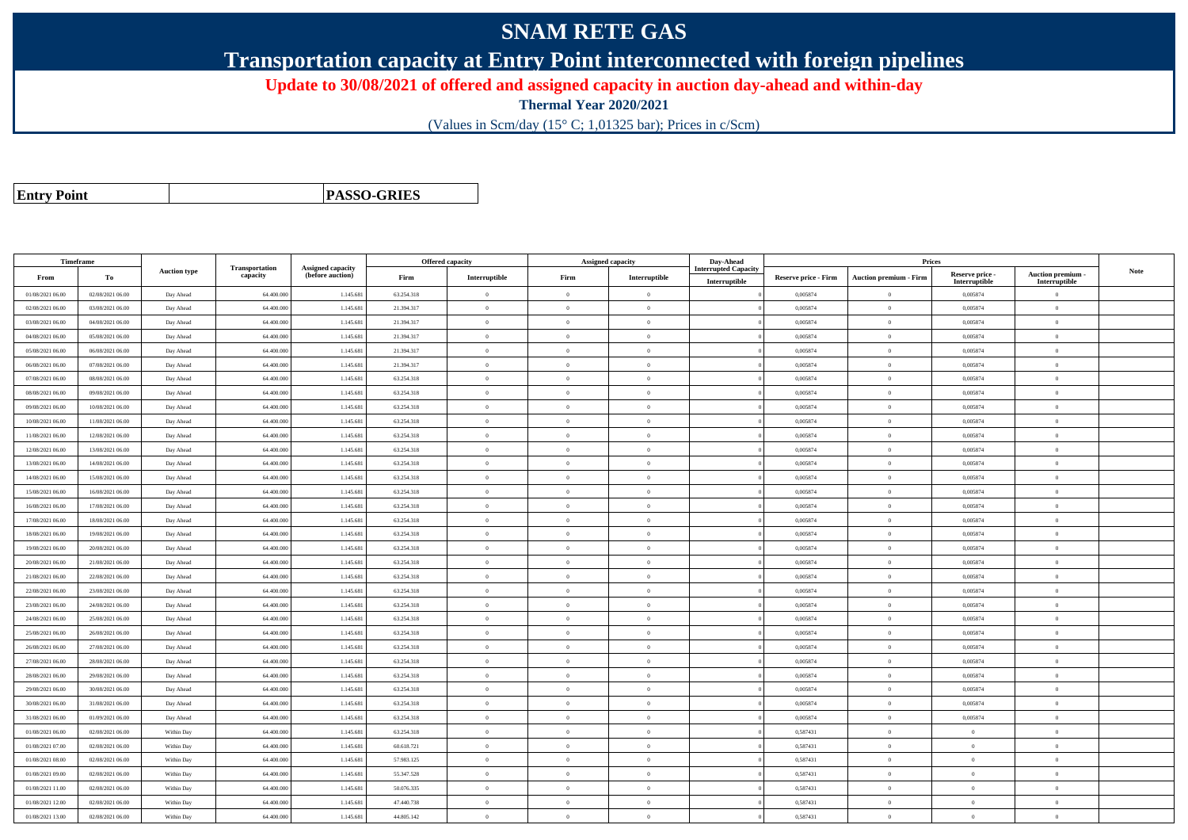# SNAM RETE GAS

## Transportation capacity at Entry Point interconnected with foreign pipelines

**Update to 30/08/2021 of offered and assigned capacity in auction day-ahead and within-day**

**Thermal Year 2020/2021**

(Values in Scm/day (15° C; 1,01325 bar); Prices in c/Scm)

| | |
|---|---|
| **Entry Point** | **PASSO-GRIES** |

| Timeframe | | Auction type | Transportation capacity | Assigned capacity (before auction) | Offered capacity | | Assigned capacity | | Day-Ahead Interrupted Capacity | Prices | | | | Note |
|---|---|---|---|---|---|---|---|---|---|---|---|---|---|---|
| From | To | | | | Firm | Interruptible | Firm | Interruptible | Interruptible | Reserve price - Firm | Auction premium - Firm | Reserve price - Interruptible | Auction premium - Interruptible | |
| 01/08/2021 06.00 | 02/08/2021 06.00 | Day Ahead | 64.400.000 | 1.145.681 | 63.254.318 | 0 | 0 | 0 | 0 | 0,005874 | 0 | 0,005874 | 0 | |
| 02/08/2021 06.00 | 03/08/2021 06.00 | Day Ahead | 64.400.000 | 1.145.681 | 21.394.317 | 0 | 0 | 0 | 0 | 0,005874 | 0 | 0,005874 | 0 | |
| 03/08/2021 06.00 | 04/08/2021 06.00 | Day Ahead | 64.400.000 | 1.145.681 | 21.394.317 | 0 | 0 | 0 | 0 | 0,005874 | 0 | 0,005874 | 0 | |
| 04/08/2021 06.00 | 05/08/2021 06.00 | Day Ahead | 64.400.000 | 1.145.681 | 21.394.317 | 0 | 0 | 0 | 0 | 0,005874 | 0 | 0,005874 | 0 | |
| 05/08/2021 06.00 | 06/08/2021 06.00 | Day Ahead | 64.400.000 | 1.145.681 | 21.394.317 | 0 | 0 | 0 | 0 | 0,005874 | 0 | 0,005874 | 0 | |
| 06/08/2021 06.00 | 07/08/2021 06.00 | Day Ahead | 64.400.000 | 1.145.681 | 21.394.317 | 0 | 0 | 0 | 0 | 0,005874 | 0 | 0,005874 | 0 | |
| 07/08/2021 06.00 | 08/08/2021 06.00 | Day Ahead | 64.400.000 | 1.145.681 | 63.254.318 | 0 | 0 | 0 | 0 | 0,005874 | 0 | 0,005874 | 0 | |
| 08/08/2021 06.00 | 09/08/2021 06.00 | Day Ahead | 64.400.000 | 1.145.681 | 63.254.318 | 0 | 0 | 0 | 0 | 0,005874 | 0 | 0,005874 | 0 | |
| 09/08/2021 06.00 | 10/08/2021 06.00 | Day Ahead | 64.400.000 | 1.145.681 | 63.254.318 | 0 | 0 | 0 | 0 | 0,005874 | 0 | 0,005874 | 0 | |
| 10/08/2021 06.00 | 11/08/2021 06.00 | Day Ahead | 64.400.000 | 1.145.681 | 63.254.318 | 0 | 0 | 0 | 0 | 0,005874 | 0 | 0,005874 | 0 | |
| 11/08/2021 06.00 | 12/08/2021 06.00 | Day Ahead | 64.400.000 | 1.145.681 | 63.254.318 | 0 | 0 | 0 | 0 | 0,005874 | 0 | 0,005874 | 0 | |
| 12/08/2021 06.00 | 13/08/2021 06.00 | Day Ahead | 64.400.000 | 1.145.681 | 63.254.318 | 0 | 0 | 0 | 0 | 0,005874 | 0 | 0,005874 | 0 | |
| 13/08/2021 06.00 | 14/08/2021 06.00 | Day Ahead | 64.400.000 | 1.145.681 | 63.254.318 | 0 | 0 | 0 | 0 | 0,005874 | 0 | 0,005874 | 0 | |
| 14/08/2021 06.00 | 15/08/2021 06.00 | Day Ahead | 64.400.000 | 1.145.681 | 63.254.318 | 0 | 0 | 0 | 0 | 0,005874 | 0 | 0,005874 | 0 | |
| 15/08/2021 06.00 | 16/08/2021 06.00 | Day Ahead | 64.400.000 | 1.145.681 | 63.254.318 | 0 | 0 | 0 | 0 | 0,005874 | 0 | 0,005874 | 0 | |
| 16/08/2021 06.00 | 17/08/2021 06.00 | Day Ahead | 64.400.000 | 1.145.681 | 63.254.318 | 0 | 0 | 0 | 0 | 0,005874 | 0 | 0,005874 | 0 | |
| 17/08/2021 06.00 | 18/08/2021 06.00 | Day Ahead | 64.400.000 | 1.145.681 | 63.254.318 | 0 | 0 | 0 | 0 | 0,005874 | 0 | 0,005874 | 0 | |
| 18/08/2021 06.00 | 19/08/2021 06.00 | Day Ahead | 64.400.000 | 1.145.681 | 63.254.318 | 0 | 0 | 0 | 0 | 0,005874 | 0 | 0,005874 | 0 | |
| 19/08/2021 06.00 | 20/08/2021 06.00 | Day Ahead | 64.400.000 | 1.145.681 | 63.254.318 | 0 | 0 | 0 | 0 | 0,005874 | 0 | 0,005874 | 0 | |
| 20/08/2021 06.00 | 21/08/2021 06.00 | Day Ahead | 64.400.000 | 1.145.681 | 63.254.318 | 0 | 0 | 0 | 0 | 0,005874 | 0 | 0,005874 | 0 | |
| 21/08/2021 06.00 | 22/08/2021 06.00 | Day Ahead | 64.400.000 | 1.145.681 | 63.254.318 | 0 | 0 | 0 | 0 | 0,005874 | 0 | 0,005874 | 0 | |
| 22/08/2021 06.00 | 23/08/2021 06.00 | Day Ahead | 64.400.000 | 1.145.681 | 63.254.318 | 0 | 0 | 0 | 0 | 0,005874 | 0 | 0,005874 | 0 | |
| 23/08/2021 06.00 | 24/08/2021 06.00 | Day Ahead | 64.400.000 | 1.145.681 | 63.254.318 | 0 | 0 | 0 | 0 | 0,005874 | 0 | 0,005874 | 0 | |
| 24/08/2021 06.00 | 25/08/2021 06.00 | Day Ahead | 64.400.000 | 1.145.681 | 63.254.318 | 0 | 0 | 0 | 0 | 0,005874 | 0 | 0,005874 | 0 | |
| 25/08/2021 06.00 | 26/08/2021 06.00 | Day Ahead | 64.400.000 | 1.145.681 | 63.254.318 | 0 | 0 | 0 | 0 | 0,005874 | 0 | 0,005874 | 0 | |
| 26/08/2021 06.00 | 27/08/2021 06.00 | Day Ahead | 64.400.000 | 1.145.681 | 63.254.318 | 0 | 0 | 0 | 0 | 0,005874 | 0 | 0,005874 | 0 | |
| 27/08/2021 06.00 | 28/08/2021 06.00 | Day Ahead | 64.400.000 | 1.145.681 | 63.254.318 | 0 | 0 | 0 | 0 | 0,005874 | 0 | 0,005874 | 0 | |
| 28/08/2021 06.00 | 29/08/2021 06.00 | Day Ahead | 64.400.000 | 1.145.681 | 63.254.318 | 0 | 0 | 0 | 0 | 0,005874 | 0 | 0,005874 | 0 | |
| 29/08/2021 06.00 | 30/08/2021 06.00 | Day Ahead | 64.400.000 | 1.145.681 | 63.254.318 | 0 | 0 | 0 | 0 | 0,005874 | 0 | 0,005874 | 0 | |
| 30/08/2021 06.00 | 31/08/2021 06.00 | Day Ahead | 64.400.000 | 1.145.681 | 63.254.318 | 0 | 0 | 0 | 0 | 0,005874 | 0 | 0,005874 | 0 | |
| 31/08/2021 06.00 | 01/09/2021 06.00 | Day Ahead | 64.400.000 | 1.145.681 | 63.254.318 | 0 | 0 | 0 | 0 | 0,005874 | 0 | 0,005874 | 0 | |
| 01/08/2021 06.00 | 02/08/2021 06.00 | Within Day | 64.400.000 | 1.145.681 | 63.254.318 | 0 | 0 | 0 | 0 | 0,587431 | 0 | 0 | 0 | |
| 01/08/2021 07.00 | 02/08/2021 06.00 | Within Day | 64.400.000 | 1.145.681 | 60.618.721 | 0 | 0 | 0 | 0 | 0,587431 | 0 | 0 | 0 | |
| 01/08/2021 08.00 | 02/08/2021 06.00 | Within Day | 64.400.000 | 1.145.681 | 57.983.125 | 0 | 0 | 0 | 0 | 0,587431 | 0 | 0 | 0 | |
| 01/08/2021 09.00 | 02/08/2021 06.00 | Within Day | 64.400.000 | 1.145.681 | 55.347.528 | 0 | 0 | 0 | 0 | 0,587431 | 0 | 0 | 0 | |
| 01/08/2021 11.00 | 02/08/2021 06.00 | Within Day | 64.400.000 | 1.145.681 | 50.076.335 | 0 | 0 | 0 | 0 | 0,587431 | 0 | 0 | 0 | |
| 01/08/2021 12.00 | 02/08/2021 06.00 | Within Day | 64.400.000 | 1.145.681 | 47.440.738 | 0 | 0 | 0 | 0 | 0,587431 | 0 | 0 | 0 | |
| 01/08/2021 13.00 | 02/08/2021 06.00 | Within Day | 64.400.000 | 1.145.681 | 44.805.142 | 0 | 0 | 0 | 0 | 0,587431 | 0 | 0 | 0 | |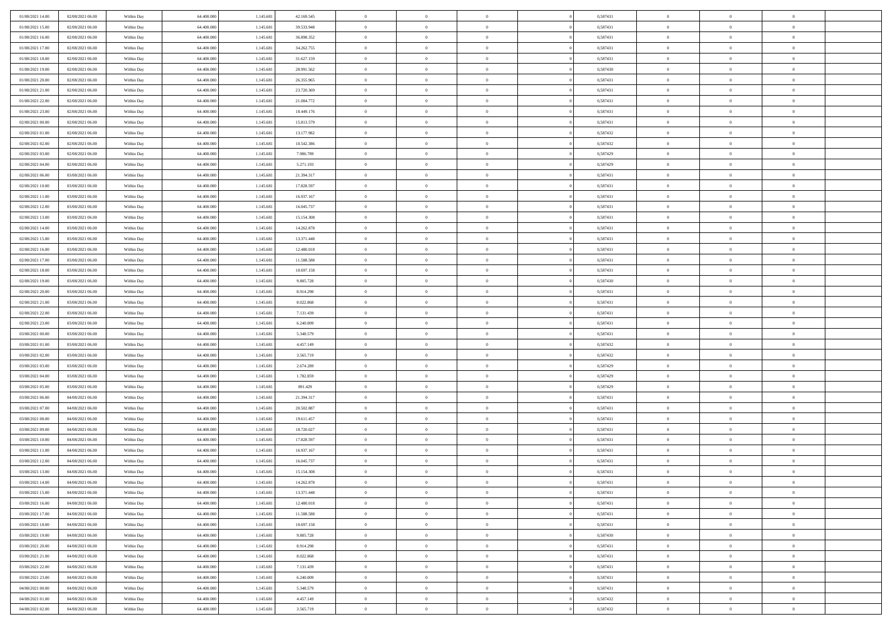| | | | | | | | | | | | | | | |
|---|---|---|---|---|---|---|---|---|---|---|---|---|---|---|
| 01/08/2021 14:00 | 02/08/2021 06:00 | Within Day | 64.400.000 | 1.145.681 | 42.169.545 | 0 | 0 | 0 | | 0 | 0,587431 | 0 | 0 | 0 |
| 01/08/2021 15:00 | 02/08/2021 06:00 | Within Day | 64.400.000 | 1.145.681 | 39.533.948 | 0 | 0 | 0 | | 0 | 0,587431 | 0 | 0 | 0 |
| 01/08/2021 16:00 | 02/08/2021 06:00 | Within Day | 64.400.000 | 1.145.681 | 36.898.352 | 0 | 0 | 0 | | 0 | 0,587431 | 0 | 0 | 0 |
| 01/08/2021 17:00 | 02/08/2021 06:00 | Within Day | 64.400.000 | 1.145.681 | 34.262.755 | 0 | 0 | 0 | | 0 | 0,587431 | 0 | 0 | 0 |
| 01/08/2021 18:00 | 02/08/2021 06:00 | Within Day | 64.400.000 | 1.145.681 | 31.627.159 | 0 | 0 | 0 | | 0 | 0,587431 | 0 | 0 | 0 |
| 01/08/2021 19:00 | 02/08/2021 06:00 | Within Day | 64.400.000 | 1.145.681 | 28.991.562 | 0 | 0 | 0 | | 0 | 0,587430 | 0 | 0 | 0 |
| 01/08/2021 20:00 | 02/08/2021 06:00 | Within Day | 64.400.000 | 1.145.681 | 26.355.965 | 0 | 0 | 0 | | 0 | 0,587431 | 0 | 0 | 0 |
| 01/08/2021 21:00 | 02/08/2021 06:00 | Within Day | 64.400.000 | 1.145.681 | 23.720.369 | 0 | 0 | 0 | | 0 | 0,587431 | 0 | 0 | 0 |
| 01/08/2021 22:00 | 02/08/2021 06:00 | Within Day | 64.400.000 | 1.145.681 | 21.084.772 | 0 | 0 | 0 | | 0 | 0,587431 | 0 | 0 | 0 |
| 01/08/2021 23:00 | 02/08/2021 06:00 | Within Day | 64.400.000 | 1.145.681 | 18.449.176 | 0 | 0 | 0 | | 0 | 0,587431 | 0 | 0 | 0 |
| 02/08/2021 00:00 | 02/08/2021 06:00 | Within Day | 64.400.000 | 1.145.681 | 15.813.579 | 0 | 0 | 0 | | 0 | 0,587431 | 0 | 0 | 0 |
| 02/08/2021 01:00 | 02/08/2021 06:00 | Within Day | 64.400.000 | 1.145.681 | 13.177.982 | 0 | 0 | 0 | | 0 | 0,587432 | 0 | 0 | 0 |
| 02/08/2021 02:00 | 02/08/2021 06:00 | Within Day | 64.400.000 | 1.145.681 | 10.542.386 | 0 | 0 | 0 | | 0 | 0,587432 | 0 | 0 | 0 |
| 02/08/2021 03:00 | 02/08/2021 06:00 | Within Day | 64.400.000 | 1.145.681 | 7.906.789 | 0 | 0 | 0 | | 0 | 0,587429 | 0 | 0 | 0 |
| 02/08/2021 04:00 | 02/08/2021 06:00 | Within Day | 64.400.000 | 1.145.681 | 5.271.193 | 0 | 0 | 0 | | 0 | 0,587429 | 0 | 0 | 0 |
| 02/08/2021 06:00 | 03/08/2021 06:00 | Within Day | 64.400.000 | 1.145.681 | 21.394.317 | 0 | 0 | 0 | | 0 | 0,587431 | 0 | 0 | 0 |
| 02/08/2021 10:00 | 03/08/2021 06:00 | Within Day | 64.400.000 | 1.145.681 | 17.828.597 | 0 | 0 | 0 | | 0 | 0,587431 | 0 | 0 | 0 |
| 02/08/2021 11:00 | 03/08/2021 06:00 | Within Day | 64.400.000 | 1.145.681 | 16.937.167 | 0 | 0 | 0 | | 0 | 0,587431 | 0 | 0 | 0 |
| 02/08/2021 12:00 | 03/08/2021 06:00 | Within Day | 64.400.000 | 1.145.681 | 16.045.737 | 0 | 0 | 0 | | 0 | 0,587431 | 0 | 0 | 0 |
| 02/08/2021 13:00 | 03/08/2021 06:00 | Within Day | 64.400.000 | 1.145.681 | 15.154.308 | 0 | 0 | 0 | | 0 | 0,587431 | 0 | 0 | 0 |
| 02/08/2021 14:00 | 03/08/2021 06:00 | Within Day | 64.400.000 | 1.145.681 | 14.262.878 | 0 | 0 | 0 | | 0 | 0,587431 | 0 | 0 | 0 |
| 02/08/2021 15:00 | 03/08/2021 06:00 | Within Day | 64.400.000 | 1.145.681 | 13.371.448 | 0 | 0 | 0 | | 0 | 0,587431 | 0 | 0 | 0 |
| 02/08/2021 16:00 | 03/08/2021 06:00 | Within Day | 64.400.000 | 1.145.681 | 12.480.018 | 0 | 0 | 0 | | 0 | 0,587431 | 0 | 0 | 0 |
| 02/08/2021 17:00 | 03/08/2021 06:00 | Within Day | 64.400.000 | 1.145.681 | 11.588.588 | 0 | 0 | 0 | | 0 | 0,587431 | 0 | 0 | 0 |
| 02/08/2021 18:00 | 03/08/2021 06:00 | Within Day | 64.400.000 | 1.145.681 | 10.697.158 | 0 | 0 | 0 | | 0 | 0,587431 | 0 | 0 | 0 |
| 02/08/2021 19:00 | 03/08/2021 06:00 | Within Day | 64.400.000 | 1.145.681 | 9.805.728 | 0 | 0 | 0 | | 0 | 0,587430 | 0 | 0 | 0 |
| 02/08/2021 20:00 | 03/08/2021 06:00 | Within Day | 64.400.000 | 1.145.681 | 8.914.298 | 0 | 0 | 0 | | 0 | 0,587431 | 0 | 0 | 0 |
| 02/08/2021 21:00 | 03/08/2021 06:00 | Within Day | 64.400.000 | 1.145.681 | 8.022.868 | 0 | 0 | 0 | | 0 | 0,587431 | 0 | 0 | 0 |
| 02/08/2021 22:00 | 03/08/2021 06:00 | Within Day | 64.400.000 | 1.145.681 | 7.131.439 | 0 | 0 | 0 | | 0 | 0,587431 | 0 | 0 | 0 |
| 02/08/2021 23:00 | 03/08/2021 06:00 | Within Day | 64.400.000 | 1.145.681 | 6.240.009 | 0 | 0 | 0 | | 0 | 0,587431 | 0 | 0 | 0 |
| 03/08/2021 00:00 | 03/08/2021 06:00 | Within Day | 64.400.000 | 1.145.681 | 5.348.579 | 0 | 0 | 0 | | 0 | 0,587431 | 0 | 0 | 0 |
| 03/08/2021 01:00 | 03/08/2021 06:00 | Within Day | 64.400.000 | 1.145.681 | 4.457.149 | 0 | 0 | 0 | | 0 | 0,587432 | 0 | 0 | 0 |
| 03/08/2021 02:00 | 03/08/2021 06:00 | Within Day | 64.400.000 | 1.145.681 | 3.565.719 | 0 | 0 | 0 | | 0 | 0,587432 | 0 | 0 | 0 |
| 03/08/2021 03:00 | 03/08/2021 06:00 | Within Day | 64.400.000 | 1.145.681 | 2.674.289 | 0 | 0 | 0 | | 0 | 0,587429 | 0 | 0 | 0 |
| 03/08/2021 04:00 | 03/08/2021 06:00 | Within Day | 64.400.000 | 1.145.681 | 1.782.859 | 0 | 0 | 0 | | 0 | 0,587429 | 0 | 0 | 0 |
| 03/08/2021 05:00 | 03/08/2021 06:00 | Within Day | 64.400.000 | 1.145.681 | 891.429 | 0 | 0 | 0 | | 0 | 0,587429 | 0 | 0 | 0 |
| 03/08/2021 06:00 | 04/08/2021 06:00 | Within Day | 64.400.000 | 1.145.681 | 21.394.317 | 0 | 0 | 0 | | 0 | 0,587431 | 0 | 0 | 0 |
| 03/08/2021 07:00 | 04/08/2021 06:00 | Within Day | 64.400.000 | 1.145.681 | 20.502.887 | 0 | 0 | 0 | | 0 | 0,587431 | 0 | 0 | 0 |
| 03/08/2021 08:00 | 04/08/2021 06:00 | Within Day | 64.400.000 | 1.145.681 | 19.611.457 | 0 | 0 | 0 | | 0 | 0,587431 | 0 | 0 | 0 |
| 03/08/2021 09:00 | 04/08/2021 06:00 | Within Day | 64.400.000 | 1.145.681 | 18.720.027 | 0 | 0 | 0 | | 0 | 0,587431 | 0 | 0 | 0 |
| 03/08/2021 10:00 | 04/08/2021 06:00 | Within Day | 64.400.000 | 1.145.681 | 17.828.597 | 0 | 0 | 0 | | 0 | 0,587431 | 0 | 0 | 0 |
| 03/08/2021 11:00 | 04/08/2021 06:00 | Within Day | 64.400.000 | 1.145.681 | 16.937.167 | 0 | 0 | 0 | | 0 | 0,587431 | 0 | 0 | 0 |
| 03/08/2021 12:00 | 04/08/2021 06:00 | Within Day | 64.400.000 | 1.145.681 | 16.045.737 | 0 | 0 | 0 | | 0 | 0,587431 | 0 | 0 | 0 |
| 03/08/2021 13:00 | 04/08/2021 06:00 | Within Day | 64.400.000 | 1.145.681 | 15.154.308 | 0 | 0 | 0 | | 0 | 0,587431 | 0 | 0 | 0 |
| 03/08/2021 14:00 | 04/08/2021 06:00 | Within Day | 64.400.000 | 1.145.681 | 14.262.878 | 0 | 0 | 0 | | 0 | 0,587431 | 0 | 0 | 0 |
| 03/08/2021 15:00 | 04/08/2021 06:00 | Within Day | 64.400.000 | 1.145.681 | 13.371.448 | 0 | 0 | 0 | | 0 | 0,587431 | 0 | 0 | 0 |
| 03/08/2021 16:00 | 04/08/2021 06:00 | Within Day | 64.400.000 | 1.145.681 | 12.480.018 | 0 | 0 | 0 | | 0 | 0,587431 | 0 | 0 | 0 |
| 03/08/2021 17:00 | 04/08/2021 06:00 | Within Day | 64.400.000 | 1.145.681 | 11.588.588 | 0 | 0 | 0 | | 0 | 0,587431 | 0 | 0 | 0 |
| 03/08/2021 18:00 | 04/08/2021 06:00 | Within Day | 64.400.000 | 1.145.681 | 10.697.158 | 0 | 0 | 0 | | 0 | 0,587431 | 0 | 0 | 0 |
| 03/08/2021 19:00 | 04/08/2021 06:00 | Within Day | 64.400.000 | 1.145.681 | 9.805.728 | 0 | 0 | 0 | | 0 | 0,587430 | 0 | 0 | 0 |
| 03/08/2021 20:00 | 04/08/2021 06:00 | Within Day | 64.400.000 | 1.145.681 | 8.914.298 | 0 | 0 | 0 | | 0 | 0,587431 | 0 | 0 | 0 |
| 03/08/2021 21:00 | 04/08/2021 06:00 | Within Day | 64.400.000 | 1.145.681 | 8.022.868 | 0 | 0 | 0 | | 0 | 0,587431 | 0 | 0 | 0 |
| 03/08/2021 22:00 | 04/08/2021 06:00 | Within Day | 64.400.000 | 1.145.681 | 7.131.439 | 0 | 0 | 0 | | 0 | 0,587431 | 0 | 0 | 0 |
| 03/08/2021 23:00 | 04/08/2021 06:00 | Within Day | 64.400.000 | 1.145.681 | 6.240.009 | 0 | 0 | 0 | | 0 | 0,587431 | 0 | 0 | 0 |
| 04/08/2021 00:00 | 04/08/2021 06:00 | Within Day | 64.400.000 | 1.145.681 | 5.348.579 | 0 | 0 | 0 | | 0 | 0,587431 | 0 | 0 | 0 |
| 04/08/2021 01:00 | 04/08/2021 06:00 | Within Day | 64.400.000 | 1.145.681 | 4.457.149 | 0 | 0 | 0 | | 0 | 0,587432 | 0 | 0 | 0 |
| 04/08/2021 02:00 | 04/08/2021 06:00 | Within Day | 64.400.000 | 1.145.681 | 3.565.719 | 0 | 0 | 0 | | 0 | 0,587432 | 0 | 0 | 0 |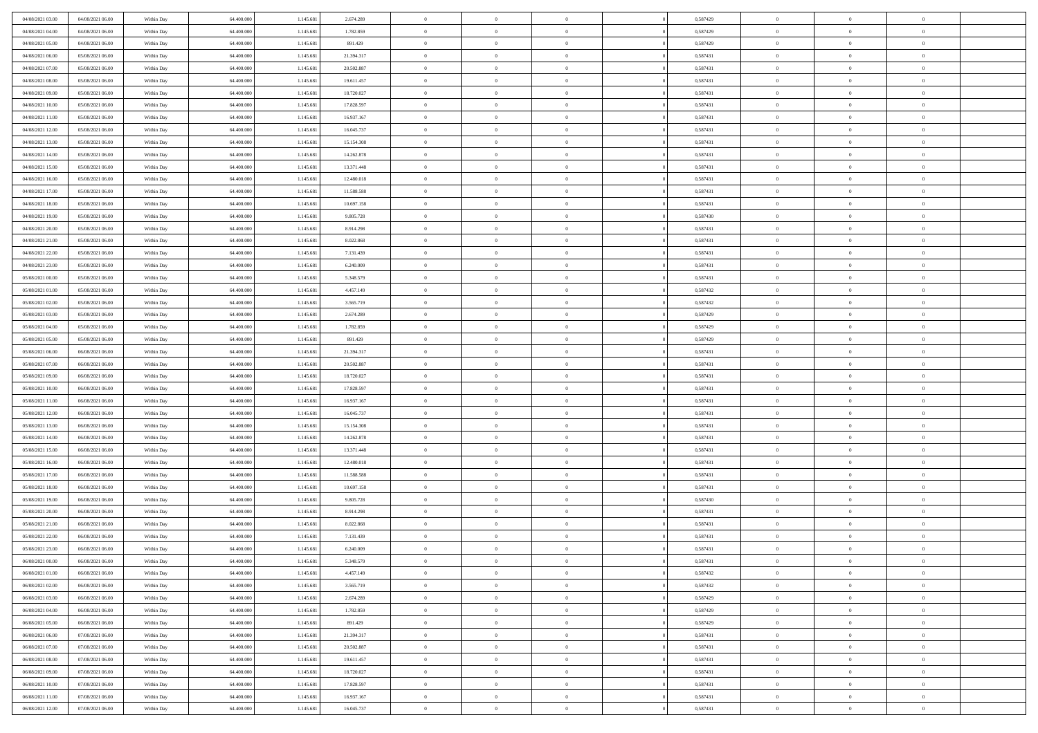| | | | | | | | | | | | | | | | |
|---|---|---|---|---|---|---|---|---|---|---|---|---|---|---|---|
| 04/08/2021 03.00 | 04/08/2021 06.00 | Within Day | 64.400.000 | 1.145.681 | 2.674.289 | 0 | 0 | 0 | | 0 | 0,587429 | 0 | 0 | 0 | |
| 04/08/2021 04.00 | 04/08/2021 06.00 | Within Day | 64.400.000 | 1.145.681 | 1.782.859 | 0 | 0 | 0 | | 0 | 0,587429 | 0 | 0 | 0 | |
| 04/08/2021 05.00 | 04/08/2021 06.00 | Within Day | 64.400.000 | 1.145.681 | 891.429 | 0 | 0 | 0 | | 0 | 0,587429 | 0 | 0 | 0 | |
| 04/08/2021 06.00 | 05/08/2021 06.00 | Within Day | 64.400.000 | 1.145.681 | 21.394.317 | 0 | 0 | 0 | | 0 | 0,587431 | 0 | 0 | 0 | |
| 04/08/2021 07.00 | 05/08/2021 06.00 | Within Day | 64.400.000 | 1.145.681 | 20.502.887 | 0 | 0 | 0 | | 0 | 0,587431 | 0 | 0 | 0 | |
| 04/08/2021 08.00 | 05/08/2021 06.00 | Within Day | 64.400.000 | 1.145.681 | 19.611.457 | 0 | 0 | 0 | | 0 | 0,587431 | 0 | 0 | 0 | |
| 04/08/2021 09.00 | 05/08/2021 06.00 | Within Day | 64.400.000 | 1.145.681 | 18.720.027 | 0 | 0 | 0 | | 0 | 0,587431 | 0 | 0 | 0 | |
| 04/08/2021 10.00 | 05/08/2021 06.00 | Within Day | 64.400.000 | 1.145.681 | 17.828.597 | 0 | 0 | 0 | | 0 | 0,587431 | 0 | 0 | 0 | |
| 04/08/2021 11.00 | 05/08/2021 06.00 | Within Day | 64.400.000 | 1.145.681 | 16.937.167 | 0 | 0 | 0 | | 0 | 0,587431 | 0 | 0 | 0 | |
| 04/08/2021 12.00 | 05/08/2021 06.00 | Within Day | 64.400.000 | 1.145.681 | 16.045.737 | 0 | 0 | 0 | | 0 | 0,587431 | 0 | 0 | 0 | |
| 04/08/2021 13.00 | 05/08/2021 06.00 | Within Day | 64.400.000 | 1.145.681 | 15.154.308 | 0 | 0 | 0 | | 0 | 0,587431 | 0 | 0 | 0 | |
| 04/08/2021 14.00 | 05/08/2021 06.00 | Within Day | 64.400.000 | 1.145.681 | 14.262.878 | 0 | 0 | 0 | | 0 | 0,587431 | 0 | 0 | 0 | |
| 04/08/2021 15.00 | 05/08/2021 06.00 | Within Day | 64.400.000 | 1.145.681 | 13.371.448 | 0 | 0 | 0 | | 0 | 0,587431 | 0 | 0 | 0 | |
| 04/08/2021 16.00 | 05/08/2021 06.00 | Within Day | 64.400.000 | 1.145.681 | 12.480.018 | 0 | 0 | 0 | | 0 | 0,587431 | 0 | 0 | 0 | |
| 04/08/2021 17.00 | 05/08/2021 06.00 | Within Day | 64.400.000 | 1.145.681 | 11.588.588 | 0 | 0 | 0 | | 0 | 0,587431 | 0 | 0 | 0 | |
| 04/08/2021 18.00 | 05/08/2021 06.00 | Within Day | 64.400.000 | 1.145.681 | 10.697.158 | 0 | 0 | 0 | | 0 | 0,587431 | 0 | 0 | 0 | |
| 04/08/2021 19.00 | 05/08/2021 06.00 | Within Day | 64.400.000 | 1.145.681 | 9.805.728 | 0 | 0 | 0 | | 0 | 0,587430 | 0 | 0 | 0 | |
| 04/08/2021 20.00 | 05/08/2021 06.00 | Within Day | 64.400.000 | 1.145.681 | 8.914.298 | 0 | 0 | 0 | | 0 | 0,587431 | 0 | 0 | 0 | |
| 04/08/2021 21.00 | 05/08/2021 06.00 | Within Day | 64.400.000 | 1.145.681 | 8.022.868 | 0 | 0 | 0 | | 0 | 0,587431 | 0 | 0 | 0 | |
| 04/08/2021 22.00 | 05/08/2021 06.00 | Within Day | 64.400.000 | 1.145.681 | 7.131.439 | 0 | 0 | 0 | | 0 | 0,587431 | 0 | 0 | 0 | |
| 04/08/2021 23.00 | 05/08/2021 06.00 | Within Day | 64.400.000 | 1.145.681 | 6.240.009 | 0 | 0 | 0 | | 0 | 0,587431 | 0 | 0 | 0 | |
| 05/08/2021 00.00 | 05/08/2021 06.00 | Within Day | 64.400.000 | 1.145.681 | 5.348.579 | 0 | 0 | 0 | | 0 | 0,587431 | 0 | 0 | 0 | |
| 05/08/2021 01.00 | 05/08/2021 06.00 | Within Day | 64.400.000 | 1.145.681 | 4.457.149 | 0 | 0 | 0 | | 0 | 0,587432 | 0 | 0 | 0 | |
| 05/08/2021 02.00 | 05/08/2021 06.00 | Within Day | 64.400.000 | 1.145.681 | 3.565.719 | 0 | 0 | 0 | | 0 | 0,587432 | 0 | 0 | 0 | |
| 05/08/2021 03.00 | 05/08/2021 06.00 | Within Day | 64.400.000 | 1.145.681 | 2.674.289 | 0 | 0 | 0 | | 0 | 0,587429 | 0 | 0 | 0 | |
| 05/08/2021 04.00 | 05/08/2021 06.00 | Within Day | 64.400.000 | 1.145.681 | 1.782.859 | 0 | 0 | 0 | | 0 | 0,587429 | 0 | 0 | 0 | |
| 05/08/2021 05.00 | 05/08/2021 06.00 | Within Day | 64.400.000 | 1.145.681 | 891.429 | 0 | 0 | 0 | | 0 | 0,587429 | 0 | 0 | 0 | |
| 05/08/2021 06.00 | 06/08/2021 06.00 | Within Day | 64.400.000 | 1.145.681 | 21.394.317 | 0 | 0 | 0 | | 0 | 0,587431 | 0 | 0 | 0 | |
| 05/08/2021 07.00 | 06/08/2021 06.00 | Within Day | 64.400.000 | 1.145.681 | 20.502.887 | 0 | 0 | 0 | | 0 | 0,587431 | 0 | 0 | 0 | |
| 05/08/2021 09.00 | 06/08/2021 06.00 | Within Day | 64.400.000 | 1.145.681 | 18.720.027 | 0 | 0 | 0 | | 0 | 0,587431 | 0 | 0 | 0 | |
| 05/08/2021 10.00 | 06/08/2021 06.00 | Within Day | 64.400.000 | 1.145.681 | 17.828.597 | 0 | 0 | 0 | | 0 | 0,587431 | 0 | 0 | 0 | |
| 05/08/2021 11.00 | 06/08/2021 06.00 | Within Day | 64.400.000 | 1.145.681 | 16.937.167 | 0 | 0 | 0 | | 0 | 0,587431 | 0 | 0 | 0 | |
| 05/08/2021 12.00 | 06/08/2021 06.00 | Within Day | 64.400.000 | 1.145.681 | 16.045.737 | 0 | 0 | 0 | | 0 | 0,587431 | 0 | 0 | 0 | |
| 05/08/2021 13.00 | 06/08/2021 06.00 | Within Day | 64.400.000 | 1.145.681 | 15.154.308 | 0 | 0 | 0 | | 0 | 0,587431 | 0 | 0 | 0 | |
| 05/08/2021 14.00 | 06/08/2021 06.00 | Within Day | 64.400.000 | 1.145.681 | 14.262.878 | 0 | 0 | 0 | | 0 | 0,587431 | 0 | 0 | 0 | |
| 05/08/2021 15.00 | 06/08/2021 06.00 | Within Day | 64.400.000 | 1.145.681 | 13.371.448 | 0 | 0 | 0 | | 0 | 0,587431 | 0 | 0 | 0 | |
| 05/08/2021 16.00 | 06/08/2021 06.00 | Within Day | 64.400.000 | 1.145.681 | 12.480.018 | 0 | 0 | 0 | | 0 | 0,587431 | 0 | 0 | 0 | |
| 05/08/2021 17.00 | 06/08/2021 06.00 | Within Day | 64.400.000 | 1.145.681 | 11.588.588 | 0 | 0 | 0 | | 0 | 0,587431 | 0 | 0 | 0 | |
| 05/08/2021 18.00 | 06/08/2021 06.00 | Within Day | 64.400.000 | 1.145.681 | 10.697.158 | 0 | 0 | 0 | | 0 | 0,587431 | 0 | 0 | 0 | |
| 05/08/2021 19.00 | 06/08/2021 06.00 | Within Day | 64.400.000 | 1.145.681 | 9.805.728 | 0 | 0 | 0 | | 0 | 0,587430 | 0 | 0 | 0 | |
| 05/08/2021 20.00 | 06/08/2021 06.00 | Within Day | 64.400.000 | 1.145.681 | 8.914.298 | 0 | 0 | 0 | | 0 | 0,587431 | 0 | 0 | 0 | |
| 05/08/2021 21.00 | 06/08/2021 06.00 | Within Day | 64.400.000 | 1.145.681 | 8.022.868 | 0 | 0 | 0 | | 0 | 0,587431 | 0 | 0 | 0 | |
| 05/08/2021 22.00 | 06/08/2021 06.00 | Within Day | 64.400.000 | 1.145.681 | 7.131.439 | 0 | 0 | 0 | | 0 | 0,587431 | 0 | 0 | 0 | |
| 05/08/2021 23.00 | 06/08/2021 06.00 | Within Day | 64.400.000 | 1.145.681 | 6.240.009 | 0 | 0 | 0 | | 0 | 0,587431 | 0 | 0 | 0 | |
| 06/08/2021 00.00 | 06/08/2021 06.00 | Within Day | 64.400.000 | 1.145.681 | 5.348.579 | 0 | 0 | 0 | | 0 | 0,587431 | 0 | 0 | 0 | |
| 06/08/2021 01.00 | 06/08/2021 06.00 | Within Day | 64.400.000 | 1.145.681 | 4.457.149 | 0 | 0 | 0 | | 0 | 0,587432 | 0 | 0 | 0 | |
| 06/08/2021 02.00 | 06/08/2021 06.00 | Within Day | 64.400.000 | 1.145.681 | 3.565.719 | 0 | 0 | 0 | | 0 | 0,587432 | 0 | 0 | 0 | |
| 06/08/2021 03.00 | 06/08/2021 06.00 | Within Day | 64.400.000 | 1.145.681 | 2.674.289 | 0 | 0 | 0 | | 0 | 0,587429 | 0 | 0 | 0 | |
| 06/08/2021 04.00 | 06/08/2021 06.00 | Within Day | 64.400.000 | 1.145.681 | 1.782.859 | 0 | 0 | 0 | | 0 | 0,587429 | 0 | 0 | 0 | |
| 06/08/2021 05.00 | 06/08/2021 06.00 | Within Day | 64.400.000 | 1.145.681 | 891.429 | 0 | 0 | 0 | | 0 | 0,587429 | 0 | 0 | 0 | |
| 06/08/2021 06.00 | 07/08/2021 06.00 | Within Day | 64.400.000 | 1.145.681 | 21.394.317 | 0 | 0 | 0 | | 0 | 0,587431 | 0 | 0 | 0 | |
| 06/08/2021 07.00 | 07/08/2021 06.00 | Within Day | 64.400.000 | 1.145.681 | 20.502.887 | 0 | 0 | 0 | | 0 | 0,587431 | 0 | 0 | 0 | |
| 06/08/2021 08.00 | 07/08/2021 06.00 | Within Day | 64.400.000 | 1.145.681 | 19.611.457 | 0 | 0 | 0 | | 0 | 0,587431 | 0 | 0 | 0 | |
| 06/08/2021 09.00 | 07/08/2021 06.00 | Within Day | 64.400.000 | 1.145.681 | 18.720.027 | 0 | 0 | 0 | | 0 | 0,587431 | 0 | 0 | 0 | |
| 06/08/2021 10.00 | 07/08/2021 06.00 | Within Day | 64.400.000 | 1.145.681 | 17.828.597 | 0 | 0 | 0 | | 0 | 0,587431 | 0 | 0 | 0 | |
| 06/08/2021 11.00 | 07/08/2021 06.00 | Within Day | 64.400.000 | 1.145.681 | 16.937.167 | 0 | 0 | 0 | | 0 | 0,587431 | 0 | 0 | 0 | |
| 06/08/2021 12.00 | 07/08/2021 06.00 | Within Day | 64.400.000 | 1.145.681 | 16.045.737 | 0 | 0 | 0 | | 0 | 0,587431 | 0 | 0 | 0 | |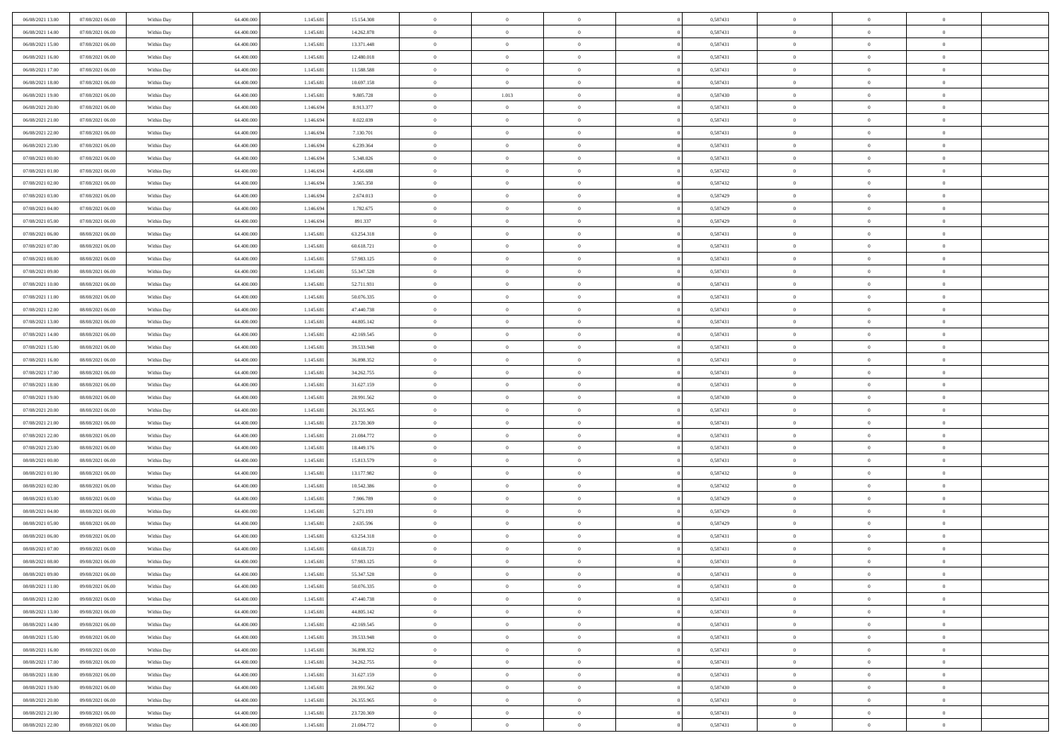| | | | | | | | | | | | | | | |
|---|---|---|---|---|---|---|---|---|---|---|---|---|---|---|
| 06/08/2021 13:00 | 07/08/2021 06:00 | Within Day | 64.400.000 | 1.145.681 | 15.154.308 | 0 | 0 | 0 | | 0 | 0,587431 | 0 | 0 | 0 |
| 06/08/2021 14:00 | 07/08/2021 06:00 | Within Day | 64.400.000 | 1.145.681 | 14.262.878 | 0 | 0 | 0 | | 0 | 0,587431 | 0 | 0 | 0 |
| 06/08/2021 15:00 | 07/08/2021 06:00 | Within Day | 64.400.000 | 1.145.681 | 13.371.448 | 0 | 0 | 0 | | 0 | 0,587431 | 0 | 0 | 0 |
| 06/08/2021 16:00 | 07/08/2021 06:00 | Within Day | 64.400.000 | 1.145.681 | 12.480.018 | 0 | 0 | 0 | | 0 | 0,587431 | 0 | 0 | 0 |
| 06/08/2021 17:00 | 07/08/2021 06:00 | Within Day | 64.400.000 | 1.145.681 | 11.588.588 | 0 | 0 | 0 | | 0 | 0,587431 | 0 | 0 | 0 |
| 06/08/2021 18:00 | 07/08/2021 06:00 | Within Day | 64.400.000 | 1.145.681 | 10.697.158 | 0 | 0 | 0 | | 0 | 0,587431 | 0 | 0 | 0 |
| 06/08/2021 19:00 | 07/08/2021 06:00 | Within Day | 64.400.000 | 1.145.681 | 9.805.728 | 0 | 1.013 | 0 | | 0 | 0,587430 | 0 | 0 | 0 |
| 06/08/2021 20:00 | 07/08/2021 06:00 | Within Day | 64.400.000 | 1.146.694 | 8.913.377 | 0 | 0 | 0 | | 0 | 0,587431 | 0 | 0 | 0 |
| 06/08/2021 21:00 | 07/08/2021 06:00 | Within Day | 64.400.000 | 1.146.694 | 8.022.039 | 0 | 0 | 0 | | 0 | 0,587431 | 0 | 0 | 0 |
| 06/08/2021 22:00 | 07/08/2021 06:00 | Within Day | 64.400.000 | 1.146.694 | 7.130.701 | 0 | 0 | 0 | | 0 | 0,587431 | 0 | 0 | 0 |
| 06/08/2021 23:00 | 07/08/2021 06:00 | Within Day | 64.400.000 | 1.146.694 | 6.239.364 | 0 | 0 | 0 | | 0 | 0,587431 | 0 | 0 | 0 |
| 07/08/2021 00:00 | 07/08/2021 06:00 | Within Day | 64.400.000 | 1.146.694 | 5.348.026 | 0 | 0 | 0 | | 0 | 0,587431 | 0 | 0 | 0 |
| 07/08/2021 01:00 | 07/08/2021 06:00 | Within Day | 64.400.000 | 1.146.694 | 4.456.688 | 0 | 0 | 0 | | 0 | 0,587432 | 0 | 0 | 0 |
| 07/08/2021 02:00 | 07/08/2021 06:00 | Within Day | 64.400.000 | 1.146.694 | 3.565.350 | 0 | 0 | 0 | | 0 | 0,587432 | 0 | 0 | 0 |
| 07/08/2021 03:00 | 07/08/2021 06:00 | Within Day | 64.400.000 | 1.146.694 | 2.674.013 | 0 | 0 | 0 | | 0 | 0,587429 | 0 | 0 | 0 |
| 07/08/2021 04:00 | 07/08/2021 06:00 | Within Day | 64.400.000 | 1.146.694 | 1.782.675 | 0 | 0 | 0 | | 0 | 0,587429 | 0 | 0 | 0 |
| 07/08/2021 05:00 | 07/08/2021 06:00 | Within Day | 64.400.000 | 1.146.694 | 891.337 | 0 | 0 | 0 | | 0 | 0,587429 | 0 | 0 | 0 |
| 07/08/2021 06:00 | 08/08/2021 06:00 | Within Day | 64.400.000 | 1.145.681 | 63.254.318 | 0 | 0 | 0 | | 0 | 0,587431 | 0 | 0 | 0 |
| 07/08/2021 07:00 | 08/08/2021 06:00 | Within Day | 64.400.000 | 1.145.681 | 60.618.721 | 0 | 0 | 0 | | 0 | 0,587431 | 0 | 0 | 0 |
| 07/08/2021 08:00 | 08/08/2021 06:00 | Within Day | 64.400.000 | 1.145.681 | 57.983.125 | 0 | 0 | 0 | | 0 | 0,587431 | 0 | 0 | 0 |
| 07/08/2021 09:00 | 08/08/2021 06:00 | Within Day | 64.400.000 | 1.145.681 | 55.347.528 | 0 | 0 | 0 | | 0 | 0,587431 | 0 | 0 | 0 |
| 07/08/2021 10:00 | 08/08/2021 06:00 | Within Day | 64.400.000 | 1.145.681 | 52.711.931 | 0 | 0 | 0 | | 0 | 0,587431 | 0 | 0 | 0 |
| 07/08/2021 11:00 | 08/08/2021 06:00 | Within Day | 64.400.000 | 1.145.681 | 50.076.335 | 0 | 0 | 0 | | 0 | 0,587431 | 0 | 0 | 0 |
| 07/08/2021 12:00 | 08/08/2021 06:00 | Within Day | 64.400.000 | 1.145.681 | 47.440.738 | 0 | 0 | 0 | | 0 | 0,587431 | 0 | 0 | 0 |
| 07/08/2021 13:00 | 08/08/2021 06:00 | Within Day | 64.400.000 | 1.145.681 | 44.805.142 | 0 | 0 | 0 | | 0 | 0,587431 | 0 | 0 | 0 |
| 07/08/2021 14:00 | 08/08/2021 06:00 | Within Day | 64.400.000 | 1.145.681 | 42.169.545 | 0 | 0 | 0 | | 0 | 0,587431 | 0 | 0 | 0 |
| 07/08/2021 15:00 | 08/08/2021 06:00 | Within Day | 64.400.000 | 1.145.681 | 39.533.948 | 0 | 0 | 0 | | 0 | 0,587431 | 0 | 0 | 0 |
| 07/08/2021 16:00 | 08/08/2021 06:00 | Within Day | 64.400.000 | 1.145.681 | 36.898.352 | 0 | 0 | 0 | | 0 | 0,587431 | 0 | 0 | 0 |
| 07/08/2021 17:00 | 08/08/2021 06:00 | Within Day | 64.400.000 | 1.145.681 | 34.262.755 | 0 | 0 | 0 | | 0 | 0,587431 | 0 | 0 | 0 |
| 07/08/2021 18:00 | 08/08/2021 06:00 | Within Day | 64.400.000 | 1.145.681 | 31.627.159 | 0 | 0 | 0 | | 0 | 0,587431 | 0 | 0 | 0 |
| 07/08/2021 19:00 | 08/08/2021 06:00 | Within Day | 64.400.000 | 1.145.681 | 28.991.562 | 0 | 0 | 0 | | 0 | 0,587430 | 0 | 0 | 0 |
| 07/08/2021 20:00 | 08/08/2021 06:00 | Within Day | 64.400.000 | 1.145.681 | 26.355.965 | 0 | 0 | 0 | | 0 | 0,587431 | 0 | 0 | 0 |
| 07/08/2021 21:00 | 08/08/2021 06:00 | Within Day | 64.400.000 | 1.145.681 | 23.720.369 | 0 | 0 | 0 | | 0 | 0,587431 | 0 | 0 | 0 |
| 07/08/2021 22:00 | 08/08/2021 06:00 | Within Day | 64.400.000 | 1.145.681 | 21.084.772 | 0 | 0 | 0 | | 0 | 0,587431 | 0 | 0 | 0 |
| 07/08/2021 23:00 | 08/08/2021 06:00 | Within Day | 64.400.000 | 1.145.681 | 18.449.176 | 0 | 0 | 0 | | 0 | 0,587431 | 0 | 0 | 0 |
| 08/08/2021 00:00 | 08/08/2021 06:00 | Within Day | 64.400.000 | 1.145.681 | 15.813.579 | 0 | 0 | 0 | | 0 | 0,587431 | 0 | 0 | 0 |
| 08/08/2021 01:00 | 08/08/2021 06:00 | Within Day | 64.400.000 | 1.145.681 | 13.177.982 | 0 | 0 | 0 | | 0 | 0,587432 | 0 | 0 | 0 |
| 08/08/2021 02:00 | 08/08/2021 06:00 | Within Day | 64.400.000 | 1.145.681 | 10.542.386 | 0 | 0 | 0 | | 0 | 0,587432 | 0 | 0 | 0 |
| 08/08/2021 03:00 | 08/08/2021 06:00 | Within Day | 64.400.000 | 1.145.681 | 7.906.789 | 0 | 0 | 0 | | 0 | 0,587429 | 0 | 0 | 0 |
| 08/08/2021 04:00 | 08/08/2021 06:00 | Within Day | 64.400.000 | 1.145.681 | 5.271.193 | 0 | 0 | 0 | | 0 | 0,587429 | 0 | 0 | 0 |
| 08/08/2021 05:00 | 08/08/2021 06:00 | Within Day | 64.400.000 | 1.145.681 | 2.635.596 | 0 | 0 | 0 | | 0 | 0,587429 | 0 | 0 | 0 |
| 08/08/2021 06:00 | 09/08/2021 06:00 | Within Day | 64.400.000 | 1.145.681 | 63.254.318 | 0 | 0 | 0 | | 0 | 0,587431 | 0 | 0 | 0 |
| 08/08/2021 07:00 | 09/08/2021 06:00 | Within Day | 64.400.000 | 1.145.681 | 60.618.721 | 0 | 0 | 0 | | 0 | 0,587431 | 0 | 0 | 0 |
| 08/08/2021 08:00 | 09/08/2021 06:00 | Within Day | 64.400.000 | 1.145.681 | 57.983.125 | 0 | 0 | 0 | | 0 | 0,587431 | 0 | 0 | 0 |
| 08/08/2021 09:00 | 09/08/2021 06:00 | Within Day | 64.400.000 | 1.145.681 | 55.347.528 | 0 | 0 | 0 | | 0 | 0,587431 | 0 | 0 | 0 |
| 08/08/2021 11:00 | 09/08/2021 06:00 | Within Day | 64.400.000 | 1.145.681 | 50.076.335 | 0 | 0 | 0 | | 0 | 0,587431 | 0 | 0 | 0 |
| 08/08/2021 12:00 | 09/08/2021 06:00 | Within Day | 64.400.000 | 1.145.681 | 47.440.738 | 0 | 0 | 0 | | 0 | 0,587431 | 0 | 0 | 0 |
| 08/08/2021 13:00 | 09/08/2021 06:00 | Within Day | 64.400.000 | 1.145.681 | 44.805.142 | 0 | 0 | 0 | | 0 | 0,587431 | 0 | 0 | 0 |
| 08/08/2021 14:00 | 09/08/2021 06:00 | Within Day | 64.400.000 | 1.145.681 | 42.169.545 | 0 | 0 | 0 | | 0 | 0,587431 | 0 | 0 | 0 |
| 08/08/2021 15:00 | 09/08/2021 06:00 | Within Day | 64.400.000 | 1.145.681 | 39.533.948 | 0 | 0 | 0 | | 0 | 0,587431 | 0 | 0 | 0 |
| 08/08/2021 16:00 | 09/08/2021 06:00 | Within Day | 64.400.000 | 1.145.681 | 36.898.352 | 0 | 0 | 0 | | 0 | 0,587431 | 0 | 0 | 0 |
| 08/08/2021 17:00 | 09/08/2021 06:00 | Within Day | 64.400.000 | 1.145.681 | 34.262.755 | 0 | 0 | 0 | | 0 | 0,587431 | 0 | 0 | 0 |
| 08/08/2021 18:00 | 09/08/2021 06:00 | Within Day | 64.400.000 | 1.145.681 | 31.627.159 | 0 | 0 | 0 | | 0 | 0,587431 | 0 | 0 | 0 |
| 08/08/2021 19:00 | 09/08/2021 06:00 | Within Day | 64.400.000 | 1.145.681 | 28.991.562 | 0 | 0 | 0 | | 0 | 0,587430 | 0 | 0 | 0 |
| 08/08/2021 20:00 | 09/08/2021 06:00 | Within Day | 64.400.000 | 1.145.681 | 26.355.965 | 0 | 0 | 0 | | 0 | 0,587431 | 0 | 0 | 0 |
| 08/08/2021 21:00 | 09/08/2021 06:00 | Within Day | 64.400.000 | 1.145.681 | 23.720.369 | 0 | 0 | 0 | | 0 | 0,587431 | 0 | 0 | 0 |
| 08/08/2021 22:00 | 09/08/2021 06:00 | Within Day | 64.400.000 | 1.145.681 | 21.084.772 | 0 | 0 | 0 | | 0 | 0,587431 | 0 | 0 | 0 |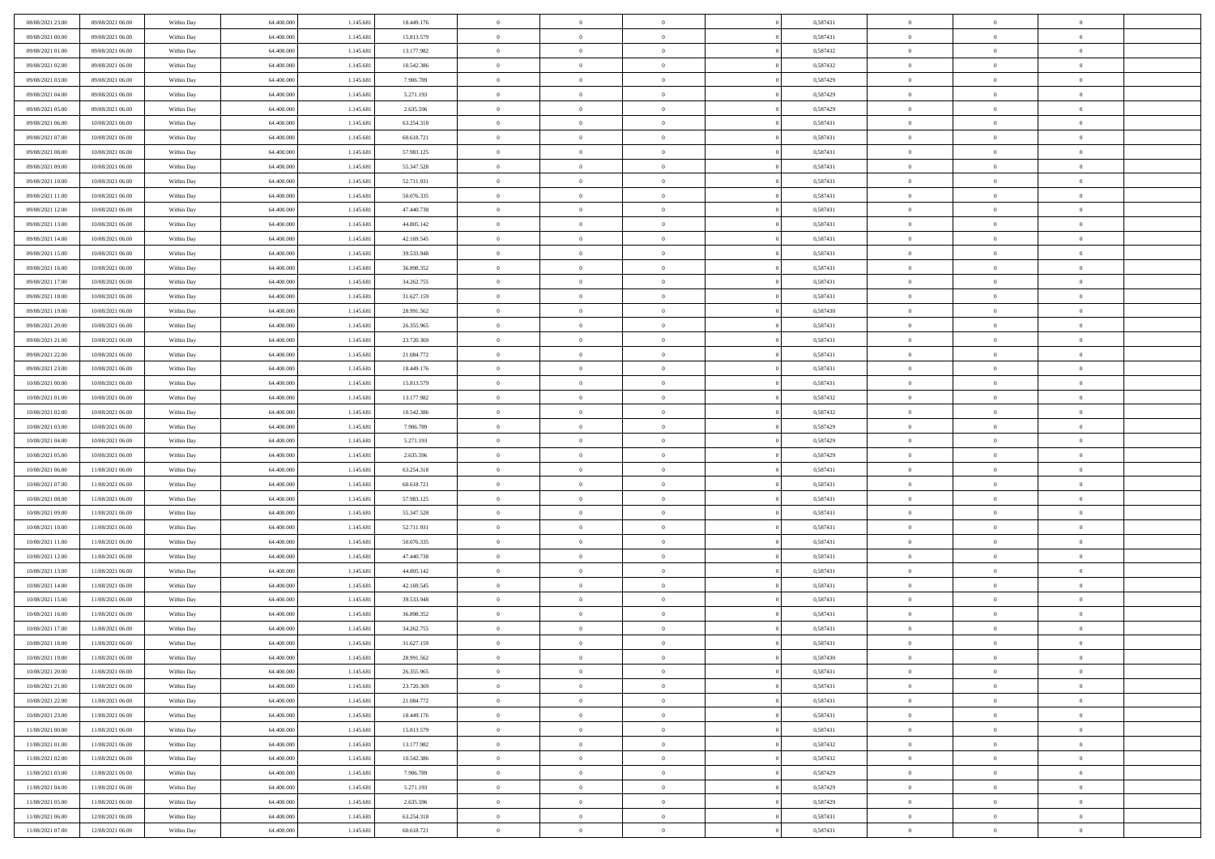| | | | | | | | | | | | | | | |
|---|---|---|---|---|---|---|---|---|---|---|---|---|---|---|
| 08/08/2021 23:00 | 09/08/2021 06:00 | Within Day | 64.400.000 | 1.145.681 | 18.449.176 | 0 | 0 | 0 | | 0 | 0,587431 | 0 | 0 | 0 |
| 09/08/2021 00:00 | 09/08/2021 06:00 | Within Day | 64.400.000 | 1.145.681 | 15.813.579 | 0 | 0 | 0 | | 0 | 0,587431 | 0 | 0 | 0 |
| 09/08/2021 01:00 | 09/08/2021 06:00 | Within Day | 64.400.000 | 1.145.681 | 13.177.982 | 0 | 0 | 0 | | 0 | 0,587432 | 0 | 0 | 0 |
| 09/08/2021 02:00 | 09/08/2021 06:00 | Within Day | 64.400.000 | 1.145.681 | 10.542.386 | 0 | 0 | 0 | | 0 | 0,587432 | 0 | 0 | 0 |
| 09/08/2021 03:00 | 09/08/2021 06:00 | Within Day | 64.400.000 | 1.145.681 | 7.906.789 | 0 | 0 | 0 | | 0 | 0,587429 | 0 | 0 | 0 |
| 09/08/2021 04:00 | 09/08/2021 06:00 | Within Day | 64.400.000 | 1.145.681 | 5.271.193 | 0 | 0 | 0 | | 0 | 0,587429 | 0 | 0 | 0 |
| 09/08/2021 05:00 | 09/08/2021 06:00 | Within Day | 64.400.000 | 1.145.681 | 2.635.596 | 0 | 0 | 0 | | 0 | 0,587429 | 0 | 0 | 0 |
| 09/08/2021 06:00 | 10/08/2021 06:00 | Within Day | 64.400.000 | 1.145.681 | 63.254.318 | 0 | 0 | 0 | | 0 | 0,587431 | 0 | 0 | 0 |
| 09/08/2021 07:00 | 10/08/2021 06:00 | Within Day | 64.400.000 | 1.145.681 | 60.618.721 | 0 | 0 | 0 | | 0 | 0,587431 | 0 | 0 | 0 |
| 09/08/2021 08:00 | 10/08/2021 06:00 | Within Day | 64.400.000 | 1.145.681 | 57.983.125 | 0 | 0 | 0 | | 0 | 0,587431 | 0 | 0 | 0 |
| 09/08/2021 09:00 | 10/08/2021 06:00 | Within Day | 64.400.000 | 1.145.681 | 55.347.528 | 0 | 0 | 0 | | 0 | 0,587431 | 0 | 0 | 0 |
| 09/08/2021 10:00 | 10/08/2021 06:00 | Within Day | 64.400.000 | 1.145.681 | 52.711.931 | 0 | 0 | 0 | | 0 | 0,587431 | 0 | 0 | 0 |
| 09/08/2021 11:00 | 10/08/2021 06:00 | Within Day | 64.400.000 | 1.145.681 | 50.076.335 | 0 | 0 | 0 | | 0 | 0,587431 | 0 | 0 | 0 |
| 09/08/2021 12:00 | 10/08/2021 06:00 | Within Day | 64.400.000 | 1.145.681 | 47.440.738 | 0 | 0 | 0 | | 0 | 0,587431 | 0 | 0 | 0 |
| 09/08/2021 13:00 | 10/08/2021 06:00 | Within Day | 64.400.000 | 1.145.681 | 44.805.142 | 0 | 0 | 0 | | 0 | 0,587431 | 0 | 0 | 0 |
| 09/08/2021 14:00 | 10/08/2021 06:00 | Within Day | 64.400.000 | 1.145.681 | 42.169.545 | 0 | 0 | 0 | | 0 | 0,587431 | 0 | 0 | 0 |
| 09/08/2021 15:00 | 10/08/2021 06:00 | Within Day | 64.400.000 | 1.145.681 | 39.533.948 | 0 | 0 | 0 | | 0 | 0,587431 | 0 | 0 | 0 |
| 09/08/2021 16:00 | 10/08/2021 06:00 | Within Day | 64.400.000 | 1.145.681 | 36.898.352 | 0 | 0 | 0 | | 0 | 0,587431 | 0 | 0 | 0 |
| 09/08/2021 17:00 | 10/08/2021 06:00 | Within Day | 64.400.000 | 1.145.681 | 34.262.755 | 0 | 0 | 0 | | 0 | 0,587431 | 0 | 0 | 0 |
| 09/08/2021 18:00 | 10/08/2021 06:00 | Within Day | 64.400.000 | 1.145.681 | 31.627.159 | 0 | 0 | 0 | | 0 | 0,587431 | 0 | 0 | 0 |
| 09/08/2021 19:00 | 10/08/2021 06:00 | Within Day | 64.400.000 | 1.145.681 | 28.991.562 | 0 | 0 | 0 | | 0 | 0,587430 | 0 | 0 | 0 |
| 09/08/2021 20:00 | 10/08/2021 06:00 | Within Day | 64.400.000 | 1.145.681 | 26.355.965 | 0 | 0 | 0 | | 0 | 0,587431 | 0 | 0 | 0 |
| 09/08/2021 21:00 | 10/08/2021 06:00 | Within Day | 64.400.000 | 1.145.681 | 23.720.369 | 0 | 0 | 0 | | 0 | 0,587431 | 0 | 0 | 0 |
| 09/08/2021 22:00 | 10/08/2021 06:00 | Within Day | 64.400.000 | 1.145.681 | 21.084.772 | 0 | 0 | 0 | | 0 | 0,587431 | 0 | 0 | 0 |
| 09/08/2021 23:00 | 10/08/2021 06:00 | Within Day | 64.400.000 | 1.145.681 | 18.449.176 | 0 | 0 | 0 | | 0 | 0,587431 | 0 | 0 | 0 |
| 10/08/2021 00:00 | 10/08/2021 06:00 | Within Day | 64.400.000 | 1.145.681 | 15.813.579 | 0 | 0 | 0 | | 0 | 0,587431 | 0 | 0 | 0 |
| 10/08/2021 01:00 | 10/08/2021 06:00 | Within Day | 64.400.000 | 1.145.681 | 13.177.982 | 0 | 0 | 0 | | 0 | 0,587432 | 0 | 0 | 0 |
| 10/08/2021 02:00 | 10/08/2021 06:00 | Within Day | 64.400.000 | 1.145.681 | 10.542.386 | 0 | 0 | 0 | | 0 | 0,587432 | 0 | 0 | 0 |
| 10/08/2021 03:00 | 10/08/2021 06:00 | Within Day | 64.400.000 | 1.145.681 | 7.906.789 | 0 | 0 | 0 | | 0 | 0,587429 | 0 | 0 | 0 |
| 10/08/2021 04:00 | 10/08/2021 06:00 | Within Day | 64.400.000 | 1.145.681 | 5.271.193 | 0 | 0 | 0 | | 0 | 0,587429 | 0 | 0 | 0 |
| 10/08/2021 05:00 | 10/08/2021 06:00 | Within Day | 64.400.000 | 1.145.681 | 2.635.596 | 0 | 0 | 0 | | 0 | 0,587429 | 0 | 0 | 0 |
| 10/08/2021 06:00 | 11/08/2021 06:00 | Within Day | 64.400.000 | 1.145.681 | 63.254.318 | 0 | 0 | 0 | | 0 | 0,587431 | 0 | 0 | 0 |
| 10/08/2021 07:00 | 11/08/2021 06:00 | Within Day | 64.400.000 | 1.145.681 | 60.618.721 | 0 | 0 | 0 | | 0 | 0,587431 | 0 | 0 | 0 |
| 10/08/2021 08:00 | 11/08/2021 06:00 | Within Day | 64.400.000 | 1.145.681 | 57.983.125 | 0 | 0 | 0 | | 0 | 0,587431 | 0 | 0 | 0 |
| 10/08/2021 09:00 | 11/08/2021 06:00 | Within Day | 64.400.000 | 1.145.681 | 55.347.528 | 0 | 0 | 0 | | 0 | 0,587431 | 0 | 0 | 0 |
| 10/08/2021 10:00 | 11/08/2021 06:00 | Within Day | 64.400.000 | 1.145.681 | 52.711.931 | 0 | 0 | 0 | | 0 | 0,587431 | 0 | 0 | 0 |
| 10/08/2021 11:00 | 11/08/2021 06:00 | Within Day | 64.400.000 | 1.145.681 | 50.076.335 | 0 | 0 | 0 | | 0 | 0,587431 | 0 | 0 | 0 |
| 10/08/2021 12:00 | 11/08/2021 06:00 | Within Day | 64.400.000 | 1.145.681 | 47.440.738 | 0 | 0 | 0 | | 0 | 0,587431 | 0 | 0 | 0 |
| 10/08/2021 13:00 | 11/08/2021 06:00 | Within Day | 64.400.000 | 1.145.681 | 44.805.142 | 0 | 0 | 0 | | 0 | 0,587431 | 0 | 0 | 0 |
| 10/08/2021 14:00 | 11/08/2021 06:00 | Within Day | 64.400.000 | 1.145.681 | 42.169.545 | 0 | 0 | 0 | | 0 | 0,587431 | 0 | 0 | 0 |
| 10/08/2021 15:00 | 11/08/2021 06:00 | Within Day | 64.400.000 | 1.145.681 | 39.533.948 | 0 | 0 | 0 | | 0 | 0,587431 | 0 | 0 | 0 |
| 10/08/2021 16:00 | 11/08/2021 06:00 | Within Day | 64.400.000 | 1.145.681 | 36.898.352 | 0 | 0 | 0 | | 0 | 0,587431 | 0 | 0 | 0 |
| 10/08/2021 17:00 | 11/08/2021 06:00 | Within Day | 64.400.000 | 1.145.681 | 34.262.755 | 0 | 0 | 0 | | 0 | 0,587431 | 0 | 0 | 0 |
| 10/08/2021 18:00 | 11/08/2021 06:00 | Within Day | 64.400.000 | 1.145.681 | 31.627.159 | 0 | 0 | 0 | | 0 | 0,587431 | 0 | 0 | 0 |
| 10/08/2021 19:00 | 11/08/2021 06:00 | Within Day | 64.400.000 | 1.145.681 | 28.991.562 | 0 | 0 | 0 | | 0 | 0,587430 | 0 | 0 | 0 |
| 10/08/2021 20:00 | 11/08/2021 06:00 | Within Day | 64.400.000 | 1.145.681 | 26.355.965 | 0 | 0 | 0 | | 0 | 0,587431 | 0 | 0 | 0 |
| 10/08/2021 21:00 | 11/08/2021 06:00 | Within Day | 64.400.000 | 1.145.681 | 23.720.369 | 0 | 0 | 0 | | 0 | 0,587431 | 0 | 0 | 0 |
| 10/08/2021 22:00 | 11/08/2021 06:00 | Within Day | 64.400.000 | 1.145.681 | 21.084.772 | 0 | 0 | 0 | | 0 | 0,587431 | 0 | 0 | 0 |
| 10/08/2021 23:00 | 11/08/2021 06:00 | Within Day | 64.400.000 | 1.145.681 | 18.449.176 | 0 | 0 | 0 | | 0 | 0,587431 | 0 | 0 | 0 |
| 11/08/2021 00:00 | 11/08/2021 06:00 | Within Day | 64.400.000 | 1.145.681 | 15.813.579 | 0 | 0 | 0 | | 0 | 0,587431 | 0 | 0 | 0 |
| 11/08/2021 01:00 | 11/08/2021 06:00 | Within Day | 64.400.000 | 1.145.681 | 13.177.982 | 0 | 0 | 0 | | 0 | 0,587432 | 0 | 0 | 0 |
| 11/08/2021 02:00 | 11/08/2021 06:00 | Within Day | 64.400.000 | 1.145.681 | 10.542.386 | 0 | 0 | 0 | | 0 | 0,587432 | 0 | 0 | 0 |
| 11/08/2021 03:00 | 11/08/2021 06:00 | Within Day | 64.400.000 | 1.145.681 | 7.906.789 | 0 | 0 | 0 | | 0 | 0,587429 | 0 | 0 | 0 |
| 11/08/2021 04:00 | 11/08/2021 06:00 | Within Day | 64.400.000 | 1.145.681 | 5.271.193 | 0 | 0 | 0 | | 0 | 0,587429 | 0 | 0 | 0 |
| 11/08/2021 05:00 | 11/08/2021 06:00 | Within Day | 64.400.000 | 1.145.681 | 2.635.596 | 0 | 0 | 0 | | 0 | 0,587429 | 0 | 0 | 0 |
| 11/08/2021 06:00 | 12/08/2021 06:00 | Within Day | 64.400.000 | 1.145.681 | 63.254.318 | 0 | 0 | 0 | | 0 | 0,587431 | 0 | 0 | 0 |
| 11/08/2021 07:00 | 12/08/2021 06:00 | Within Day | 64.400.000 | 1.145.681 | 60.618.721 | 0 | 0 | 0 | | 0 | 0,587431 | 0 | 0 | 0 |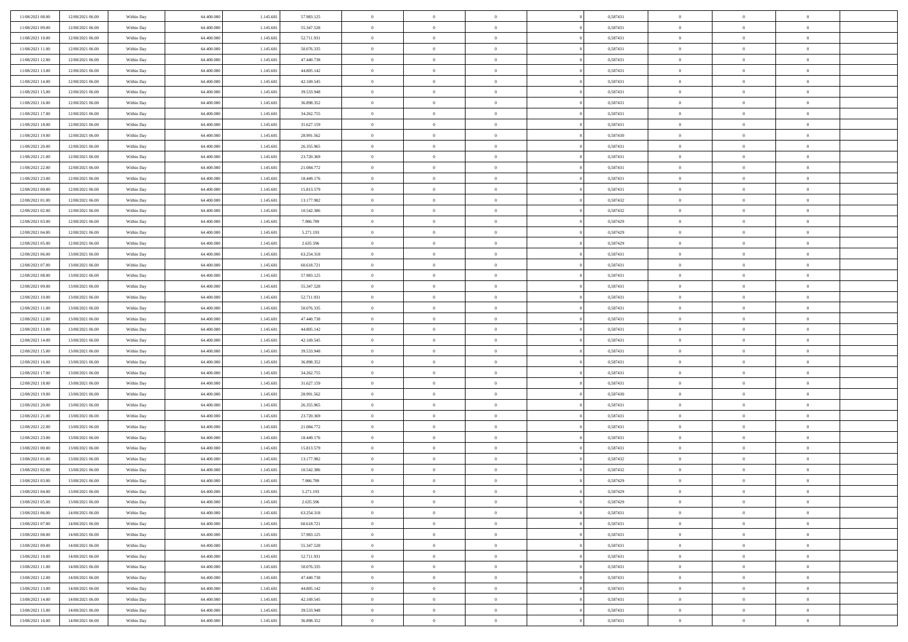| | | | | | | | | | | | | | | |
|---|---|---|---|---|---|---|---|---|---|---|---|---|---|---|
| 11/08/2021 08.00 | 12/08/2021 06.00 | Within Day | 64.400.000 | 1.145.681 | 57.983.125 | 0 | 0 | 0 | | 0,587431 | 0 | 0 | 0 | |
| 11/08/2021 09.00 | 12/08/2021 06.00 | Within Day | 64.400.000 | 1.145.681 | 55.347.528 | 0 | 0 | 0 | | 0,587431 | 0 | 0 | 0 | |
| 11/08/2021 10.00 | 12/08/2021 06.00 | Within Day | 64.400.000 | 1.145.681 | 52.711.931 | 0 | 0 | 0 | | 0,587431 | 0 | 0 | 0 | |
| 11/08/2021 11.00 | 12/08/2021 06.00 | Within Day | 64.400.000 | 1.145.681 | 50.076.335 | 0 | 0 | 0 | | 0,587431 | 0 | 0 | 0 | |
| 11/08/2021 12.00 | 12/08/2021 06.00 | Within Day | 64.400.000 | 1.145.681 | 47.440.738 | 0 | 0 | 0 | | 0,587431 | 0 | 0 | 0 | |
| 11/08/2021 13.00 | 12/08/2021 06.00 | Within Day | 64.400.000 | 1.145.681 | 44.805.142 | 0 | 0 | 0 | | 0,587431 | 0 | 0 | 0 | |
| 11/08/2021 14.00 | 12/08/2021 06.00 | Within Day | 64.400.000 | 1.145.681 | 42.169.545 | 0 | 0 | 0 | | 0,587431 | 0 | 0 | 0 | |
| 11/08/2021 15.00 | 12/08/2021 06.00 | Within Day | 64.400.000 | 1.145.681 | 39.533.948 | 0 | 0 | 0 | | 0,587431 | 0 | 0 | 0 | |
| 11/08/2021 16.00 | 12/08/2021 06.00 | Within Day | 64.400.000 | 1.145.681 | 36.898.352 | 0 | 0 | 0 | | 0,587431 | 0 | 0 | 0 | |
| 11/08/2021 17.00 | 12/08/2021 06.00 | Within Day | 64.400.000 | 1.145.681 | 34.262.755 | 0 | 0 | 0 | | 0,587431 | 0 | 0 | 0 | |
| 11/08/2021 18.00 | 12/08/2021 06.00 | Within Day | 64.400.000 | 1.145.681 | 31.627.159 | 0 | 0 | 0 | | 0,587431 | 0 | 0 | 0 | |
| 11/08/2021 19.00 | 12/08/2021 06.00 | Within Day | 64.400.000 | 1.145.681 | 28.991.562 | 0 | 0 | 0 | | 0,587430 | 0 | 0 | 0 | |
| 11/08/2021 20.00 | 12/08/2021 06.00 | Within Day | 64.400.000 | 1.145.681 | 26.355.965 | 0 | 0 | 0 | | 0,587431 | 0 | 0 | 0 | |
| 11/08/2021 21.00 | 12/08/2021 06.00 | Within Day | 64.400.000 | 1.145.681 | 23.720.369 | 0 | 0 | 0 | | 0,587431 | 0 | 0 | 0 | |
| 11/08/2021 22.00 | 12/08/2021 06.00 | Within Day | 64.400.000 | 1.145.681 | 21.084.772 | 0 | 0 | 0 | | 0,587431 | 0 | 0 | 0 | |
| 11/08/2021 23.00 | 12/08/2021 06.00 | Within Day | 64.400.000 | 1.145.681 | 18.449.176 | 0 | 0 | 0 | | 0,587431 | 0 | 0 | 0 | |
| 12/08/2021 00.00 | 12/08/2021 06.00 | Within Day | 64.400.000 | 1.145.681 | 15.813.579 | 0 | 0 | 0 | | 0,587431 | 0 | 0 | 0 | |
| 12/08/2021 01.00 | 12/08/2021 06.00 | Within Day | 64.400.000 | 1.145.681 | 13.177.982 | 0 | 0 | 0 | | 0,587432 | 0 | 0 | 0 | |
| 12/08/2021 02.00 | 12/08/2021 06.00 | Within Day | 64.400.000 | 1.145.681 | 10.542.386 | 0 | 0 | 0 | | 0,587432 | 0 | 0 | 0 | |
| 12/08/2021 03.00 | 12/08/2021 06.00 | Within Day | 64.400.000 | 1.145.681 | 7.906.789 | 0 | 0 | 0 | | 0,587429 | 0 | 0 | 0 | |
| 12/08/2021 04.00 | 12/08/2021 06.00 | Within Day | 64.400.000 | 1.145.681 | 5.271.193 | 0 | 0 | 0 | | 0,587429 | 0 | 0 | 0 | |
| 12/08/2021 05.00 | 12/08/2021 06.00 | Within Day | 64.400.000 | 1.145.681 | 2.635.596 | 0 | 0 | 0 | | 0,587429 | 0 | 0 | 0 | |
| 12/08/2021 06.00 | 13/08/2021 06.00 | Within Day | 64.400.000 | 1.145.681 | 63.254.318 | 0 | 0 | 0 | | 0,587431 | 0 | 0 | 0 | |
| 12/08/2021 07.00 | 13/08/2021 06.00 | Within Day | 64.400.000 | 1.145.681 | 60.618.721 | 0 | 0 | 0 | | 0,587431 | 0 | 0 | 0 | |
| 12/08/2021 08.00 | 13/08/2021 06.00 | Within Day | 64.400.000 | 1.145.681 | 57.983.125 | 0 | 0 | 0 | | 0,587431 | 0 | 0 | 0 | |
| 12/08/2021 09.00 | 13/08/2021 06.00 | Within Day | 64.400.000 | 1.145.681 | 55.347.528 | 0 | 0 | 0 | | 0,587431 | 0 | 0 | 0 | |
| 12/08/2021 10.00 | 13/08/2021 06.00 | Within Day | 64.400.000 | 1.145.681 | 52.711.931 | 0 | 0 | 0 | | 0,587431 | 0 | 0 | 0 | |
| 12/08/2021 11.00 | 13/08/2021 06.00 | Within Day | 64.400.000 | 1.145.681 | 50.076.335 | 0 | 0 | 0 | | 0,587431 | 0 | 0 | 0 | |
| 12/08/2021 12.00 | 13/08/2021 06.00 | Within Day | 64.400.000 | 1.145.681 | 47.440.738 | 0 | 0 | 0 | | 0,587431 | 0 | 0 | 0 | |
| 12/08/2021 13.00 | 13/08/2021 06.00 | Within Day | 64.400.000 | 1.145.681 | 44.805.142 | 0 | 0 | 0 | | 0,587431 | 0 | 0 | 0 | |
| 12/08/2021 14.00 | 13/08/2021 06.00 | Within Day | 64.400.000 | 1.145.681 | 42.169.545 | 0 | 0 | 0 | | 0,587431 | 0 | 0 | 0 | |
| 12/08/2021 15.00 | 13/08/2021 06.00 | Within Day | 64.400.000 | 1.145.681 | 39.533.948 | 0 | 0 | 0 | | 0,587431 | 0 | 0 | 0 | |
| 12/08/2021 16.00 | 13/08/2021 06.00 | Within Day | 64.400.000 | 1.145.681 | 36.898.352 | 0 | 0 | 0 | | 0,587431 | 0 | 0 | 0 | |
| 12/08/2021 17.00 | 13/08/2021 06.00 | Within Day | 64.400.000 | 1.145.681 | 34.262.755 | 0 | 0 | 0 | | 0,587431 | 0 | 0 | 0 | |
| 12/08/2021 18.00 | 13/08/2021 06.00 | Within Day | 64.400.000 | 1.145.681 | 31.627.159 | 0 | 0 | 0 | | 0,587431 | 0 | 0 | 0 | |
| 12/08/2021 19.00 | 13/08/2021 06.00 | Within Day | 64.400.000 | 1.145.681 | 28.991.562 | 0 | 0 | 0 | | 0,587430 | 0 | 0 | 0 | |
| 12/08/2021 20.00 | 13/08/2021 06.00 | Within Day | 64.400.000 | 1.145.681 | 26.355.965 | 0 | 0 | 0 | | 0,587431 | 0 | 0 | 0 | |
| 12/08/2021 21.00 | 13/08/2021 06.00 | Within Day | 64.400.000 | 1.145.681 | 23.720.369 | 0 | 0 | 0 | | 0,587431 | 0 | 0 | 0 | |
| 12/08/2021 22.00 | 13/08/2021 06.00 | Within Day | 64.400.000 | 1.145.681 | 21.084.772 | 0 | 0 | 0 | | 0,587431 | 0 | 0 | 0 | |
| 12/08/2021 23.00 | 13/08/2021 06.00 | Within Day | 64.400.000 | 1.145.681 | 18.449.176 | 0 | 0 | 0 | | 0,587431 | 0 | 0 | 0 | |
| 13/08/2021 00.00 | 13/08/2021 06.00 | Within Day | 64.400.000 | 1.145.681 | 15.813.579 | 0 | 0 | 0 | | 0,587431 | 0 | 0 | 0 | |
| 13/08/2021 01.00 | 13/08/2021 06.00 | Within Day | 64.400.000 | 1.145.681 | 13.177.982 | 0 | 0 | 0 | | 0,587432 | 0 | 0 | 0 | |
| 13/08/2021 02.00 | 13/08/2021 06.00 | Within Day | 64.400.000 | 1.145.681 | 10.542.386 | 0 | 0 | 0 | | 0,587432 | 0 | 0 | 0 | |
| 13/08/2021 03.00 | 13/08/2021 06.00 | Within Day | 64.400.000 | 1.145.681 | 7.906.789 | 0 | 0 | 0 | | 0,587429 | 0 | 0 | 0 | |
| 13/08/2021 04.00 | 13/08/2021 06.00 | Within Day | 64.400.000 | 1.145.681 | 5.271.193 | 0 | 0 | 0 | | 0,587429 | 0 | 0 | 0 | |
| 13/08/2021 05.00 | 13/08/2021 06.00 | Within Day | 64.400.000 | 1.145.681 | 2.635.596 | 0 | 0 | 0 | | 0,587429 | 0 | 0 | 0 | |
| 13/08/2021 06.00 | 14/08/2021 06.00 | Within Day | 64.400.000 | 1.145.681 | 63.254.318 | 0 | 0 | 0 | | 0,587431 | 0 | 0 | 0 | |
| 13/08/2021 07.00 | 14/08/2021 06.00 | Within Day | 64.400.000 | 1.145.681 | 60.618.721 | 0 | 0 | 0 | | 0,587431 | 0 | 0 | 0 | |
| 13/08/2021 08.00 | 14/08/2021 06.00 | Within Day | 64.400.000 | 1.145.681 | 57.983.125 | 0 | 0 | 0 | | 0,587431 | 0 | 0 | 0 | |
| 13/08/2021 09.00 | 14/08/2021 06.00 | Within Day | 64.400.000 | 1.145.681 | 55.347.528 | 0 | 0 | 0 | | 0,587431 | 0 | 0 | 0 | |
| 13/08/2021 10.00 | 14/08/2021 06.00 | Within Day | 64.400.000 | 1.145.681 | 52.711.931 | 0 | 0 | 0 | | 0,587431 | 0 | 0 | 0 | |
| 13/08/2021 11.00 | 14/08/2021 06.00 | Within Day | 64.400.000 | 1.145.681 | 50.076.335 | 0 | 0 | 0 | | 0,587431 | 0 | 0 | 0 | |
| 13/08/2021 12.00 | 14/08/2021 06.00 | Within Day | 64.400.000 | 1.145.681 | 47.440.738 | 0 | 0 | 0 | | 0,587431 | 0 | 0 | 0 | |
| 13/08/2021 13.00 | 14/08/2021 06.00 | Within Day | 64.400.000 | 1.145.681 | 44.805.142 | 0 | 0 | 0 | | 0,587431 | 0 | 0 | 0 | |
| 13/08/2021 14.00 | 14/08/2021 06.00 | Within Day | 64.400.000 | 1.145.681 | 42.169.545 | 0 | 0 | 0 | | 0,587431 | 0 | 0 | 0 | |
| 13/08/2021 15.00 | 14/08/2021 06.00 | Within Day | 64.400.000 | 1.145.681 | 39.533.948 | 0 | 0 | 0 | | 0,587431 | 0 | 0 | 0 | |
| 13/08/2021 16.00 | 14/08/2021 06.00 | Within Day | 64.400.000 | 1.145.681 | 36.898.352 | 0 | 0 | 0 | | 0,587431 | 0 | 0 | 0 | |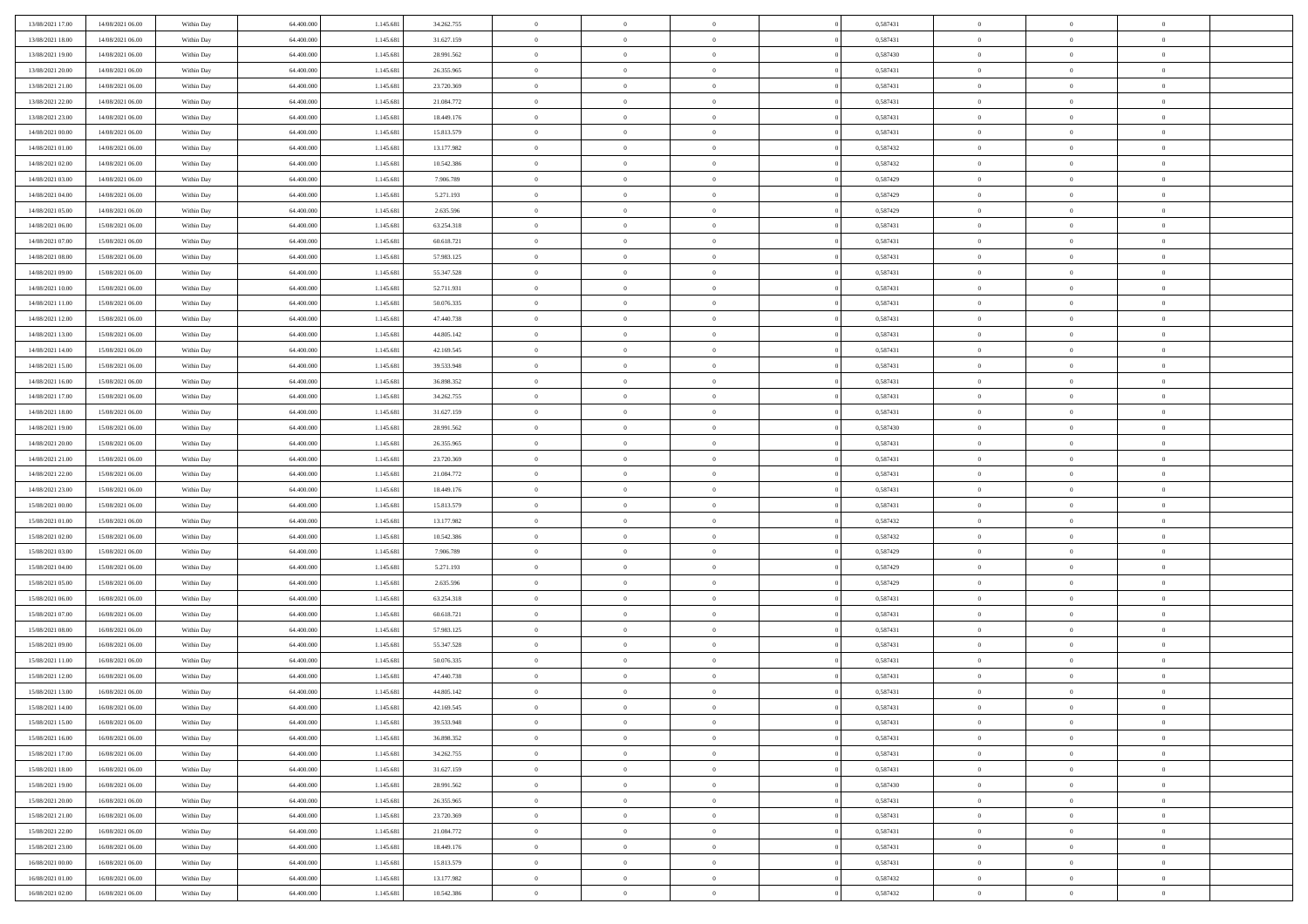| | | | | | | | | | | | | | | |
|---|---|---|---|---|---|---|---|---|---|---|---|---|---|---|
| 13/08/2021 17:00 | 14/08/2021 06:00 | Within Day | 64.400.000 | 1.145.681 | 34.262.755 | 0 | 0 | 0 | | 0,587431 | 0 | 0 | 0 | |
| 13/08/2021 18:00 | 14/08/2021 06:00 | Within Day | 64.400.000 | 1.145.681 | 31.627.159 | 0 | 0 | 0 | | 0,587431 | 0 | 0 | 0 | |
| 13/08/2021 19:00 | 14/08/2021 06:00 | Within Day | 64.400.000 | 1.145.681 | 28.991.562 | 0 | 0 | 0 | | 0,587430 | 0 | 0 | 0 | |
| 13/08/2021 20:00 | 14/08/2021 06:00 | Within Day | 64.400.000 | 1.145.681 | 26.355.965 | 0 | 0 | 0 | | 0,587431 | 0 | 0 | 0 | |
| 13/08/2021 21:00 | 14/08/2021 06:00 | Within Day | 64.400.000 | 1.145.681 | 23.720.369 | 0 | 0 | 0 | | 0,587431 | 0 | 0 | 0 | |
| 13/08/2021 22:00 | 14/08/2021 06:00 | Within Day | 64.400.000 | 1.145.681 | 21.084.772 | 0 | 0 | 0 | | 0,587431 | 0 | 0 | 0 | |
| 13/08/2021 23:00 | 14/08/2021 06:00 | Within Day | 64.400.000 | 1.145.681 | 18.449.176 | 0 | 0 | 0 | | 0,587431 | 0 | 0 | 0 | |
| 14/08/2021 00:00 | 14/08/2021 06:00 | Within Day | 64.400.000 | 1.145.681 | 15.813.579 | 0 | 0 | 0 | | 0,587431 | 0 | 0 | 0 | |
| 14/08/2021 01:00 | 14/08/2021 06:00 | Within Day | 64.400.000 | 1.145.681 | 13.177.982 | 0 | 0 | 0 | | 0,587432 | 0 | 0 | 0 | |
| 14/08/2021 02:00 | 14/08/2021 06:00 | Within Day | 64.400.000 | 1.145.681 | 10.542.386 | 0 | 0 | 0 | | 0,587432 | 0 | 0 | 0 | |
| 14/08/2021 03:00 | 14/08/2021 06:00 | Within Day | 64.400.000 | 1.145.681 | 7.906.789 | 0 | 0 | 0 | | 0,587429 | 0 | 0 | 0 | |
| 14/08/2021 04:00 | 14/08/2021 06:00 | Within Day | 64.400.000 | 1.145.681 | 5.271.193 | 0 | 0 | 0 | | 0,587429 | 0 | 0 | 0 | |
| 14/08/2021 05:00 | 14/08/2021 06:00 | Within Day | 64.400.000 | 1.145.681 | 2.635.596 | 0 | 0 | 0 | | 0,587429 | 0 | 0 | 0 | |
| 14/08/2021 06:00 | 15/08/2021 06:00 | Within Day | 64.400.000 | 1.145.681 | 63.254.318 | 0 | 0 | 0 | | 0,587431 | 0 | 0 | 0 | |
| 14/08/2021 07:00 | 15/08/2021 06:00 | Within Day | 64.400.000 | 1.145.681 | 60.618.721 | 0 | 0 | 0 | | 0,587431 | 0 | 0 | 0 | |
| 14/08/2021 08:00 | 15/08/2021 06:00 | Within Day | 64.400.000 | 1.145.681 | 57.983.125 | 0 | 0 | 0 | | 0,587431 | 0 | 0 | 0 | |
| 14/08/2021 09:00 | 15/08/2021 06:00 | Within Day | 64.400.000 | 1.145.681 | 55.347.528 | 0 | 0 | 0 | | 0,587431 | 0 | 0 | 0 | |
| 14/08/2021 10:00 | 15/08/2021 06:00 | Within Day | 64.400.000 | 1.145.681 | 52.711.931 | 0 | 0 | 0 | | 0,587431 | 0 | 0 | 0 | |
| 14/08/2021 11:00 | 15/08/2021 06:00 | Within Day | 64.400.000 | 1.145.681 | 50.076.335 | 0 | 0 | 0 | | 0,587431 | 0 | 0 | 0 | |
| 14/08/2021 12:00 | 15/08/2021 06:00 | Within Day | 64.400.000 | 1.145.681 | 47.440.738 | 0 | 0 | 0 | | 0,587431 | 0 | 0 | 0 | |
| 14/08/2021 13:00 | 15/08/2021 06:00 | Within Day | 64.400.000 | 1.145.681 | 44.805.142 | 0 | 0 | 0 | | 0,587431 | 0 | 0 | 0 | |
| 14/08/2021 14:00 | 15/08/2021 06:00 | Within Day | 64.400.000 | 1.145.681 | 42.169.545 | 0 | 0 | 0 | | 0,587431 | 0 | 0 | 0 | |
| 14/08/2021 15:00 | 15/08/2021 06:00 | Within Day | 64.400.000 | 1.145.681 | 39.533.948 | 0 | 0 | 0 | | 0,587431 | 0 | 0 | 0 | |
| 14/08/2021 16:00 | 15/08/2021 06:00 | Within Day | 64.400.000 | 1.145.681 | 36.898.352 | 0 | 0 | 0 | | 0,587431 | 0 | 0 | 0 | |
| 14/08/2021 17:00 | 15/08/2021 06:00 | Within Day | 64.400.000 | 1.145.681 | 34.262.755 | 0 | 0 | 0 | | 0,587431 | 0 | 0 | 0 | |
| 14/08/2021 18:00 | 15/08/2021 06:00 | Within Day | 64.400.000 | 1.145.681 | 31.627.159 | 0 | 0 | 0 | | 0,587431 | 0 | 0 | 0 | |
| 14/08/2021 19:00 | 15/08/2021 06:00 | Within Day | 64.400.000 | 1.145.681 | 28.991.562 | 0 | 0 | 0 | | 0,587430 | 0 | 0 | 0 | |
| 14/08/2021 20:00 | 15/08/2021 06:00 | Within Day | 64.400.000 | 1.145.681 | 26.355.965 | 0 | 0 | 0 | | 0,587431 | 0 | 0 | 0 | |
| 14/08/2021 21:00 | 15/08/2021 06:00 | Within Day | 64.400.000 | 1.145.681 | 23.720.369 | 0 | 0 | 0 | | 0,587431 | 0 | 0 | 0 | |
| 14/08/2021 22:00 | 15/08/2021 06:00 | Within Day | 64.400.000 | 1.145.681 | 21.084.772 | 0 | 0 | 0 | | 0,587431 | 0 | 0 | 0 | |
| 14/08/2021 23:00 | 15/08/2021 06:00 | Within Day | 64.400.000 | 1.145.681 | 18.449.176 | 0 | 0 | 0 | | 0,587431 | 0 | 0 | 0 | |
| 15/08/2021 00:00 | 15/08/2021 06:00 | Within Day | 64.400.000 | 1.145.681 | 15.813.579 | 0 | 0 | 0 | | 0,587431 | 0 | 0 | 0 | |
| 15/08/2021 01:00 | 15/08/2021 06:00 | Within Day | 64.400.000 | 1.145.681 | 13.177.982 | 0 | 0 | 0 | | 0,587432 | 0 | 0 | 0 | |
| 15/08/2021 02:00 | 15/08/2021 06:00 | Within Day | 64.400.000 | 1.145.681 | 10.542.386 | 0 | 0 | 0 | | 0,587432 | 0 | 0 | 0 | |
| 15/08/2021 03:00 | 15/08/2021 06:00 | Within Day | 64.400.000 | 1.145.681 | 7.906.789 | 0 | 0 | 0 | | 0,587429 | 0 | 0 | 0 | |
| 15/08/2021 04:00 | 15/08/2021 06:00 | Within Day | 64.400.000 | 1.145.681 | 5.271.193 | 0 | 0 | 0 | | 0,587429 | 0 | 0 | 0 | |
| 15/08/2021 05:00 | 15/08/2021 06:00 | Within Day | 64.400.000 | 1.145.681 | 2.635.596 | 0 | 0 | 0 | | 0,587429 | 0 | 0 | 0 | |
| 15/08/2021 06:00 | 16/08/2021 06:00 | Within Day | 64.400.000 | 1.145.681 | 63.254.318 | 0 | 0 | 0 | | 0,587431 | 0 | 0 | 0 | |
| 15/08/2021 07:00 | 16/08/2021 06:00 | Within Day | 64.400.000 | 1.145.681 | 60.618.721 | 0 | 0 | 0 | | 0,587431 | 0 | 0 | 0 | |
| 15/08/2021 08:00 | 16/08/2021 06:00 | Within Day | 64.400.000 | 1.145.681 | 57.983.125 | 0 | 0 | 0 | | 0,587431 | 0 | 0 | 0 | |
| 15/08/2021 09:00 | 16/08/2021 06:00 | Within Day | 64.400.000 | 1.145.681 | 55.347.528 | 0 | 0 | 0 | | 0,587431 | 0 | 0 | 0 | |
| 15/08/2021 11:00 | 16/08/2021 06:00 | Within Day | 64.400.000 | 1.145.681 | 50.076.335 | 0 | 0 | 0 | | 0,587431 | 0 | 0 | 0 | |
| 15/08/2021 12:00 | 16/08/2021 06:00 | Within Day | 64.400.000 | 1.145.681 | 47.440.738 | 0 | 0 | 0 | | 0,587431 | 0 | 0 | 0 | |
| 15/08/2021 13:00 | 16/08/2021 06:00 | Within Day | 64.400.000 | 1.145.681 | 44.805.142 | 0 | 0 | 0 | | 0,587431 | 0 | 0 | 0 | |
| 15/08/2021 14:00 | 16/08/2021 06:00 | Within Day | 64.400.000 | 1.145.681 | 42.169.545 | 0 | 0 | 0 | | 0,587431 | 0 | 0 | 0 | |
| 15/08/2021 15:00 | 16/08/2021 06:00 | Within Day | 64.400.000 | 1.145.681 | 39.533.948 | 0 | 0 | 0 | | 0,587431 | 0 | 0 | 0 | |
| 15/08/2021 16:00 | 16/08/2021 06:00 | Within Day | 64.400.000 | 1.145.681 | 36.898.352 | 0 | 0 | 0 | | 0,587431 | 0 | 0 | 0 | |
| 15/08/2021 17:00 | 16/08/2021 06:00 | Within Day | 64.400.000 | 1.145.681 | 34.262.755 | 0 | 0 | 0 | | 0,587431 | 0 | 0 | 0 | |
| 15/08/2021 18:00 | 16/08/2021 06:00 | Within Day | 64.400.000 | 1.145.681 | 31.627.159 | 0 | 0 | 0 | | 0,587431 | 0 | 0 | 0 | |
| 15/08/2021 19:00 | 16/08/2021 06:00 | Within Day | 64.400.000 | 1.145.681 | 28.991.562 | 0 | 0 | 0 | | 0,587430 | 0 | 0 | 0 | |
| 15/08/2021 20:00 | 16/08/2021 06:00 | Within Day | 64.400.000 | 1.145.681 | 26.355.965 | 0 | 0 | 0 | | 0,587431 | 0 | 0 | 0 | |
| 15/08/2021 21:00 | 16/08/2021 06:00 | Within Day | 64.400.000 | 1.145.681 | 23.720.369 | 0 | 0 | 0 | | 0,587431 | 0 | 0 | 0 | |
| 15/08/2021 22:00 | 16/08/2021 06:00 | Within Day | 64.400.000 | 1.145.681 | 21.084.772 | 0 | 0 | 0 | | 0,587431 | 0 | 0 | 0 | |
| 15/08/2021 23:00 | 16/08/2021 06:00 | Within Day | 64.400.000 | 1.145.681 | 18.449.176 | 0 | 0 | 0 | | 0,587431 | 0 | 0 | 0 | |
| 16/08/2021 00:00 | 16/08/2021 06:00 | Within Day | 64.400.000 | 1.145.681 | 15.813.579 | 0 | 0 | 0 | | 0,587431 | 0 | 0 | 0 | |
| 16/08/2021 01:00 | 16/08/2021 06:00 | Within Day | 64.400.000 | 1.145.681 | 13.177.982 | 0 | 0 | 0 | | 0,587432 | 0 | 0 | 0 | |
| 16/08/2021 02:00 | 16/08/2021 06:00 | Within Day | 64.400.000 | 1.145.681 | 10.542.386 | 0 | 0 | 0 | | 0,587432 | 0 | 0 | 0 | |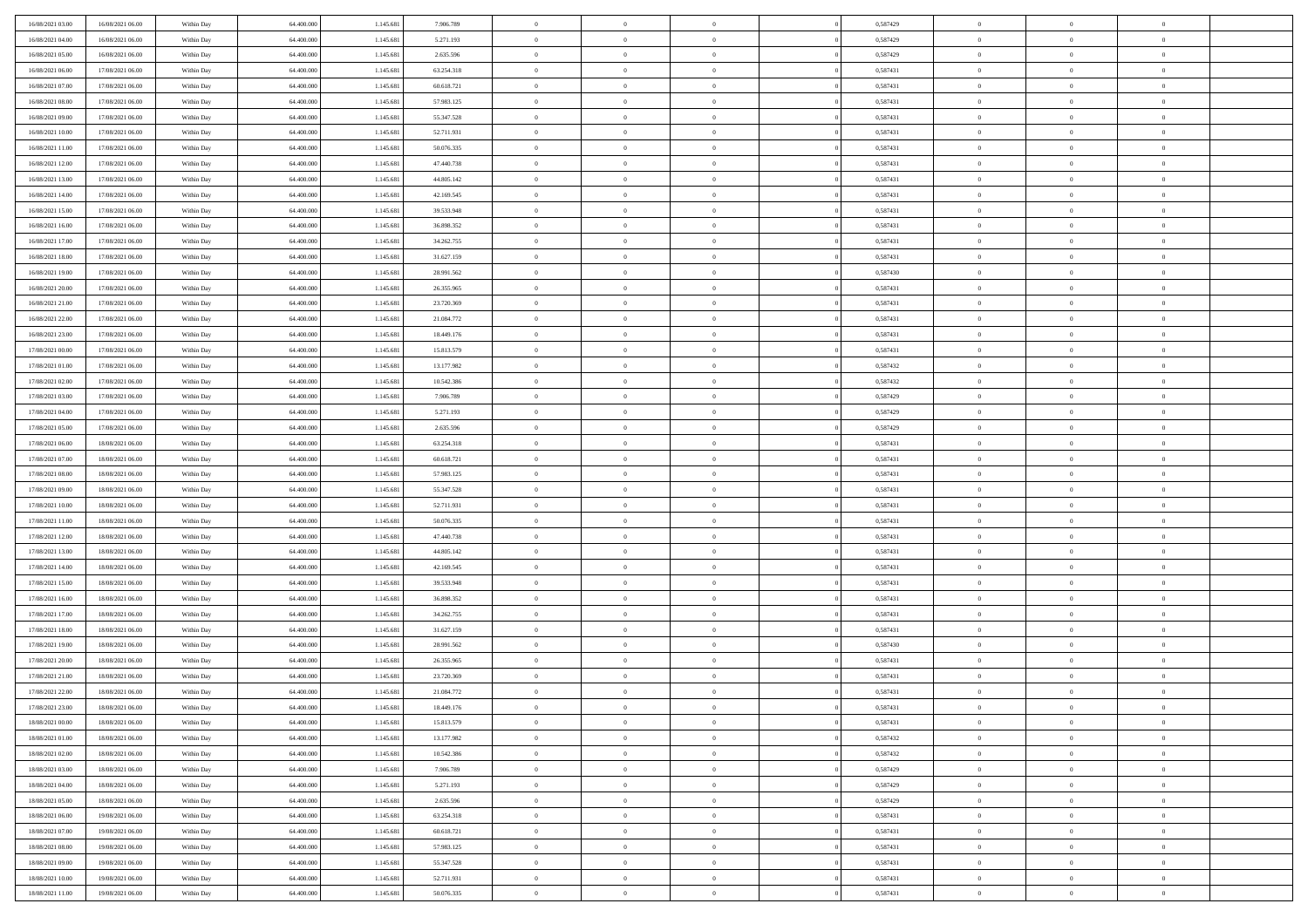| | | | | | | | | | | | | | | |
|---|---|---|---|---|---|---|---|---|---|---|---|---|---|---|
| 16/08/2021 03:00 | 16/08/2021 06:00 | Within Day | 64.400.000 | 1.145.681 | 7.906.789 | 0 | 0 | 0 | | 0,587429 | 0 | 0 | 0 | |
| 16/08/2021 04:00 | 16/08/2021 06:00 | Within Day | 64.400.000 | 1.145.681 | 5.271.193 | 0 | 0 | 0 | | 0,587429 | 0 | 0 | 0 | |
| 16/08/2021 05:00 | 16/08/2021 06:00 | Within Day | 64.400.000 | 1.145.681 | 2.635.596 | 0 | 0 | 0 | | 0,587429 | 0 | 0 | 0 | |
| 16/08/2021 06:00 | 17/08/2021 06:00 | Within Day | 64.400.000 | 1.145.681 | 63.254.318 | 0 | 0 | 0 | | 0,587431 | 0 | 0 | 0 | |
| 16/08/2021 07:00 | 17/08/2021 06:00 | Within Day | 64.400.000 | 1.145.681 | 60.618.721 | 0 | 0 | 0 | | 0,587431 | 0 | 0 | 0 | |
| 16/08/2021 08:00 | 17/08/2021 06:00 | Within Day | 64.400.000 | 1.145.681 | 57.983.125 | 0 | 0 | 0 | | 0,587431 | 0 | 0 | 0 | |
| 16/08/2021 09:00 | 17/08/2021 06:00 | Within Day | 64.400.000 | 1.145.681 | 55.347.528 | 0 | 0 | 0 | | 0,587431 | 0 | 0 | 0 | |
| 16/08/2021 10:00 | 17/08/2021 06:00 | Within Day | 64.400.000 | 1.145.681 | 52.711.931 | 0 | 0 | 0 | | 0,587431 | 0 | 0 | 0 | |
| 16/08/2021 11:00 | 17/08/2021 06:00 | Within Day | 64.400.000 | 1.145.681 | 50.076.335 | 0 | 0 | 0 | | 0,587431 | 0 | 0 | 0 | |
| 16/08/2021 12:00 | 17/08/2021 06:00 | Within Day | 64.400.000 | 1.145.681 | 47.440.738 | 0 | 0 | 0 | | 0,587431 | 0 | 0 | 0 | |
| 16/08/2021 13:00 | 17/08/2021 06:00 | Within Day | 64.400.000 | 1.145.681 | 44.805.142 | 0 | 0 | 0 | | 0,587431 | 0 | 0 | 0 | |
| 16/08/2021 14:00 | 17/08/2021 06:00 | Within Day | 64.400.000 | 1.145.681 | 42.169.545 | 0 | 0 | 0 | | 0,587431 | 0 | 0 | 0 | |
| 16/08/2021 15:00 | 17/08/2021 06:00 | Within Day | 64.400.000 | 1.145.681 | 39.533.948 | 0 | 0 | 0 | | 0,587431 | 0 | 0 | 0 | |
| 16/08/2021 16:00 | 17/08/2021 06:00 | Within Day | 64.400.000 | 1.145.681 | 36.898.352 | 0 | 0 | 0 | | 0,587431 | 0 | 0 | 0 | |
| 16/08/2021 17:00 | 17/08/2021 06:00 | Within Day | 64.400.000 | 1.145.681 | 34.262.755 | 0 | 0 | 0 | | 0,587431 | 0 | 0 | 0 | |
| 16/08/2021 18:00 | 17/08/2021 06:00 | Within Day | 64.400.000 | 1.145.681 | 31.627.159 | 0 | 0 | 0 | | 0,587431 | 0 | 0 | 0 | |
| 16/08/2021 19:00 | 17/08/2021 06:00 | Within Day | 64.400.000 | 1.145.681 | 28.991.562 | 0 | 0 | 0 | | 0,587430 | 0 | 0 | 0 | |
| 16/08/2021 20:00 | 17/08/2021 06:00 | Within Day | 64.400.000 | 1.145.681 | 26.355.965 | 0 | 0 | 0 | | 0,587431 | 0 | 0 | 0 | |
| 16/08/2021 21:00 | 17/08/2021 06:00 | Within Day | 64.400.000 | 1.145.681 | 23.720.369 | 0 | 0 | 0 | | 0,587431 | 0 | 0 | 0 | |
| 16/08/2021 22:00 | 17/08/2021 06:00 | Within Day | 64.400.000 | 1.145.681 | 21.084.772 | 0 | 0 | 0 | | 0,587431 | 0 | 0 | 0 | |
| 16/08/2021 23:00 | 17/08/2021 06:00 | Within Day | 64.400.000 | 1.145.681 | 18.449.176 | 0 | 0 | 0 | | 0,587431 | 0 | 0 | 0 | |
| 17/08/2021 00:00 | 17/08/2021 06:00 | Within Day | 64.400.000 | 1.145.681 | 15.813.579 | 0 | 0 | 0 | | 0,587431 | 0 | 0 | 0 | |
| 17/08/2021 01:00 | 17/08/2021 06:00 | Within Day | 64.400.000 | 1.145.681 | 13.177.982 | 0 | 0 | 0 | | 0,587432 | 0 | 0 | 0 | |
| 17/08/2021 02:00 | 17/08/2021 06:00 | Within Day | 64.400.000 | 1.145.681 | 10.542.386 | 0 | 0 | 0 | | 0,587432 | 0 | 0 | 0 | |
| 17/08/2021 03:00 | 17/08/2021 06:00 | Within Day | 64.400.000 | 1.145.681 | 7.906.789 | 0 | 0 | 0 | | 0,587429 | 0 | 0 | 0 | |
| 17/08/2021 04:00 | 17/08/2021 06:00 | Within Day | 64.400.000 | 1.145.681 | 5.271.193 | 0 | 0 | 0 | | 0,587429 | 0 | 0 | 0 | |
| 17/08/2021 05:00 | 17/08/2021 06:00 | Within Day | 64.400.000 | 1.145.681 | 2.635.596 | 0 | 0 | 0 | | 0,587429 | 0 | 0 | 0 | |
| 17/08/2021 06:00 | 18/08/2021 06:00 | Within Day | 64.400.000 | 1.145.681 | 63.254.318 | 0 | 0 | 0 | | 0,587431 | 0 | 0 | 0 | |
| 17/08/2021 07:00 | 18/08/2021 06:00 | Within Day | 64.400.000 | 1.145.681 | 60.618.721 | 0 | 0 | 0 | | 0,587431 | 0 | 0 | 0 | |
| 17/08/2021 08:00 | 18/08/2021 06:00 | Within Day | 64.400.000 | 1.145.681 | 57.983.125 | 0 | 0 | 0 | | 0,587431 | 0 | 0 | 0 | |
| 17/08/2021 09:00 | 18/08/2021 06:00 | Within Day | 64.400.000 | 1.145.681 | 55.347.528 | 0 | 0 | 0 | | 0,587431 | 0 | 0 | 0 | |
| 17/08/2021 10:00 | 18/08/2021 06:00 | Within Day | 64.400.000 | 1.145.681 | 52.711.931 | 0 | 0 | 0 | | 0,587431 | 0 | 0 | 0 | |
| 17/08/2021 11:00 | 18/08/2021 06:00 | Within Day | 64.400.000 | 1.145.681 | 50.076.335 | 0 | 0 | 0 | | 0,587431 | 0 | 0 | 0 | |
| 17/08/2021 12:00 | 18/08/2021 06:00 | Within Day | 64.400.000 | 1.145.681 | 47.440.738 | 0 | 0 | 0 | | 0,587431 | 0 | 0 | 0 | |
| 17/08/2021 13:00 | 18/08/2021 06:00 | Within Day | 64.400.000 | 1.145.681 | 44.805.142 | 0 | 0 | 0 | | 0,587431 | 0 | 0 | 0 | |
| 17/08/2021 14:00 | 18/08/2021 06:00 | Within Day | 64.400.000 | 1.145.681 | 42.169.545 | 0 | 0 | 0 | | 0,587431 | 0 | 0 | 0 | |
| 17/08/2021 15:00 | 18/08/2021 06:00 | Within Day | 64.400.000 | 1.145.681 | 39.533.948 | 0 | 0 | 0 | | 0,587431 | 0 | 0 | 0 | |
| 17/08/2021 16:00 | 18/08/2021 06:00 | Within Day | 64.400.000 | 1.145.681 | 36.898.352 | 0 | 0 | 0 | | 0,587431 | 0 | 0 | 0 | |
| 17/08/2021 17:00 | 18/08/2021 06:00 | Within Day | 64.400.000 | 1.145.681 | 34.262.755 | 0 | 0 | 0 | | 0,587431 | 0 | 0 | 0 | |
| 17/08/2021 18:00 | 18/08/2021 06:00 | Within Day | 64.400.000 | 1.145.681 | 31.627.159 | 0 | 0 | 0 | | 0,587431 | 0 | 0 | 0 | |
| 17/08/2021 19:00 | 18/08/2021 06:00 | Within Day | 64.400.000 | 1.145.681 | 28.991.562 | 0 | 0 | 0 | | 0,587430 | 0 | 0 | 0 | |
| 17/08/2021 20:00 | 18/08/2021 06:00 | Within Day | 64.400.000 | 1.145.681 | 26.355.965 | 0 | 0 | 0 | | 0,587431 | 0 | 0 | 0 | |
| 17/08/2021 21:00 | 18/08/2021 06:00 | Within Day | 64.400.000 | 1.145.681 | 23.720.369 | 0 | 0 | 0 | | 0,587431 | 0 | 0 | 0 | |
| 17/08/2021 22:00 | 18/08/2021 06:00 | Within Day | 64.400.000 | 1.145.681 | 21.084.772 | 0 | 0 | 0 | | 0,587431 | 0 | 0 | 0 | |
| 17/08/2021 23:00 | 18/08/2021 06:00 | Within Day | 64.400.000 | 1.145.681 | 18.449.176 | 0 | 0 | 0 | | 0,587431 | 0 | 0 | 0 | |
| 18/08/2021 00:00 | 18/08/2021 06:00 | Within Day | 64.400.000 | 1.145.681 | 15.813.579 | 0 | 0 | 0 | | 0,587431 | 0 | 0 | 0 | |
| 18/08/2021 01:00 | 18/08/2021 06:00 | Within Day | 64.400.000 | 1.145.681 | 13.177.982 | 0 | 0 | 0 | | 0,587432 | 0 | 0 | 0 | |
| 18/08/2021 02:00 | 18/08/2021 06:00 | Within Day | 64.400.000 | 1.145.681 | 10.542.386 | 0 | 0 | 0 | | 0,587432 | 0 | 0 | 0 | |
| 18/08/2021 03:00 | 18/08/2021 06:00 | Within Day | 64.400.000 | 1.145.681 | 7.906.789 | 0 | 0 | 0 | | 0,587429 | 0 | 0 | 0 | |
| 18/08/2021 04:00 | 18/08/2021 06:00 | Within Day | 64.400.000 | 1.145.681 | 5.271.193 | 0 | 0 | 0 | | 0,587429 | 0 | 0 | 0 | |
| 18/08/2021 05:00 | 18/08/2021 06:00 | Within Day | 64.400.000 | 1.145.681 | 2.635.596 | 0 | 0 | 0 | | 0,587429 | 0 | 0 | 0 | |
| 18/08/2021 06:00 | 19/08/2021 06:00 | Within Day | 64.400.000 | 1.145.681 | 63.254.318 | 0 | 0 | 0 | | 0,587431 | 0 | 0 | 0 | |
| 18/08/2021 07:00 | 19/08/2021 06:00 | Within Day | 64.400.000 | 1.145.681 | 60.618.721 | 0 | 0 | 0 | | 0,587431 | 0 | 0 | 0 | |
| 18/08/2021 08:00 | 19/08/2021 06:00 | Within Day | 64.400.000 | 1.145.681 | 57.983.125 | 0 | 0 | 0 | | 0,587431 | 0 | 0 | 0 | |
| 18/08/2021 09:00 | 19/08/2021 06:00 | Within Day | 64.400.000 | 1.145.681 | 55.347.528 | 0 | 0 | 0 | | 0,587431 | 0 | 0 | 0 | |
| 18/08/2021 10:00 | 19/08/2021 06:00 | Within Day | 64.400.000 | 1.145.681 | 52.711.931 | 0 | 0 | 0 | | 0,587431 | 0 | 0 | 0 | |
| 18/08/2021 11:00 | 19/08/2021 06:00 | Within Day | 64.400.000 | 1.145.681 | 50.076.335 | 0 | 0 | 0 | | 0,587431 | 0 | 0 | 0 | |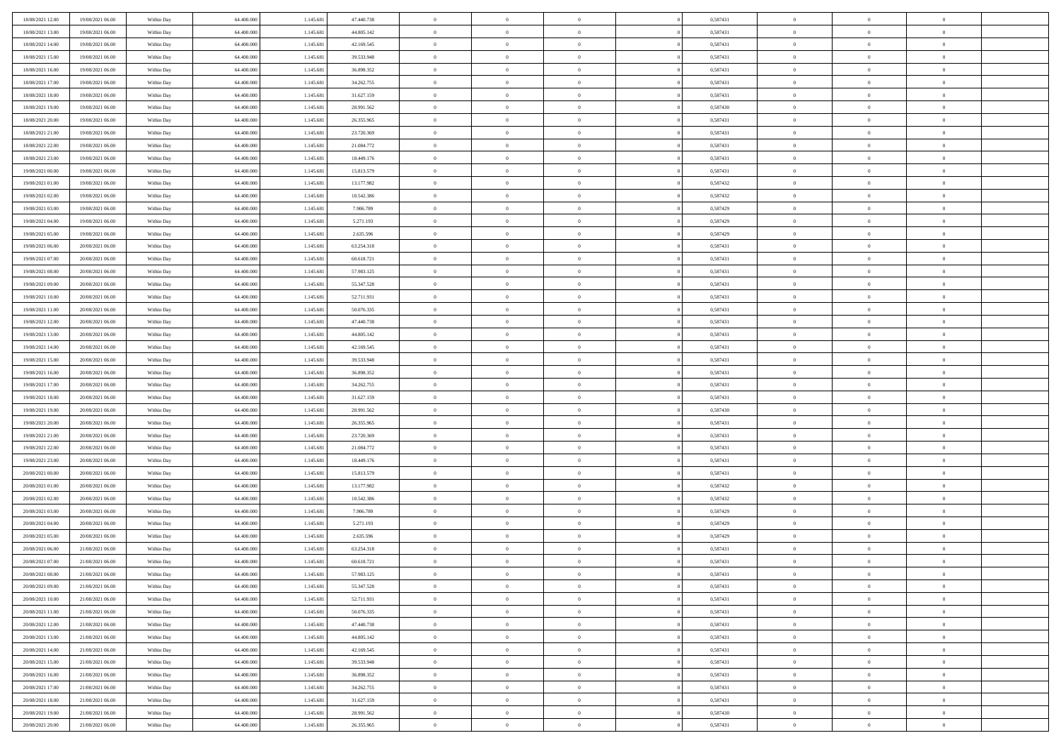| | | | | | | | | | | | | | | |
|---|---|---|---|---|---|---|---|---|---|---|---|---|---|---|
| 18/08/2021 12:00 | 19/08/2021 06:00 | Within Day | 64.400.000 | 1.145.681 | 47.440.738 | 0 | 0 | 0 | | 0 | 0,587431 | 0 | 0 | 0 |
| 18/08/2021 13:00 | 19/08/2021 06:00 | Within Day | 64.400.000 | 1.145.681 | 44.805.142 | 0 | 0 | 0 | | 0 | 0,587431 | 0 | 0 | 0 |
| 18/08/2021 14:00 | 19/08/2021 06:00 | Within Day | 64.400.000 | 1.145.681 | 42.169.545 | 0 | 0 | 0 | | 0 | 0,587431 | 0 | 0 | 0 |
| 18/08/2021 15:00 | 19/08/2021 06:00 | Within Day | 64.400.000 | 1.145.681 | 39.533.948 | 0 | 0 | 0 | | 0 | 0,587431 | 0 | 0 | 0 |
| 18/08/2021 16:00 | 19/08/2021 06:00 | Within Day | 64.400.000 | 1.145.681 | 36.898.352 | 0 | 0 | 0 | | 0 | 0,587431 | 0 | 0 | 0 |
| 18/08/2021 17:00 | 19/08/2021 06:00 | Within Day | 64.400.000 | 1.145.681 | 34.262.755 | 0 | 0 | 0 | | 0 | 0,587431 | 0 | 0 | 0 |
| 18/08/2021 18:00 | 19/08/2021 06:00 | Within Day | 64.400.000 | 1.145.681 | 31.627.159 | 0 | 0 | 0 | | 0 | 0,587431 | 0 | 0 | 0 |
| 18/08/2021 19:00 | 19/08/2021 06:00 | Within Day | 64.400.000 | 1.145.681 | 28.991.562 | 0 | 0 | 0 | | 0 | 0,587430 | 0 | 0 | 0 |
| 18/08/2021 20:00 | 19/08/2021 06:00 | Within Day | 64.400.000 | 1.145.681 | 26.355.965 | 0 | 0 | 0 | | 0 | 0,587431 | 0 | 0 | 0 |
| 18/08/2021 21:00 | 19/08/2021 06:00 | Within Day | 64.400.000 | 1.145.681 | 23.720.369 | 0 | 0 | 0 | | 0 | 0,587431 | 0 | 0 | 0 |
| 18/08/2021 22:00 | 19/08/2021 06:00 | Within Day | 64.400.000 | 1.145.681 | 21.084.772 | 0 | 0 | 0 | | 0 | 0,587431 | 0 | 0 | 0 |
| 18/08/2021 23:00 | 19/08/2021 06:00 | Within Day | 64.400.000 | 1.145.681 | 18.449.176 | 0 | 0 | 0 | | 0 | 0,587431 | 0 | 0 | 0 |
| 19/08/2021 00:00 | 19/08/2021 06:00 | Within Day | 64.400.000 | 1.145.681 | 15.813.579 | 0 | 0 | 0 | | 0 | 0,587431 | 0 | 0 | 0 |
| 19/08/2021 01:00 | 19/08/2021 06:00 | Within Day | 64.400.000 | 1.145.681 | 13.177.982 | 0 | 0 | 0 | | 0 | 0,587432 | 0 | 0 | 0 |
| 19/08/2021 02:00 | 19/08/2021 06:00 | Within Day | 64.400.000 | 1.145.681 | 10.542.386 | 0 | 0 | 0 | | 0 | 0,587432 | 0 | 0 | 0 |
| 19/08/2021 03:00 | 19/08/2021 06:00 | Within Day | 64.400.000 | 1.145.681 | 7.906.789 | 0 | 0 | 0 | | 0 | 0,587429 | 0 | 0 | 0 |
| 19/08/2021 04:00 | 19/08/2021 06:00 | Within Day | 64.400.000 | 1.145.681 | 5.271.193 | 0 | 0 | 0 | | 0 | 0,587429 | 0 | 0 | 0 |
| 19/08/2021 05:00 | 19/08/2021 06:00 | Within Day | 64.400.000 | 1.145.681 | 2.635.596 | 0 | 0 | 0 | | 0 | 0,587429 | 0 | 0 | 0 |
| 19/08/2021 06:00 | 20/08/2021 06:00 | Within Day | 64.400.000 | 1.145.681 | 63.254.318 | 0 | 0 | 0 | | 0 | 0,587431 | 0 | 0 | 0 |
| 19/08/2021 07:00 | 20/08/2021 06:00 | Within Day | 64.400.000 | 1.145.681 | 60.618.721 | 0 | 0 | 0 | | 0 | 0,587431 | 0 | 0 | 0 |
| 19/08/2021 08:00 | 20/08/2021 06:00 | Within Day | 64.400.000 | 1.145.681 | 57.983.125 | 0 | 0 | 0 | | 0 | 0,587431 | 0 | 0 | 0 |
| 19/08/2021 09:00 | 20/08/2021 06:00 | Within Day | 64.400.000 | 1.145.681 | 55.347.528 | 0 | 0 | 0 | | 0 | 0,587431 | 0 | 0 | 0 |
| 19/08/2021 10:00 | 20/08/2021 06:00 | Within Day | 64.400.000 | 1.145.681 | 52.711.931 | 0 | 0 | 0 | | 0 | 0,587431 | 0 | 0 | 0 |
| 19/08/2021 11:00 | 20/08/2021 06:00 | Within Day | 64.400.000 | 1.145.681 | 50.076.335 | 0 | 0 | 0 | | 0 | 0,587431 | 0 | 0 | 0 |
| 19/08/2021 12:00 | 20/08/2021 06:00 | Within Day | 64.400.000 | 1.145.681 | 47.440.738 | 0 | 0 | 0 | | 0 | 0,587431 | 0 | 0 | 0 |
| 19/08/2021 13:00 | 20/08/2021 06:00 | Within Day | 64.400.000 | 1.145.681 | 44.805.142 | 0 | 0 | 0 | | 0 | 0,587431 | 0 | 0 | 0 |
| 19/08/2021 14:00 | 20/08/2021 06:00 | Within Day | 64.400.000 | 1.145.681 | 42.169.545 | 0 | 0 | 0 | | 0 | 0,587431 | 0 | 0 | 0 |
| 19/08/2021 15:00 | 20/08/2021 06:00 | Within Day | 64.400.000 | 1.145.681 | 39.533.948 | 0 | 0 | 0 | | 0 | 0,587431 | 0 | 0 | 0 |
| 19/08/2021 16:00 | 20/08/2021 06:00 | Within Day | 64.400.000 | 1.145.681 | 36.898.352 | 0 | 0 | 0 | | 0 | 0,587431 | 0 | 0 | 0 |
| 19/08/2021 17:00 | 20/08/2021 06:00 | Within Day | 64.400.000 | 1.145.681 | 34.262.755 | 0 | 0 | 0 | | 0 | 0,587431 | 0 | 0 | 0 |
| 19/08/2021 18:00 | 20/08/2021 06:00 | Within Day | 64.400.000 | 1.145.681 | 31.627.159 | 0 | 0 | 0 | | 0 | 0,587431 | 0 | 0 | 0 |
| 19/08/2021 19:00 | 20/08/2021 06:00 | Within Day | 64.400.000 | 1.145.681 | 28.991.562 | 0 | 0 | 0 | | 0 | 0,587430 | 0 | 0 | 0 |
| 19/08/2021 20:00 | 20/08/2021 06:00 | Within Day | 64.400.000 | 1.145.681 | 26.355.965 | 0 | 0 | 0 | | 0 | 0,587431 | 0 | 0 | 0 |
| 19/08/2021 21:00 | 20/08/2021 06:00 | Within Day | 64.400.000 | 1.145.681 | 23.720.369 | 0 | 0 | 0 | | 0 | 0,587431 | 0 | 0 | 0 |
| 19/08/2021 22:00 | 20/08/2021 06:00 | Within Day | 64.400.000 | 1.145.681 | 21.084.772 | 0 | 0 | 0 | | 0 | 0,587431 | 0 | 0 | 0 |
| 19/08/2021 23:00 | 20/08/2021 06:00 | Within Day | 64.400.000 | 1.145.681 | 18.449.176 | 0 | 0 | 0 | | 0 | 0,587431 | 0 | 0 | 0 |
| 20/08/2021 00:00 | 20/08/2021 06:00 | Within Day | 64.400.000 | 1.145.681 | 15.813.579 | 0 | 0 | 0 | | 0 | 0,587431 | 0 | 0 | 0 |
| 20/08/2021 01:00 | 20/08/2021 06:00 | Within Day | 64.400.000 | 1.145.681 | 13.177.982 | 0 | 0 | 0 | | 0 | 0,587432 | 0 | 0 | 0 |
| 20/08/2021 02:00 | 20/08/2021 06:00 | Within Day | 64.400.000 | 1.145.681 | 10.542.386 | 0 | 0 | 0 | | 0 | 0,587432 | 0 | 0 | 0 |
| 20/08/2021 03:00 | 20/08/2021 06:00 | Within Day | 64.400.000 | 1.145.681 | 7.906.789 | 0 | 0 | 0 | | 0 | 0,587429 | 0 | 0 | 0 |
| 20/08/2021 04:00 | 20/08/2021 06:00 | Within Day | 64.400.000 | 1.145.681 | 5.271.193 | 0 | 0 | 0 | | 0 | 0,587429 | 0 | 0 | 0 |
| 20/08/2021 05:00 | 20/08/2021 06:00 | Within Day | 64.400.000 | 1.145.681 | 2.635.596 | 0 | 0 | 0 | | 0 | 0,587429 | 0 | 0 | 0 |
| 20/08/2021 06:00 | 21/08/2021 06:00 | Within Day | 64.400.000 | 1.145.681 | 63.254.318 | 0 | 0 | 0 | | 0 | 0,587431 | 0 | 0 | 0 |
| 20/08/2021 07:00 | 21/08/2021 06:00 | Within Day | 64.400.000 | 1.145.681 | 60.618.721 | 0 | 0 | 0 | | 0 | 0,587431 | 0 | 0 | 0 |
| 20/08/2021 08:00 | 21/08/2021 06:00 | Within Day | 64.400.000 | 1.145.681 | 57.983.125 | 0 | 0 | 0 | | 0 | 0,587431 | 0 | 0 | 0 |
| 20/08/2021 09:00 | 21/08/2021 06:00 | Within Day | 64.400.000 | 1.145.681 | 55.347.528 | 0 | 0 | 0 | | 0 | 0,587431 | 0 | 0 | 0 |
| 20/08/2021 10:00 | 21/08/2021 06:00 | Within Day | 64.400.000 | 1.145.681 | 52.711.931 | 0 | 0 | 0 | | 0 | 0,587431 | 0 | 0 | 0 |
| 20/08/2021 11:00 | 21/08/2021 06:00 | Within Day | 64.400.000 | 1.145.681 | 50.076.335 | 0 | 0 | 0 | | 0 | 0,587431 | 0 | 0 | 0 |
| 20/08/2021 12:00 | 21/08/2021 06:00 | Within Day | 64.400.000 | 1.145.681 | 47.440.738 | 0 | 0 | 0 | | 0 | 0,587431 | 0 | 0 | 0 |
| 20/08/2021 13:00 | 21/08/2021 06:00 | Within Day | 64.400.000 | 1.145.681 | 44.805.142 | 0 | 0 | 0 | | 0 | 0,587431 | 0 | 0 | 0 |
| 20/08/2021 14:00 | 21/08/2021 06:00 | Within Day | 64.400.000 | 1.145.681 | 42.169.545 | 0 | 0 | 0 | | 0 | 0,587431 | 0 | 0 | 0 |
| 20/08/2021 15:00 | 21/08/2021 06:00 | Within Day | 64.400.000 | 1.145.681 | 39.533.948 | 0 | 0 | 0 | | 0 | 0,587431 | 0 | 0 | 0 |
| 20/08/2021 16:00 | 21/08/2021 06:00 | Within Day | 64.400.000 | 1.145.681 | 36.898.352 | 0 | 0 | 0 | | 0 | 0,587431 | 0 | 0 | 0 |
| 20/08/2021 17:00 | 21/08/2021 06:00 | Within Day | 64.400.000 | 1.145.681 | 34.262.755 | 0 | 0 | 0 | | 0 | 0,587431 | 0 | 0 | 0 |
| 20/08/2021 18:00 | 21/08/2021 06:00 | Within Day | 64.400.000 | 1.145.681 | 31.627.159 | 0 | 0 | 0 | | 0 | 0,587431 | 0 | 0 | 0 |
| 20/08/2021 19:00 | 21/08/2021 06:00 | Within Day | 64.400.000 | 1.145.681 | 28.991.562 | 0 | 0 | 0 | | 0 | 0,587430 | 0 | 0 | 0 |
| 20/08/2021 20:00 | 21/08/2021 06:00 | Within Day | 64.400.000 | 1.145.681 | 26.355.965 | 0 | 0 | 0 | | 0 | 0,587431 | 0 | 0 | 0 |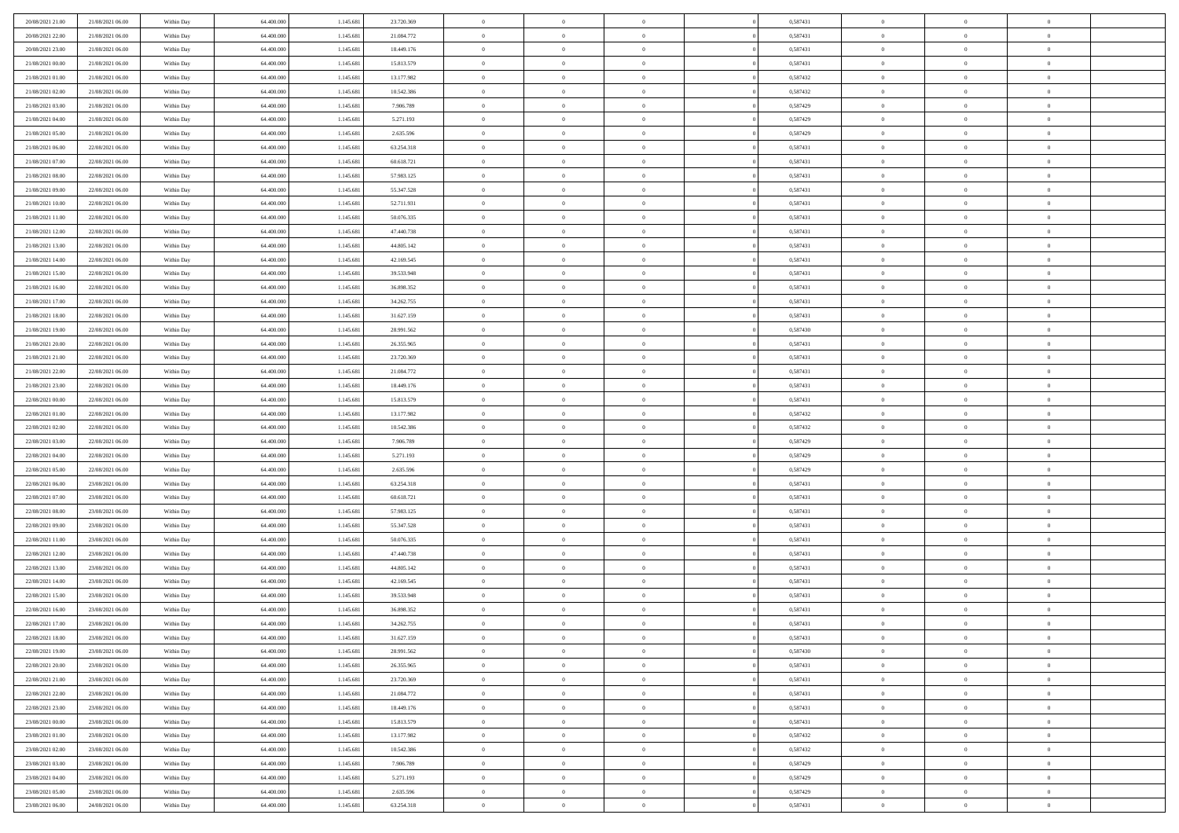| | | | | | | | | | | | | | | |
|---|---|---|---|---|---|---|---|---|---|---|---|---|---|---|
| 20/08/2021 21:00 | 21/08/2021 06:00 | Within Day | 64.400.000 | 1.145.681 | 23.720.369 | 0 | 0 | 0 | | 0 | 0,587431 | 0 | 0 | 0 |
| 20/08/2021 22:00 | 21/08/2021 06:00 | Within Day | 64.400.000 | 1.145.681 | 21.084.772 | 0 | 0 | 0 | | 0 | 0,587431 | 0 | 0 | 0 |
| 20/08/2021 23:00 | 21/08/2021 06:00 | Within Day | 64.400.000 | 1.145.681 | 18.449.176 | 0 | 0 | 0 | | 0 | 0,587431 | 0 | 0 | 0 |
| 21/08/2021 00:00 | 21/08/2021 06:00 | Within Day | 64.400.000 | 1.145.681 | 15.813.579 | 0 | 0 | 0 | | 0 | 0,587431 | 0 | 0 | 0 |
| 21/08/2021 01:00 | 21/08/2021 06:00 | Within Day | 64.400.000 | 1.145.681 | 13.177.982 | 0 | 0 | 0 | | 0 | 0,587432 | 0 | 0 | 0 |
| 21/08/2021 02:00 | 21/08/2021 06:00 | Within Day | 64.400.000 | 1.145.681 | 10.542.386 | 0 | 0 | 0 | | 0 | 0,587432 | 0 | 0 | 0 |
| 21/08/2021 03:00 | 21/08/2021 06:00 | Within Day | 64.400.000 | 1.145.681 | 7.906.789 | 0 | 0 | 0 | | 0 | 0,587429 | 0 | 0 | 0 |
| 21/08/2021 04:00 | 21/08/2021 06:00 | Within Day | 64.400.000 | 1.145.681 | 5.271.193 | 0 | 0 | 0 | | 0 | 0,587429 | 0 | 0 | 0 |
| 21/08/2021 05:00 | 21/08/2021 06:00 | Within Day | 64.400.000 | 1.145.681 | 2.635.596 | 0 | 0 | 0 | | 0 | 0,587429 | 0 | 0 | 0 |
| 21/08/2021 06:00 | 22/08/2021 06:00 | Within Day | 64.400.000 | 1.145.681 | 63.254.318 | 0 | 0 | 0 | | 0 | 0,587431 | 0 | 0 | 0 |
| 21/08/2021 07:00 | 22/08/2021 06:00 | Within Day | 64.400.000 | 1.145.681 | 60.618.721 | 0 | 0 | 0 | | 0 | 0,587431 | 0 | 0 | 0 |
| 21/08/2021 08:00 | 22/08/2021 06:00 | Within Day | 64.400.000 | 1.145.681 | 57.983.125 | 0 | 0 | 0 | | 0 | 0,587431 | 0 | 0 | 0 |
| 21/08/2021 09:00 | 22/08/2021 06:00 | Within Day | 64.400.000 | 1.145.681 | 55.347.528 | 0 | 0 | 0 | | 0 | 0,587431 | 0 | 0 | 0 |
| 21/08/2021 10:00 | 22/08/2021 06:00 | Within Day | 64.400.000 | 1.145.681 | 52.711.931 | 0 | 0 | 0 | | 0 | 0,587431 | 0 | 0 | 0 |
| 21/08/2021 11:00 | 22/08/2021 06:00 | Within Day | 64.400.000 | 1.145.681 | 50.076.335 | 0 | 0 | 0 | | 0 | 0,587431 | 0 | 0 | 0 |
| 21/08/2021 12:00 | 22/08/2021 06:00 | Within Day | 64.400.000 | 1.145.681 | 47.440.738 | 0 | 0 | 0 | | 0 | 0,587431 | 0 | 0 | 0 |
| 21/08/2021 13:00 | 22/08/2021 06:00 | Within Day | 64.400.000 | 1.145.681 | 44.805.142 | 0 | 0 | 0 | | 0 | 0,587431 | 0 | 0 | 0 |
| 21/08/2021 14:00 | 22/08/2021 06:00 | Within Day | 64.400.000 | 1.145.681 | 42.169.545 | 0 | 0 | 0 | | 0 | 0,587431 | 0 | 0 | 0 |
| 21/08/2021 15:00 | 22/08/2021 06:00 | Within Day | 64.400.000 | 1.145.681 | 39.533.948 | 0 | 0 | 0 | | 0 | 0,587431 | 0 | 0 | 0 |
| 21/08/2021 16:00 | 22/08/2021 06:00 | Within Day | 64.400.000 | 1.145.681 | 36.898.352 | 0 | 0 | 0 | | 0 | 0,587431 | 0 | 0 | 0 |
| 21/08/2021 17:00 | 22/08/2021 06:00 | Within Day | 64.400.000 | 1.145.681 | 34.262.755 | 0 | 0 | 0 | | 0 | 0,587431 | 0 | 0 | 0 |
| 21/08/2021 18:00 | 22/08/2021 06:00 | Within Day | 64.400.000 | 1.145.681 | 31.627.159 | 0 | 0 | 0 | | 0 | 0,587431 | 0 | 0 | 0 |
| 21/08/2021 19:00 | 22/08/2021 06:00 | Within Day | 64.400.000 | 1.145.681 | 28.991.562 | 0 | 0 | 0 | | 0 | 0,587430 | 0 | 0 | 0 |
| 21/08/2021 20:00 | 22/08/2021 06:00 | Within Day | 64.400.000 | 1.145.681 | 26.355.965 | 0 | 0 | 0 | | 0 | 0,587431 | 0 | 0 | 0 |
| 21/08/2021 21:00 | 22/08/2021 06:00 | Within Day | 64.400.000 | 1.145.681 | 23.720.369 | 0 | 0 | 0 | | 0 | 0,587431 | 0 | 0 | 0 |
| 21/08/2021 22:00 | 22/08/2021 06:00 | Within Day | 64.400.000 | 1.145.681 | 21.084.772 | 0 | 0 | 0 | | 0 | 0,587431 | 0 | 0 | 0 |
| 21/08/2021 23:00 | 22/08/2021 06:00 | Within Day | 64.400.000 | 1.145.681 | 18.449.176 | 0 | 0 | 0 | | 0 | 0,587431 | 0 | 0 | 0 |
| 22/08/2021 00:00 | 22/08/2021 06:00 | Within Day | 64.400.000 | 1.145.681 | 15.813.579 | 0 | 0 | 0 | | 0 | 0,587431 | 0 | 0 | 0 |
| 22/08/2021 01:00 | 22/08/2021 06:00 | Within Day | 64.400.000 | 1.145.681 | 13.177.982 | 0 | 0 | 0 | | 0 | 0,587432 | 0 | 0 | 0 |
| 22/08/2021 02:00 | 22/08/2021 06:00 | Within Day | 64.400.000 | 1.145.681 | 10.542.386 | 0 | 0 | 0 | | 0 | 0,587432 | 0 | 0 | 0 |
| 22/08/2021 03:00 | 22/08/2021 06:00 | Within Day | 64.400.000 | 1.145.681 | 7.906.789 | 0 | 0 | 0 | | 0 | 0,587429 | 0 | 0 | 0 |
| 22/08/2021 04:00 | 22/08/2021 06:00 | Within Day | 64.400.000 | 1.145.681 | 5.271.193 | 0 | 0 | 0 | | 0 | 0,587429 | 0 | 0 | 0 |
| 22/08/2021 05:00 | 22/08/2021 06:00 | Within Day | 64.400.000 | 1.145.681 | 2.635.596 | 0 | 0 | 0 | | 0 | 0,587429 | 0 | 0 | 0 |
| 22/08/2021 06:00 | 23/08/2021 06:00 | Within Day | 64.400.000 | 1.145.681 | 63.254.318 | 0 | 0 | 0 | | 0 | 0,587431 | 0 | 0 | 0 |
| 22/08/2021 07:00 | 23/08/2021 06:00 | Within Day | 64.400.000 | 1.145.681 | 60.618.721 | 0 | 0 | 0 | | 0 | 0,587431 | 0 | 0 | 0 |
| 22/08/2021 08:00 | 23/08/2021 06:00 | Within Day | 64.400.000 | 1.145.681 | 57.983.125 | 0 | 0 | 0 | | 0 | 0,587431 | 0 | 0 | 0 |
| 22/08/2021 09:00 | 23/08/2021 06:00 | Within Day | 64.400.000 | 1.145.681 | 55.347.528 | 0 | 0 | 0 | | 0 | 0,587431 | 0 | 0 | 0 |
| 22/08/2021 11:00 | 23/08/2021 06:00 | Within Day | 64.400.000 | 1.145.681 | 50.076.335 | 0 | 0 | 0 | | 0 | 0,587431 | 0 | 0 | 0 |
| 22/08/2021 12:00 | 23/08/2021 06:00 | Within Day | 64.400.000 | 1.145.681 | 47.440.738 | 0 | 0 | 0 | | 0 | 0,587431 | 0 | 0 | 0 |
| 22/08/2021 13:00 | 23/08/2021 06:00 | Within Day | 64.400.000 | 1.145.681 | 44.805.142 | 0 | 0 | 0 | | 0 | 0,587431 | 0 | 0 | 0 |
| 22/08/2021 14:00 | 23/08/2021 06:00 | Within Day | 64.400.000 | 1.145.681 | 42.169.545 | 0 | 0 | 0 | | 0 | 0,587431 | 0 | 0 | 0 |
| 22/08/2021 15:00 | 23/08/2021 06:00 | Within Day | 64.400.000 | 1.145.681 | 39.533.948 | 0 | 0 | 0 | | 0 | 0,587431 | 0 | 0 | 0 |
| 22/08/2021 16:00 | 23/08/2021 06:00 | Within Day | 64.400.000 | 1.145.681 | 36.898.352 | 0 | 0 | 0 | | 0 | 0,587431 | 0 | 0 | 0 |
| 22/08/2021 17:00 | 23/08/2021 06:00 | Within Day | 64.400.000 | 1.145.681 | 34.262.755 | 0 | 0 | 0 | | 0 | 0,587431 | 0 | 0 | 0 |
| 22/08/2021 18:00 | 23/08/2021 06:00 | Within Day | 64.400.000 | 1.145.681 | 31.627.159 | 0 | 0 | 0 | | 0 | 0,587431 | 0 | 0 | 0 |
| 22/08/2021 19:00 | 23/08/2021 06:00 | Within Day | 64.400.000 | 1.145.681 | 28.991.562 | 0 | 0 | 0 | | 0 | 0,587430 | 0 | 0 | 0 |
| 22/08/2021 20:00 | 23/08/2021 06:00 | Within Day | 64.400.000 | 1.145.681 | 26.355.965 | 0 | 0 | 0 | | 0 | 0,587431 | 0 | 0 | 0 |
| 22/08/2021 21:00 | 23/08/2021 06:00 | Within Day | 64.400.000 | 1.145.681 | 23.720.369 | 0 | 0 | 0 | | 0 | 0,587431 | 0 | 0 | 0 |
| 22/08/2021 22:00 | 23/08/2021 06:00 | Within Day | 64.400.000 | 1.145.681 | 21.084.772 | 0 | 0 | 0 | | 0 | 0,587431 | 0 | 0 | 0 |
| 22/08/2021 23:00 | 23/08/2021 06:00 | Within Day | 64.400.000 | 1.145.681 | 18.449.176 | 0 | 0 | 0 | | 0 | 0,587431 | 0 | 0 | 0 |
| 23/08/2021 00:00 | 23/08/2021 06:00 | Within Day | 64.400.000 | 1.145.681 | 15.813.579 | 0 | 0 | 0 | | 0 | 0,587431 | 0 | 0 | 0 |
| 23/08/2021 01:00 | 23/08/2021 06:00 | Within Day | 64.400.000 | 1.145.681 | 13.177.982 | 0 | 0 | 0 | | 0 | 0,587432 | 0 | 0 | 0 |
| 23/08/2021 02:00 | 23/08/2021 06:00 | Within Day | 64.400.000 | 1.145.681 | 10.542.386 | 0 | 0 | 0 | | 0 | 0,587432 | 0 | 0 | 0 |
| 23/08/2021 03:00 | 23/08/2021 06:00 | Within Day | 64.400.000 | 1.145.681 | 7.906.789 | 0 | 0 | 0 | | 0 | 0,587429 | 0 | 0 | 0 |
| 23/08/2021 04:00 | 23/08/2021 06:00 | Within Day | 64.400.000 | 1.145.681 | 5.271.193 | 0 | 0 | 0 | | 0 | 0,587429 | 0 | 0 | 0 |
| 23/08/2021 05:00 | 23/08/2021 06:00 | Within Day | 64.400.000 | 1.145.681 | 2.635.596 | 0 | 0 | 0 | | 0 | 0,587429 | 0 | 0 | 0 |
| 23/08/2021 06:00 | 24/08/2021 06:00 | Within Day | 64.400.000 | 1.145.681 | 63.254.318 | 0 | 0 | 0 | | 0 | 0,587431 | 0 | 0 | 0 |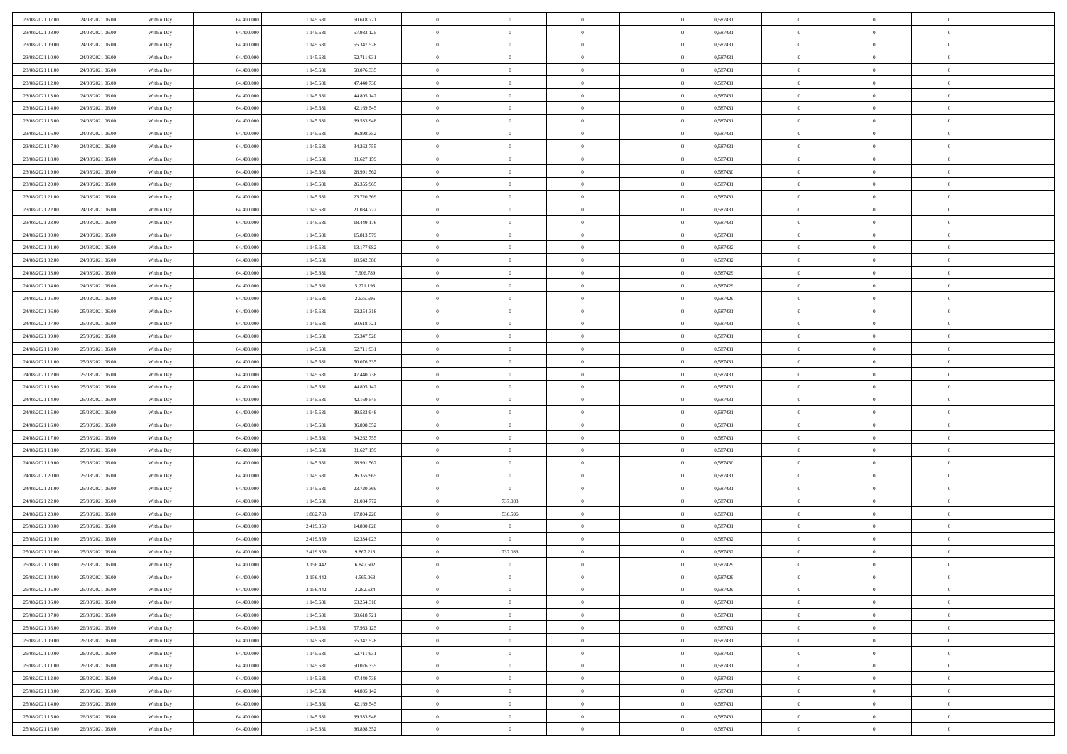| | | | | | | | | | | | | | | |
|---|---|---|---|---|---|---|---|---|---|---|---|---|---|---|
| 23/08/2021 07:00 | 24/08/2021 06:00 | Within Day | 64.400.000 | 1.145.681 | 60.618.721 | 0 | 0 | 0 | | 0,587431 | 0 | 0 | 0 | |
| 23/08/2021 08:00 | 24/08/2021 06:00 | Within Day | 64.400.000 | 1.145.681 | 57.983.125 | 0 | 0 | 0 | | 0,587431 | 0 | 0 | 0 | |
| 23/08/2021 09:00 | 24/08/2021 06:00 | Within Day | 64.400.000 | 1.145.681 | 55.347.528 | 0 | 0 | 0 | | 0,587431 | 0 | 0 | 0 | |
| 23/08/2021 10:00 | 24/08/2021 06:00 | Within Day | 64.400.000 | 1.145.681 | 52.711.931 | 0 | 0 | 0 | | 0,587431 | 0 | 0 | 0 | |
| 23/08/2021 11:00 | 24/08/2021 06:00 | Within Day | 64.400.000 | 1.145.681 | 50.076.335 | 0 | 0 | 0 | | 0,587431 | 0 | 0 | 0 | |
| 23/08/2021 12:00 | 24/08/2021 06:00 | Within Day | 64.400.000 | 1.145.681 | 47.440.738 | 0 | 0 | 0 | | 0,587431 | 0 | 0 | 0 | |
| 23/08/2021 13:00 | 24/08/2021 06:00 | Within Day | 64.400.000 | 1.145.681 | 44.805.142 | 0 | 0 | 0 | | 0,587431 | 0 | 0 | 0 | |
| 23/08/2021 14:00 | 24/08/2021 06:00 | Within Day | 64.400.000 | 1.145.681 | 42.169.545 | 0 | 0 | 0 | | 0,587431 | 0 | 0 | 0 | |
| 23/08/2021 15:00 | 24/08/2021 06:00 | Within Day | 64.400.000 | 1.145.681 | 39.533.948 | 0 | 0 | 0 | | 0,587431 | 0 | 0 | 0 | |
| 23/08/2021 16:00 | 24/08/2021 06:00 | Within Day | 64.400.000 | 1.145.681 | 36.898.352 | 0 | 0 | 0 | | 0,587431 | 0 | 0 | 0 | |
| 23/08/2021 17:00 | 24/08/2021 06:00 | Within Day | 64.400.000 | 1.145.681 | 34.262.755 | 0 | 0 | 0 | | 0,587431 | 0 | 0 | 0 | |
| 23/08/2021 18:00 | 24/08/2021 06:00 | Within Day | 64.400.000 | 1.145.681 | 31.627.159 | 0 | 0 | 0 | | 0,587431 | 0 | 0 | 0 | |
| 23/08/2021 19:00 | 24/08/2021 06:00 | Within Day | 64.400.000 | 1.145.681 | 28.991.562 | 0 | 0 | 0 | | 0,587430 | 0 | 0 | 0 | |
| 23/08/2021 20:00 | 24/08/2021 06:00 | Within Day | 64.400.000 | 1.145.681 | 26.355.965 | 0 | 0 | 0 | | 0,587431 | 0 | 0 | 0 | |
| 23/08/2021 21:00 | 24/08/2021 06:00 | Within Day | 64.400.000 | 1.145.681 | 23.720.369 | 0 | 0 | 0 | | 0,587431 | 0 | 0 | 0 | |
| 23/08/2021 22:00 | 24/08/2021 06:00 | Within Day | 64.400.000 | 1.145.681 | 21.084.772 | 0 | 0 | 0 | | 0,587431 | 0 | 0 | 0 | |
| 23/08/2021 23:00 | 24/08/2021 06:00 | Within Day | 64.400.000 | 1.145.681 | 18.449.176 | 0 | 0 | 0 | | 0,587431 | 0 | 0 | 0 | |
| 24/08/2021 00:00 | 24/08/2021 06:00 | Within Day | 64.400.000 | 1.145.681 | 15.813.579 | 0 | 0 | 0 | | 0,587431 | 0 | 0 | 0 | |
| 24/08/2021 01:00 | 24/08/2021 06:00 | Within Day | 64.400.000 | 1.145.681 | 13.177.982 | 0 | 0 | 0 | | 0,587432 | 0 | 0 | 0 | |
| 24/08/2021 02:00 | 24/08/2021 06:00 | Within Day | 64.400.000 | 1.145.681 | 10.542.386 | 0 | 0 | 0 | | 0,587432 | 0 | 0 | 0 | |
| 24/08/2021 03:00 | 24/08/2021 06:00 | Within Day | 64.400.000 | 1.145.681 | 7.906.789 | 0 | 0 | 0 | | 0,587429 | 0 | 0 | 0 | |
| 24/08/2021 04:00 | 24/08/2021 06:00 | Within Day | 64.400.000 | 1.145.681 | 5.271.193 | 0 | 0 | 0 | | 0,587429 | 0 | 0 | 0 | |
| 24/08/2021 05:00 | 24/08/2021 06:00 | Within Day | 64.400.000 | 1.145.681 | 2.635.596 | 0 | 0 | 0 | | 0,587429 | 0 | 0 | 0 | |
| 24/08/2021 06:00 | 25/08/2021 06:00 | Within Day | 64.400.000 | 1.145.681 | 63.254.318 | 0 | 0 | 0 | | 0,587431 | 0 | 0 | 0 | |
| 24/08/2021 07:00 | 25/08/2021 06:00 | Within Day | 64.400.000 | 1.145.681 | 60.618.721 | 0 | 0 | 0 | | 0,587431 | 0 | 0 | 0 | |
| 24/08/2021 09:00 | 25/08/2021 06:00 | Within Day | 64.400.000 | 1.145.681 | 55.347.528 | 0 | 0 | 0 | | 0,587431 | 0 | 0 | 0 | |
| 24/08/2021 10:00 | 25/08/2021 06:00 | Within Day | 64.400.000 | 1.145.681 | 52.711.931 | 0 | 0 | 0 | | 0,587431 | 0 | 0 | 0 | |
| 24/08/2021 11:00 | 25/08/2021 06:00 | Within Day | 64.400.000 | 1.145.681 | 50.076.335 | 0 | 0 | 0 | | 0,587431 | 0 | 0 | 0 | |
| 24/08/2021 12:00 | 25/08/2021 06:00 | Within Day | 64.400.000 | 1.145.681 | 47.440.738 | 0 | 0 | 0 | | 0,587431 | 0 | 0 | 0 | |
| 24/08/2021 13:00 | 25/08/2021 06:00 | Within Day | 64.400.000 | 1.145.681 | 44.805.142 | 0 | 0 | 0 | | 0,587431 | 0 | 0 | 0 | |
| 24/08/2021 14:00 | 25/08/2021 06:00 | Within Day | 64.400.000 | 1.145.681 | 42.169.545 | 0 | 0 | 0 | | 0,587431 | 0 | 0 | 0 | |
| 24/08/2021 15:00 | 25/08/2021 06:00 | Within Day | 64.400.000 | 1.145.681 | 39.533.948 | 0 | 0 | 0 | | 0,587431 | 0 | 0 | 0 | |
| 24/08/2021 16:00 | 25/08/2021 06:00 | Within Day | 64.400.000 | 1.145.681 | 36.898.352 | 0 | 0 | 0 | | 0,587431 | 0 | 0 | 0 | |
| 24/08/2021 17:00 | 25/08/2021 06:00 | Within Day | 64.400.000 | 1.145.681 | 34.262.755 | 0 | 0 | 0 | | 0,587431 | 0 | 0 | 0 | |
| 24/08/2021 18:00 | 25/08/2021 06:00 | Within Day | 64.400.000 | 1.145.681 | 31.627.159 | 0 | 0 | 0 | | 0,587431 | 0 | 0 | 0 | |
| 24/08/2021 19:00 | 25/08/2021 06:00 | Within Day | 64.400.000 | 1.145.681 | 28.991.562 | 0 | 0 | 0 | | 0,587430 | 0 | 0 | 0 | |
| 24/08/2021 20:00 | 25/08/2021 06:00 | Within Day | 64.400.000 | 1.145.681 | 26.355.965 | 0 | 0 | 0 | | 0,587431 | 0 | 0 | 0 | |
| 24/08/2021 21:00 | 25/08/2021 06:00 | Within Day | 64.400.000 | 1.145.681 | 23.720.369 | 0 | 0 | 0 | | 0,587431 | 0 | 0 | 0 | |
| 24/08/2021 22:00 | 25/08/2021 06:00 | Within Day | 64.400.000 | 1.145.681 | 21.084.772 | 0 | 737.083 | 0 | | 0,587431 | 0 | 0 | 0 | |
| 24/08/2021 23:00 | 25/08/2021 06:00 | Within Day | 64.400.000 | 1.882.763 | 17.804.228 | 0 | 536.596 | 0 | | 0,587431 | 0 | 0 | 0 | |
| 25/08/2021 00:00 | 25/08/2021 06:00 | Within Day | 64.400.000 | 2.419.359 | 14.800.828 | 0 | 0 | 0 | | 0,587431 | 0 | 0 | 0 | |
| 25/08/2021 01:00 | 25/08/2021 06:00 | Within Day | 64.400.000 | 2.419.359 | 12.334.023 | 0 | 0 | 0 | | 0,587432 | 0 | 0 | 0 | |
| 25/08/2021 02:00 | 25/08/2021 06:00 | Within Day | 64.400.000 | 2.419.359 | 9.867.218 | 0 | 737.083 | 0 | | 0,587432 | 0 | 0 | 0 | |
| 25/08/2021 03:00 | 25/08/2021 06:00 | Within Day | 64.400.000 | 3.156.442 | 6.847.602 | 0 | 0 | 0 | | 0,587429 | 0 | 0 | 0 | |
| 25/08/2021 04:00 | 25/08/2021 06:00 | Within Day | 64.400.000 | 3.156.442 | 4.565.068 | 0 | 0 | 0 | | 0,587429 | 0 | 0 | 0 | |
| 25/08/2021 05:00 | 25/08/2021 06:00 | Within Day | 64.400.000 | 3.156.442 | 2.282.534 | 0 | 0 | 0 | | 0,587429 | 0 | 0 | 0 | |
| 25/08/2021 06:00 | 26/08/2021 06:00 | Within Day | 64.400.000 | 1.145.681 | 63.254.318 | 0 | 0 | 0 | | 0,587431 | 0 | 0 | 0 | |
| 25/08/2021 07:00 | 26/08/2021 06:00 | Within Day | 64.400.000 | 1.145.681 | 60.618.721 | 0 | 0 | 0 | | 0,587431 | 0 | 0 | 0 | |
| 25/08/2021 08:00 | 26/08/2021 06:00 | Within Day | 64.400.000 | 1.145.681 | 57.983.125 | 0 | 0 | 0 | | 0,587431 | 0 | 0 | 0 | |
| 25/08/2021 09:00 | 26/08/2021 06:00 | Within Day | 64.400.000 | 1.145.681 | 55.347.528 | 0 | 0 | 0 | | 0,587431 | 0 | 0 | 0 | |
| 25/08/2021 10:00 | 26/08/2021 06:00 | Within Day | 64.400.000 | 1.145.681 | 52.711.931 | 0 | 0 | 0 | | 0,587431 | 0 | 0 | 0 | |
| 25/08/2021 11:00 | 26/08/2021 06:00 | Within Day | 64.400.000 | 1.145.681 | 50.076.335 | 0 | 0 | 0 | | 0,587431 | 0 | 0 | 0 | |
| 25/08/2021 12:00 | 26/08/2021 06:00 | Within Day | 64.400.000 | 1.145.681 | 47.440.738 | 0 | 0 | 0 | | 0,587431 | 0 | 0 | 0 | |
| 25/08/2021 13:00 | 26/08/2021 06:00 | Within Day | 64.400.000 | 1.145.681 | 44.805.142 | 0 | 0 | 0 | | 0,587431 | 0 | 0 | 0 | |
| 25/08/2021 14:00 | 26/08/2021 06:00 | Within Day | 64.400.000 | 1.145.681 | 42.169.545 | 0 | 0 | 0 | | 0,587431 | 0 | 0 | 0 | |
| 25/08/2021 15:00 | 26/08/2021 06:00 | Within Day | 64.400.000 | 1.145.681 | 39.533.948 | 0 | 0 | 0 | | 0,587431 | 0 | 0 | 0 | |
| 25/08/2021 16:00 | 26/08/2021 06:00 | Within Day | 64.400.000 | 1.145.681 | 36.898.352 | 0 | 0 | 0 | | 0,587431 | 0 | 0 | 0 | |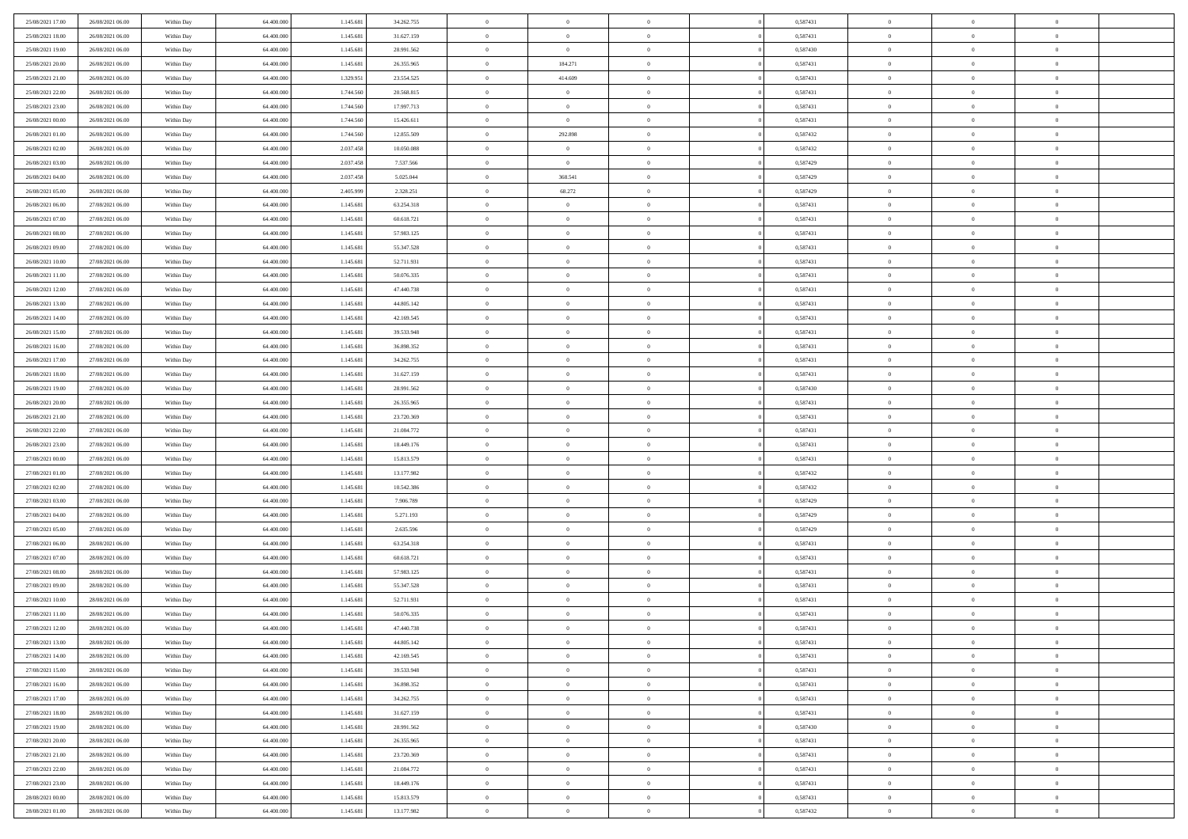| | | | | | | | | | | | | | | |
|---|---|---|---|---|---|---|---|---|---|---|---|---|---|---|
| 25/08/2021 17:00 | 26/08/2021 06:00 | Within Day | 64.400.000 | 1.145.681 | 34.262.755 | 0 | 0 | 0 | | 0 | 0,587431 | 0 | 0 | 0 |
| 25/08/2021 18:00 | 26/08/2021 06:00 | Within Day | 64.400.000 | 1.145.681 | 31.627.159 | 0 | 0 | 0 | | 0 | 0,587431 | 0 | 0 | 0 |
| 25/08/2021 19:00 | 26/08/2021 06:00 | Within Day | 64.400.000 | 1.145.681 | 28.991.562 | 0 | 0 | 0 | | 0 | 0,587430 | 0 | 0 | 0 |
| 25/08/2021 20:00 | 26/08/2021 06:00 | Within Day | 64.400.000 | 1.145.681 | 26.355.965 | 0 | 184.271 | 0 | | 0 | 0,587431 | 0 | 0 | 0 |
| 25/08/2021 21:00 | 26/08/2021 06:00 | Within Day | 64.400.000 | 1.329.951 | 23.554.525 | 0 | 414.609 | 0 | | 0 | 0,587431 | 0 | 0 | 0 |
| 25/08/2021 22:00 | 26/08/2021 06:00 | Within Day | 64.400.000 | 1.744.560 | 20.568.815 | 0 | 0 | 0 | | 0 | 0,587431 | 0 | 0 | 0 |
| 25/08/2021 23:00 | 26/08/2021 06:00 | Within Day | 64.400.000 | 1.744.560 | 17.997.713 | 0 | 0 | 0 | | 0 | 0,587431 | 0 | 0 | 0 |
| 26/08/2021 00:00 | 26/08/2021 06:00 | Within Day | 64.400.000 | 1.744.560 | 15.426.611 | 0 | 0 | 0 | | 0 | 0,587431 | 0 | 0 | 0 |
| 26/08/2021 01:00 | 26/08/2021 06:00 | Within Day | 64.400.000 | 1.744.560 | 12.855.509 | 0 | 292.898 | 0 | | 0 | 0,587432 | 0 | 0 | 0 |
| 26/08/2021 02:00 | 26/08/2021 06:00 | Within Day | 64.400.000 | 2.037.458 | 10.050.088 | 0 | 0 | 0 | | 0 | 0,587432 | 0 | 0 | 0 |
| 26/08/2021 03:00 | 26/08/2021 06:00 | Within Day | 64.400.000 | 2.037.458 | 7.537.566 | 0 | 0 | 0 | | 0 | 0,587429 | 0 | 0 | 0 |
| 26/08/2021 04:00 | 26/08/2021 06:00 | Within Day | 64.400.000 | 2.037.458 | 5.025.044 | 0 | 368.541 | 0 | | 0 | 0,587429 | 0 | 0 | 0 |
| 26/08/2021 05:00 | 26/08/2021 06:00 | Within Day | 64.400.000 | 2.405.999 | 2.328.251 | 0 | 68.272 | 0 | | 0 | 0,587429 | 0 | 0 | 0 |
| 26/08/2021 06:00 | 27/08/2021 06:00 | Within Day | 64.400.000 | 1.145.681 | 63.254.318 | 0 | 0 | 0 | | 0 | 0,587431 | 0 | 0 | 0 |
| 26/08/2021 07:00 | 27/08/2021 06:00 | Within Day | 64.400.000 | 1.145.681 | 60.618.721 | 0 | 0 | 0 | | 0 | 0,587431 | 0 | 0 | 0 |
| 26/08/2021 08:00 | 27/08/2021 06:00 | Within Day | 64.400.000 | 1.145.681 | 57.983.125 | 0 | 0 | 0 | | 0 | 0,587431 | 0 | 0 | 0 |
| 26/08/2021 09:00 | 27/08/2021 06:00 | Within Day | 64.400.000 | 1.145.681 | 55.347.528 | 0 | 0 | 0 | | 0 | 0,587431 | 0 | 0 | 0 |
| 26/08/2021 10:00 | 27/08/2021 06:00 | Within Day | 64.400.000 | 1.145.681 | 52.711.931 | 0 | 0 | 0 | | 0 | 0,587431 | 0 | 0 | 0 |
| 26/08/2021 11:00 | 27/08/2021 06:00 | Within Day | 64.400.000 | 1.145.681 | 50.076.335 | 0 | 0 | 0 | | 0 | 0,587431 | 0 | 0 | 0 |
| 26/08/2021 12:00 | 27/08/2021 06:00 | Within Day | 64.400.000 | 1.145.681 | 47.440.738 | 0 | 0 | 0 | | 0 | 0,587431 | 0 | 0 | 0 |
| 26/08/2021 13:00 | 27/08/2021 06:00 | Within Day | 64.400.000 | 1.145.681 | 44.805.142 | 0 | 0 | 0 | | 0 | 0,587431 | 0 | 0 | 0 |
| 26/08/2021 14:00 | 27/08/2021 06:00 | Within Day | 64.400.000 | 1.145.681 | 42.169.545 | 0 | 0 | 0 | | 0 | 0,587431 | 0 | 0 | 0 |
| 26/08/2021 15:00 | 27/08/2021 06:00 | Within Day | 64.400.000 | 1.145.681 | 39.533.948 | 0 | 0 | 0 | | 0 | 0,587431 | 0 | 0 | 0 |
| 26/08/2021 16:00 | 27/08/2021 06:00 | Within Day | 64.400.000 | 1.145.681 | 36.898.352 | 0 | 0 | 0 | | 0 | 0,587431 | 0 | 0 | 0 |
| 26/08/2021 17:00 | 27/08/2021 06:00 | Within Day | 64.400.000 | 1.145.681 | 34.262.755 | 0 | 0 | 0 | | 0 | 0,587431 | 0 | 0 | 0 |
| 26/08/2021 18:00 | 27/08/2021 06:00 | Within Day | 64.400.000 | 1.145.681 | 31.627.159 | 0 | 0 | 0 | | 0 | 0,587431 | 0 | 0 | 0 |
| 26/08/2021 19:00 | 27/08/2021 06:00 | Within Day | 64.400.000 | 1.145.681 | 28.991.562 | 0 | 0 | 0 | | 0 | 0,587430 | 0 | 0 | 0 |
| 26/08/2021 20:00 | 27/08/2021 06:00 | Within Day | 64.400.000 | 1.145.681 | 26.355.965 | 0 | 0 | 0 | | 0 | 0,587431 | 0 | 0 | 0 |
| 26/08/2021 21:00 | 27/08/2021 06:00 | Within Day | 64.400.000 | 1.145.681 | 23.720.369 | 0 | 0 | 0 | | 0 | 0,587431 | 0 | 0 | 0 |
| 26/08/2021 22:00 | 27/08/2021 06:00 | Within Day | 64.400.000 | 1.145.681 | 21.084.772 | 0 | 0 | 0 | | 0 | 0,587431 | 0 | 0 | 0 |
| 26/08/2021 23:00 | 27/08/2021 06:00 | Within Day | 64.400.000 | 1.145.681 | 18.449.176 | 0 | 0 | 0 | | 0 | 0,587431 | 0 | 0 | 0 |
| 27/08/2021 00:00 | 27/08/2021 06:00 | Within Day | 64.400.000 | 1.145.681 | 15.813.579 | 0 | 0 | 0 | | 0 | 0,587431 | 0 | 0 | 0 |
| 27/08/2021 01:00 | 27/08/2021 06:00 | Within Day | 64.400.000 | 1.145.681 | 13.177.982 | 0 | 0 | 0 | | 0 | 0,587432 | 0 | 0 | 0 |
| 27/08/2021 02:00 | 27/08/2021 06:00 | Within Day | 64.400.000 | 1.145.681 | 10.542.386 | 0 | 0 | 0 | | 0 | 0,587432 | 0 | 0 | 0 |
| 27/08/2021 03:00 | 27/08/2021 06:00 | Within Day | 64.400.000 | 1.145.681 | 7.906.789 | 0 | 0 | 0 | | 0 | 0,587429 | 0 | 0 | 0 |
| 27/08/2021 04:00 | 27/08/2021 06:00 | Within Day | 64.400.000 | 1.145.681 | 5.271.193 | 0 | 0 | 0 | | 0 | 0,587429 | 0 | 0 | 0 |
| 27/08/2021 05:00 | 27/08/2021 06:00 | Within Day | 64.400.000 | 1.145.681 | 2.635.596 | 0 | 0 | 0 | | 0 | 0,587429 | 0 | 0 | 0 |
| 27/08/2021 06:00 | 28/08/2021 06:00 | Within Day | 64.400.000 | 1.145.681 | 63.254.318 | 0 | 0 | 0 | | 0 | 0,587431 | 0 | 0 | 0 |
| 27/08/2021 07:00 | 28/08/2021 06:00 | Within Day | 64.400.000 | 1.145.681 | 60.618.721 | 0 | 0 | 0 | | 0 | 0,587431 | 0 | 0 | 0 |
| 27/08/2021 08:00 | 28/08/2021 06:00 | Within Day | 64.400.000 | 1.145.681 | 57.983.125 | 0 | 0 | 0 | | 0 | 0,587431 | 0 | 0 | 0 |
| 27/08/2021 09:00 | 28/08/2021 06:00 | Within Day | 64.400.000 | 1.145.681 | 55.347.528 | 0 | 0 | 0 | | 0 | 0,587431 | 0 | 0 | 0 |
| 27/08/2021 10:00 | 28/08/2021 06:00 | Within Day | 64.400.000 | 1.145.681 | 52.711.931 | 0 | 0 | 0 | | 0 | 0,587431 | 0 | 0 | 0 |
| 27/08/2021 11:00 | 28/08/2021 06:00 | Within Day | 64.400.000 | 1.145.681 | 50.076.335 | 0 | 0 | 0 | | 0 | 0,587431 | 0 | 0 | 0 |
| 27/08/2021 12:00 | 28/08/2021 06:00 | Within Day | 64.400.000 | 1.145.681 | 47.440.738 | 0 | 0 | 0 | | 0 | 0,587431 | 0 | 0 | 0 |
| 27/08/2021 13:00 | 28/08/2021 06:00 | Within Day | 64.400.000 | 1.145.681 | 44.805.142 | 0 | 0 | 0 | | 0 | 0,587431 | 0 | 0 | 0 |
| 27/08/2021 14:00 | 28/08/2021 06:00 | Within Day | 64.400.000 | 1.145.681 | 42.169.545 | 0 | 0 | 0 | | 0 | 0,587431 | 0 | 0 | 0 |
| 27/08/2021 15:00 | 28/08/2021 06:00 | Within Day | 64.400.000 | 1.145.681 | 39.533.948 | 0 | 0 | 0 | | 0 | 0,587431 | 0 | 0 | 0 |
| 27/08/2021 16:00 | 28/08/2021 06:00 | Within Day | 64.400.000 | 1.145.681 | 36.898.352 | 0 | 0 | 0 | | 0 | 0,587431 | 0 | 0 | 0 |
| 27/08/2021 17:00 | 28/08/2021 06:00 | Within Day | 64.400.000 | 1.145.681 | 34.262.755 | 0 | 0 | 0 | | 0 | 0,587431 | 0 | 0 | 0 |
| 27/08/2021 18:00 | 28/08/2021 06:00 | Within Day | 64.400.000 | 1.145.681 | 31.627.159 | 0 | 0 | 0 | | 0 | 0,587431 | 0 | 0 | 0 |
| 27/08/2021 19:00 | 28/08/2021 06:00 | Within Day | 64.400.000 | 1.145.681 | 28.991.562 | 0 | 0 | 0 | | 0 | 0,587430 | 0 | 0 | 0 |
| 27/08/2021 20:00 | 28/08/2021 06:00 | Within Day | 64.400.000 | 1.145.681 | 26.355.965 | 0 | 0 | 0 | | 0 | 0,587431 | 0 | 0 | 0 |
| 27/08/2021 21:00 | 28/08/2021 06:00 | Within Day | 64.400.000 | 1.145.681 | 23.720.369 | 0 | 0 | 0 | | 0 | 0,587431 | 0 | 0 | 0 |
| 27/08/2021 22:00 | 28/08/2021 06:00 | Within Day | 64.400.000 | 1.145.681 | 21.084.772 | 0 | 0 | 0 | | 0 | 0,587431 | 0 | 0 | 0 |
| 27/08/2021 23:00 | 28/08/2021 06:00 | Within Day | 64.400.000 | 1.145.681 | 18.449.176 | 0 | 0 | 0 | | 0 | 0,587431 | 0 | 0 | 0 |
| 28/08/2021 00:00 | 28/08/2021 06:00 | Within Day | 64.400.000 | 1.145.681 | 15.813.579 | 0 | 0 | 0 | | 0 | 0,587431 | 0 | 0 | 0 |
| 28/08/2021 01:00 | 28/08/2021 06:00 | Within Day | 64.400.000 | 1.145.681 | 13.177.982 | 0 | 0 | 0 | | 0 | 0,587432 | 0 | 0 | 0 |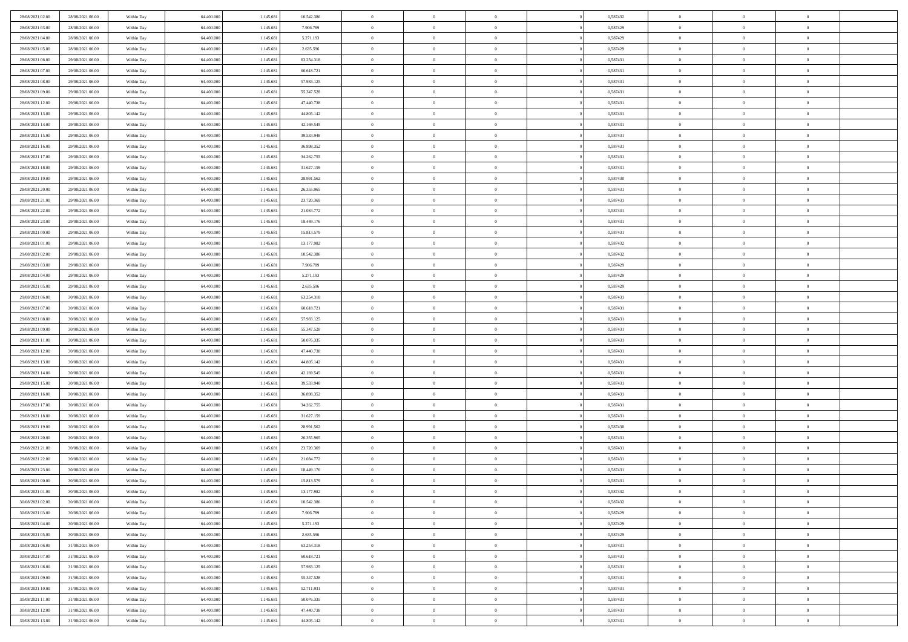| | | | | | | | | | | | | | | |
|---|---|---|---|---|---|---|---|---|---|---|---|---|---|---|
| 28/08/2021 02:00 | 28/08/2021 06:00 | Within Day | 64.400.000 | 1.145.681 | 10.542.386 | 0 | 0 | 0 | | 0 | 0,587432 | 0 | 0 | 0 |
| 28/08/2021 03:00 | 28/08/2021 06:00 | Within Day | 64.400.000 | 1.145.681 | 7.906.789 | 0 | 0 | 0 | | 0 | 0,587429 | 0 | 0 | 0 |
| 28/08/2021 04:00 | 28/08/2021 06:00 | Within Day | 64.400.000 | 1.145.681 | 5.271.193 | 0 | 0 | 0 | | 0 | 0,587429 | 0 | 0 | 0 |
| 28/08/2021 05:00 | 28/08/2021 06:00 | Within Day | 64.400.000 | 1.145.681 | 2.635.596 | 0 | 0 | 0 | | 0 | 0,587429 | 0 | 0 | 0 |
| 28/08/2021 06:00 | 29/08/2021 06:00 | Within Day | 64.400.000 | 1.145.681 | 63.254.318 | 0 | 0 | 0 | | 0 | 0,587431 | 0 | 0 | 0 |
| 28/08/2021 07:00 | 29/08/2021 06:00 | Within Day | 64.400.000 | 1.145.681 | 60.618.721 | 0 | 0 | 0 | | 0 | 0,587431 | 0 | 0 | 0 |
| 28/08/2021 08:00 | 29/08/2021 06:00 | Within Day | 64.400.000 | 1.145.681 | 57.983.125 | 0 | 0 | 0 | | 0 | 0,587431 | 0 | 0 | 0 |
| 28/08/2021 09:00 | 29/08/2021 06:00 | Within Day | 64.400.000 | 1.145.681 | 55.347.528 | 0 | 0 | 0 | | 0 | 0,587431 | 0 | 0 | 0 |
| 28/08/2021 12:00 | 29/08/2021 06:00 | Within Day | 64.400.000 | 1.145.681 | 47.440.738 | 0 | 0 | 0 | | 0 | 0,587431 | 0 | 0 | 0 |
| 28/08/2021 13:00 | 29/08/2021 06:00 | Within Day | 64.400.000 | 1.145.681 | 44.805.142 | 0 | 0 | 0 | | 0 | 0,587431 | 0 | 0 | 0 |
| 28/08/2021 14:00 | 29/08/2021 06:00 | Within Day | 64.400.000 | 1.145.681 | 42.169.545 | 0 | 0 | 0 | | 0 | 0,587431 | 0 | 0 | 0 |
| 28/08/2021 15:00 | 29/08/2021 06:00 | Within Day | 64.400.000 | 1.145.681 | 39.533.948 | 0 | 0 | 0 | | 0 | 0,587431 | 0 | 0 | 0 |
| 28/08/2021 16:00 | 29/08/2021 06:00 | Within Day | 64.400.000 | 1.145.681 | 36.898.352 | 0 | 0 | 0 | | 0 | 0,587431 | 0 | 0 | 0 |
| 28/08/2021 17:00 | 29/08/2021 06:00 | Within Day | 64.400.000 | 1.145.681 | 34.262.755 | 0 | 0 | 0 | | 0 | 0,587431 | 0 | 0 | 0 |
| 28/08/2021 18:00 | 29/08/2021 06:00 | Within Day | 64.400.000 | 1.145.681 | 31.627.159 | 0 | 0 | 0 | | 0 | 0,587431 | 0 | 0 | 0 |
| 28/08/2021 19:00 | 29/08/2021 06:00 | Within Day | 64.400.000 | 1.145.681 | 28.991.562 | 0 | 0 | 0 | | 0 | 0,587430 | 0 | 0 | 0 |
| 28/08/2021 20:00 | 29/08/2021 06:00 | Within Day | 64.400.000 | 1.145.681 | 26.355.965 | 0 | 0 | 0 | | 0 | 0,587431 | 0 | 0 | 0 |
| 28/08/2021 21:00 | 29/08/2021 06:00 | Within Day | 64.400.000 | 1.145.681 | 23.720.369 | 0 | 0 | 0 | | 0 | 0,587431 | 0 | 0 | 0 |
| 28/08/2021 22:00 | 29/08/2021 06:00 | Within Day | 64.400.000 | 1.145.681 | 21.084.772 | 0 | 0 | 0 | | 0 | 0,587431 | 0 | 0 | 0 |
| 28/08/2021 23:00 | 29/08/2021 06:00 | Within Day | 64.400.000 | 1.145.681 | 18.449.176 | 0 | 0 | 0 | | 0 | 0,587431 | 0 | 0 | 0 |
| 29/08/2021 00:00 | 29/08/2021 06:00 | Within Day | 64.400.000 | 1.145.681 | 15.813.579 | 0 | 0 | 0 | | 0 | 0,587431 | 0 | 0 | 0 |
| 29/08/2021 01:00 | 29/08/2021 06:00 | Within Day | 64.400.000 | 1.145.681 | 13.177.982 | 0 | 0 | 0 | | 0 | 0,587432 | 0 | 0 | 0 |
| 29/08/2021 02:00 | 29/08/2021 06:00 | Within Day | 64.400.000 | 1.145.681 | 10.542.386 | 0 | 0 | 0 | | 0 | 0,587432 | 0 | 0 | 0 |
| 29/08/2021 03:00 | 29/08/2021 06:00 | Within Day | 64.400.000 | 1.145.681 | 7.906.789 | 0 | 0 | 0 | | 0 | 0,587429 | 0 | 0 | 0 |
| 29/08/2021 04:00 | 29/08/2021 06:00 | Within Day | 64.400.000 | 1.145.681 | 5.271.193 | 0 | 0 | 0 | | 0 | 0,587429 | 0 | 0 | 0 |
| 29/08/2021 05:00 | 29/08/2021 06:00 | Within Day | 64.400.000 | 1.145.681 | 2.635.596 | 0 | 0 | 0 | | 0 | 0,587429 | 0 | 0 | 0 |
| 29/08/2021 06:00 | 30/08/2021 06:00 | Within Day | 64.400.000 | 1.145.681 | 63.254.318 | 0 | 0 | 0 | | 0 | 0,587431 | 0 | 0 | 0 |
| 29/08/2021 07:00 | 30/08/2021 06:00 | Within Day | 64.400.000 | 1.145.681 | 60.618.721 | 0 | 0 | 0 | | 0 | 0,587431 | 0 | 0 | 0 |
| 29/08/2021 08:00 | 30/08/2021 06:00 | Within Day | 64.400.000 | 1.145.681 | 57.983.125 | 0 | 0 | 0 | | 0 | 0,587431 | 0 | 0 | 0 |
| 29/08/2021 09:00 | 30/08/2021 06:00 | Within Day | 64.400.000 | 1.145.681 | 55.347.528 | 0 | 0 | 0 | | 0 | 0,587431 | 0 | 0 | 0 |
| 29/08/2021 11:00 | 30/08/2021 06:00 | Within Day | 64.400.000 | 1.145.681 | 50.076.335 | 0 | 0 | 0 | | 0 | 0,587431 | 0 | 0 | 0 |
| 29/08/2021 12:00 | 30/08/2021 06:00 | Within Day | 64.400.000 | 1.145.681 | 47.440.738 | 0 | 0 | 0 | | 0 | 0,587431 | 0 | 0 | 0 |
| 29/08/2021 13:00 | 30/08/2021 06:00 | Within Day | 64.400.000 | 1.145.681 | 44.805.142 | 0 | 0 | 0 | | 0 | 0,587431 | 0 | 0 | 0 |
| 29/08/2021 14:00 | 30/08/2021 06:00 | Within Day | 64.400.000 | 1.145.681 | 42.169.545 | 0 | 0 | 0 | | 0 | 0,587431 | 0 | 0 | 0 |
| 29/08/2021 15:00 | 30/08/2021 06:00 | Within Day | 64.400.000 | 1.145.681 | 39.533.948 | 0 | 0 | 0 | | 0 | 0,587431 | 0 | 0 | 0 |
| 29/08/2021 16:00 | 30/08/2021 06:00 | Within Day | 64.400.000 | 1.145.681 | 36.898.352 | 0 | 0 | 0 | | 0 | 0,587431 | 0 | 0 | 0 |
| 29/08/2021 17:00 | 30/08/2021 06:00 | Within Day | 64.400.000 | 1.145.681 | 34.262.755 | 0 | 0 | 0 | | 0 | 0,587431 | 0 | 0 | 0 |
| 29/08/2021 18:00 | 30/08/2021 06:00 | Within Day | 64.400.000 | 1.145.681 | 31.627.159 | 0 | 0 | 0 | | 0 | 0,587431 | 0 | 0 | 0 |
| 29/08/2021 19:00 | 30/08/2021 06:00 | Within Day | 64.400.000 | 1.145.681 | 28.991.562 | 0 | 0 | 0 | | 0 | 0,587430 | 0 | 0 | 0 |
| 29/08/2021 20:00 | 30/08/2021 06:00 | Within Day | 64.400.000 | 1.145.681 | 26.355.965 | 0 | 0 | 0 | | 0 | 0,587431 | 0 | 0 | 0 |
| 29/08/2021 21:00 | 30/08/2021 06:00 | Within Day | 64.400.000 | 1.145.681 | 23.720.369 | 0 | 0 | 0 | | 0 | 0,587431 | 0 | 0 | 0 |
| 29/08/2021 22:00 | 30/08/2021 06:00 | Within Day | 64.400.000 | 1.145.681 | 21.084.772 | 0 | 0 | 0 | | 0 | 0,587431 | 0 | 0 | 0 |
| 29/08/2021 23:00 | 30/08/2021 06:00 | Within Day | 64.400.000 | 1.145.681 | 18.449.176 | 0 | 0 | 0 | | 0 | 0,587431 | 0 | 0 | 0 |
| 30/08/2021 00:00 | 30/08/2021 06:00 | Within Day | 64.400.000 | 1.145.681 | 15.813.579 | 0 | 0 | 0 | | 0 | 0,587431 | 0 | 0 | 0 |
| 30/08/2021 01:00 | 30/08/2021 06:00 | Within Day | 64.400.000 | 1.145.681 | 13.177.982 | 0 | 0 | 0 | | 0 | 0,587432 | 0 | 0 | 0 |
| 30/08/2021 02:00 | 30/08/2021 06:00 | Within Day | 64.400.000 | 1.145.681 | 10.542.386 | 0 | 0 | 0 | | 0 | 0,587432 | 0 | 0 | 0 |
| 30/08/2021 03:00 | 30/08/2021 06:00 | Within Day | 64.400.000 | 1.145.681 | 7.906.789 | 0 | 0 | 0 | | 0 | 0,587429 | 0 | 0 | 0 |
| 30/08/2021 04:00 | 30/08/2021 06:00 | Within Day | 64.400.000 | 1.145.681 | 5.271.193 | 0 | 0 | 0 | | 0 | 0,587429 | 0 | 0 | 0 |
| 30/08/2021 05:00 | 30/08/2021 06:00 | Within Day | 64.400.000 | 1.145.681 | 2.635.596 | 0 | 0 | 0 | | 0 | 0,587429 | 0 | 0 | 0 |
| 30/08/2021 06:00 | 31/08/2021 06:00 | Within Day | 64.400.000 | 1.145.681 | 63.254.318 | 0 | 0 | 0 | | 0 | 0,587431 | 0 | 0 | 0 |
| 30/08/2021 07:00 | 31/08/2021 06:00 | Within Day | 64.400.000 | 1.145.681 | 60.618.721 | 0 | 0 | 0 | | 0 | 0,587431 | 0 | 0 | 0 |
| 30/08/2021 08:00 | 31/08/2021 06:00 | Within Day | 64.400.000 | 1.145.681 | 57.983.125 | 0 | 0 | 0 | | 0 | 0,587431 | 0 | 0 | 0 |
| 30/08/2021 09:00 | 31/08/2021 06:00 | Within Day | 64.400.000 | 1.145.681 | 55.347.528 | 0 | 0 | 0 | | 0 | 0,587431 | 0 | 0 | 0 |
| 30/08/2021 10:00 | 31/08/2021 06:00 | Within Day | 64.400.000 | 1.145.681 | 52.711.931 | 0 | 0 | 0 | | 0 | 0,587431 | 0 | 0 | 0 |
| 30/08/2021 11:00 | 31/08/2021 06:00 | Within Day | 64.400.000 | 1.145.681 | 50.076.335 | 0 | 0 | 0 | | 0 | 0,587431 | 0 | 0 | 0 |
| 30/08/2021 12:00 | 31/08/2021 06:00 | Within Day | 64.400.000 | 1.145.681 | 47.440.738 | 0 | 0 | 0 | | 0 | 0,587431 | 0 | 0 | 0 |
| 30/08/2021 13:00 | 31/08/2021 06:00 | Within Day | 64.400.000 | 1.145.681 | 44.805.142 | 0 | 0 | 0 | | 0 | 0,587431 | 0 | 0 | 0 |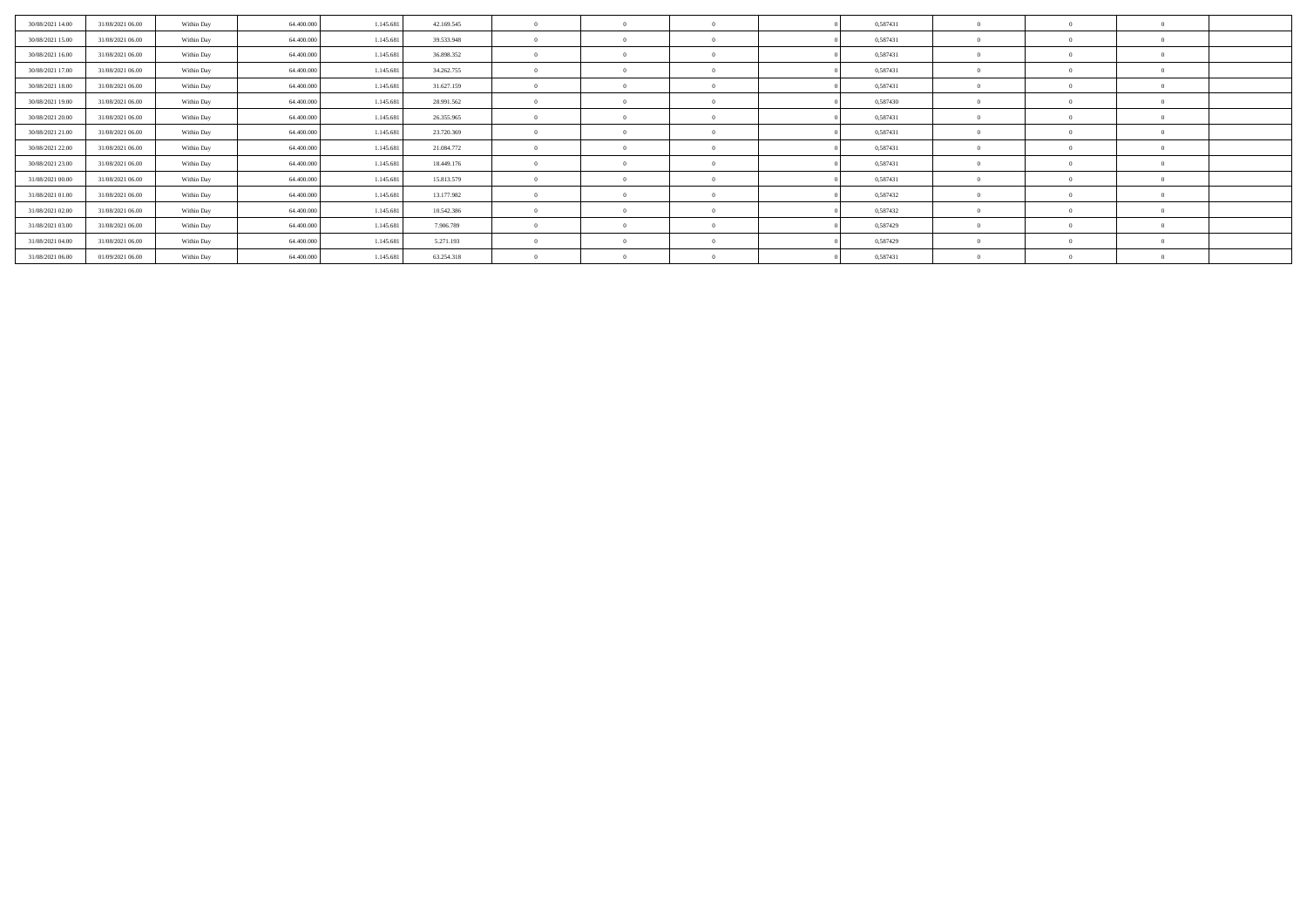| | | | | | | | | | | | | | | |
|---|---|---|---|---|---|---|---|---|---|---|---|---|---|---|
| 30/08/2021 14:00 | 31/08/2021 06:00 | Within Day | 64.400.000 | 1.145.681 | 42.169.545 | 0 | 0 | 0 | 0 | 0,587431 | 0 | 0 | 0 | |
| 30/08/2021 15:00 | 31/08/2021 06:00 | Within Day | 64.400.000 | 1.145.681 | 39.533.948 | 0 | 0 | 0 | 0 | 0,587431 | 0 | 0 | 0 | |
| 30/08/2021 16:00 | 31/08/2021 06:00 | Within Day | 64.400.000 | 1.145.681 | 36.898.352 | 0 | 0 | 0 | 0 | 0,587431 | 0 | 0 | 0 | |
| 30/08/2021 17:00 | 31/08/2021 06:00 | Within Day | 64.400.000 | 1.145.681 | 34.262.755 | 0 | 0 | 0 | 0 | 0,587431 | 0 | 0 | 0 | |
| 30/08/2021 18:00 | 31/08/2021 06:00 | Within Day | 64.400.000 | 1.145.681 | 31.627.159 | 0 | 0 | 0 | 0 | 0,587431 | 0 | 0 | 0 | |
| 30/08/2021 19:00 | 31/08/2021 06:00 | Within Day | 64.400.000 | 1.145.681 | 28.991.562 | 0 | 0 | 0 | 0 | 0,587430 | 0 | 0 | 0 | |
| 30/08/2021 20:00 | 31/08/2021 06:00 | Within Day | 64.400.000 | 1.145.681 | 26.355.965 | 0 | 0 | 0 | 0 | 0,587431 | 0 | 0 | 0 | |
| 30/08/2021 21:00 | 31/08/2021 06:00 | Within Day | 64.400.000 | 1.145.681 | 23.720.369 | 0 | 0 | 0 | 0 | 0,587431 | 0 | 0 | 0 | |
| 30/08/2021 22:00 | 31/08/2021 06:00 | Within Day | 64.400.000 | 1.145.681 | 21.084.772 | 0 | 0 | 0 | 0 | 0,587431 | 0 | 0 | 0 | |
| 30/08/2021 23:00 | 31/08/2021 06:00 | Within Day | 64.400.000 | 1.145.681 | 18.449.176 | 0 | 0 | 0 | 0 | 0,587431 | 0 | 0 | 0 | |
| 31/08/2021 00:00 | 31/08/2021 06:00 | Within Day | 64.400.000 | 1.145.681 | 15.813.579 | 0 | 0 | 0 | 0 | 0,587431 | 0 | 0 | 0 | |
| 31/08/2021 01:00 | 31/08/2021 06:00 | Within Day | 64.400.000 | 1.145.681 | 13.177.982 | 0 | 0 | 0 | 0 | 0,587432 | 0 | 0 | 0 | |
| 31/08/2021 02:00 | 31/08/2021 06:00 | Within Day | 64.400.000 | 1.145.681 | 10.542.386 | 0 | 0 | 0 | 0 | 0,587432 | 0 | 0 | 0 | |
| 31/08/2021 03:00 | 31/08/2021 06:00 | Within Day | 64.400.000 | 1.145.681 | 7.906.789 | 0 | 0 | 0 | 0 | 0,587429 | 0 | 0 | 0 | |
| 31/08/2021 04:00 | 31/08/2021 06:00 | Within Day | 64.400.000 | 1.145.681 | 5.271.193 | 0 | 0 | 0 | 0 | 0,587429 | 0 | 0 | 0 | |
| 31/08/2021 06:00 | 01/09/2021 06:00 | Within Day | 64.400.000 | 1.145.681 | 63.254.318 | 0 | 0 | 0 | 0 | 0,587431 | 0 | 0 | 0 | |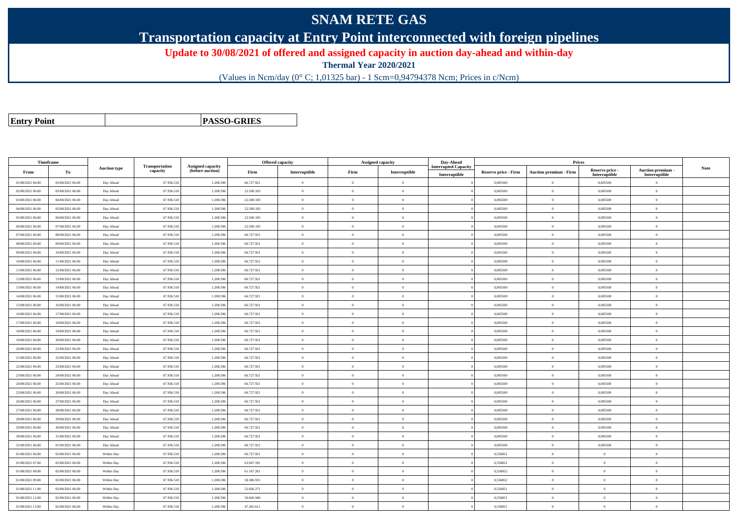# SNAM RETE GAS

## Transportation capacity at Entry Point interconnected with foreign pipelines

**Update to 30/08/2021 of offered and assigned capacity in auction day-ahead and within-day**

**Thermal Year 2020/2021**

(Values in Ncm/day (0° C; 1,01325 bar) - 1 Scm=0,94794378 Ncm; Prices in c/Ncm)

| **Entry Point** | | **PASSO-GRIES** |
|---|---|---|

| Timeframe | | Auction type | Transportation capacity | Assigned capacity (before auction) | Offered capacity | | Assigned capacity | | Day-Ahead Interrupted Capacity | Prices | | | | Note |
|---|---|---|---|---|---|---|---|---|---|---|---|---|---|---|
| From | To | | | | Firm | Interruptible | Firm | Interruptible | Interruptible | Reserve price - Firm | Auction premium - Firm | Reserve price - Interruptible | Auction premium - Interruptible | |
| 01/08/2021 06.00 | 02/08/2021 06.00 | Day Ahead | 67.936.518 | 1.208.596 | 66.727.921 | 0 | 0 | 0 | 0 | 0,005569 | 0 | 0,005569 | 0 | |
| 02/08/2021 06.00 | 03/08/2021 06.00 | Day Ahead | 67.936.518 | 1.208.596 | 22.569.183 | 0 | 0 | 0 | 0 | 0,005569 | 0 | 0,005569 | 0 | |
| 03/08/2021 06.00 | 04/08/2021 06.00 | Day Ahead | 67.936.518 | 1.208.596 | 22.569.183 | 0 | 0 | 0 | 0 | 0,005569 | 0 | 0,005569 | 0 | |
| 04/08/2021 06.00 | 05/08/2021 06.00 | Day Ahead | 67.936.518 | 1.208.596 | 22.569.183 | 0 | 0 | 0 | 0 | 0,005569 | 0 | 0,005569 | 0 | |
| 05/08/2021 06.00 | 06/08/2021 06.00 | Day Ahead | 67.936.518 | 1.208.596 | 22.569.183 | 0 | 0 | 0 | 0 | 0,005569 | 0 | 0,005569 | 0 | |
| 06/08/2021 06.00 | 07/08/2021 06.00 | Day Ahead | 67.936.518 | 1.208.596 | 22.569.183 | 0 | 0 | 0 | 0 | 0,005569 | 0 | 0,005569 | 0 | |
| 07/08/2021 06.00 | 08/08/2021 06.00 | Day Ahead | 67.936.518 | 1.208.596 | 66.727.921 | 0 | 0 | 0 | 0 | 0,005569 | 0 | 0,005569 | 0 | |
| 08/08/2021 06.00 | 09/08/2021 06.00 | Day Ahead | 67.936.518 | 1.208.596 | 66.727.921 | 0 | 0 | 0 | 0 | 0,005569 | 0 | 0,005569 | 0 | |
| 09/08/2021 06.00 | 10/08/2021 06.00 | Day Ahead | 67.936.518 | 1.208.596 | 66.727.921 | 0 | 0 | 0 | 0 | 0,005569 | 0 | 0,005569 | 0 | |
| 10/08/2021 06.00 | 11/08/2021 06.00 | Day Ahead | 67.936.518 | 1.208.596 | 66.727.921 | 0 | 0 | 0 | 0 | 0,005569 | 0 | 0,005569 | 0 | |
| 11/08/2021 06.00 | 12/08/2021 06.00 | Day Ahead | 67.936.518 | 1.208.596 | 66.727.921 | 0 | 0 | 0 | 0 | 0,005569 | 0 | 0,005569 | 0 | |
| 12/08/2021 06.00 | 13/08/2021 06.00 | Day Ahead | 67.936.518 | 1.208.596 | 66.727.921 | 0 | 0 | 0 | 0 | 0,005569 | 0 | 0,005569 | 0 | |
| 13/08/2021 06.00 | 14/08/2021 06.00 | Day Ahead | 67.936.518 | 1.208.596 | 66.727.921 | 0 | 0 | 0 | 0 | 0,005569 | 0 | 0,005569 | 0 | |
| 14/08/2021 06.00 | 15/08/2021 06.00 | Day Ahead | 67.936.518 | 1.208.596 | 66.727.921 | 0 | 0 | 0 | 0 | 0,005569 | 0 | 0,005569 | 0 | |
| 15/08/2021 06.00 | 16/08/2021 06.00 | Day Ahead | 67.936.518 | 1.208.596 | 66.727.921 | 0 | 0 | 0 | 0 | 0,005569 | 0 | 0,005569 | 0 | |
| 16/08/2021 06.00 | 17/08/2021 06.00 | Day Ahead | 67.936.518 | 1.208.596 | 66.727.921 | 0 | 0 | 0 | 0 | 0,005569 | 0 | 0,005569 | 0 | |
| 17/08/2021 06.00 | 18/08/2021 06.00 | Day Ahead | 67.936.518 | 1.208.596 | 66.727.921 | 0 | 0 | 0 | 0 | 0,005569 | 0 | 0,005569 | 0 | |
| 18/08/2021 06.00 | 19/08/2021 06.00 | Day Ahead | 67.936.518 | 1.208.596 | 66.727.921 | 0 | 0 | 0 | 0 | 0,005569 | 0 | 0,005569 | 0 | |
| 19/08/2021 06.00 | 20/08/2021 06.00 | Day Ahead | 67.936.518 | 1.208.596 | 66.727.921 | 0 | 0 | 0 | 0 | 0,005569 | 0 | 0,005569 | 0 | |
| 20/08/2021 06.00 | 21/08/2021 06.00 | Day Ahead | 67.936.518 | 1.208.596 | 66.727.921 | 0 | 0 | 0 | 0 | 0,005569 | 0 | 0,005569 | 0 | |
| 21/08/2021 06.00 | 22/08/2021 06.00 | Day Ahead | 67.936.518 | 1.208.596 | 66.727.921 | 0 | 0 | 0 | 0 | 0,005569 | 0 | 0,005569 | 0 | |
| 22/08/2021 06.00 | 23/08/2021 06.00 | Day Ahead | 67.936.518 | 1.208.596 | 66.727.921 | 0 | 0 | 0 | 0 | 0,005569 | 0 | 0,005569 | 0 | |
| 23/08/2021 06.00 | 24/08/2021 06.00 | Day Ahead | 67.936.518 | 1.208.596 | 66.727.921 | 0 | 0 | 0 | 0 | 0,005569 | 0 | 0,005569 | 0 | |
| 24/08/2021 06.00 | 25/08/2021 06.00 | Day Ahead | 67.936.518 | 1.208.596 | 66.727.921 | 0 | 0 | 0 | 0 | 0,005569 | 0 | 0,005569 | 0 | |
| 25/08/2021 06.00 | 26/08/2021 06.00 | Day Ahead | 67.936.518 | 1.208.596 | 66.727.921 | 0 | 0 | 0 | 0 | 0,005569 | 0 | 0,005569 | 0 | |
| 26/08/2021 06.00 | 27/08/2021 06.00 | Day Ahead | 67.936.518 | 1.208.596 | 66.727.921 | 0 | 0 | 0 | 0 | 0,005569 | 0 | 0,005569 | 0 | |
| 27/08/2021 06.00 | 28/08/2021 06.00 | Day Ahead | 67.936.518 | 1.208.596 | 66.727.921 | 0 | 0 | 0 | 0 | 0,005569 | 0 | 0,005569 | 0 | |
| 28/08/2021 06.00 | 29/08/2021 06.00 | Day Ahead | 67.936.518 | 1.208.596 | 66.727.921 | 0 | 0 | 0 | 0 | 0,005569 | 0 | 0,005569 | 0 | |
| 29/08/2021 06.00 | 30/08/2021 06.00 | Day Ahead | 67.936.518 | 1.208.596 | 66.727.921 | 0 | 0 | 0 | 0 | 0,005569 | 0 | 0,005569 | 0 | |
| 30/08/2021 06.00 | 31/08/2021 06.00 | Day Ahead | 67.936.518 | 1.208.596 | 66.727.921 | 0 | 0 | 0 | 0 | 0,005569 | 0 | 0,005569 | 0 | |
| 31/08/2021 06.00 | 01/09/2021 06.00 | Day Ahead | 67.936.518 | 1.208.596 | 66.727.921 | 0 | 0 | 0 | 0 | 0,005569 | 0 | 0,005569 | 0 | |
| 01/08/2021 06.00 | 02/08/2021 06.00 | Within Day | 67.936.518 | 1.208.596 | 66.727.921 | 0 | 0 | 0 | 0 | 0,556851 | 0 | 0 | 0 | |
| 01/08/2021 07.00 | 02/08/2021 06.00 | Within Day | 67.936.518 | 1.208.596 | 63.947.591 | 0 | 0 | 0 | 0 | 0,556851 | 0 | 0 | 0 | |
| 01/08/2021 08.00 | 02/08/2021 06.00 | Within Day | 67.936.518 | 1.208.596 | 61.167.261 | 0 | 0 | 0 | 0 | 0,556852 | 0 | 0 | 0 | |
| 01/08/2021 09.00 | 02/08/2021 06.00 | Within Day | 67.936.518 | 1.208.596 | 58.386.931 | 0 | 0 | 0 | 0 | 0,556852 | 0 | 0 | 0 | |
| 01/08/2021 11.00 | 02/08/2021 06.00 | Within Day | 67.936.518 | 1.208.596 | 52.826.271 | 0 | 0 | 0 | 0 | 0,556851 | 0 | 0 | 0 | |
| 01/08/2021 12.00 | 02/08/2021 06.00 | Within Day | 67.936.518 | 1.208.596 | 50.045.940 | 0 | 0 | 0 | 0 | 0,556851 | 0 | 0 | 0 | |
| 01/08/2021 13.00 | 02/08/2021 06.00 | Within Day | 67.936.518 | 1.208.596 | 47.265.611 | 0 | 0 | 0 | 0 | 0,556851 | 0 | 0 | 0 | |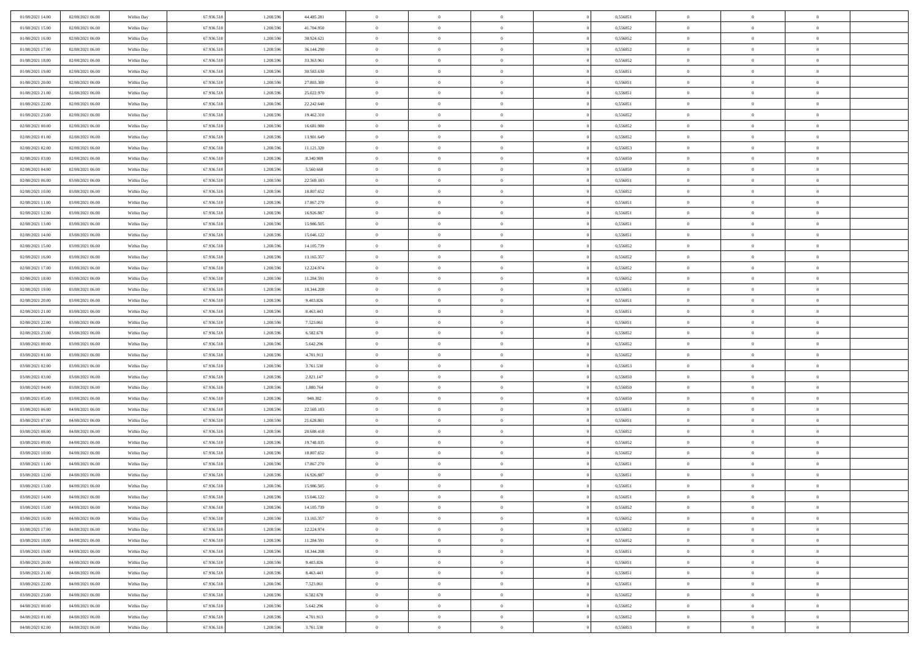| | | | | | | | | | | | | | | |
|---|---|---|---|---|---|---|---|---|---|---|---|---|---|---|
| 01/08/2021 14:00 | 02/08/2021 06:00 | Within Day | 67.936.518 | 1.208.596 | 44.485.281 | 0 | 0 | 0 | | 0,556851 | 0 | 0 | 0 | |
| 01/08/2021 15:00 | 02/08/2021 06:00 | Within Day | 67.936.518 | 1.208.596 | 41.704.950 | 0 | 0 | 0 | | 0,556852 | 0 | 0 | 0 | |
| 01/08/2021 16:00 | 02/08/2021 06:00 | Within Day | 67.936.518 | 1.208.596 | 38.924.621 | 0 | 0 | 0 | | 0,556852 | 0 | 0 | 0 | |
| 01/08/2021 17:00 | 02/08/2021 06:00 | Within Day | 67.936.518 | 1.208.596 | 36.144.290 | 0 | 0 | 0 | | 0,556852 | 0 | 0 | 0 | |
| 01/08/2021 18:00 | 02/08/2021 06:00 | Within Day | 67.936.518 | 1.208.596 | 33.363.961 | 0 | 0 | 0 | | 0,556852 | 0 | 0 | 0 | |
| 01/08/2021 19:00 | 02/08/2021 06:00 | Within Day | 67.936.518 | 1.208.596 | 30.583.630 | 0 | 0 | 0 | | 0,556851 | 0 | 0 | 0 | |
| 01/08/2021 20:00 | 02/08/2021 06:00 | Within Day | 67.936.518 | 1.208.596 | 27.803.300 | 0 | 0 | 0 | | 0,556851 | 0 | 0 | 0 | |
| 01/08/2021 21:00 | 02/08/2021 06:00 | Within Day | 67.936.518 | 1.208.596 | 25.022.970 | 0 | 0 | 0 | | 0,556851 | 0 | 0 | 0 | |
| 01/08/2021 22:00 | 02/08/2021 06:00 | Within Day | 67.936.518 | 1.208.596 | 22.242.640 | 0 | 0 | 0 | | 0,556851 | 0 | 0 | 0 | |
| 01/08/2021 23:00 | 02/08/2021 06:00 | Within Day | 67.936.518 | 1.208.596 | 19.462.310 | 0 | 0 | 0 | | 0,556852 | 0 | 0 | 0 | |
| 02/08/2021 00:00 | 02/08/2021 06:00 | Within Day | 67.936.518 | 1.208.596 | 16.681.980 | 0 | 0 | 0 | | 0,556852 | 0 | 0 | 0 | |
| 02/08/2021 01:00 | 02/08/2021 06:00 | Within Day | 67.936.518 | 1.208.596 | 13.901.649 | 0 | 0 | 0 | | 0,556852 | 0 | 0 | 0 | |
| 02/08/2021 02:00 | 02/08/2021 06:00 | Within Day | 67.936.518 | 1.208.596 | 11.121.320 | 0 | 0 | 0 | | 0,556853 | 0 | 0 | 0 | |
| 02/08/2021 03:00 | 02/08/2021 06:00 | Within Day | 67.936.518 | 1.208.596 | 8.340.989 | 0 | 0 | 0 | | 0,556850 | 0 | 0 | 0 | |
| 02/08/2021 04:00 | 02/08/2021 06:00 | Within Day | 67.936.518 | 1.208.596 | 5.560.660 | 0 | 0 | 0 | | 0,556850 | 0 | 0 | 0 | |
| 02/08/2021 06:00 | 03/08/2021 06:00 | Within Day | 67.936.518 | 1.208.596 | 22.569.183 | 0 | 0 | 0 | | 0,556851 | 0 | 0 | 0 | |
| 02/08/2021 10:00 | 03/08/2021 06:00 | Within Day | 67.936.518 | 1.208.596 | 18.807.652 | 0 | 0 | 0 | | 0,556852 | 0 | 0 | 0 | |
| 02/08/2021 11:00 | 03/08/2021 06:00 | Within Day | 67.936.518 | 1.208.596 | 17.867.270 | 0 | 0 | 0 | | 0,556851 | 0 | 0 | 0 | |
| 02/08/2021 12:00 | 03/08/2021 06:00 | Within Day | 67.936.518 | 1.208.596 | 16.926.887 | 0 | 0 | 0 | | 0,556851 | 0 | 0 | 0 | |
| 02/08/2021 13:00 | 03/08/2021 06:00 | Within Day | 67.936.518 | 1.208.596 | 15.986.505 | 0 | 0 | 0 | | 0,556851 | 0 | 0 | 0 | |
| 02/08/2021 14:00 | 03/08/2021 06:00 | Within Day | 67.936.518 | 1.208.596 | 15.046.122 | 0 | 0 | 0 | | 0,556851 | 0 | 0 | 0 | |
| 02/08/2021 15:00 | 03/08/2021 06:00 | Within Day | 67.936.518 | 1.208.596 | 14.105.739 | 0 | 0 | 0 | | 0,556852 | 0 | 0 | 0 | |
| 02/08/2021 16:00 | 03/08/2021 06:00 | Within Day | 67.936.518 | 1.208.596 | 13.165.357 | 0 | 0 | 0 | | 0,556852 | 0 | 0 | 0 | |
| 02/08/2021 17:00 | 03/08/2021 06:00 | Within Day | 67.936.518 | 1.208.596 | 12.224.974 | 0 | 0 | 0 | | 0,556852 | 0 | 0 | 0 | |
| 02/08/2021 18:00 | 03/08/2021 06:00 | Within Day | 67.936.518 | 1.208.596 | 11.284.591 | 0 | 0 | 0 | | 0,556852 | 0 | 0 | 0 | |
| 02/08/2021 19:00 | 03/08/2021 06:00 | Within Day | 67.936.518 | 1.208.596 | 10.344.208 | 0 | 0 | 0 | | 0,556851 | 0 | 0 | 0 | |
| 02/08/2021 20:00 | 03/08/2021 06:00 | Within Day | 67.936.518 | 1.208.596 | 9.403.826 | 0 | 0 | 0 | | 0,556851 | 0 | 0 | 0 | |
| 02/08/2021 21:00 | 03/08/2021 06:00 | Within Day | 67.936.518 | 1.208.596 | 8.463.443 | 0 | 0 | 0 | | 0,556851 | 0 | 0 | 0 | |
| 02/08/2021 22:00 | 03/08/2021 06:00 | Within Day | 67.936.518 | 1.208.596 | 7.523.061 | 0 | 0 | 0 | | 0,556851 | 0 | 0 | 0 | |
| 02/08/2021 23:00 | 03/08/2021 06:00 | Within Day | 67.936.518 | 1.208.596 | 6.582.678 | 0 | 0 | 0 | | 0,556852 | 0 | 0 | 0 | |
| 03/08/2021 00:00 | 03/08/2021 06:00 | Within Day | 67.936.518 | 1.208.596 | 5.642.296 | 0 | 0 | 0 | | 0,556852 | 0 | 0 | 0 | |
| 03/08/2021 01:00 | 03/08/2021 06:00 | Within Day | 67.936.518 | 1.208.596 | 4.701.913 | 0 | 0 | 0 | | 0,556852 | 0 | 0 | 0 | |
| 03/08/2021 02:00 | 03/08/2021 06:00 | Within Day | 67.936.518 | 1.208.596 | 3.761.530 | 0 | 0 | 0 | | 0,556853 | 0 | 0 | 0 | |
| 03/08/2021 03:00 | 03/08/2021 06:00 | Within Day | 67.936.518 | 1.208.596 | 2.821.147 | 0 | 0 | 0 | | 0,556850 | 0 | 0 | 0 | |
| 03/08/2021 04:00 | 03/08/2021 06:00 | Within Day | 67.936.518 | 1.208.596 | 1.880.764 | 0 | 0 | 0 | | 0,556850 | 0 | 0 | 0 | |
| 03/08/2021 05:00 | 03/08/2021 06:00 | Within Day | 67.936.518 | 1.208.596 | 940.382 | 0 | 0 | 0 | | 0,556850 | 0 | 0 | 0 | |
| 03/08/2021 06:00 | 04/08/2021 06:00 | Within Day | 67.936.518 | 1.208.596 | 22.569.183 | 0 | 0 | 0 | | 0,556851 | 0 | 0 | 0 | |
| 03/08/2021 07:00 | 04/08/2021 06:00 | Within Day | 67.936.518 | 1.208.596 | 21.628.801 | 0 | 0 | 0 | | 0,556851 | 0 | 0 | 0 | |
| 03/08/2021 08:00 | 04/08/2021 06:00 | Within Day | 67.936.518 | 1.208.596 | 20.688.418 | 0 | 0 | 0 | | 0,556852 | 0 | 0 | 0 | |
| 03/08/2021 09:00 | 04/08/2021 06:00 | Within Day | 67.936.518 | 1.208.596 | 19.748.035 | 0 | 0 | 0 | | 0,556852 | 0 | 0 | 0 | |
| 03/08/2021 10:00 | 04/08/2021 06:00 | Within Day | 67.936.518 | 1.208.596 | 18.807.652 | 0 | 0 | 0 | | 0,556852 | 0 | 0 | 0 | |
| 03/08/2021 11:00 | 04/08/2021 06:00 | Within Day | 67.936.518 | 1.208.596 | 17.867.270 | 0 | 0 | 0 | | 0,556851 | 0 | 0 | 0 | |
| 03/08/2021 12:00 | 04/08/2021 06:00 | Within Day | 67.936.518 | 1.208.596 | 16.926.887 | 0 | 0 | 0 | | 0,556851 | 0 | 0 | 0 | |
| 03/08/2021 13:00 | 04/08/2021 06:00 | Within Day | 67.936.518 | 1.208.596 | 15.986.505 | 0 | 0 | 0 | | 0,556851 | 0 | 0 | 0 | |
| 03/08/2021 14:00 | 04/08/2021 06:00 | Within Day | 67.936.518 | 1.208.596 | 15.046.122 | 0 | 0 | 0 | | 0,556851 | 0 | 0 | 0 | |
| 03/08/2021 15:00 | 04/08/2021 06:00 | Within Day | 67.936.518 | 1.208.596 | 14.105.739 | 0 | 0 | 0 | | 0,556852 | 0 | 0 | 0 | |
| 03/08/2021 16:00 | 04/08/2021 06:00 | Within Day | 67.936.518 | 1.208.596 | 13.165.357 | 0 | 0 | 0 | | 0,556852 | 0 | 0 | 0 | |
| 03/08/2021 17:00 | 04/08/2021 06:00 | Within Day | 67.936.518 | 1.208.596 | 12.224.974 | 0 | 0 | 0 | | 0,556852 | 0 | 0 | 0 | |
| 03/08/2021 18:00 | 04/08/2021 06:00 | Within Day | 67.936.518 | 1.208.596 | 11.284.591 | 0 | 0 | 0 | | 0,556852 | 0 | 0 | 0 | |
| 03/08/2021 19:00 | 04/08/2021 06:00 | Within Day | 67.936.518 | 1.208.596 | 10.344.208 | 0 | 0 | 0 | | 0,556851 | 0 | 0 | 0 | |
| 03/08/2021 20:00 | 04/08/2021 06:00 | Within Day | 67.936.518 | 1.208.596 | 9.403.826 | 0 | 0 | 0 | | 0,556851 | 0 | 0 | 0 | |
| 03/08/2021 21:00 | 04/08/2021 06:00 | Within Day | 67.936.518 | 1.208.596 | 8.463.443 | 0 | 0 | 0 | | 0,556851 | 0 | 0 | 0 | |
| 03/08/2021 22:00 | 04/08/2021 06:00 | Within Day | 67.936.518 | 1.208.596 | 7.523.061 | 0 | 0 | 0 | | 0,556851 | 0 | 0 | 0 | |
| 03/08/2021 23:00 | 04/08/2021 06:00 | Within Day | 67.936.518 | 1.208.596 | 6.582.678 | 0 | 0 | 0 | | 0,556852 | 0 | 0 | 0 | |
| 04/08/2021 00:00 | 04/08/2021 06:00 | Within Day | 67.936.518 | 1.208.596 | 5.642.296 | 0 | 0 | 0 | | 0,556852 | 0 | 0 | 0 | |
| 04/08/2021 01:00 | 04/08/2021 06:00 | Within Day | 67.936.518 | 1.208.596 | 4.701.913 | 0 | 0 | 0 | | 0,556852 | 0 | 0 | 0 | |
| 04/08/2021 02:00 | 04/08/2021 06:00 | Within Day | 67.936.518 | 1.208.596 | 3.761.530 | 0 | 0 | 0 | | 0,556853 | 0 | 0 | 0 | |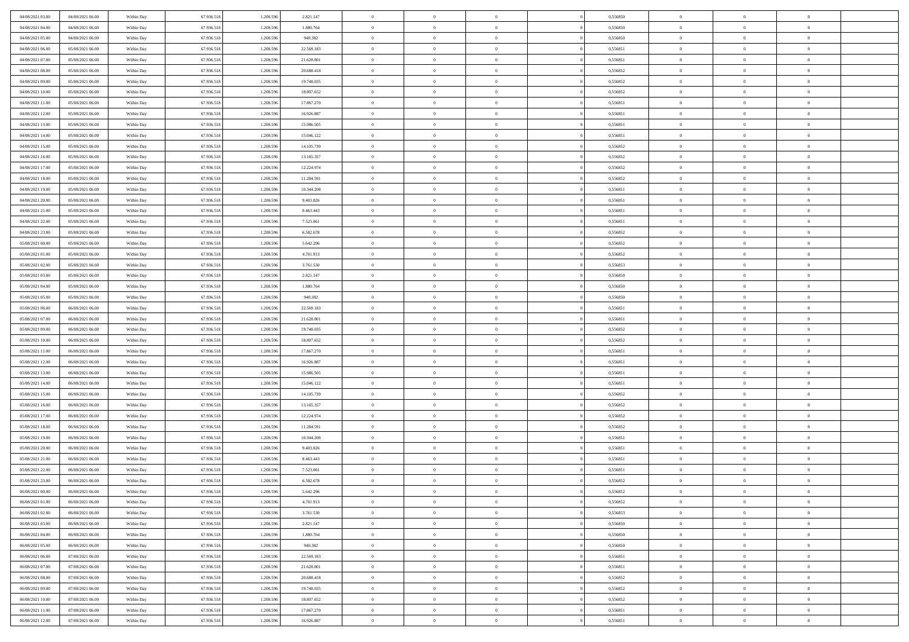| | | | | | | | | | | | | | | | |
|---|---|---|---|---|---|---|---|---|---|---|---|---|---|---|---|
| 04/08/2021 03:00 | 04/08/2021 06:00 | Within Day | 67.936.518 | 1.208.596 | 2.821.147 | 0 | 0 | 0 | | 0 | 0,556850 | 0 | 0 | 0 | |
| 04/08/2021 04:00 | 04/08/2021 06:00 | Within Day | 67.936.518 | 1.208.596 | 1.880.764 | 0 | 0 | 0 | | 0 | 0,556850 | 0 | 0 | 0 | |
| 04/08/2021 05:00 | 04/08/2021 06:00 | Within Day | 67.936.518 | 1.208.596 | 940.382 | 0 | 0 | 0 | | 0 | 0,556850 | 0 | 0 | 0 | |
| 04/08/2021 06:00 | 05/08/2021 06:00 | Within Day | 67.936.518 | 1.208.596 | 22.569.183 | 0 | 0 | 0 | | 0 | 0,556851 | 0 | 0 | 0 | |
| 04/08/2021 07:00 | 05/08/2021 06:00 | Within Day | 67.936.518 | 1.208.596 | 21.628.801 | 0 | 0 | 0 | | 0 | 0,556851 | 0 | 0 | 0 | |
| 04/08/2021 08:00 | 05/08/2021 06:00 | Within Day | 67.936.518 | 1.208.596 | 20.688.418 | 0 | 0 | 0 | | 0 | 0,556852 | 0 | 0 | 0 | |
| 04/08/2021 09:00 | 05/08/2021 06:00 | Within Day | 67.936.518 | 1.208.596 | 19.748.035 | 0 | 0 | 0 | | 0 | 0,556852 | 0 | 0 | 0 | |
| 04/08/2021 10:00 | 05/08/2021 06:00 | Within Day | 67.936.518 | 1.208.596 | 18.807.652 | 0 | 0 | 0 | | 0 | 0,556852 | 0 | 0 | 0 | |
| 04/08/2021 11:00 | 05/08/2021 06:00 | Within Day | 67.936.518 | 1.208.596 | 17.867.270 | 0 | 0 | 0 | | 0 | 0,556851 | 0 | 0 | 0 | |
| 04/08/2021 12:00 | 05/08/2021 06:00 | Within Day | 67.936.518 | 1.208.596 | 16.926.887 | 0 | 0 | 0 | | 0 | 0,556851 | 0 | 0 | 0 | |
| 04/08/2021 13:00 | 05/08/2021 06:00 | Within Day | 67.936.518 | 1.208.596 | 15.986.505 | 0 | 0 | 0 | | 0 | 0,556851 | 0 | 0 | 0 | |
| 04/08/2021 14:00 | 05/08/2021 06:00 | Within Day | 67.936.518 | 1.208.596 | 15.046.122 | 0 | 0 | 0 | | 0 | 0,556851 | 0 | 0 | 0 | |
| 04/08/2021 15:00 | 05/08/2021 06:00 | Within Day | 67.936.518 | 1.208.596 | 14.105.739 | 0 | 0 | 0 | | 0 | 0,556852 | 0 | 0 | 0 | |
| 04/08/2021 16:00 | 05/08/2021 06:00 | Within Day | 67.936.518 | 1.208.596 | 13.165.357 | 0 | 0 | 0 | | 0 | 0,556852 | 0 | 0 | 0 | |
| 04/08/2021 17:00 | 05/08/2021 06:00 | Within Day | 67.936.518 | 1.208.596 | 12.224.974 | 0 | 0 | 0 | | 0 | 0,556852 | 0 | 0 | 0 | |
| 04/08/2021 18:00 | 05/08/2021 06:00 | Within Day | 67.936.518 | 1.208.596 | 11.284.591 | 0 | 0 | 0 | | 0 | 0,556852 | 0 | 0 | 0 | |
| 04/08/2021 19:00 | 05/08/2021 06:00 | Within Day | 67.936.518 | 1.208.596 | 10.344.208 | 0 | 0 | 0 | | 0 | 0,556851 | 0 | 0 | 0 | |
| 04/08/2021 20:00 | 05/08/2021 06:00 | Within Day | 67.936.518 | 1.208.596 | 9.403.826 | 0 | 0 | 0 | | 0 | 0,556851 | 0 | 0 | 0 | |
| 04/08/2021 21:00 | 05/08/2021 06:00 | Within Day | 67.936.518 | 1.208.596 | 8.463.443 | 0 | 0 | 0 | | 0 | 0,556851 | 0 | 0 | 0 | |
| 04/08/2021 22:00 | 05/08/2021 06:00 | Within Day | 67.936.518 | 1.208.596 | 7.523.061 | 0 | 0 | 0 | | 0 | 0,556851 | 0 | 0 | 0 | |
| 04/08/2021 23:00 | 05/08/2021 06:00 | Within Day | 67.936.518 | 1.208.596 | 6.582.678 | 0 | 0 | 0 | | 0 | 0,556852 | 0 | 0 | 0 | |
| 05/08/2021 00:00 | 05/08/2021 06:00 | Within Day | 67.936.518 | 1.208.596 | 5.642.296 | 0 | 0 | 0 | | 0 | 0,556852 | 0 | 0 | 0 | |
| 05/08/2021 01:00 | 05/08/2021 06:00 | Within Day | 67.936.518 | 1.208.596 | 4.701.913 | 0 | 0 | 0 | | 0 | 0,556852 | 0 | 0 | 0 | |
| 05/08/2021 02:00 | 05/08/2021 06:00 | Within Day | 67.936.518 | 1.208.596 | 3.761.530 | 0 | 0 | 0 | | 0 | 0,556853 | 0 | 0 | 0 | |
| 05/08/2021 03:00 | 05/08/2021 06:00 | Within Day | 67.936.518 | 1.208.596 | 2.821.147 | 0 | 0 | 0 | | 0 | 0,556850 | 0 | 0 | 0 | |
| 05/08/2021 04:00 | 05/08/2021 06:00 | Within Day | 67.936.518 | 1.208.596 | 1.880.764 | 0 | 0 | 0 | | 0 | 0,556850 | 0 | 0 | 0 | |
| 05/08/2021 05:00 | 05/08/2021 06:00 | Within Day | 67.936.518 | 1.208.596 | 940.382 | 0 | 0 | 0 | | 0 | 0,556850 | 0 | 0 | 0 | |
| 05/08/2021 06:00 | 06/08/2021 06:00 | Within Day | 67.936.518 | 1.208.596 | 22.569.183 | 0 | 0 | 0 | | 0 | 0,556851 | 0 | 0 | 0 | |
| 05/08/2021 07:00 | 06/08/2021 06:00 | Within Day | 67.936.518 | 1.208.596 | 21.628.801 | 0 | 0 | 0 | | 0 | 0,556851 | 0 | 0 | 0 | |
| 05/08/2021 09:00 | 06/08/2021 06:00 | Within Day | 67.936.518 | 1.208.596 | 19.748.035 | 0 | 0 | 0 | | 0 | 0,556852 | 0 | 0 | 0 | |
| 05/08/2021 10:00 | 06/08/2021 06:00 | Within Day | 67.936.518 | 1.208.596 | 18.807.652 | 0 | 0 | 0 | | 0 | 0,556852 | 0 | 0 | 0 | |
| 05/08/2021 11:00 | 06/08/2021 06:00 | Within Day | 67.936.518 | 1.208.596 | 17.867.270 | 0 | 0 | 0 | | 0 | 0,556851 | 0 | 0 | 0 | |
| 05/08/2021 12:00 | 06/08/2021 06:00 | Within Day | 67.936.518 | 1.208.596 | 16.926.887 | 0 | 0 | 0 | | 0 | 0,556851 | 0 | 0 | 0 | |
| 05/08/2021 13:00 | 06/08/2021 06:00 | Within Day | 67.936.518 | 1.208.596 | 15.986.505 | 0 | 0 | 0 | | 0 | 0,556851 | 0 | 0 | 0 | |
| 05/08/2021 14:00 | 06/08/2021 06:00 | Within Day | 67.936.518 | 1.208.596 | 15.046.122 | 0 | 0 | 0 | | 0 | 0,556851 | 0 | 0 | 0 | |
| 05/08/2021 15:00 | 06/08/2021 06:00 | Within Day | 67.936.518 | 1.208.596 | 14.105.739 | 0 | 0 | 0 | | 0 | 0,556852 | 0 | 0 | 0 | |
| 05/08/2021 16:00 | 06/08/2021 06:00 | Within Day | 67.936.518 | 1.208.596 | 13.165.357 | 0 | 0 | 0 | | 0 | 0,556852 | 0 | 0 | 0 | |
| 05/08/2021 17:00 | 06/08/2021 06:00 | Within Day | 67.936.518 | 1.208.596 | 12.224.974 | 0 | 0 | 0 | | 0 | 0,556852 | 0 | 0 | 0 | |
| 05/08/2021 18:00 | 06/08/2021 06:00 | Within Day | 67.936.518 | 1.208.596 | 11.284.591 | 0 | 0 | 0 | | 0 | 0,556852 | 0 | 0 | 0 | |
| 05/08/2021 19:00 | 06/08/2021 06:00 | Within Day | 67.936.518 | 1.208.596 | 10.344.208 | 0 | 0 | 0 | | 0 | 0,556851 | 0 | 0 | 0 | |
| 05/08/2021 20:00 | 06/08/2021 06:00 | Within Day | 67.936.518 | 1.208.596 | 9.403.826 | 0 | 0 | 0 | | 0 | 0,556851 | 0 | 0 | 0 | |
| 05/08/2021 21:00 | 06/08/2021 06:00 | Within Day | 67.936.518 | 1.208.596 | 8.463.443 | 0 | 0 | 0 | | 0 | 0,556851 | 0 | 0 | 0 | |
| 05/08/2021 22:00 | 06/08/2021 06:00 | Within Day | 67.936.518 | 1.208.596 | 7.523.061 | 0 | 0 | 0 | | 0 | 0,556851 | 0 | 0 | 0 | |
| 05/08/2021 23:00 | 06/08/2021 06:00 | Within Day | 67.936.518 | 1.208.596 | 6.582.678 | 0 | 0 | 0 | | 0 | 0,556852 | 0 | 0 | 0 | |
| 06/08/2021 00:00 | 06/08/2021 06:00 | Within Day | 67.936.518 | 1.208.596 | 5.642.296 | 0 | 0 | 0 | | 0 | 0,556852 | 0 | 0 | 0 | |
| 06/08/2021 01:00 | 06/08/2021 06:00 | Within Day | 67.936.518 | 1.208.596 | 4.701.913 | 0 | 0 | 0 | | 0 | 0,556852 | 0 | 0 | 0 | |
| 06/08/2021 02:00 | 06/08/2021 06:00 | Within Day | 67.936.518 | 1.208.596 | 3.761.530 | 0 | 0 | 0 | | 0 | 0,556853 | 0 | 0 | 0 | |
| 06/08/2021 03:00 | 06/08/2021 06:00 | Within Day | 67.936.518 | 1.208.596 | 2.821.147 | 0 | 0 | 0 | | 0 | 0,556850 | 0 | 0 | 0 | |
| 06/08/2021 04:00 | 06/08/2021 06:00 | Within Day | 67.936.518 | 1.208.596 | 1.880.764 | 0 | 0 | 0 | | 0 | 0,556850 | 0 | 0 | 0 | |
| 06/08/2021 05:00 | 06/08/2021 06:00 | Within Day | 67.936.518 | 1.208.596 | 940.382 | 0 | 0 | 0 | | 0 | 0,556850 | 0 | 0 | 0 | |
| 06/08/2021 06:00 | 07/08/2021 06:00 | Within Day | 67.936.518 | 1.208.596 | 22.569.183 | 0 | 0 | 0 | | 0 | 0,556851 | 0 | 0 | 0 | |
| 06/08/2021 07:00 | 07/08/2021 06:00 | Within Day | 67.936.518 | 1.208.596 | 21.628.801 | 0 | 0 | 0 | | 0 | 0,556851 | 0 | 0 | 0 | |
| 06/08/2021 08:00 | 07/08/2021 06:00 | Within Day | 67.936.518 | 1.208.596 | 20.688.418 | 0 | 0 | 0 | | 0 | 0,556852 | 0 | 0 | 0 | |
| 06/08/2021 09:00 | 07/08/2021 06:00 | Within Day | 67.936.518 | 1.208.596 | 19.748.035 | 0 | 0 | 0 | | 0 | 0,556852 | 0 | 0 | 0 | |
| 06/08/2021 10:00 | 07/08/2021 06:00 | Within Day | 67.936.518 | 1.208.596 | 18.807.652 | 0 | 0 | 0 | | 0 | 0,556852 | 0 | 0 | 0 | |
| 06/08/2021 11:00 | 07/08/2021 06:00 | Within Day | 67.936.518 | 1.208.596 | 17.867.270 | 0 | 0 | 0 | | 0 | 0,556851 | 0 | 0 | 0 | |
| 06/08/2021 12:00 | 07/08/2021 06:00 | Within Day | 67.936.518 | 1.208.596 | 16.926.887 | 0 | 0 | 0 | | 0 | 0,556851 | 0 | 0 | 0 | |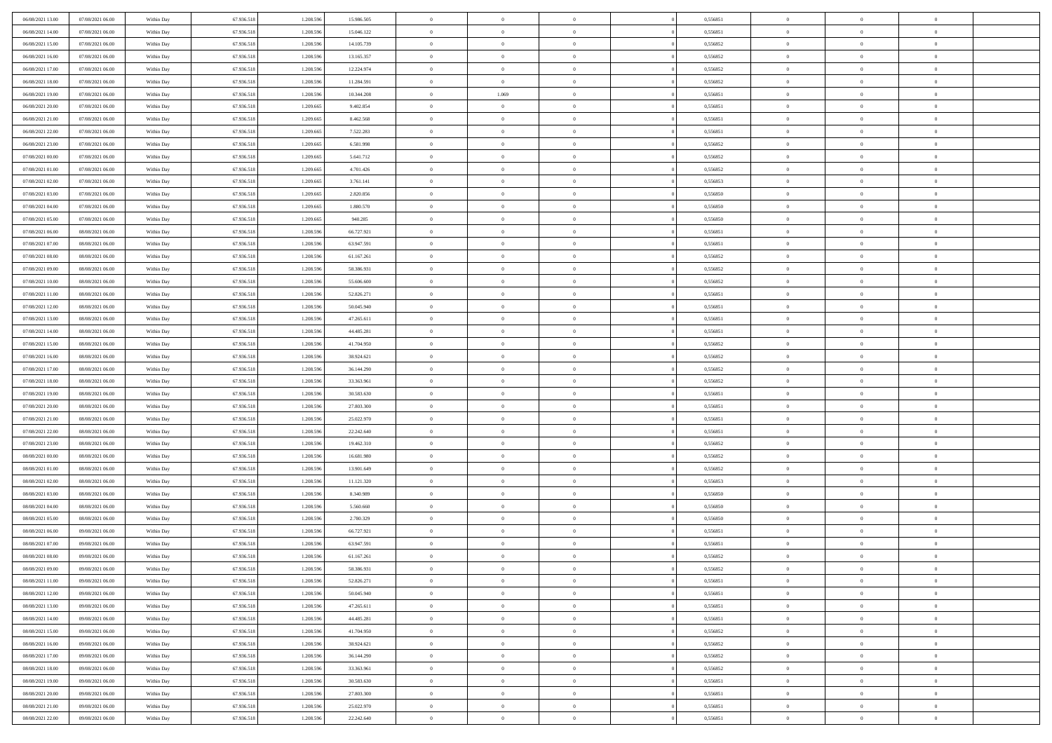| | | | | | | | | | | | | | | |
|---|---|---|---|---|---|---|---|---|---|---|---|---|---|---|
| 06/08/2021 13.00 | 07/08/2021 06.00 | Within Day | 67.936.518 | 1.208.596 | 15.986.505 | 0 | 0 | 0 | | 0 | 0,556851 | 0 | 0 | 0 |
| 06/08/2021 14.00 | 07/08/2021 06.00 | Within Day | 67.936.518 | 1.208.596 | 15.046.122 | 0 | 0 | 0 | | 0 | 0,556851 | 0 | 0 | 0 |
| 06/08/2021 15.00 | 07/08/2021 06.00 | Within Day | 67.936.518 | 1.208.596 | 14.105.739 | 0 | 0 | 0 | | 0 | 0,556852 | 0 | 0 | 0 |
| 06/08/2021 16.00 | 07/08/2021 06.00 | Within Day | 67.936.518 | 1.208.596 | 13.165.357 | 0 | 0 | 0 | | 0 | 0,556852 | 0 | 0 | 0 |
| 06/08/2021 17.00 | 07/08/2021 06.00 | Within Day | 67.936.518 | 1.208.596 | 12.224.974 | 0 | 0 | 0 | | 0 | 0,556852 | 0 | 0 | 0 |
| 06/08/2021 18.00 | 07/08/2021 06.00 | Within Day | 67.936.518 | 1.208.596 | 11.284.591 | 0 | 0 | 0 | | 0 | 0,556852 | 0 | 0 | 0 |
| 06/08/2021 19.00 | 07/08/2021 06.00 | Within Day | 67.936.518 | 1.208.596 | 10.344.208 | 0 | 1.069 | 0 | | 0 | 0,556851 | 0 | 0 | 0 |
| 06/08/2021 20.00 | 07/08/2021 06.00 | Within Day | 67.936.518 | 1.209.665 | 9.402.854 | 0 | 0 | 0 | | 0 | 0,556851 | 0 | 0 | 0 |
| 06/08/2021 21.00 | 07/08/2021 06.00 | Within Day | 67.936.518 | 1.209.665 | 8.462.568 | 0 | 0 | 0 | | 0 | 0,556851 | 0 | 0 | 0 |
| 06/08/2021 22.00 | 07/08/2021 06.00 | Within Day | 67.936.518 | 1.209.665 | 7.522.283 | 0 | 0 | 0 | | 0 | 0,556851 | 0 | 0 | 0 |
| 06/08/2021 23.00 | 07/08/2021 06.00 | Within Day | 67.936.518 | 1.209.665 | 6.581.998 | 0 | 0 | 0 | | 0 | 0,556852 | 0 | 0 | 0 |
| 07/08/2021 00.00 | 07/08/2021 06.00 | Within Day | 67.936.518 | 1.209.665 | 5.641.712 | 0 | 0 | 0 | | 0 | 0,556852 | 0 | 0 | 0 |
| 07/08/2021 01.00 | 07/08/2021 06.00 | Within Day | 67.936.518 | 1.209.665 | 4.701.426 | 0 | 0 | 0 | | 0 | 0,556852 | 0 | 0 | 0 |
| 07/08/2021 02.00 | 07/08/2021 06.00 | Within Day | 67.936.518 | 1.209.665 | 3.761.141 | 0 | 0 | 0 | | 0 | 0,556853 | 0 | 0 | 0 |
| 07/08/2021 03.00 | 07/08/2021 06.00 | Within Day | 67.936.518 | 1.209.665 | 2.820.856 | 0 | 0 | 0 | | 0 | 0,556850 | 0 | 0 | 0 |
| 07/08/2021 04.00 | 07/08/2021 06.00 | Within Day | 67.936.518 | 1.209.665 | 1.880.570 | 0 | 0 | 0 | | 0 | 0,556850 | 0 | 0 | 0 |
| 07/08/2021 05.00 | 07/08/2021 06.00 | Within Day | 67.936.518 | 1.209.665 | 940.285 | 0 | 0 | 0 | | 0 | 0,556850 | 0 | 0 | 0 |
| 07/08/2021 06.00 | 08/08/2021 06.00 | Within Day | 67.936.518 | 1.208.596 | 66.727.921 | 0 | 0 | 0 | | 0 | 0,556851 | 0 | 0 | 0 |
| 07/08/2021 07.00 | 08/08/2021 06.00 | Within Day | 67.936.518 | 1.208.596 | 63.947.591 | 0 | 0 | 0 | | 0 | 0,556851 | 0 | 0 | 0 |
| 07/08/2021 08.00 | 08/08/2021 06.00 | Within Day | 67.936.518 | 1.208.596 | 61.167.261 | 0 | 0 | 0 | | 0 | 0,556852 | 0 | 0 | 0 |
| 07/08/2021 09.00 | 08/08/2021 06.00 | Within Day | 67.936.518 | 1.208.596 | 58.386.931 | 0 | 0 | 0 | | 0 | 0,556852 | 0 | 0 | 0 |
| 07/08/2021 10.00 | 08/08/2021 06.00 | Within Day | 67.936.518 | 1.208.596 | 55.606.600 | 0 | 0 | 0 | | 0 | 0,556852 | 0 | 0 | 0 |
| 07/08/2021 11.00 | 08/08/2021 06.00 | Within Day | 67.936.518 | 1.208.596 | 52.826.271 | 0 | 0 | 0 | | 0 | 0,556851 | 0 | 0 | 0 |
| 07/08/2021 12.00 | 08/08/2021 06.00 | Within Day | 67.936.518 | 1.208.596 | 50.045.940 | 0 | 0 | 0 | | 0 | 0,556851 | 0 | 0 | 0 |
| 07/08/2021 13.00 | 08/08/2021 06.00 | Within Day | 67.936.518 | 1.208.596 | 47.265.611 | 0 | 0 | 0 | | 0 | 0,556851 | 0 | 0 | 0 |
| 07/08/2021 14.00 | 08/08/2021 06.00 | Within Day | 67.936.518 | 1.208.596 | 44.485.281 | 0 | 0 | 0 | | 0 | 0,556851 | 0 | 0 | 0 |
| 07/08/2021 15.00 | 08/08/2021 06.00 | Within Day | 67.936.518 | 1.208.596 | 41.704.950 | 0 | 0 | 0 | | 0 | 0,556852 | 0 | 0 | 0 |
| 07/08/2021 16.00 | 08/08/2021 06.00 | Within Day | 67.936.518 | 1.208.596 | 38.924.621 | 0 | 0 | 0 | | 0 | 0,556852 | 0 | 0 | 0 |
| 07/08/2021 17.00 | 08/08/2021 06.00 | Within Day | 67.936.518 | 1.208.596 | 36.144.290 | 0 | 0 | 0 | | 0 | 0,556852 | 0 | 0 | 0 |
| 07/08/2021 18.00 | 08/08/2021 06.00 | Within Day | 67.936.518 | 1.208.596 | 33.363.961 | 0 | 0 | 0 | | 0 | 0,556852 | 0 | 0 | 0 |
| 07/08/2021 19.00 | 08/08/2021 06.00 | Within Day | 67.936.518 | 1.208.596 | 30.583.630 | 0 | 0 | 0 | | 0 | 0,556851 | 0 | 0 | 0 |
| 07/08/2021 20.00 | 08/08/2021 06.00 | Within Day | 67.936.518 | 1.208.596 | 27.803.300 | 0 | 0 | 0 | | 0 | 0,556851 | 0 | 0 | 0 |
| 07/08/2021 21.00 | 08/08/2021 06.00 | Within Day | 67.936.518 | 1.208.596 | 25.022.970 | 0 | 0 | 0 | | 0 | 0,556851 | 0 | 0 | 0 |
| 07/08/2021 22.00 | 08/08/2021 06.00 | Within Day | 67.936.518 | 1.208.596 | 22.242.640 | 0 | 0 | 0 | | 0 | 0,556851 | 0 | 0 | 0 |
| 07/08/2021 23.00 | 08/08/2021 06.00 | Within Day | 67.936.518 | 1.208.596 | 19.462.310 | 0 | 0 | 0 | | 0 | 0,556852 | 0 | 0 | 0 |
| 08/08/2021 00.00 | 08/08/2021 06.00 | Within Day | 67.936.518 | 1.208.596 | 16.681.980 | 0 | 0 | 0 | | 0 | 0,556852 | 0 | 0 | 0 |
| 08/08/2021 01.00 | 08/08/2021 06.00 | Within Day | 67.936.518 | 1.208.596 | 13.901.649 | 0 | 0 | 0 | | 0 | 0,556852 | 0 | 0 | 0 |
| 08/08/2021 02.00 | 08/08/2021 06.00 | Within Day | 67.936.518 | 1.208.596 | 11.121.320 | 0 | 0 | 0 | | 0 | 0,556853 | 0 | 0 | 0 |
| 08/08/2021 03.00 | 08/08/2021 06.00 | Within Day | 67.936.518 | 1.208.596 | 8.340.989 | 0 | 0 | 0 | | 0 | 0,556850 | 0 | 0 | 0 |
| 08/08/2021 04.00 | 08/08/2021 06.00 | Within Day | 67.936.518 | 1.208.596 | 5.560.660 | 0 | 0 | 0 | | 0 | 0,556850 | 0 | 0 | 0 |
| 08/08/2021 05.00 | 08/08/2021 06.00 | Within Day | 67.936.518 | 1.208.596 | 2.780.329 | 0 | 0 | 0 | | 0 | 0,556850 | 0 | 0 | 0 |
| 08/08/2021 06.00 | 09/08/2021 06.00 | Within Day | 67.936.518 | 1.208.596 | 66.727.921 | 0 | 0 | 0 | | 0 | 0,556851 | 0 | 0 | 0 |
| 08/08/2021 07.00 | 09/08/2021 06.00 | Within Day | 67.936.518 | 1.208.596 | 63.947.591 | 0 | 0 | 0 | | 0 | 0,556851 | 0 | 0 | 0 |
| 08/08/2021 08.00 | 09/08/2021 06.00 | Within Day | 67.936.518 | 1.208.596 | 61.167.261 | 0 | 0 | 0 | | 0 | 0,556852 | 0 | 0 | 0 |
| 08/08/2021 09.00 | 09/08/2021 06.00 | Within Day | 67.936.518 | 1.208.596 | 58.386.931 | 0 | 0 | 0 | | 0 | 0,556852 | 0 | 0 | 0 |
| 08/08/2021 11.00 | 09/08/2021 06.00 | Within Day | 67.936.518 | 1.208.596 | 52.826.271 | 0 | 0 | 0 | | 0 | 0,556851 | 0 | 0 | 0 |
| 08/08/2021 12.00 | 09/08/2021 06.00 | Within Day | 67.936.518 | 1.208.596 | 50.045.940 | 0 | 0 | 0 | | 0 | 0,556851 | 0 | 0 | 0 |
| 08/08/2021 13.00 | 09/08/2021 06.00 | Within Day | 67.936.518 | 1.208.596 | 47.265.611 | 0 | 0 | 0 | | 0 | 0,556851 | 0 | 0 | 0 |
| 08/08/2021 14.00 | 09/08/2021 06.00 | Within Day | 67.936.518 | 1.208.596 | 44.485.281 | 0 | 0 | 0 | | 0 | 0,556851 | 0 | 0 | 0 |
| 08/08/2021 15.00 | 09/08/2021 06.00 | Within Day | 67.936.518 | 1.208.596 | 41.704.950 | 0 | 0 | 0 | | 0 | 0,556852 | 0 | 0 | 0 |
| 08/08/2021 16.00 | 09/08/2021 06.00 | Within Day | 67.936.518 | 1.208.596 | 38.924.621 | 0 | 0 | 0 | | 0 | 0,556852 | 0 | 0 | 0 |
| 08/08/2021 17.00 | 09/08/2021 06.00 | Within Day | 67.936.518 | 1.208.596 | 36.144.290 | 0 | 0 | 0 | | 0 | 0,556852 | 0 | 0 | 0 |
| 08/08/2021 18.00 | 09/08/2021 06.00 | Within Day | 67.936.518 | 1.208.596 | 33.363.961 | 0 | 0 | 0 | | 0 | 0,556852 | 0 | 0 | 0 |
| 08/08/2021 19.00 | 09/08/2021 06.00 | Within Day | 67.936.518 | 1.208.596 | 30.583.630 | 0 | 0 | 0 | | 0 | 0,556851 | 0 | 0 | 0 |
| 08/08/2021 20.00 | 09/08/2021 06.00 | Within Day | 67.936.518 | 1.208.596 | 27.803.300 | 0 | 0 | 0 | | 0 | 0,556851 | 0 | 0 | 0 |
| 08/08/2021 21.00 | 09/08/2021 06.00 | Within Day | 67.936.518 | 1.208.596 | 25.022.970 | 0 | 0 | 0 | | 0 | 0,556851 | 0 | 0 | 0 |
| 08/08/2021 22.00 | 09/08/2021 06.00 | Within Day | 67.936.518 | 1.208.596 | 22.242.640 | 0 | 0 | 0 | | 0 | 0,556851 | 0 | 0 | 0 |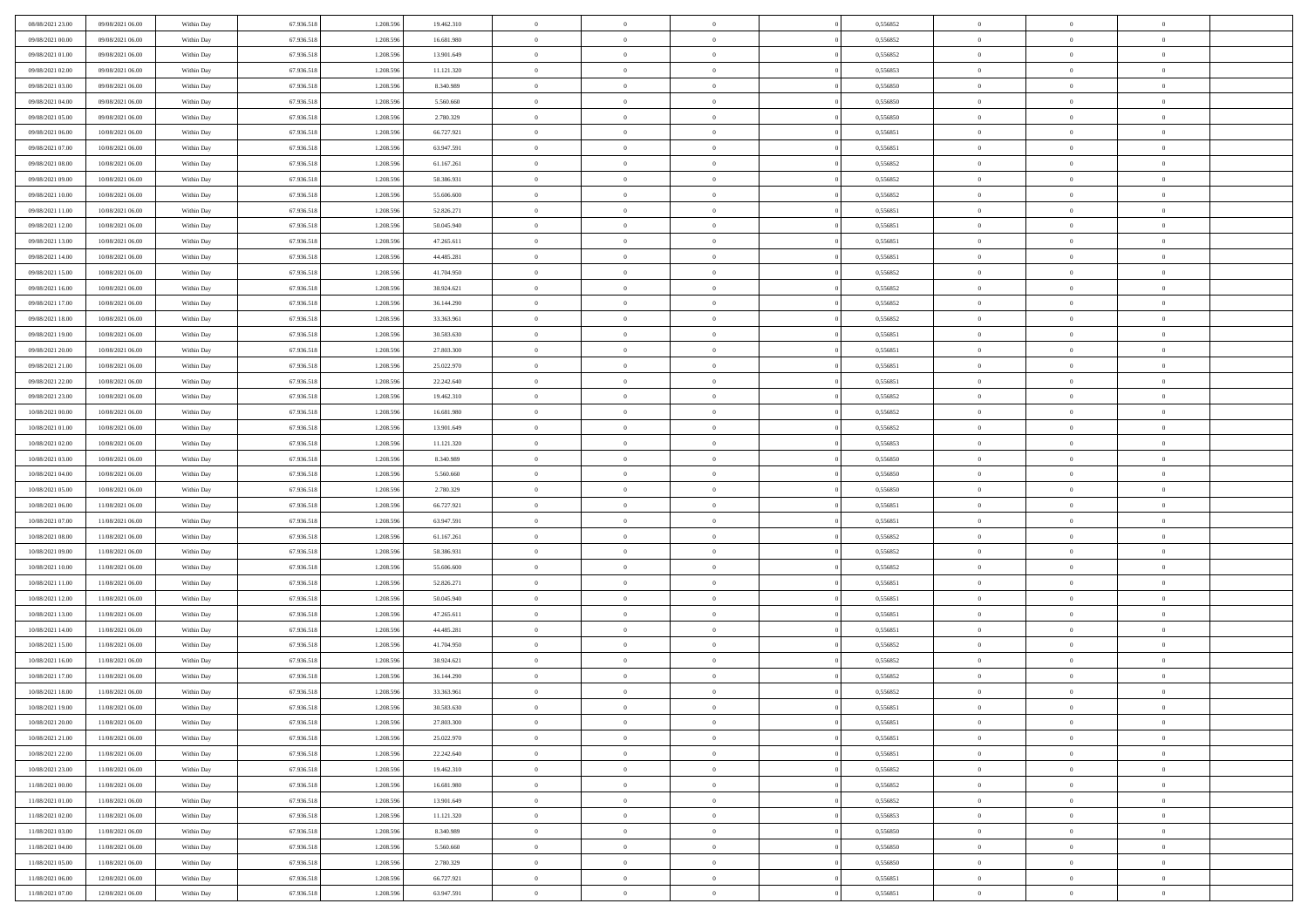| | | | | | | | | | | | | | | |
|---|---|---|---|---|---|---|---|---|---|---|---|---|---|---|
| 08/08/2021 23:00 | 09/08/2021 06:00 | Within Day | 67.936.518 | 1.208.596 | 19.462.310 | 0 | 0 | 0 | 0 | 0,556852 | 0 | 0 | 0 | |
| 09/08/2021 00:00 | 09/08/2021 06:00 | Within Day | 67.936.518 | 1.208.596 | 16.681.980 | 0 | 0 | 0 | 0 | 0,556852 | 0 | 0 | 0 | |
| 09/08/2021 01:00 | 09/08/2021 06:00 | Within Day | 67.936.518 | 1.208.596 | 13.901.649 | 0 | 0 | 0 | 0 | 0,556852 | 0 | 0 | 0 | |
| 09/08/2021 02:00 | 09/08/2021 06:00 | Within Day | 67.936.518 | 1.208.596 | 11.121.320 | 0 | 0 | 0 | 0 | 0,556853 | 0 | 0 | 0 | |
| 09/08/2021 03:00 | 09/08/2021 06:00 | Within Day | 67.936.518 | 1.208.596 | 8.340.989 | 0 | 0 | 0 | 0 | 0,556850 | 0 | 0 | 0 | |
| 09/08/2021 04:00 | 09/08/2021 06:00 | Within Day | 67.936.518 | 1.208.596 | 5.560.660 | 0 | 0 | 0 | 0 | 0,556850 | 0 | 0 | 0 | |
| 09/08/2021 05:00 | 09/08/2021 06:00 | Within Day | 67.936.518 | 1.208.596 | 2.780.329 | 0 | 0 | 0 | 0 | 0,556850 | 0 | 0 | 0 | |
| 09/08/2021 06:00 | 10/08/2021 06:00 | Within Day | 67.936.518 | 1.208.596 | 66.727.921 | 0 | 0 | 0 | 0 | 0,556851 | 0 | 0 | 0 | |
| 09/08/2021 07:00 | 10/08/2021 06:00 | Within Day | 67.936.518 | 1.208.596 | 63.947.591 | 0 | 0 | 0 | 0 | 0,556851 | 0 | 0 | 0 | |
| 09/08/2021 08:00 | 10/08/2021 06:00 | Within Day | 67.936.518 | 1.208.596 | 61.167.261 | 0 | 0 | 0 | 0 | 0,556852 | 0 | 0 | 0 | |
| 09/08/2021 09:00 | 10/08/2021 06:00 | Within Day | 67.936.518 | 1.208.596 | 58.386.931 | 0 | 0 | 0 | 0 | 0,556852 | 0 | 0 | 0 | |
| 09/08/2021 10:00 | 10/08/2021 06:00 | Within Day | 67.936.518 | 1.208.596 | 55.606.600 | 0 | 0 | 0 | 0 | 0,556852 | 0 | 0 | 0 | |
| 09/08/2021 11:00 | 10/08/2021 06:00 | Within Day | 67.936.518 | 1.208.596 | 52.826.271 | 0 | 0 | 0 | 0 | 0,556851 | 0 | 0 | 0 | |
| 09/08/2021 12:00 | 10/08/2021 06:00 | Within Day | 67.936.518 | 1.208.596 | 50.045.940 | 0 | 0 | 0 | 0 | 0,556851 | 0 | 0 | 0 | |
| 09/08/2021 13:00 | 10/08/2021 06:00 | Within Day | 67.936.518 | 1.208.596 | 47.265.611 | 0 | 0 | 0 | 0 | 0,556851 | 0 | 0 | 0 | |
| 09/08/2021 14:00 | 10/08/2021 06:00 | Within Day | 67.936.518 | 1.208.596 | 44.485.281 | 0 | 0 | 0 | 0 | 0,556851 | 0 | 0 | 0 | |
| 09/08/2021 15:00 | 10/08/2021 06:00 | Within Day | 67.936.518 | 1.208.596 | 41.704.950 | 0 | 0 | 0 | 0 | 0,556852 | 0 | 0 | 0 | |
| 09/08/2021 16:00 | 10/08/2021 06:00 | Within Day | 67.936.518 | 1.208.596 | 38.924.621 | 0 | 0 | 0 | 0 | 0,556852 | 0 | 0 | 0 | |
| 09/08/2021 17:00 | 10/08/2021 06:00 | Within Day | 67.936.518 | 1.208.596 | 36.144.290 | 0 | 0 | 0 | 0 | 0,556852 | 0 | 0 | 0 | |
| 09/08/2021 18:00 | 10/08/2021 06:00 | Within Day | 67.936.518 | 1.208.596 | 33.363.961 | 0 | 0 | 0 | 0 | 0,556852 | 0 | 0 | 0 | |
| 09/08/2021 19:00 | 10/08/2021 06:00 | Within Day | 67.936.518 | 1.208.596 | 30.583.630 | 0 | 0 | 0 | 0 | 0,556851 | 0 | 0 | 0 | |
| 09/08/2021 20:00 | 10/08/2021 06:00 | Within Day | 67.936.518 | 1.208.596 | 27.803.300 | 0 | 0 | 0 | 0 | 0,556851 | 0 | 0 | 0 | |
| 09/08/2021 21:00 | 10/08/2021 06:00 | Within Day | 67.936.518 | 1.208.596 | 25.022.970 | 0 | 0 | 0 | 0 | 0,556851 | 0 | 0 | 0 | |
| 09/08/2021 22:00 | 10/08/2021 06:00 | Within Day | 67.936.518 | 1.208.596 | 22.242.640 | 0 | 0 | 0 | 0 | 0,556851 | 0 | 0 | 0 | |
| 09/08/2021 23:00 | 10/08/2021 06:00 | Within Day | 67.936.518 | 1.208.596 | 19.462.310 | 0 | 0 | 0 | 0 | 0,556852 | 0 | 0 | 0 | |
| 10/08/2021 00:00 | 10/08/2021 06:00 | Within Day | 67.936.518 | 1.208.596 | 16.681.980 | 0 | 0 | 0 | 0 | 0,556852 | 0 | 0 | 0 | |
| 10/08/2021 01:00 | 10/08/2021 06:00 | Within Day | 67.936.518 | 1.208.596 | 13.901.649 | 0 | 0 | 0 | 0 | 0,556852 | 0 | 0 | 0 | |
| 10/08/2021 02:00 | 10/08/2021 06:00 | Within Day | 67.936.518 | 1.208.596 | 11.121.320 | 0 | 0 | 0 | 0 | 0,556853 | 0 | 0 | 0 | |
| 10/08/2021 03:00 | 10/08/2021 06:00 | Within Day | 67.936.518 | 1.208.596 | 8.340.989 | 0 | 0 | 0 | 0 | 0,556850 | 0 | 0 | 0 | |
| 10/08/2021 04:00 | 10/08/2021 06:00 | Within Day | 67.936.518 | 1.208.596 | 5.560.660 | 0 | 0 | 0 | 0 | 0,556850 | 0 | 0 | 0 | |
| 10/08/2021 05:00 | 10/08/2021 06:00 | Within Day | 67.936.518 | 1.208.596 | 2.780.329 | 0 | 0 | 0 | 0 | 0,556850 | 0 | 0 | 0 | |
| 10/08/2021 06:00 | 11/08/2021 06:00 | Within Day | 67.936.518 | 1.208.596 | 66.727.921 | 0 | 0 | 0 | 0 | 0,556851 | 0 | 0 | 0 | |
| 10/08/2021 07:00 | 11/08/2021 06:00 | Within Day | 67.936.518 | 1.208.596 | 63.947.591 | 0 | 0 | 0 | 0 | 0,556851 | 0 | 0 | 0 | |
| 10/08/2021 08:00 | 11/08/2021 06:00 | Within Day | 67.936.518 | 1.208.596 | 61.167.261 | 0 | 0 | 0 | 0 | 0,556852 | 0 | 0 | 0 | |
| 10/08/2021 09:00 | 11/08/2021 06:00 | Within Day | 67.936.518 | 1.208.596 | 58.386.931 | 0 | 0 | 0 | 0 | 0,556852 | 0 | 0 | 0 | |
| 10/08/2021 10:00 | 11/08/2021 06:00 | Within Day | 67.936.518 | 1.208.596 | 55.606.600 | 0 | 0 | 0 | 0 | 0,556852 | 0 | 0 | 0 | |
| 10/08/2021 11:00 | 11/08/2021 06:00 | Within Day | 67.936.518 | 1.208.596 | 52.826.271 | 0 | 0 | 0 | 0 | 0,556851 | 0 | 0 | 0 | |
| 10/08/2021 12:00 | 11/08/2021 06:00 | Within Day | 67.936.518 | 1.208.596 | 50.045.940 | 0 | 0 | 0 | 0 | 0,556851 | 0 | 0 | 0 | |
| 10/08/2021 13:00 | 11/08/2021 06:00 | Within Day | 67.936.518 | 1.208.596 | 47.265.611 | 0 | 0 | 0 | 0 | 0,556851 | 0 | 0 | 0 | |
| 10/08/2021 14:00 | 11/08/2021 06:00 | Within Day | 67.936.518 | 1.208.596 | 44.485.281 | 0 | 0 | 0 | 0 | 0,556851 | 0 | 0 | 0 | |
| 10/08/2021 15:00 | 11/08/2021 06:00 | Within Day | 67.936.518 | 1.208.596 | 41.704.950 | 0 | 0 | 0 | 0 | 0,556852 | 0 | 0 | 0 | |
| 10/08/2021 16:00 | 11/08/2021 06:00 | Within Day | 67.936.518 | 1.208.596 | 38.924.621 | 0 | 0 | 0 | 0 | 0,556852 | 0 | 0 | 0 | |
| 10/08/2021 17:00 | 11/08/2021 06:00 | Within Day | 67.936.518 | 1.208.596 | 36.144.290 | 0 | 0 | 0 | 0 | 0,556852 | 0 | 0 | 0 | |
| 10/08/2021 18:00 | 11/08/2021 06:00 | Within Day | 67.936.518 | 1.208.596 | 33.363.961 | 0 | 0 | 0 | 0 | 0,556852 | 0 | 0 | 0 | |
| 10/08/2021 19:00 | 11/08/2021 06:00 | Within Day | 67.936.518 | 1.208.596 | 30.583.630 | 0 | 0 | 0 | 0 | 0,556851 | 0 | 0 | 0 | |
| 10/08/2021 20:00 | 11/08/2021 06:00 | Within Day | 67.936.518 | 1.208.596 | 27.803.300 | 0 | 0 | 0 | 0 | 0,556851 | 0 | 0 | 0 | |
| 10/08/2021 21:00 | 11/08/2021 06:00 | Within Day | 67.936.518 | 1.208.596 | 25.022.970 | 0 | 0 | 0 | 0 | 0,556851 | 0 | 0 | 0 | |
| 10/08/2021 22:00 | 11/08/2021 06:00 | Within Day | 67.936.518 | 1.208.596 | 22.242.640 | 0 | 0 | 0 | 0 | 0,556851 | 0 | 0 | 0 | |
| 10/08/2021 23:00 | 11/08/2021 06:00 | Within Day | 67.936.518 | 1.208.596 | 19.462.310 | 0 | 0 | 0 | 0 | 0,556852 | 0 | 0 | 0 | |
| 11/08/2021 00:00 | 11/08/2021 06:00 | Within Day | 67.936.518 | 1.208.596 | 16.681.980 | 0 | 0 | 0 | 0 | 0,556852 | 0 | 0 | 0 | |
| 11/08/2021 01:00 | 11/08/2021 06:00 | Within Day | 67.936.518 | 1.208.596 | 13.901.649 | 0 | 0 | 0 | 0 | 0,556852 | 0 | 0 | 0 | |
| 11/08/2021 02:00 | 11/08/2021 06:00 | Within Day | 67.936.518 | 1.208.596 | 11.121.320 | 0 | 0 | 0 | 0 | 0,556853 | 0 | 0 | 0 | |
| 11/08/2021 03:00 | 11/08/2021 06:00 | Within Day | 67.936.518 | 1.208.596 | 8.340.989 | 0 | 0 | 0 | 0 | 0,556850 | 0 | 0 | 0 | |
| 11/08/2021 04:00 | 11/08/2021 06:00 | Within Day | 67.936.518 | 1.208.596 | 5.560.660 | 0 | 0 | 0 | 0 | 0,556850 | 0 | 0 | 0 | |
| 11/08/2021 05:00 | 11/08/2021 06:00 | Within Day | 67.936.518 | 1.208.596 | 2.780.329 | 0 | 0 | 0 | 0 | 0,556850 | 0 | 0 | 0 | |
| 11/08/2021 06:00 | 12/08/2021 06:00 | Within Day | 67.936.518 | 1.208.596 | 66.727.921 | 0 | 0 | 0 | 0 | 0,556851 | 0 | 0 | 0 | |
| 11/08/2021 07:00 | 12/08/2021 06:00 | Within Day | 67.936.518 | 1.208.596 | 63.947.591 | 0 | 0 | 0 | 0 | 0,556851 | 0 | 0 | 0 | |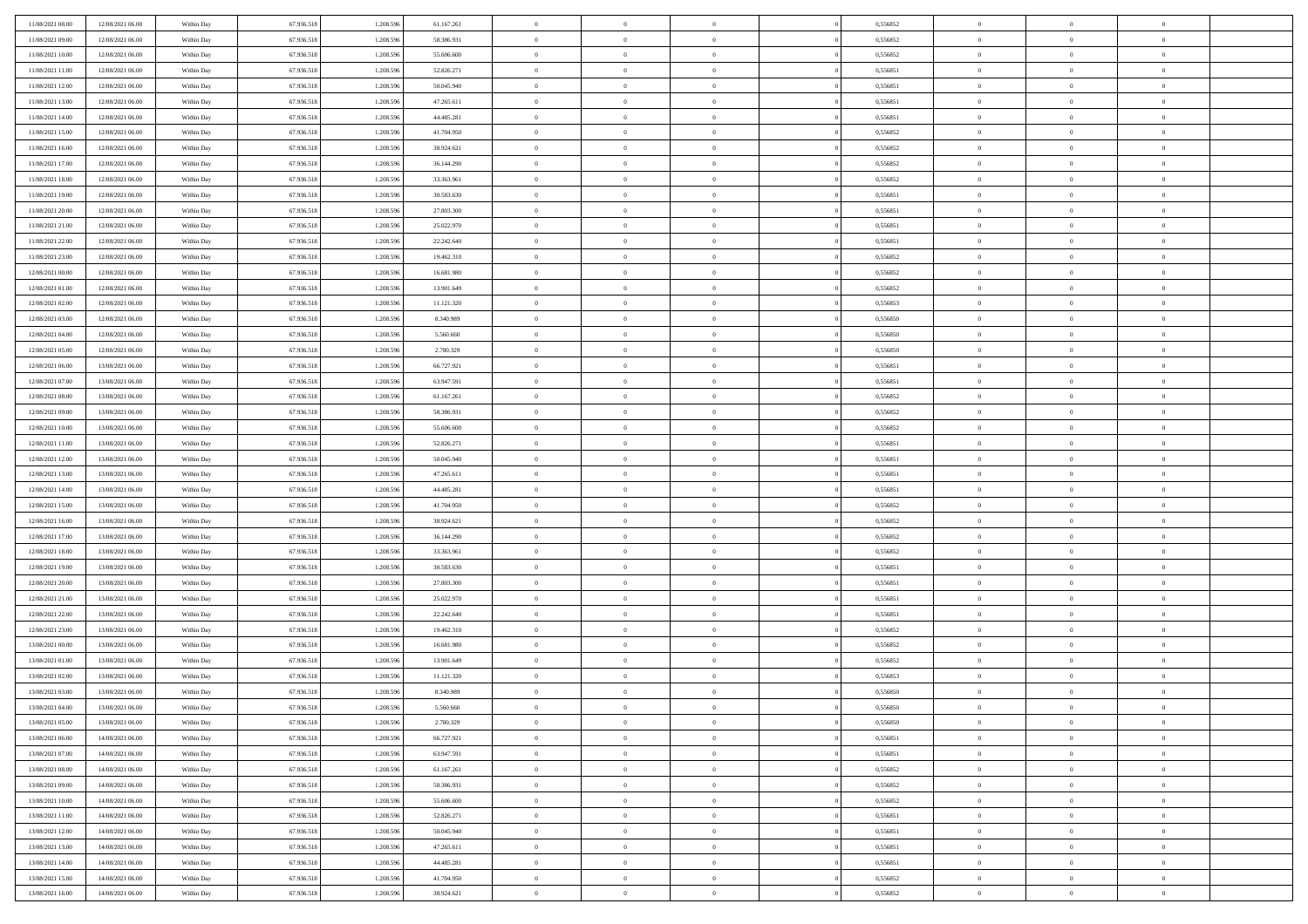| | | | | | | | | | | | | | | |
|---|---|---|---|---|---|---|---|---|---|---|---|---|---|---|
| 11/08/2021 08:00 | 12/08/2021 06:00 | Within Day | 67.936.518 | 1.208.596 | 61.167.261 | 0 | 0 | 0 | 0 | 0,556852 | 0 | 0 | 0 | |
| 11/08/2021 09:00 | 12/08/2021 06:00 | Within Day | 67.936.518 | 1.208.596 | 58.386.931 | 0 | 0 | 0 | 0 | 0,556852 | 0 | 0 | 0 | |
| 11/08/2021 10:00 | 12/08/2021 06:00 | Within Day | 67.936.518 | 1.208.596 | 55.606.600 | 0 | 0 | 0 | 0 | 0,556852 | 0 | 0 | 0 | |
| 11/08/2021 11:00 | 12/08/2021 06:00 | Within Day | 67.936.518 | 1.208.596 | 52.826.271 | 0 | 0 | 0 | 0 | 0,556851 | 0 | 0 | 0 | |
| 11/08/2021 12:00 | 12/08/2021 06:00 | Within Day | 67.936.518 | 1.208.596 | 50.045.940 | 0 | 0 | 0 | 0 | 0,556851 | 0 | 0 | 0 | |
| 11/08/2021 13:00 | 12/08/2021 06:00 | Within Day | 67.936.518 | 1.208.596 | 47.265.611 | 0 | 0 | 0 | 0 | 0,556851 | 0 | 0 | 0 | |
| 11/08/2021 14:00 | 12/08/2021 06:00 | Within Day | 67.936.518 | 1.208.596 | 44.485.281 | 0 | 0 | 0 | 0 | 0,556851 | 0 | 0 | 0 | |
| 11/08/2021 15:00 | 12/08/2021 06:00 | Within Day | 67.936.518 | 1.208.596 | 41.704.950 | 0 | 0 | 0 | 0 | 0,556852 | 0 | 0 | 0 | |
| 11/08/2021 16:00 | 12/08/2021 06:00 | Within Day | 67.936.518 | 1.208.596 | 38.924.621 | 0 | 0 | 0 | 0 | 0,556852 | 0 | 0 | 0 | |
| 11/08/2021 17:00 | 12/08/2021 06:00 | Within Day | 67.936.518 | 1.208.596 | 36.144.290 | 0 | 0 | 0 | 0 | 0,556852 | 0 | 0 | 0 | |
| 11/08/2021 18:00 | 12/08/2021 06:00 | Within Day | 67.936.518 | 1.208.596 | 33.363.961 | 0 | 0 | 0 | 0 | 0,556852 | 0 | 0 | 0 | |
| 11/08/2021 19:00 | 12/08/2021 06:00 | Within Day | 67.936.518 | 1.208.596 | 30.583.630 | 0 | 0 | 0 | 0 | 0,556851 | 0 | 0 | 0 | |
| 11/08/2021 20:00 | 12/08/2021 06:00 | Within Day | 67.936.518 | 1.208.596 | 27.803.300 | 0 | 0 | 0 | 0 | 0,556851 | 0 | 0 | 0 | |
| 11/08/2021 21:00 | 12/08/2021 06:00 | Within Day | 67.936.518 | 1.208.596 | 25.022.970 | 0 | 0 | 0 | 0 | 0,556851 | 0 | 0 | 0 | |
| 11/08/2021 22:00 | 12/08/2021 06:00 | Within Day | 67.936.518 | 1.208.596 | 22.242.640 | 0 | 0 | 0 | 0 | 0,556851 | 0 | 0 | 0 | |
| 11/08/2021 23:00 | 12/08/2021 06:00 | Within Day | 67.936.518 | 1.208.596 | 19.462.310 | 0 | 0 | 0 | 0 | 0,556852 | 0 | 0 | 0 | |
| 12/08/2021 00:00 | 12/08/2021 06:00 | Within Day | 67.936.518 | 1.208.596 | 16.681.980 | 0 | 0 | 0 | 0 | 0,556852 | 0 | 0 | 0 | |
| 12/08/2021 01:00 | 12/08/2021 06:00 | Within Day | 67.936.518 | 1.208.596 | 13.901.649 | 0 | 0 | 0 | 0 | 0,556852 | 0 | 0 | 0 | |
| 12/08/2021 02:00 | 12/08/2021 06:00 | Within Day | 67.936.518 | 1.208.596 | 11.121.320 | 0 | 0 | 0 | 0 | 0,556853 | 0 | 0 | 0 | |
| 12/08/2021 03:00 | 12/08/2021 06:00 | Within Day | 67.936.518 | 1.208.596 | 8.340.989 | 0 | 0 | 0 | 0 | 0,556850 | 0 | 0 | 0 | |
| 12/08/2021 04:00 | 12/08/2021 06:00 | Within Day | 67.936.518 | 1.208.596 | 5.560.660 | 0 | 0 | 0 | 0 | 0,556850 | 0 | 0 | 0 | |
| 12/08/2021 05:00 | 12/08/2021 06:00 | Within Day | 67.936.518 | 1.208.596 | 2.780.329 | 0 | 0 | 0 | 0 | 0,556850 | 0 | 0 | 0 | |
| 12/08/2021 06:00 | 13/08/2021 06:00 | Within Day | 67.936.518 | 1.208.596 | 66.727.921 | 0 | 0 | 0 | 0 | 0,556851 | 0 | 0 | 0 | |
| 12/08/2021 07:00 | 13/08/2021 06:00 | Within Day | 67.936.518 | 1.208.596 | 63.947.591 | 0 | 0 | 0 | 0 | 0,556851 | 0 | 0 | 0 | |
| 12/08/2021 08:00 | 13/08/2021 06:00 | Within Day | 67.936.518 | 1.208.596 | 61.167.261 | 0 | 0 | 0 | 0 | 0,556852 | 0 | 0 | 0 | |
| 12/08/2021 09:00 | 13/08/2021 06:00 | Within Day | 67.936.518 | 1.208.596 | 58.386.931 | 0 | 0 | 0 | 0 | 0,556852 | 0 | 0 | 0 | |
| 12/08/2021 10:00 | 13/08/2021 06:00 | Within Day | 67.936.518 | 1.208.596 | 55.606.600 | 0 | 0 | 0 | 0 | 0,556852 | 0 | 0 | 0 | |
| 12/08/2021 11:00 | 13/08/2021 06:00 | Within Day | 67.936.518 | 1.208.596 | 52.826.271 | 0 | 0 | 0 | 0 | 0,556851 | 0 | 0 | 0 | |
| 12/08/2021 12:00 | 13/08/2021 06:00 | Within Day | 67.936.518 | 1.208.596 | 50.045.940 | 0 | 0 | 0 | 0 | 0,556851 | 0 | 0 | 0 | |
| 12/08/2021 13:00 | 13/08/2021 06:00 | Within Day | 67.936.518 | 1.208.596 | 47.265.611 | 0 | 0 | 0 | 0 | 0,556851 | 0 | 0 | 0 | |
| 12/08/2021 14:00 | 13/08/2021 06:00 | Within Day | 67.936.518 | 1.208.596 | 44.485.281 | 0 | 0 | 0 | 0 | 0,556851 | 0 | 0 | 0 | |
| 12/08/2021 15:00 | 13/08/2021 06:00 | Within Day | 67.936.518 | 1.208.596 | 41.704.950 | 0 | 0 | 0 | 0 | 0,556852 | 0 | 0 | 0 | |
| 12/08/2021 16:00 | 13/08/2021 06:00 | Within Day | 67.936.518 | 1.208.596 | 38.924.621 | 0 | 0 | 0 | 0 | 0,556852 | 0 | 0 | 0 | |
| 12/08/2021 17:00 | 13/08/2021 06:00 | Within Day | 67.936.518 | 1.208.596 | 36.144.290 | 0 | 0 | 0 | 0 | 0,556852 | 0 | 0 | 0 | |
| 12/08/2021 18:00 | 13/08/2021 06:00 | Within Day | 67.936.518 | 1.208.596 | 33.363.961 | 0 | 0 | 0 | 0 | 0,556852 | 0 | 0 | 0 | |
| 12/08/2021 19:00 | 13/08/2021 06:00 | Within Day | 67.936.518 | 1.208.596 | 30.583.630 | 0 | 0 | 0 | 0 | 0,556851 | 0 | 0 | 0 | |
| 12/08/2021 20:00 | 13/08/2021 06:00 | Within Day | 67.936.518 | 1.208.596 | 27.803.300 | 0 | 0 | 0 | 0 | 0,556851 | 0 | 0 | 0 | |
| 12/08/2021 21:00 | 13/08/2021 06:00 | Within Day | 67.936.518 | 1.208.596 | 25.022.970 | 0 | 0 | 0 | 0 | 0,556851 | 0 | 0 | 0 | |
| 12/08/2021 22:00 | 13/08/2021 06:00 | Within Day | 67.936.518 | 1.208.596 | 22.242.640 | 0 | 0 | 0 | 0 | 0,556851 | 0 | 0 | 0 | |
| 12/08/2021 23:00 | 13/08/2021 06:00 | Within Day | 67.936.518 | 1.208.596 | 19.462.310 | 0 | 0 | 0 | 0 | 0,556852 | 0 | 0 | 0 | |
| 13/08/2021 00:00 | 13/08/2021 06:00 | Within Day | 67.936.518 | 1.208.596 | 16.681.980 | 0 | 0 | 0 | 0 | 0,556852 | 0 | 0 | 0 | |
| 13/08/2021 01:00 | 13/08/2021 06:00 | Within Day | 67.936.518 | 1.208.596 | 13.901.649 | 0 | 0 | 0 | 0 | 0,556852 | 0 | 0 | 0 | |
| 13/08/2021 02:00 | 13/08/2021 06:00 | Within Day | 67.936.518 | 1.208.596 | 11.121.320 | 0 | 0 | 0 | 0 | 0,556853 | 0 | 0 | 0 | |
| 13/08/2021 03:00 | 13/08/2021 06:00 | Within Day | 67.936.518 | 1.208.596 | 8.340.989 | 0 | 0 | 0 | 0 | 0,556850 | 0 | 0 | 0 | |
| 13/08/2021 04:00 | 13/08/2021 06:00 | Within Day | 67.936.518 | 1.208.596 | 5.560.660 | 0 | 0 | 0 | 0 | 0,556850 | 0 | 0 | 0 | |
| 13/08/2021 05:00 | 13/08/2021 06:00 | Within Day | 67.936.518 | 1.208.596 | 2.780.329 | 0 | 0 | 0 | 0 | 0,556850 | 0 | 0 | 0 | |
| 13/08/2021 06:00 | 14/08/2021 06:00 | Within Day | 67.936.518 | 1.208.596 | 66.727.921 | 0 | 0 | 0 | 0 | 0,556851 | 0 | 0 | 0 | |
| 13/08/2021 07:00 | 14/08/2021 06:00 | Within Day | 67.936.518 | 1.208.596 | 63.947.591 | 0 | 0 | 0 | 0 | 0,556851 | 0 | 0 | 0 | |
| 13/08/2021 08:00 | 14/08/2021 06:00 | Within Day | 67.936.518 | 1.208.596 | 61.167.261 | 0 | 0 | 0 | 0 | 0,556852 | 0 | 0 | 0 | |
| 13/08/2021 09:00 | 14/08/2021 06:00 | Within Day | 67.936.518 | 1.208.596 | 58.386.931 | 0 | 0 | 0 | 0 | 0,556852 | 0 | 0 | 0 | |
| 13/08/2021 10:00 | 14/08/2021 06:00 | Within Day | 67.936.518 | 1.208.596 | 55.606.600 | 0 | 0 | 0 | 0 | 0,556852 | 0 | 0 | 0 | |
| 13/08/2021 11:00 | 14/08/2021 06:00 | Within Day | 67.936.518 | 1.208.596 | 52.826.271 | 0 | 0 | 0 | 0 | 0,556851 | 0 | 0 | 0 | |
| 13/08/2021 12:00 | 14/08/2021 06:00 | Within Day | 67.936.518 | 1.208.596 | 50.045.940 | 0 | 0 | 0 | 0 | 0,556851 | 0 | 0 | 0 | |
| 13/08/2021 13:00 | 14/08/2021 06:00 | Within Day | 67.936.518 | 1.208.596 | 47.265.611 | 0 | 0 | 0 | 0 | 0,556851 | 0 | 0 | 0 | |
| 13/08/2021 14:00 | 14/08/2021 06:00 | Within Day | 67.936.518 | 1.208.596 | 44.485.281 | 0 | 0 | 0 | 0 | 0,556851 | 0 | 0 | 0 | |
| 13/08/2021 15:00 | 14/08/2021 06:00 | Within Day | 67.936.518 | 1.208.596 | 41.704.950 | 0 | 0 | 0 | 0 | 0,556852 | 0 | 0 | 0 | |
| 13/08/2021 16:00 | 14/08/2021 06:00 | Within Day | 67.936.518 | 1.208.596 | 38.924.621 | 0 | 0 | 0 | 0 | 0,556852 | 0 | 0 | 0 | |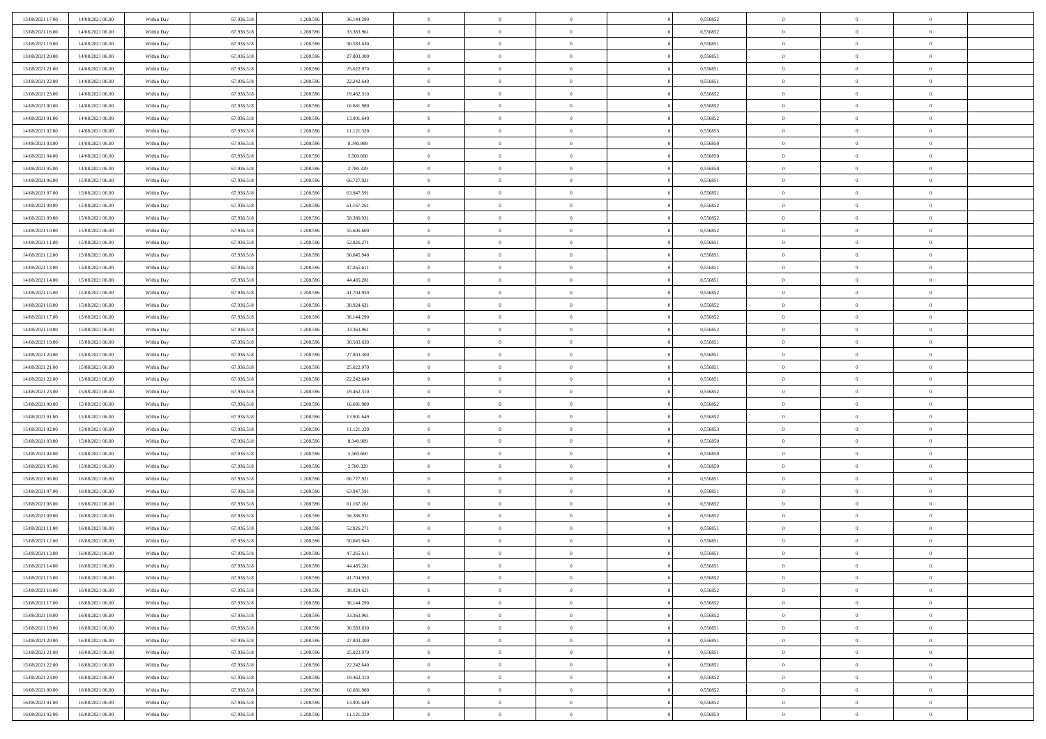| | | | | | | | | | | | | | | |
|---|---|---|---|---|---|---|---|---|---|---|---|---|---|---|
| 13/08/2021 17:00 | 14/08/2021 06:00 | Within Day | 67.936.518 | 1.208.596 | 36.144.290 | 0 | 0 | 0 | 0 | 0,556852 | 0 | 0 | 0 | |
| 13/08/2021 18:00 | 14/08/2021 06:00 | Within Day | 67.936.518 | 1.208.596 | 33.363.961 | 0 | 0 | 0 | 0 | 0,556852 | 0 | 0 | 0 | |
| 13/08/2021 19:00 | 14/08/2021 06:00 | Within Day | 67.936.518 | 1.208.596 | 30.583.630 | 0 | 0 | 0 | 0 | 0,556851 | 0 | 0 | 0 | |
| 13/08/2021 20:00 | 14/08/2021 06:00 | Within Day | 67.936.518 | 1.208.596 | 27.803.300 | 0 | 0 | 0 | 0 | 0,556851 | 0 | 0 | 0 | |
| 13/08/2021 21:00 | 14/08/2021 06:00 | Within Day | 67.936.518 | 1.208.596 | 25.022.970 | 0 | 0 | 0 | 0 | 0,556851 | 0 | 0 | 0 | |
| 13/08/2021 22:00 | 14/08/2021 06:00 | Within Day | 67.936.518 | 1.208.596 | 22.242.640 | 0 | 0 | 0 | 0 | 0,556851 | 0 | 0 | 0 | |
| 13/08/2021 23:00 | 14/08/2021 06:00 | Within Day | 67.936.518 | 1.208.596 | 19.462.310 | 0 | 0 | 0 | 0 | 0,556852 | 0 | 0 | 0 | |
| 14/08/2021 00:00 | 14/08/2021 06:00 | Within Day | 67.936.518 | 1.208.596 | 16.681.980 | 0 | 0 | 0 | 0 | 0,556852 | 0 | 0 | 0 | |
| 14/08/2021 01:00 | 14/08/2021 06:00 | Within Day | 67.936.518 | 1.208.596 | 13.901.649 | 0 | 0 | 0 | 0 | 0,556852 | 0 | 0 | 0 | |
| 14/08/2021 02:00 | 14/08/2021 06:00 | Within Day | 67.936.518 | 1.208.596 | 11.121.320 | 0 | 0 | 0 | 0 | 0,556853 | 0 | 0 | 0 | |
| 14/08/2021 03:00 | 14/08/2021 06:00 | Within Day | 67.936.518 | 1.208.596 | 8.340.989 | 0 | 0 | 0 | 0 | 0,556850 | 0 | 0 | 0 | |
| 14/08/2021 04:00 | 14/08/2021 06:00 | Within Day | 67.936.518 | 1.208.596 | 5.560.660 | 0 | 0 | 0 | 0 | 0,556850 | 0 | 0 | 0 | |
| 14/08/2021 05:00 | 14/08/2021 06:00 | Within Day | 67.936.518 | 1.208.596 | 2.780.329 | 0 | 0 | 0 | 0 | 0,556850 | 0 | 0 | 0 | |
| 14/08/2021 06:00 | 15/08/2021 06:00 | Within Day | 67.936.518 | 1.208.596 | 66.727.921 | 0 | 0 | 0 | 0 | 0,556851 | 0 | 0 | 0 | |
| 14/08/2021 07:00 | 15/08/2021 06:00 | Within Day | 67.936.518 | 1.208.596 | 63.947.591 | 0 | 0 | 0 | 0 | 0,556851 | 0 | 0 | 0 | |
| 14/08/2021 08:00 | 15/08/2021 06:00 | Within Day | 67.936.518 | 1.208.596 | 61.167.261 | 0 | 0 | 0 | 0 | 0,556852 | 0 | 0 | 0 | |
| 14/08/2021 09:00 | 15/08/2021 06:00 | Within Day | 67.936.518 | 1.208.596 | 58.386.931 | 0 | 0 | 0 | 0 | 0,556852 | 0 | 0 | 0 | |
| 14/08/2021 10:00 | 15/08/2021 06:00 | Within Day | 67.936.518 | 1.208.596 | 55.606.600 | 0 | 0 | 0 | 0 | 0,556852 | 0 | 0 | 0 | |
| 14/08/2021 11:00 | 15/08/2021 06:00 | Within Day | 67.936.518 | 1.208.596 | 52.826.271 | 0 | 0 | 0 | 0 | 0,556851 | 0 | 0 | 0 | |
| 14/08/2021 12:00 | 15/08/2021 06:00 | Within Day | 67.936.518 | 1.208.596 | 50.045.940 | 0 | 0 | 0 | 0 | 0,556851 | 0 | 0 | 0 | |
| 14/08/2021 13:00 | 15/08/2021 06:00 | Within Day | 67.936.518 | 1.208.596 | 47.265.611 | 0 | 0 | 0 | 0 | 0,556851 | 0 | 0 | 0 | |
| 14/08/2021 14:00 | 15/08/2021 06:00 | Within Day | 67.936.518 | 1.208.596 | 44.485.281 | 0 | 0 | 0 | 0 | 0,556851 | 0 | 0 | 0 | |
| 14/08/2021 15:00 | 15/08/2021 06:00 | Within Day | 67.936.518 | 1.208.596 | 41.704.950 | 0 | 0 | 0 | 0 | 0,556852 | 0 | 0 | 0 | |
| 14/08/2021 16:00 | 15/08/2021 06:00 | Within Day | 67.936.518 | 1.208.596 | 38.924.621 | 0 | 0 | 0 | 0 | 0,556852 | 0 | 0 | 0 | |
| 14/08/2021 17:00 | 15/08/2021 06:00 | Within Day | 67.936.518 | 1.208.596 | 36.144.290 | 0 | 0 | 0 | 0 | 0,556852 | 0 | 0 | 0 | |
| 14/08/2021 18:00 | 15/08/2021 06:00 | Within Day | 67.936.518 | 1.208.596 | 33.363.961 | 0 | 0 | 0 | 0 | 0,556852 | 0 | 0 | 0 | |
| 14/08/2021 19:00 | 15/08/2021 06:00 | Within Day | 67.936.518 | 1.208.596 | 30.583.630 | 0 | 0 | 0 | 0 | 0,556851 | 0 | 0 | 0 | |
| 14/08/2021 20:00 | 15/08/2021 06:00 | Within Day | 67.936.518 | 1.208.596 | 27.803.300 | 0 | 0 | 0 | 0 | 0,556851 | 0 | 0 | 0 | |
| 14/08/2021 21:00 | 15/08/2021 06:00 | Within Day | 67.936.518 | 1.208.596 | 25.022.970 | 0 | 0 | 0 | 0 | 0,556851 | 0 | 0 | 0 | |
| 14/08/2021 22:00 | 15/08/2021 06:00 | Within Day | 67.936.518 | 1.208.596 | 22.242.640 | 0 | 0 | 0 | 0 | 0,556851 | 0 | 0 | 0 | |
| 14/08/2021 23:00 | 15/08/2021 06:00 | Within Day | 67.936.518 | 1.208.596 | 19.462.310 | 0 | 0 | 0 | 0 | 0,556852 | 0 | 0 | 0 | |
| 15/08/2021 00:00 | 15/08/2021 06:00 | Within Day | 67.936.518 | 1.208.596 | 16.681.980 | 0 | 0 | 0 | 0 | 0,556852 | 0 | 0 | 0 | |
| 15/08/2021 01:00 | 15/08/2021 06:00 | Within Day | 67.936.518 | 1.208.596 | 13.901.649 | 0 | 0 | 0 | 0 | 0,556852 | 0 | 0 | 0 | |
| 15/08/2021 02:00 | 15/08/2021 06:00 | Within Day | 67.936.518 | 1.208.596 | 11.121.320 | 0 | 0 | 0 | 0 | 0,556853 | 0 | 0 | 0 | |
| 15/08/2021 03:00 | 15/08/2021 06:00 | Within Day | 67.936.518 | 1.208.596 | 8.340.989 | 0 | 0 | 0 | 0 | 0,556850 | 0 | 0 | 0 | |
| 15/08/2021 04:00 | 15/08/2021 06:00 | Within Day | 67.936.518 | 1.208.596 | 5.560.660 | 0 | 0 | 0 | 0 | 0,556850 | 0 | 0 | 0 | |
| 15/08/2021 05:00 | 15/08/2021 06:00 | Within Day | 67.936.518 | 1.208.596 | 2.780.329 | 0 | 0 | 0 | 0 | 0,556850 | 0 | 0 | 0 | |
| 15/08/2021 06:00 | 16/08/2021 06:00 | Within Day | 67.936.518 | 1.208.596 | 66.727.921 | 0 | 0 | 0 | 0 | 0,556851 | 0 | 0 | 0 | |
| 15/08/2021 07:00 | 16/08/2021 06:00 | Within Day | 67.936.518 | 1.208.596 | 63.947.591 | 0 | 0 | 0 | 0 | 0,556851 | 0 | 0 | 0 | |
| 15/08/2021 08:00 | 16/08/2021 06:00 | Within Day | 67.936.518 | 1.208.596 | 61.167.261 | 0 | 0 | 0 | 0 | 0,556852 | 0 | 0 | 0 | |
| 15/08/2021 09:00 | 16/08/2021 06:00 | Within Day | 67.936.518 | 1.208.596 | 58.386.931 | 0 | 0 | 0 | 0 | 0,556852 | 0 | 0 | 0 | |
| 15/08/2021 11:00 | 16/08/2021 06:00 | Within Day | 67.936.518 | 1.208.596 | 52.826.271 | 0 | 0 | 0 | 0 | 0,556851 | 0 | 0 | 0 | |
| 15/08/2021 12:00 | 16/08/2021 06:00 | Within Day | 67.936.518 | 1.208.596 | 50.045.940 | 0 | 0 | 0 | 0 | 0,556851 | 0 | 0 | 0 | |
| 15/08/2021 13:00 | 16/08/2021 06:00 | Within Day | 67.936.518 | 1.208.596 | 47.265.611 | 0 | 0 | 0 | 0 | 0,556851 | 0 | 0 | 0 | |
| 15/08/2021 14:00 | 16/08/2021 06:00 | Within Day | 67.936.518 | 1.208.596 | 44.485.281 | 0 | 0 | 0 | 0 | 0,556851 | 0 | 0 | 0 | |
| 15/08/2021 15:00 | 16/08/2021 06:00 | Within Day | 67.936.518 | 1.208.596 | 41.704.950 | 0 | 0 | 0 | 0 | 0,556852 | 0 | 0 | 0 | |
| 15/08/2021 16:00 | 16/08/2021 06:00 | Within Day | 67.936.518 | 1.208.596 | 38.924.621 | 0 | 0 | 0 | 0 | 0,556852 | 0 | 0 | 0 | |
| 15/08/2021 17:00 | 16/08/2021 06:00 | Within Day | 67.936.518 | 1.208.596 | 36.144.290 | 0 | 0 | 0 | 0 | 0,556852 | 0 | 0 | 0 | |
| 15/08/2021 18:00 | 16/08/2021 06:00 | Within Day | 67.936.518 | 1.208.596 | 33.363.961 | 0 | 0 | 0 | 0 | 0,556852 | 0 | 0 | 0 | |
| 15/08/2021 19:00 | 16/08/2021 06:00 | Within Day | 67.936.518 | 1.208.596 | 30.583.630 | 0 | 0 | 0 | 0 | 0,556851 | 0 | 0 | 0 | |
| 15/08/2021 20:00 | 16/08/2021 06:00 | Within Day | 67.936.518 | 1.208.596 | 27.803.300 | 0 | 0 | 0 | 0 | 0,556851 | 0 | 0 | 0 | |
| 15/08/2021 21:00 | 16/08/2021 06:00 | Within Day | 67.936.518 | 1.208.596 | 25.022.970 | 0 | 0 | 0 | 0 | 0,556851 | 0 | 0 | 0 | |
| 15/08/2021 22:00 | 16/08/2021 06:00 | Within Day | 67.936.518 | 1.208.596 | 22.242.640 | 0 | 0 | 0 | 0 | 0,556851 | 0 | 0 | 0 | |
| 15/08/2021 23:00 | 16/08/2021 06:00 | Within Day | 67.936.518 | 1.208.596 | 19.462.310 | 0 | 0 | 0 | 0 | 0,556852 | 0 | 0 | 0 | |
| 16/08/2021 00:00 | 16/08/2021 06:00 | Within Day | 67.936.518 | 1.208.596 | 16.681.980 | 0 | 0 | 0 | 0 | 0,556852 | 0 | 0 | 0 | |
| 16/08/2021 01:00 | 16/08/2021 06:00 | Within Day | 67.936.518 | 1.208.596 | 13.901.649 | 0 | 0 | 0 | 0 | 0,556852 | 0 | 0 | 0 | |
| 16/08/2021 02:00 | 16/08/2021 06:00 | Within Day | 67.936.518 | 1.208.596 | 11.121.320 | 0 | 0 | 0 | 0 | 0,556853 | 0 | 0 | 0 | |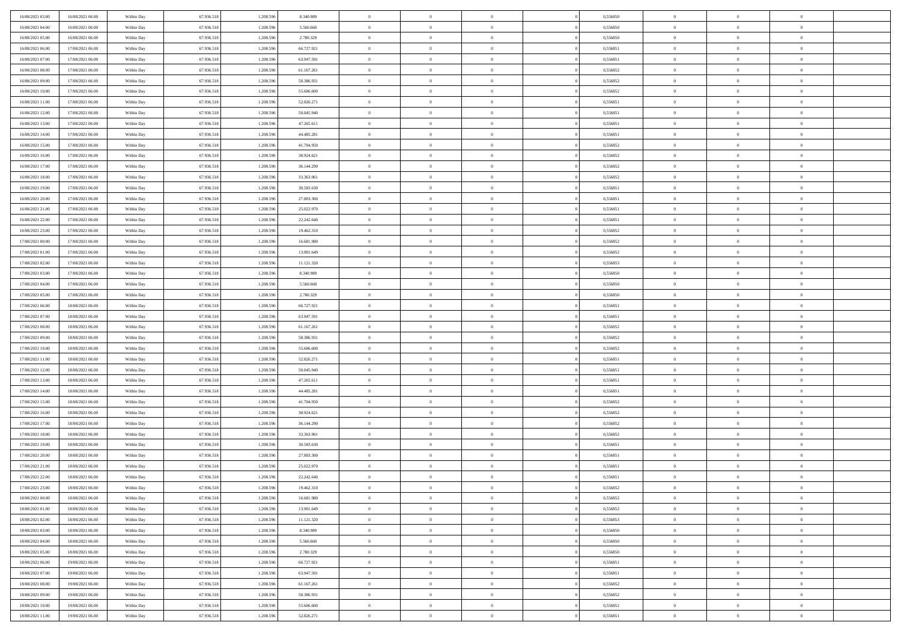| | | | | | | | | | | | | | | |
|---|---|---|---|---|---|---|---|---|---|---|---|---|---|---|
| 16/08/2021 03:00 | 16/08/2021 06:00 | Within Day | 67.936.518 | 1.208.596 | 8.340.989 | 0 | 0 | 0 | 0 | 0,556850 | 0 | 0 | 0 | |
| 16/08/2021 04:00 | 16/08/2021 06:00 | Within Day | 67.936.518 | 1.208.596 | 5.560.660 | 0 | 0 | 0 | 0 | 0,556850 | 0 | 0 | 0 | |
| 16/08/2021 05:00 | 16/08/2021 06:00 | Within Day | 67.936.518 | 1.208.596 | 2.780.329 | 0 | 0 | 0 | 0 | 0,556850 | 0 | 0 | 0 | |
| 16/08/2021 06:00 | 17/08/2021 06:00 | Within Day | 67.936.518 | 1.208.596 | 66.727.921 | 0 | 0 | 0 | 0 | 0,556851 | 0 | 0 | 0 | |
| 16/08/2021 07:00 | 17/08/2021 06:00 | Within Day | 67.936.518 | 1.208.596 | 63.947.591 | 0 | 0 | 0 | 0 | 0,556851 | 0 | 0 | 0 | |
| 16/08/2021 08:00 | 17/08/2021 06:00 | Within Day | 67.936.518 | 1.208.596 | 61.167.261 | 0 | 0 | 0 | 0 | 0,556852 | 0 | 0 | 0 | |
| 16/08/2021 09:00 | 17/08/2021 06:00 | Within Day | 67.936.518 | 1.208.596 | 58.386.931 | 0 | 0 | 0 | 0 | 0,556852 | 0 | 0 | 0 | |
| 16/08/2021 10:00 | 17/08/2021 06:00 | Within Day | 67.936.518 | 1.208.596 | 55.606.600 | 0 | 0 | 0 | 0 | 0,556852 | 0 | 0 | 0 | |
| 16/08/2021 11:00 | 17/08/2021 06:00 | Within Day | 67.936.518 | 1.208.596 | 52.826.271 | 0 | 0 | 0 | 0 | 0,556851 | 0 | 0 | 0 | |
| 16/08/2021 12:00 | 17/08/2021 06:00 | Within Day | 67.936.518 | 1.208.596 | 50.045.940 | 0 | 0 | 0 | 0 | 0,556851 | 0 | 0 | 0 | |
| 16/08/2021 13:00 | 17/08/2021 06:00 | Within Day | 67.936.518 | 1.208.596 | 47.265.611 | 0 | 0 | 0 | 0 | 0,556851 | 0 | 0 | 0 | |
| 16/08/2021 14:00 | 17/08/2021 06:00 | Within Day | 67.936.518 | 1.208.596 | 44.485.281 | 0 | 0 | 0 | 0 | 0,556851 | 0 | 0 | 0 | |
| 16/08/2021 15:00 | 17/08/2021 06:00 | Within Day | 67.936.518 | 1.208.596 | 41.704.950 | 0 | 0 | 0 | 0 | 0,556852 | 0 | 0 | 0 | |
| 16/08/2021 16:00 | 17/08/2021 06:00 | Within Day | 67.936.518 | 1.208.596 | 38.924.621 | 0 | 0 | 0 | 0 | 0,556852 | 0 | 0 | 0 | |
| 16/08/2021 17:00 | 17/08/2021 06:00 | Within Day | 67.936.518 | 1.208.596 | 36.144.290 | 0 | 0 | 0 | 0 | 0,556852 | 0 | 0 | 0 | |
| 16/08/2021 18:00 | 17/08/2021 06:00 | Within Day | 67.936.518 | 1.208.596 | 33.363.961 | 0 | 0 | 0 | 0 | 0,556852 | 0 | 0 | 0 | |
| 16/08/2021 19:00 | 17/08/2021 06:00 | Within Day | 67.936.518 | 1.208.596 | 30.583.630 | 0 | 0 | 0 | 0 | 0,556851 | 0 | 0 | 0 | |
| 16/08/2021 20:00 | 17/08/2021 06:00 | Within Day | 67.936.518 | 1.208.596 | 27.803.300 | 0 | 0 | 0 | 0 | 0,556851 | 0 | 0 | 0 | |
| 16/08/2021 21:00 | 17/08/2021 06:00 | Within Day | 67.936.518 | 1.208.596 | 25.022.970 | 0 | 0 | 0 | 0 | 0,556851 | 0 | 0 | 0 | |
| 16/08/2021 22:00 | 17/08/2021 06:00 | Within Day | 67.936.518 | 1.208.596 | 22.242.640 | 0 | 0 | 0 | 0 | 0,556851 | 0 | 0 | 0 | |
| 16/08/2021 23:00 | 17/08/2021 06:00 | Within Day | 67.936.518 | 1.208.596 | 19.462.310 | 0 | 0 | 0 | 0 | 0,556852 | 0 | 0 | 0 | |
| 17/08/2021 00:00 | 17/08/2021 06:00 | Within Day | 67.936.518 | 1.208.596 | 16.681.980 | 0 | 0 | 0 | 0 | 0,556852 | 0 | 0 | 0 | |
| 17/08/2021 01:00 | 17/08/2021 06:00 | Within Day | 67.936.518 | 1.208.596 | 13.901.649 | 0 | 0 | 0 | 0 | 0,556852 | 0 | 0 | 0 | |
| 17/08/2021 02:00 | 17/08/2021 06:00 | Within Day | 67.936.518 | 1.208.596 | 11.121.320 | 0 | 0 | 0 | 0 | 0,556853 | 0 | 0 | 0 | |
| 17/08/2021 03:00 | 17/08/2021 06:00 | Within Day | 67.936.518 | 1.208.596 | 8.340.989 | 0 | 0 | 0 | 0 | 0,556850 | 0 | 0 | 0 | |
| 17/08/2021 04:00 | 17/08/2021 06:00 | Within Day | 67.936.518 | 1.208.596 | 5.560.660 | 0 | 0 | 0 | 0 | 0,556850 | 0 | 0 | 0 | |
| 17/08/2021 05:00 | 17/08/2021 06:00 | Within Day | 67.936.518 | 1.208.596 | 2.780.329 | 0 | 0 | 0 | 0 | 0,556850 | 0 | 0 | 0 | |
| 17/08/2021 06:00 | 18/08/2021 06:00 | Within Day | 67.936.518 | 1.208.596 | 66.727.921 | 0 | 0 | 0 | 0 | 0,556851 | 0 | 0 | 0 | |
| 17/08/2021 07:00 | 18/08/2021 06:00 | Within Day | 67.936.518 | 1.208.596 | 63.947.591 | 0 | 0 | 0 | 0 | 0,556851 | 0 | 0 | 0 | |
| 17/08/2021 08:00 | 18/08/2021 06:00 | Within Day | 67.936.518 | 1.208.596 | 61.167.261 | 0 | 0 | 0 | 0 | 0,556852 | 0 | 0 | 0 | |
| 17/08/2021 09:00 | 18/08/2021 06:00 | Within Day | 67.936.518 | 1.208.596 | 58.386.931 | 0 | 0 | 0 | 0 | 0,556852 | 0 | 0 | 0 | |
| 17/08/2021 10:00 | 18/08/2021 06:00 | Within Day | 67.936.518 | 1.208.596 | 55.606.600 | 0 | 0 | 0 | 0 | 0,556852 | 0 | 0 | 0 | |
| 17/08/2021 11:00 | 18/08/2021 06:00 | Within Day | 67.936.518 | 1.208.596 | 52.826.271 | 0 | 0 | 0 | 0 | 0,556851 | 0 | 0 | 0 | |
| 17/08/2021 12:00 | 18/08/2021 06:00 | Within Day | 67.936.518 | 1.208.596 | 50.045.940 | 0 | 0 | 0 | 0 | 0,556851 | 0 | 0 | 0 | |
| 17/08/2021 13:00 | 18/08/2021 06:00 | Within Day | 67.936.518 | 1.208.596 | 47.265.611 | 0 | 0 | 0 | 0 | 0,556851 | 0 | 0 | 0 | |
| 17/08/2021 14:00 | 18/08/2021 06:00 | Within Day | 67.936.518 | 1.208.596 | 44.485.281 | 0 | 0 | 0 | 0 | 0,556851 | 0 | 0 | 0 | |
| 17/08/2021 15:00 | 18/08/2021 06:00 | Within Day | 67.936.518 | 1.208.596 | 41.704.950 | 0 | 0 | 0 | 0 | 0,556852 | 0 | 0 | 0 | |
| 17/08/2021 16:00 | 18/08/2021 06:00 | Within Day | 67.936.518 | 1.208.596 | 38.924.621 | 0 | 0 | 0 | 0 | 0,556852 | 0 | 0 | 0 | |
| 17/08/2021 17:00 | 18/08/2021 06:00 | Within Day | 67.936.518 | 1.208.596 | 36.144.290 | 0 | 0 | 0 | 0 | 0,556852 | 0 | 0 | 0 | |
| 17/08/2021 18:00 | 18/08/2021 06:00 | Within Day | 67.936.518 | 1.208.596 | 33.363.961 | 0 | 0 | 0 | 0 | 0,556852 | 0 | 0 | 0 | |
| 17/08/2021 19:00 | 18/08/2021 06:00 | Within Day | 67.936.518 | 1.208.596 | 30.583.630 | 0 | 0 | 0 | 0 | 0,556851 | 0 | 0 | 0 | |
| 17/08/2021 20:00 | 18/08/2021 06:00 | Within Day | 67.936.518 | 1.208.596 | 27.803.300 | 0 | 0 | 0 | 0 | 0,556851 | 0 | 0 | 0 | |
| 17/08/2021 21:00 | 18/08/2021 06:00 | Within Day | 67.936.518 | 1.208.596 | 25.022.970 | 0 | 0 | 0 | 0 | 0,556851 | 0 | 0 | 0 | |
| 17/08/2021 22:00 | 18/08/2021 06:00 | Within Day | 67.936.518 | 1.208.596 | 22.242.640 | 0 | 0 | 0 | 0 | 0,556851 | 0 | 0 | 0 | |
| 17/08/2021 23:00 | 18/08/2021 06:00 | Within Day | 67.936.518 | 1.208.596 | 19.462.310 | 0 | 0 | 0 | 0 | 0,556852 | 0 | 0 | 0 | |
| 18/08/2021 00:00 | 18/08/2021 06:00 | Within Day | 67.936.518 | 1.208.596 | 16.681.980 | 0 | 0 | 0 | 0 | 0,556852 | 0 | 0 | 0 | |
| 18/08/2021 01:00 | 18/08/2021 06:00 | Within Day | 67.936.518 | 1.208.596 | 13.901.649 | 0 | 0 | 0 | 0 | 0,556852 | 0 | 0 | 0 | |
| 18/08/2021 02:00 | 18/08/2021 06:00 | Within Day | 67.936.518 | 1.208.596 | 11.121.320 | 0 | 0 | 0 | 0 | 0,556853 | 0 | 0 | 0 | |
| 18/08/2021 03:00 | 18/08/2021 06:00 | Within Day | 67.936.518 | 1.208.596 | 8.340.989 | 0 | 0 | 0 | 0 | 0,556850 | 0 | 0 | 0 | |
| 18/08/2021 04:00 | 18/08/2021 06:00 | Within Day | 67.936.518 | 1.208.596 | 5.560.660 | 0 | 0 | 0 | 0 | 0,556850 | 0 | 0 | 0 | |
| 18/08/2021 05:00 | 18/08/2021 06:00 | Within Day | 67.936.518 | 1.208.596 | 2.780.329 | 0 | 0 | 0 | 0 | 0,556850 | 0 | 0 | 0 | |
| 18/08/2021 06:00 | 19/08/2021 06:00 | Within Day | 67.936.518 | 1.208.596 | 66.727.921 | 0 | 0 | 0 | 0 | 0,556851 | 0 | 0 | 0 | |
| 18/08/2021 07:00 | 19/08/2021 06:00 | Within Day | 67.936.518 | 1.208.596 | 63.947.591 | 0 | 0 | 0 | 0 | 0,556851 | 0 | 0 | 0 | |
| 18/08/2021 08:00 | 19/08/2021 06:00 | Within Day | 67.936.518 | 1.208.596 | 61.167.261 | 0 | 0 | 0 | 0 | 0,556852 | 0 | 0 | 0 | |
| 18/08/2021 09:00 | 19/08/2021 06:00 | Within Day | 67.936.518 | 1.208.596 | 58.386.931 | 0 | 0 | 0 | 0 | 0,556852 | 0 | 0 | 0 | |
| 18/08/2021 10:00 | 19/08/2021 06:00 | Within Day | 67.936.518 | 1.208.596 | 55.606.600 | 0 | 0 | 0 | 0 | 0,556852 | 0 | 0 | 0 | |
| 18/08/2021 11:00 | 19/08/2021 06:00 | Within Day | 67.936.518 | 1.208.596 | 52.826.271 | 0 | 0 | 0 | 0 | 0,556851 | 0 | 0 | 0 | |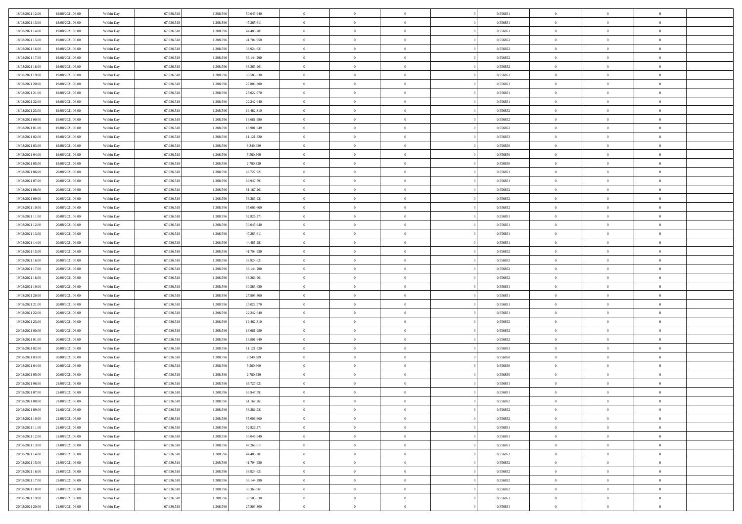| | | | | | | | | | | | | | | |
|---|---|---|---|---|---|---|---|---|---|---|---|---|---|---|
| 18/08/2021 12:00 | 19/08/2021 06:00 | Within Day | 67.936.518 | 1.208.596 | 50.045.940 | 0 | 0 | 0 | | 0 | 0,556851 | 0 | 0 | 0 |
| 18/08/2021 13:00 | 19/08/2021 06:00 | Within Day | 67.936.518 | 1.208.596 | 47.265.611 | 0 | 0 | 0 | | 0 | 0,556851 | 0 | 0 | 0 |
| 18/08/2021 14:00 | 19/08/2021 06:00 | Within Day | 67.936.518 | 1.208.596 | 44.485.281 | 0 | 0 | 0 | | 0 | 0,556851 | 0 | 0 | 0 |
| 18/08/2021 15:00 | 19/08/2021 06:00 | Within Day | 67.936.518 | 1.208.596 | 41.704.950 | 0 | 0 | 0 | | 0 | 0,556852 | 0 | 0 | 0 |
| 18/08/2021 16:00 | 19/08/2021 06:00 | Within Day | 67.936.518 | 1.208.596 | 38.924.621 | 0 | 0 | 0 | | 0 | 0,556852 | 0 | 0 | 0 |
| 18/08/2021 17:00 | 19/08/2021 06:00 | Within Day | 67.936.518 | 1.208.596 | 36.144.290 | 0 | 0 | 0 | | 0 | 0,556852 | 0 | 0 | 0 |
| 18/08/2021 18:00 | 19/08/2021 06:00 | Within Day | 67.936.518 | 1.208.596 | 33.363.961 | 0 | 0 | 0 | | 0 | 0,556852 | 0 | 0 | 0 |
| 18/08/2021 19:00 | 19/08/2021 06:00 | Within Day | 67.936.518 | 1.208.596 | 30.583.630 | 0 | 0 | 0 | | 0 | 0,556851 | 0 | 0 | 0 |
| 18/08/2021 20:00 | 19/08/2021 06:00 | Within Day | 67.936.518 | 1.208.596 | 27.803.300 | 0 | 0 | 0 | | 0 | 0,556851 | 0 | 0 | 0 |
| 18/08/2021 21:00 | 19/08/2021 06:00 | Within Day | 67.936.518 | 1.208.596 | 25.022.970 | 0 | 0 | 0 | | 0 | 0,556851 | 0 | 0 | 0 |
| 18/08/2021 22:00 | 19/08/2021 06:00 | Within Day | 67.936.518 | 1.208.596 | 22.242.640 | 0 | 0 | 0 | | 0 | 0,556851 | 0 | 0 | 0 |
| 18/08/2021 23:00 | 19/08/2021 06:00 | Within Day | 67.936.518 | 1.208.596 | 19.462.310 | 0 | 0 | 0 | | 0 | 0,556852 | 0 | 0 | 0 |
| 19/08/2021 00:00 | 19/08/2021 06:00 | Within Day | 67.936.518 | 1.208.596 | 16.681.980 | 0 | 0 | 0 | | 0 | 0,556852 | 0 | 0 | 0 |
| 19/08/2021 01:00 | 19/08/2021 06:00 | Within Day | 67.936.518 | 1.208.596 | 13.901.649 | 0 | 0 | 0 | | 0 | 0,556852 | 0 | 0 | 0 |
| 19/08/2021 02:00 | 19/08/2021 06:00 | Within Day | 67.936.518 | 1.208.596 | 11.121.320 | 0 | 0 | 0 | | 0 | 0,556853 | 0 | 0 | 0 |
| 19/08/2021 03:00 | 19/08/2021 06:00 | Within Day | 67.936.518 | 1.208.596 | 8.340.989 | 0 | 0 | 0 | | 0 | 0,556850 | 0 | 0 | 0 |
| 19/08/2021 04:00 | 19/08/2021 06:00 | Within Day | 67.936.518 | 1.208.596 | 5.560.660 | 0 | 0 | 0 | | 0 | 0,556850 | 0 | 0 | 0 |
| 19/08/2021 05:00 | 19/08/2021 06:00 | Within Day | 67.936.518 | 1.208.596 | 2.780.329 | 0 | 0 | 0 | | 0 | 0,556850 | 0 | 0 | 0 |
| 19/08/2021 06:00 | 20/08/2021 06:00 | Within Day | 67.936.518 | 1.208.596 | 66.727.921 | 0 | 0 | 0 | | 0 | 0,556851 | 0 | 0 | 0 |
| 19/08/2021 07:00 | 20/08/2021 06:00 | Within Day | 67.936.518 | 1.208.596 | 63.947.591 | 0 | 0 | 0 | | 0 | 0,556851 | 0 | 0 | 0 |
| 19/08/2021 08:00 | 20/08/2021 06:00 | Within Day | 67.936.518 | 1.208.596 | 61.167.261 | 0 | 0 | 0 | | 0 | 0,556852 | 0 | 0 | 0 |
| 19/08/2021 09:00 | 20/08/2021 06:00 | Within Day | 67.936.518 | 1.208.596 | 58.386.931 | 0 | 0 | 0 | | 0 | 0,556852 | 0 | 0 | 0 |
| 19/08/2021 10:00 | 20/08/2021 06:00 | Within Day | 67.936.518 | 1.208.596 | 55.606.600 | 0 | 0 | 0 | | 0 | 0,556852 | 0 | 0 | 0 |
| 19/08/2021 11:00 | 20/08/2021 06:00 | Within Day | 67.936.518 | 1.208.596 | 52.826.271 | 0 | 0 | 0 | | 0 | 0,556851 | 0 | 0 | 0 |
| 19/08/2021 12:00 | 20/08/2021 06:00 | Within Day | 67.936.518 | 1.208.596 | 50.045.940 | 0 | 0 | 0 | | 0 | 0,556851 | 0 | 0 | 0 |
| 19/08/2021 13:00 | 20/08/2021 06:00 | Within Day | 67.936.518 | 1.208.596 | 47.265.611 | 0 | 0 | 0 | | 0 | 0,556851 | 0 | 0 | 0 |
| 19/08/2021 14:00 | 20/08/2021 06:00 | Within Day | 67.936.518 | 1.208.596 | 44.485.281 | 0 | 0 | 0 | | 0 | 0,556851 | 0 | 0 | 0 |
| 19/08/2021 15:00 | 20/08/2021 06:00 | Within Day | 67.936.518 | 1.208.596 | 41.704.950 | 0 | 0 | 0 | | 0 | 0,556852 | 0 | 0 | 0 |
| 19/08/2021 16:00 | 20/08/2021 06:00 | Within Day | 67.936.518 | 1.208.596 | 38.924.621 | 0 | 0 | 0 | | 0 | 0,556852 | 0 | 0 | 0 |
| 19/08/2021 17:00 | 20/08/2021 06:00 | Within Day | 67.936.518 | 1.208.596 | 36.144.290 | 0 | 0 | 0 | | 0 | 0,556852 | 0 | 0 | 0 |
| 19/08/2021 18:00 | 20/08/2021 06:00 | Within Day | 67.936.518 | 1.208.596 | 33.363.961 | 0 | 0 | 0 | | 0 | 0,556852 | 0 | 0 | 0 |
| 19/08/2021 19:00 | 20/08/2021 06:00 | Within Day | 67.936.518 | 1.208.596 | 30.583.630 | 0 | 0 | 0 | | 0 | 0,556851 | 0 | 0 | 0 |
| 19/08/2021 20:00 | 20/08/2021 06:00 | Within Day | 67.936.518 | 1.208.596 | 27.803.300 | 0 | 0 | 0 | | 0 | 0,556851 | 0 | 0 | 0 |
| 19/08/2021 21:00 | 20/08/2021 06:00 | Within Day | 67.936.518 | 1.208.596 | 25.022.970 | 0 | 0 | 0 | | 0 | 0,556851 | 0 | 0 | 0 |
| 19/08/2021 22:00 | 20/08/2021 06:00 | Within Day | 67.936.518 | 1.208.596 | 22.242.640 | 0 | 0 | 0 | | 0 | 0,556851 | 0 | 0 | 0 |
| 19/08/2021 23:00 | 20/08/2021 06:00 | Within Day | 67.936.518 | 1.208.596 | 19.462.310 | 0 | 0 | 0 | | 0 | 0,556852 | 0 | 0 | 0 |
| 20/08/2021 00:00 | 20/08/2021 06:00 | Within Day | 67.936.518 | 1.208.596 | 16.681.980 | 0 | 0 | 0 | | 0 | 0,556852 | 0 | 0 | 0 |
| 20/08/2021 01:00 | 20/08/2021 06:00 | Within Day | 67.936.518 | 1.208.596 | 13.901.649 | 0 | 0 | 0 | | 0 | 0,556852 | 0 | 0 | 0 |
| 20/08/2021 02:00 | 20/08/2021 06:00 | Within Day | 67.936.518 | 1.208.596 | 11.121.320 | 0 | 0 | 0 | | 0 | 0,556853 | 0 | 0 | 0 |
| 20/08/2021 03:00 | 20/08/2021 06:00 | Within Day | 67.936.518 | 1.208.596 | 8.340.989 | 0 | 0 | 0 | | 0 | 0,556850 | 0 | 0 | 0 |
| 20/08/2021 04:00 | 20/08/2021 06:00 | Within Day | 67.936.518 | 1.208.596 | 5.560.660 | 0 | 0 | 0 | | 0 | 0,556850 | 0 | 0 | 0 |
| 20/08/2021 05:00 | 20/08/2021 06:00 | Within Day | 67.936.518 | 1.208.596 | 2.780.329 | 0 | 0 | 0 | | 0 | 0,556850 | 0 | 0 | 0 |
| 20/08/2021 06:00 | 21/08/2021 06:00 | Within Day | 67.936.518 | 1.208.596 | 66.727.921 | 0 | 0 | 0 | | 0 | 0,556851 | 0 | 0 | 0 |
| 20/08/2021 07:00 | 21/08/2021 06:00 | Within Day | 67.936.518 | 1.208.596 | 63.947.591 | 0 | 0 | 0 | | 0 | 0,556851 | 0 | 0 | 0 |
| 20/08/2021 08:00 | 21/08/2021 06:00 | Within Day | 67.936.518 | 1.208.596 | 61.167.261 | 0 | 0 | 0 | | 0 | 0,556852 | 0 | 0 | 0 |
| 20/08/2021 09:00 | 21/08/2021 06:00 | Within Day | 67.936.518 | 1.208.596 | 58.386.931 | 0 | 0 | 0 | | 0 | 0,556852 | 0 | 0 | 0 |
| 20/08/2021 10:00 | 21/08/2021 06:00 | Within Day | 67.936.518 | 1.208.596 | 55.606.600 | 0 | 0 | 0 | | 0 | 0,556852 | 0 | 0 | 0 |
| 20/08/2021 11:00 | 21/08/2021 06:00 | Within Day | 67.936.518 | 1.208.596 | 52.826.271 | 0 | 0 | 0 | | 0 | 0,556851 | 0 | 0 | 0 |
| 20/08/2021 12:00 | 21/08/2021 06:00 | Within Day | 67.936.518 | 1.208.596 | 50.045.940 | 0 | 0 | 0 | | 0 | 0,556851 | 0 | 0 | 0 |
| 20/08/2021 13:00 | 21/08/2021 06:00 | Within Day | 67.936.518 | 1.208.596 | 47.265.611 | 0 | 0 | 0 | | 0 | 0,556851 | 0 | 0 | 0 |
| 20/08/2021 14:00 | 21/08/2021 06:00 | Within Day | 67.936.518 | 1.208.596 | 44.485.281 | 0 | 0 | 0 | | 0 | 0,556851 | 0 | 0 | 0 |
| 20/08/2021 15:00 | 21/08/2021 06:00 | Within Day | 67.936.518 | 1.208.596 | 41.704.950 | 0 | 0 | 0 | | 0 | 0,556852 | 0 | 0 | 0 |
| 20/08/2021 16:00 | 21/08/2021 06:00 | Within Day | 67.936.518 | 1.208.596 | 38.924.621 | 0 | 0 | 0 | | 0 | 0,556852 | 0 | 0 | 0 |
| 20/08/2021 17:00 | 21/08/2021 06:00 | Within Day | 67.936.518 | 1.208.596 | 36.144.290 | 0 | 0 | 0 | | 0 | 0,556852 | 0 | 0 | 0 |
| 20/08/2021 18:00 | 21/08/2021 06:00 | Within Day | 67.936.518 | 1.208.596 | 33.363.961 | 0 | 0 | 0 | | 0 | 0,556852 | 0 | 0 | 0 |
| 20/08/2021 19:00 | 21/08/2021 06:00 | Within Day | 67.936.518 | 1.208.596 | 30.583.630 | 0 | 0 | 0 | | 0 | 0,556851 | 0 | 0 | 0 |
| 20/08/2021 20:00 | 21/08/2021 06:00 | Within Day | 67.936.518 | 1.208.596 | 27.803.300 | 0 | 0 | 0 | | 0 | 0,556851 | 0 | 0 | 0 |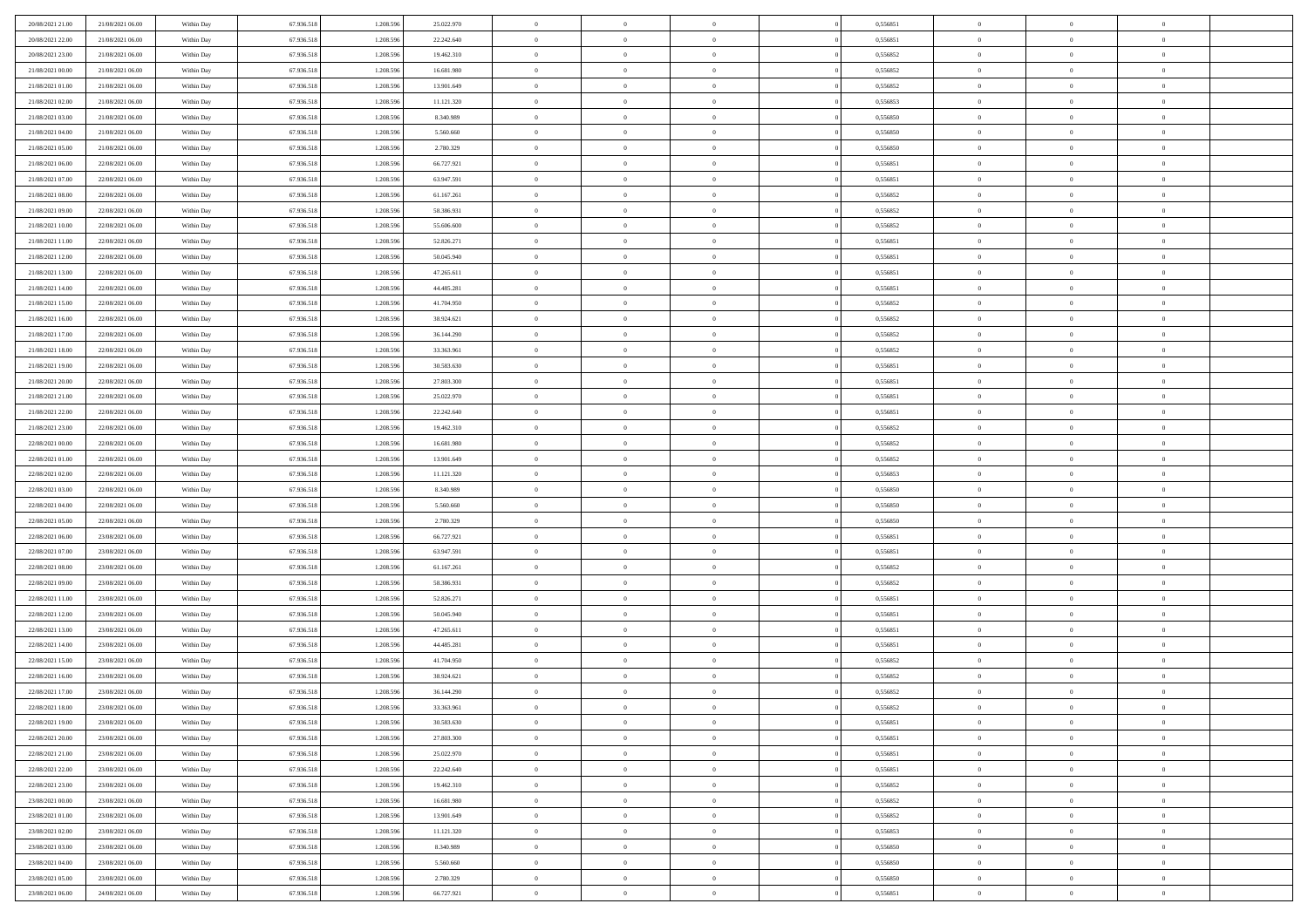| | | | | | | | | | | | | | | |
|---|---|---|---|---|---|---|---|---|---|---|---|---|---|---|
| 20/08/2021 21:00 | 21/08/2021 06:00 | Within Day | 67.936.518 | 1.208.596 | 25.022.970 | 0 | 0 | 0 | | 0,556851 | 0 | 0 | 0 | |
| 20/08/2021 22:00 | 21/08/2021 06:00 | Within Day | 67.936.518 | 1.208.596 | 22.242.640 | 0 | 0 | 0 | | 0,556851 | 0 | 0 | 0 | |
| 20/08/2021 23:00 | 21/08/2021 06:00 | Within Day | 67.936.518 | 1.208.596 | 19.462.310 | 0 | 0 | 0 | | 0,556852 | 0 | 0 | 0 | |
| 21/08/2021 00:00 | 21/08/2021 06:00 | Within Day | 67.936.518 | 1.208.596 | 16.681.980 | 0 | 0 | 0 | | 0,556852 | 0 | 0 | 0 | |
| 21/08/2021 01:00 | 21/08/2021 06:00 | Within Day | 67.936.518 | 1.208.596 | 13.901.649 | 0 | 0 | 0 | | 0,556852 | 0 | 0 | 0 | |
| 21/08/2021 02:00 | 21/08/2021 06:00 | Within Day | 67.936.518 | 1.208.596 | 11.121.320 | 0 | 0 | 0 | | 0,556853 | 0 | 0 | 0 | |
| 21/08/2021 03:00 | 21/08/2021 06:00 | Within Day | 67.936.518 | 1.208.596 | 8.340.989 | 0 | 0 | 0 | | 0,556850 | 0 | 0 | 0 | |
| 21/08/2021 04:00 | 21/08/2021 06:00 | Within Day | 67.936.518 | 1.208.596 | 5.560.660 | 0 | 0 | 0 | | 0,556850 | 0 | 0 | 0 | |
| 21/08/2021 05:00 | 21/08/2021 06:00 | Within Day | 67.936.518 | 1.208.596 | 2.780.329 | 0 | 0 | 0 | | 0,556850 | 0 | 0 | 0 | |
| 21/08/2021 06:00 | 22/08/2021 06:00 | Within Day | 67.936.518 | 1.208.596 | 66.727.921 | 0 | 0 | 0 | | 0,556851 | 0 | 0 | 0 | |
| 21/08/2021 07:00 | 22/08/2021 06:00 | Within Day | 67.936.518 | 1.208.596 | 63.947.591 | 0 | 0 | 0 | | 0,556851 | 0 | 0 | 0 | |
| 21/08/2021 08:00 | 22/08/2021 06:00 | Within Day | 67.936.518 | 1.208.596 | 61.167.261 | 0 | 0 | 0 | | 0,556852 | 0 | 0 | 0 | |
| 21/08/2021 09:00 | 22/08/2021 06:00 | Within Day | 67.936.518 | 1.208.596 | 58.386.931 | 0 | 0 | 0 | | 0,556852 | 0 | 0 | 0 | |
| 21/08/2021 10:00 | 22/08/2021 06:00 | Within Day | 67.936.518 | 1.208.596 | 55.606.600 | 0 | 0 | 0 | | 0,556852 | 0 | 0 | 0 | |
| 21/08/2021 11:00 | 22/08/2021 06:00 | Within Day | 67.936.518 | 1.208.596 | 52.826.271 | 0 | 0 | 0 | | 0,556851 | 0 | 0 | 0 | |
| 21/08/2021 12:00 | 22/08/2021 06:00 | Within Day | 67.936.518 | 1.208.596 | 50.045.940 | 0 | 0 | 0 | | 0,556851 | 0 | 0 | 0 | |
| 21/08/2021 13:00 | 22/08/2021 06:00 | Within Day | 67.936.518 | 1.208.596 | 47.265.611 | 0 | 0 | 0 | | 0,556851 | 0 | 0 | 0 | |
| 21/08/2021 14:00 | 22/08/2021 06:00 | Within Day | 67.936.518 | 1.208.596 | 44.485.281 | 0 | 0 | 0 | | 0,556851 | 0 | 0 | 0 | |
| 21/08/2021 15:00 | 22/08/2021 06:00 | Within Day | 67.936.518 | 1.208.596 | 41.704.950 | 0 | 0 | 0 | | 0,556852 | 0 | 0 | 0 | |
| 21/08/2021 16:00 | 22/08/2021 06:00 | Within Day | 67.936.518 | 1.208.596 | 38.924.621 | 0 | 0 | 0 | | 0,556852 | 0 | 0 | 0 | |
| 21/08/2021 17:00 | 22/08/2021 06:00 | Within Day | 67.936.518 | 1.208.596 | 36.144.290 | 0 | 0 | 0 | | 0,556852 | 0 | 0 | 0 | |
| 21/08/2021 18:00 | 22/08/2021 06:00 | Within Day | 67.936.518 | 1.208.596 | 33.363.961 | 0 | 0 | 0 | | 0,556852 | 0 | 0 | 0 | |
| 21/08/2021 19:00 | 22/08/2021 06:00 | Within Day | 67.936.518 | 1.208.596 | 30.583.630 | 0 | 0 | 0 | | 0,556851 | 0 | 0 | 0 | |
| 21/08/2021 20:00 | 22/08/2021 06:00 | Within Day | 67.936.518 | 1.208.596 | 27.803.300 | 0 | 0 | 0 | | 0,556851 | 0 | 0 | 0 | |
| 21/08/2021 21:00 | 22/08/2021 06:00 | Within Day | 67.936.518 | 1.208.596 | 25.022.970 | 0 | 0 | 0 | | 0,556851 | 0 | 0 | 0 | |
| 21/08/2021 22:00 | 22/08/2021 06:00 | Within Day | 67.936.518 | 1.208.596 | 22.242.640 | 0 | 0 | 0 | | 0,556851 | 0 | 0 | 0 | |
| 21/08/2021 23:00 | 22/08/2021 06:00 | Within Day | 67.936.518 | 1.208.596 | 19.462.310 | 0 | 0 | 0 | | 0,556852 | 0 | 0 | 0 | |
| 22/08/2021 00:00 | 22/08/2021 06:00 | Within Day | 67.936.518 | 1.208.596 | 16.681.980 | 0 | 0 | 0 | | 0,556852 | 0 | 0 | 0 | |
| 22/08/2021 01:00 | 22/08/2021 06:00 | Within Day | 67.936.518 | 1.208.596 | 13.901.649 | 0 | 0 | 0 | | 0,556852 | 0 | 0 | 0 | |
| 22/08/2021 02:00 | 22/08/2021 06:00 | Within Day | 67.936.518 | 1.208.596 | 11.121.320 | 0 | 0 | 0 | | 0,556853 | 0 | 0 | 0 | |
| 22/08/2021 03:00 | 22/08/2021 06:00 | Within Day | 67.936.518 | 1.208.596 | 8.340.989 | 0 | 0 | 0 | | 0,556850 | 0 | 0 | 0 | |
| 22/08/2021 04:00 | 22/08/2021 06:00 | Within Day | 67.936.518 | 1.208.596 | 5.560.660 | 0 | 0 | 0 | | 0,556850 | 0 | 0 | 0 | |
| 22/08/2021 05:00 | 22/08/2021 06:00 | Within Day | 67.936.518 | 1.208.596 | 2.780.329 | 0 | 0 | 0 | | 0,556850 | 0 | 0 | 0 | |
| 22/08/2021 06:00 | 23/08/2021 06:00 | Within Day | 67.936.518 | 1.208.596 | 66.727.921 | 0 | 0 | 0 | | 0,556851 | 0 | 0 | 0 | |
| 22/08/2021 07:00 | 23/08/2021 06:00 | Within Day | 67.936.518 | 1.208.596 | 63.947.591 | 0 | 0 | 0 | | 0,556851 | 0 | 0 | 0 | |
| 22/08/2021 08:00 | 23/08/2021 06:00 | Within Day | 67.936.518 | 1.208.596 | 61.167.261 | 0 | 0 | 0 | | 0,556852 | 0 | 0 | 0 | |
| 22/08/2021 09:00 | 23/08/2021 06:00 | Within Day | 67.936.518 | 1.208.596 | 58.386.931 | 0 | 0 | 0 | | 0,556852 | 0 | 0 | 0 | |
| 22/08/2021 11:00 | 23/08/2021 06:00 | Within Day | 67.936.518 | 1.208.596 | 52.826.271 | 0 | 0 | 0 | | 0,556851 | 0 | 0 | 0 | |
| 22/08/2021 12:00 | 23/08/2021 06:00 | Within Day | 67.936.518 | 1.208.596 | 50.045.940 | 0 | 0 | 0 | | 0,556851 | 0 | 0 | 0 | |
| 22/08/2021 13:00 | 23/08/2021 06:00 | Within Day | 67.936.518 | 1.208.596 | 47.265.611 | 0 | 0 | 0 | | 0,556851 | 0 | 0 | 0 | |
| 22/08/2021 14:00 | 23/08/2021 06:00 | Within Day | 67.936.518 | 1.208.596 | 44.485.281 | 0 | 0 | 0 | | 0,556851 | 0 | 0 | 0 | |
| 22/08/2021 15:00 | 23/08/2021 06:00 | Within Day | 67.936.518 | 1.208.596 | 41.704.950 | 0 | 0 | 0 | | 0,556852 | 0 | 0 | 0 | |
| 22/08/2021 16:00 | 23/08/2021 06:00 | Within Day | 67.936.518 | 1.208.596 | 38.924.621 | 0 | 0 | 0 | | 0,556852 | 0 | 0 | 0 | |
| 22/08/2021 17:00 | 23/08/2021 06:00 | Within Day | 67.936.518 | 1.208.596 | 36.144.290 | 0 | 0 | 0 | | 0,556852 | 0 | 0 | 0 | |
| 22/08/2021 18:00 | 23/08/2021 06:00 | Within Day | 67.936.518 | 1.208.596 | 33.363.961 | 0 | 0 | 0 | | 0,556852 | 0 | 0 | 0 | |
| 22/08/2021 19:00 | 23/08/2021 06:00 | Within Day | 67.936.518 | 1.208.596 | 30.583.630 | 0 | 0 | 0 | | 0,556851 | 0 | 0 | 0 | |
| 22/08/2021 20:00 | 23/08/2021 06:00 | Within Day | 67.936.518 | 1.208.596 | 27.803.300 | 0 | 0 | 0 | | 0,556851 | 0 | 0 | 0 | |
| 22/08/2021 21:00 | 23/08/2021 06:00 | Within Day | 67.936.518 | 1.208.596 | 25.022.970 | 0 | 0 | 0 | | 0,556851 | 0 | 0 | 0 | |
| 22/08/2021 22:00 | 23/08/2021 06:00 | Within Day | 67.936.518 | 1.208.596 | 22.242.640 | 0 | 0 | 0 | | 0,556851 | 0 | 0 | 0 | |
| 22/08/2021 23:00 | 23/08/2021 06:00 | Within Day | 67.936.518 | 1.208.596 | 19.462.310 | 0 | 0 | 0 | | 0,556852 | 0 | 0 | 0 | |
| 23/08/2021 00:00 | 23/08/2021 06:00 | Within Day | 67.936.518 | 1.208.596 | 16.681.980 | 0 | 0 | 0 | | 0,556852 | 0 | 0 | 0 | |
| 23/08/2021 01:00 | 23/08/2021 06:00 | Within Day | 67.936.518 | 1.208.596 | 13.901.649 | 0 | 0 | 0 | | 0,556852 | 0 | 0 | 0 | |
| 23/08/2021 02:00 | 23/08/2021 06:00 | Within Day | 67.936.518 | 1.208.596 | 11.121.320 | 0 | 0 | 0 | | 0,556853 | 0 | 0 | 0 | |
| 23/08/2021 03:00 | 23/08/2021 06:00 | Within Day | 67.936.518 | 1.208.596 | 8.340.989 | 0 | 0 | 0 | | 0,556850 | 0 | 0 | 0 | |
| 23/08/2021 04:00 | 23/08/2021 06:00 | Within Day | 67.936.518 | 1.208.596 | 5.560.660 | 0 | 0 | 0 | | 0,556850 | 0 | 0 | 0 | |
| 23/08/2021 05:00 | 23/08/2021 06:00 | Within Day | 67.936.518 | 1.208.596 | 2.780.329 | 0 | 0 | 0 | | 0,556850 | 0 | 0 | 0 | |
| 23/08/2021 06:00 | 24/08/2021 06:00 | Within Day | 67.936.518 | 1.208.596 | 66.727.921 | 0 | 0 | 0 | | 0,556851 | 0 | 0 | 0 | |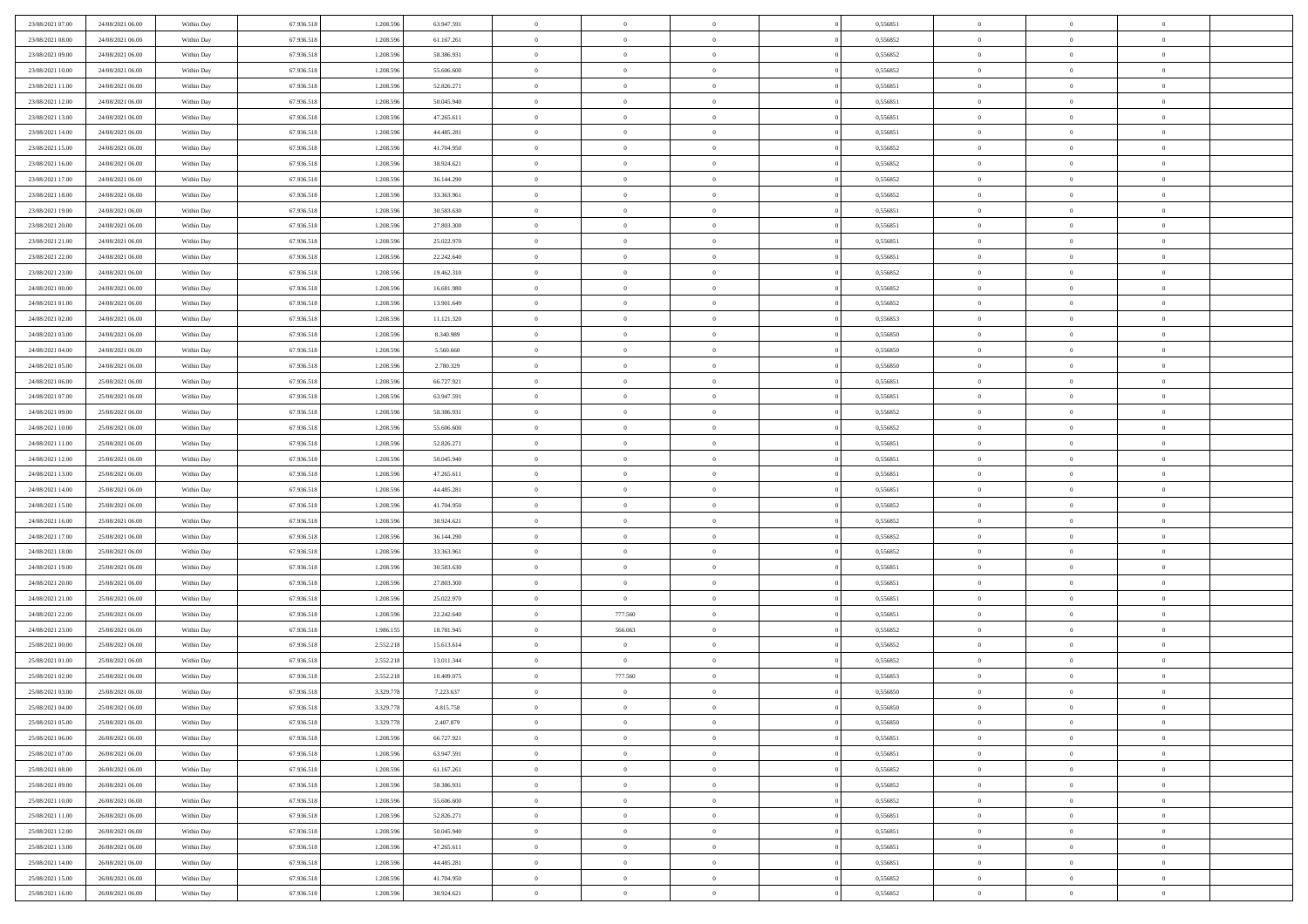| | | | | | | | | | | | | | | |
|---|---|---|---|---|---|---|---|---|---|---|---|---|---|---|
| 23/08/2021 07:00 | 24/08/2021 06:00 | Within Day | 67.936.518 | 1.208.596 | 63.947.591 | 0 | 0 | 0 | 0 | 0,556851 | 0 | 0 | 0 | |
| 23/08/2021 08:00 | 24/08/2021 06:00 | Within Day | 67.936.518 | 1.208.596 | 61.167.261 | 0 | 0 | 0 | 0 | 0,556852 | 0 | 0 | 0 | |
| 23/08/2021 09:00 | 24/08/2021 06:00 | Within Day | 67.936.518 | 1.208.596 | 58.386.931 | 0 | 0 | 0 | 0 | 0,556852 | 0 | 0 | 0 | |
| 23/08/2021 10:00 | 24/08/2021 06:00 | Within Day | 67.936.518 | 1.208.596 | 55.606.600 | 0 | 0 | 0 | 0 | 0,556852 | 0 | 0 | 0 | |
| 23/08/2021 11:00 | 24/08/2021 06:00 | Within Day | 67.936.518 | 1.208.596 | 52.826.271 | 0 | 0 | 0 | 0 | 0,556851 | 0 | 0 | 0 | |
| 23/08/2021 12:00 | 24/08/2021 06:00 | Within Day | 67.936.518 | 1.208.596 | 50.045.940 | 0 | 0 | 0 | 0 | 0,556851 | 0 | 0 | 0 | |
| 23/08/2021 13:00 | 24/08/2021 06:00 | Within Day | 67.936.518 | 1.208.596 | 47.265.611 | 0 | 0 | 0 | 0 | 0,556851 | 0 | 0 | 0 | |
| 23/08/2021 14:00 | 24/08/2021 06:00 | Within Day | 67.936.518 | 1.208.596 | 44.485.281 | 0 | 0 | 0 | 0 | 0,556851 | 0 | 0 | 0 | |
| 23/08/2021 15:00 | 24/08/2021 06:00 | Within Day | 67.936.518 | 1.208.596 | 41.704.950 | 0 | 0 | 0 | 0 | 0,556852 | 0 | 0 | 0 | |
| 23/08/2021 16:00 | 24/08/2021 06:00 | Within Day | 67.936.518 | 1.208.596 | 38.924.621 | 0 | 0 | 0 | 0 | 0,556852 | 0 | 0 | 0 | |
| 23/08/2021 17:00 | 24/08/2021 06:00 | Within Day | 67.936.518 | 1.208.596 | 36.144.290 | 0 | 0 | 0 | 0 | 0,556852 | 0 | 0 | 0 | |
| 23/08/2021 18:00 | 24/08/2021 06:00 | Within Day | 67.936.518 | 1.208.596 | 33.363.961 | 0 | 0 | 0 | 0 | 0,556852 | 0 | 0 | 0 | |
| 23/08/2021 19:00 | 24/08/2021 06:00 | Within Day | 67.936.518 | 1.208.596 | 30.583.630 | 0 | 0 | 0 | 0 | 0,556851 | 0 | 0 | 0 | |
| 23/08/2021 20:00 | 24/08/2021 06:00 | Within Day | 67.936.518 | 1.208.596 | 27.803.300 | 0 | 0 | 0 | 0 | 0,556851 | 0 | 0 | 0 | |
| 23/08/2021 21:00 | 24/08/2021 06:00 | Within Day | 67.936.518 | 1.208.596 | 25.022.970 | 0 | 0 | 0 | 0 | 0,556851 | 0 | 0 | 0 | |
| 23/08/2021 22:00 | 24/08/2021 06:00 | Within Day | 67.936.518 | 1.208.596 | 22.242.640 | 0 | 0 | 0 | 0 | 0,556851 | 0 | 0 | 0 | |
| 23/08/2021 23:00 | 24/08/2021 06:00 | Within Day | 67.936.518 | 1.208.596 | 19.462.310 | 0 | 0 | 0 | 0 | 0,556852 | 0 | 0 | 0 | |
| 24/08/2021 00:00 | 24/08/2021 06:00 | Within Day | 67.936.518 | 1.208.596 | 16.681.980 | 0 | 0 | 0 | 0 | 0,556852 | 0 | 0 | 0 | |
| 24/08/2021 01:00 | 24/08/2021 06:00 | Within Day | 67.936.518 | 1.208.596 | 13.901.649 | 0 | 0 | 0 | 0 | 0,556852 | 0 | 0 | 0 | |
| 24/08/2021 02:00 | 24/08/2021 06:00 | Within Day | 67.936.518 | 1.208.596 | 11.121.320 | 0 | 0 | 0 | 0 | 0,556853 | 0 | 0 | 0 | |
| 24/08/2021 03:00 | 24/08/2021 06:00 | Within Day | 67.936.518 | 1.208.596 | 8.340.989 | 0 | 0 | 0 | 0 | 0,556850 | 0 | 0 | 0 | |
| 24/08/2021 04:00 | 24/08/2021 06:00 | Within Day | 67.936.518 | 1.208.596 | 5.560.660 | 0 | 0 | 0 | 0 | 0,556850 | 0 | 0 | 0 | |
| 24/08/2021 05:00 | 24/08/2021 06:00 | Within Day | 67.936.518 | 1.208.596 | 2.780.329 | 0 | 0 | 0 | 0 | 0,556850 | 0 | 0 | 0 | |
| 24/08/2021 06:00 | 25/08/2021 06:00 | Within Day | 67.936.518 | 1.208.596 | 66.727.921 | 0 | 0 | 0 | 0 | 0,556851 | 0 | 0 | 0 | |
| 24/08/2021 07:00 | 25/08/2021 06:00 | Within Day | 67.936.518 | 1.208.596 | 63.947.591 | 0 | 0 | 0 | 0 | 0,556851 | 0 | 0 | 0 | |
| 24/08/2021 09:00 | 25/08/2021 06:00 | Within Day | 67.936.518 | 1.208.596 | 58.386.931 | 0 | 0 | 0 | 0 | 0,556852 | 0 | 0 | 0 | |
| 24/08/2021 10:00 | 25/08/2021 06:00 | Within Day | 67.936.518 | 1.208.596 | 55.606.600 | 0 | 0 | 0 | 0 | 0,556852 | 0 | 0 | 0 | |
| 24/08/2021 11:00 | 25/08/2021 06:00 | Within Day | 67.936.518 | 1.208.596 | 52.826.271 | 0 | 0 | 0 | 0 | 0,556851 | 0 | 0 | 0 | |
| 24/08/2021 12:00 | 25/08/2021 06:00 | Within Day | 67.936.518 | 1.208.596 | 50.045.940 | 0 | 0 | 0 | 0 | 0,556851 | 0 | 0 | 0 | |
| 24/08/2021 13:00 | 25/08/2021 06:00 | Within Day | 67.936.518 | 1.208.596 | 47.265.611 | 0 | 0 | 0 | 0 | 0,556851 | 0 | 0 | 0 | |
| 24/08/2021 14:00 | 25/08/2021 06:00 | Within Day | 67.936.518 | 1.208.596 | 44.485.281 | 0 | 0 | 0 | 0 | 0,556851 | 0 | 0 | 0 | |
| 24/08/2021 15:00 | 25/08/2021 06:00 | Within Day | 67.936.518 | 1.208.596 | 41.704.950 | 0 | 0 | 0 | 0 | 0,556852 | 0 | 0 | 0 | |
| 24/08/2021 16:00 | 25/08/2021 06:00 | Within Day | 67.936.518 | 1.208.596 | 38.924.621 | 0 | 0 | 0 | 0 | 0,556852 | 0 | 0 | 0 | |
| 24/08/2021 17:00 | 25/08/2021 06:00 | Within Day | 67.936.518 | 1.208.596 | 36.144.290 | 0 | 0 | 0 | 0 | 0,556852 | 0 | 0 | 0 | |
| 24/08/2021 18:00 | 25/08/2021 06:00 | Within Day | 67.936.518 | 1.208.596 | 33.363.961 | 0 | 0 | 0 | 0 | 0,556852 | 0 | 0 | 0 | |
| 24/08/2021 19:00 | 25/08/2021 06:00 | Within Day | 67.936.518 | 1.208.596 | 30.583.630 | 0 | 0 | 0 | 0 | 0,556851 | 0 | 0 | 0 | |
| 24/08/2021 20:00 | 25/08/2021 06:00 | Within Day | 67.936.518 | 1.208.596 | 27.803.300 | 0 | 0 | 0 | 0 | 0,556851 | 0 | 0 | 0 | |
| 24/08/2021 21:00 | 25/08/2021 06:00 | Within Day | 67.936.518 | 1.208.596 | 25.022.970 | 0 | 0 | 0 | 0 | 0,556851 | 0 | 0 | 0 | |
| 24/08/2021 22:00 | 25/08/2021 06:00 | Within Day | 67.936.518 | 1.208.596 | 22.242.640 | 0 | 777.560 | 0 | 0 | 0,556851 | 0 | 0 | 0 | |
| 24/08/2021 23:00 | 25/08/2021 06:00 | Within Day | 67.936.518 | 1.986.155 | 18.781.945 | 0 | 566.063 | 0 | 0 | 0,556852 | 0 | 0 | 0 | |
| 25/08/2021 00:00 | 25/08/2021 06:00 | Within Day | 67.936.518 | 2.552.218 | 15.613.614 | 0 | 0 | 0 | 0 | 0,556852 | 0 | 0 | 0 | |
| 25/08/2021 01:00 | 25/08/2021 06:00 | Within Day | 67.936.518 | 2.552.218 | 13.011.344 | 0 | 0 | 0 | 0 | 0,556852 | 0 | 0 | 0 | |
| 25/08/2021 02:00 | 25/08/2021 06:00 | Within Day | 67.936.518 | 2.552.218 | 10.409.075 | 0 | 777.560 | 0 | 0 | 0,556853 | 0 | 0 | 0 | |
| 25/08/2021 03:00 | 25/08/2021 06:00 | Within Day | 67.936.518 | 3.329.778 | 7.223.637 | 0 | 0 | 0 | 0 | 0,556850 | 0 | 0 | 0 | |
| 25/08/2021 04:00 | 25/08/2021 06:00 | Within Day | 67.936.518 | 3.329.778 | 4.815.758 | 0 | 0 | 0 | 0 | 0,556850 | 0 | 0 | 0 | |
| 25/08/2021 05:00 | 25/08/2021 06:00 | Within Day | 67.936.518 | 3.329.778 | 2.407.879 | 0 | 0 | 0 | 0 | 0,556850 | 0 | 0 | 0 | |
| 25/08/2021 06:00 | 26/08/2021 06:00 | Within Day | 67.936.518 | 1.208.596 | 66.727.921 | 0 | 0 | 0 | 0 | 0,556851 | 0 | 0 | 0 | |
| 25/08/2021 07:00 | 26/08/2021 06:00 | Within Day | 67.936.518 | 1.208.596 | 63.947.591 | 0 | 0 | 0 | 0 | 0,556851 | 0 | 0 | 0 | |
| 25/08/2021 08:00 | 26/08/2021 06:00 | Within Day | 67.936.518 | 1.208.596 | 61.167.261 | 0 | 0 | 0 | 0 | 0,556852 | 0 | 0 | 0 | |
| 25/08/2021 09:00 | 26/08/2021 06:00 | Within Day | 67.936.518 | 1.208.596 | 58.386.931 | 0 | 0 | 0 | 0 | 0,556852 | 0 | 0 | 0 | |
| 25/08/2021 10:00 | 26/08/2021 06:00 | Within Day | 67.936.518 | 1.208.596 | 55.606.600 | 0 | 0 | 0 | 0 | 0,556852 | 0 | 0 | 0 | |
| 25/08/2021 11:00 | 26/08/2021 06:00 | Within Day | 67.936.518 | 1.208.596 | 52.826.271 | 0 | 0 | 0 | 0 | 0,556851 | 0 | 0 | 0 | |
| 25/08/2021 12:00 | 26/08/2021 06:00 | Within Day | 67.936.518 | 1.208.596 | 50.045.940 | 0 | 0 | 0 | 0 | 0,556851 | 0 | 0 | 0 | |
| 25/08/2021 13:00 | 26/08/2021 06:00 | Within Day | 67.936.518 | 1.208.596 | 47.265.611 | 0 | 0 | 0 | 0 | 0,556851 | 0 | 0 | 0 | |
| 25/08/2021 14:00 | 26/08/2021 06:00 | Within Day | 67.936.518 | 1.208.596 | 44.485.281 | 0 | 0 | 0 | 0 | 0,556851 | 0 | 0 | 0 | |
| 25/08/2021 15:00 | 26/08/2021 06:00 | Within Day | 67.936.518 | 1.208.596 | 41.704.950 | 0 | 0 | 0 | 0 | 0,556852 | 0 | 0 | 0 | |
| 25/08/2021 16:00 | 26/08/2021 06:00 | Within Day | 67.936.518 | 1.208.596 | 38.924.621 | 0 | 0 | 0 | 0 | 0,556852 | 0 | 0 | 0 | |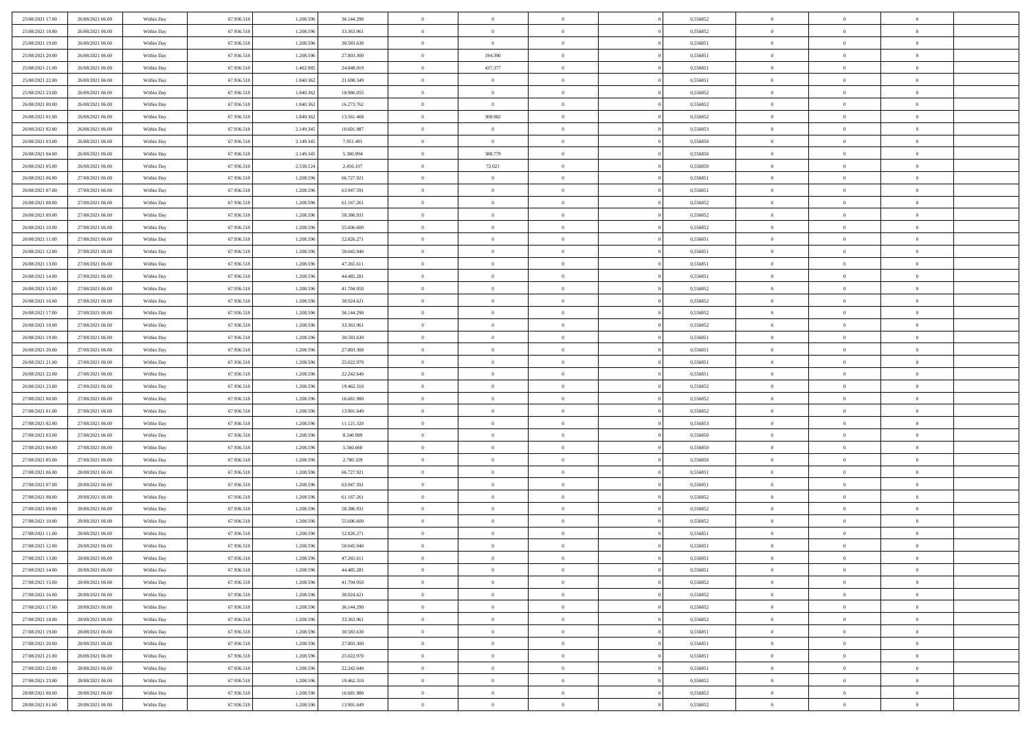| | | | | | | | | | | | | | | |
|---|---|---|---|---|---|---|---|---|---|---|---|---|---|---|
| 25/08/2021 17:00 | 26/08/2021 06:00 | Within Day | 67.936.518 | 1.208.596 | 36.144.290 | 0 | 0 | 0 | | 0 | 0,556852 | 0 | 0 | 0 |
| 25/08/2021 18:00 | 26/08/2021 06:00 | Within Day | 67.936.518 | 1.208.596 | 33.363.961 | 0 | 0 | 0 | | 0 | 0,556852 | 0 | 0 | 0 |
| 25/08/2021 19:00 | 26/08/2021 06:00 | Within Day | 67.936.518 | 1.208.596 | 30.583.630 | 0 | 0 | 0 | | 0 | 0,556851 | 0 | 0 | 0 |
| 25/08/2021 20:00 | 26/08/2021 06:00 | Within Day | 67.936.518 | 1.208.596 | 27.803.300 | 0 | 194.390 | 0 | | 0 | 0,556851 | 0 | 0 | 0 |
| 25/08/2021 21:00 | 26/08/2021 06:00 | Within Day | 67.936.518 | 1.402.985 | 24.848.019 | 0 | 437.377 | 0 | | 0 | 0,556851 | 0 | 0 | 0 |
| 25/08/2021 22:00 | 26/08/2021 06:00 | Within Day | 67.936.518 | 1.840.362 | 21.698.349 | 0 | 0 | 0 | | 0 | 0,556851 | 0 | 0 | 0 |
| 25/08/2021 23:00 | 26/08/2021 06:00 | Within Day | 67.936.518 | 1.840.362 | 18.986.055 | 0 | 0 | 0 | | 0 | 0,556852 | 0 | 0 | 0 |
| 26/08/2021 00:00 | 26/08/2021 06:00 | Within Day | 67.936.518 | 1.840.362 | 16.273.762 | 0 | 0 | 0 | | 0 | 0,556852 | 0 | 0 | 0 |
| 26/08/2021 01:00 | 26/08/2021 06:00 | Within Day | 67.936.518 | 1.840.362 | 13.561.468 | 0 | 308.982 | 0 | | 0 | 0,556852 | 0 | 0 | 0 |
| 26/08/2021 02:00 | 26/08/2021 06:00 | Within Day | 67.936.518 | 2.149.345 | 10.601.987 | 0 | 0 | 0 | | 0 | 0,556853 | 0 | 0 | 0 |
| 26/08/2021 03:00 | 26/08/2021 06:00 | Within Day | 67.936.518 | 2.149.345 | 7.951.491 | 0 | 0 | 0 | | 0 | 0,556850 | 0 | 0 | 0 |
| 26/08/2021 04:00 | 26/08/2021 06:00 | Within Day | 67.936.518 | 2.149.345 | 5.300.994 | 0 | 388.779 | 0 | | 0 | 0,556850 | 0 | 0 | 0 |
| 26/08/2021 05:00 | 26/08/2021 06:00 | Within Day | 67.936.518 | 2.538.124 | 2.456.107 | 0 | 72.021 | 0 | | 0 | 0,556850 | 0 | 0 | 0 |
| 26/08/2021 06:00 | 27/08/2021 06:00 | Within Day | 67.936.518 | 1.208.596 | 66.727.921 | 0 | 0 | 0 | | 0 | 0,556851 | 0 | 0 | 0 |
| 26/08/2021 07:00 | 27/08/2021 06:00 | Within Day | 67.936.518 | 1.208.596 | 63.947.591 | 0 | 0 | 0 | | 0 | 0,556851 | 0 | 0 | 0 |
| 26/08/2021 08:00 | 27/08/2021 06:00 | Within Day | 67.936.518 | 1.208.596 | 61.167.261 | 0 | 0 | 0 | | 0 | 0,556852 | 0 | 0 | 0 |
| 26/08/2021 09:00 | 27/08/2021 06:00 | Within Day | 67.936.518 | 1.208.596 | 58.386.931 | 0 | 0 | 0 | | 0 | 0,556852 | 0 | 0 | 0 |
| 26/08/2021 10:00 | 27/08/2021 06:00 | Within Day | 67.936.518 | 1.208.596 | 55.606.600 | 0 | 0 | 0 | | 0 | 0,556852 | 0 | 0 | 0 |
| 26/08/2021 11:00 | 27/08/2021 06:00 | Within Day | 67.936.518 | 1.208.596 | 52.826.271 | 0 | 0 | 0 | | 0 | 0,556851 | 0 | 0 | 0 |
| 26/08/2021 12:00 | 27/08/2021 06:00 | Within Day | 67.936.518 | 1.208.596 | 50.045.940 | 0 | 0 | 0 | | 0 | 0,556851 | 0 | 0 | 0 |
| 26/08/2021 13:00 | 27/08/2021 06:00 | Within Day | 67.936.518 | 1.208.596 | 47.265.611 | 0 | 0 | 0 | | 0 | 0,556851 | 0 | 0 | 0 |
| 26/08/2021 14:00 | 27/08/2021 06:00 | Within Day | 67.936.518 | 1.208.596 | 44.485.281 | 0 | 0 | 0 | | 0 | 0,556851 | 0 | 0 | 0 |
| 26/08/2021 15:00 | 27/08/2021 06:00 | Within Day | 67.936.518 | 1.208.596 | 41.704.950 | 0 | 0 | 0 | | 0 | 0,556852 | 0 | 0 | 0 |
| 26/08/2021 16:00 | 27/08/2021 06:00 | Within Day | 67.936.518 | 1.208.596 | 38.924.621 | 0 | 0 | 0 | | 0 | 0,556852 | 0 | 0 | 0 |
| 26/08/2021 17:00 | 27/08/2021 06:00 | Within Day | 67.936.518 | 1.208.596 | 36.144.290 | 0 | 0 | 0 | | 0 | 0,556852 | 0 | 0 | 0 |
| 26/08/2021 18:00 | 27/08/2021 06:00 | Within Day | 67.936.518 | 1.208.596 | 33.363.961 | 0 | 0 | 0 | | 0 | 0,556852 | 0 | 0 | 0 |
| 26/08/2021 19:00 | 27/08/2021 06:00 | Within Day | 67.936.518 | 1.208.596 | 30.583.630 | 0 | 0 | 0 | | 0 | 0,556851 | 0 | 0 | 0 |
| 26/08/2021 20:00 | 27/08/2021 06:00 | Within Day | 67.936.518 | 1.208.596 | 27.803.300 | 0 | 0 | 0 | | 0 | 0,556851 | 0 | 0 | 0 |
| 26/08/2021 21:00 | 27/08/2021 06:00 | Within Day | 67.936.518 | 1.208.596 | 25.022.970 | 0 | 0 | 0 | | 0 | 0,556851 | 0 | 0 | 0 |
| 26/08/2021 22:00 | 27/08/2021 06:00 | Within Day | 67.936.518 | 1.208.596 | 22.242.640 | 0 | 0 | 0 | | 0 | 0,556851 | 0 | 0 | 0 |
| 26/08/2021 23:00 | 27/08/2021 06:00 | Within Day | 67.936.518 | 1.208.596 | 19.462.310 | 0 | 0 | 0 | | 0 | 0,556852 | 0 | 0 | 0 |
| 27/08/2021 00:00 | 27/08/2021 06:00 | Within Day | 67.936.518 | 1.208.596 | 16.681.980 | 0 | 0 | 0 | | 0 | 0,556852 | 0 | 0 | 0 |
| 27/08/2021 01:00 | 27/08/2021 06:00 | Within Day | 67.936.518 | 1.208.596 | 13.901.649 | 0 | 0 | 0 | | 0 | 0,556852 | 0 | 0 | 0 |
| 27/08/2021 02:00 | 27/08/2021 06:00 | Within Day | 67.936.518 | 1.208.596 | 11.121.320 | 0 | 0 | 0 | | 0 | 0,556853 | 0 | 0 | 0 |
| 27/08/2021 03:00 | 27/08/2021 06:00 | Within Day | 67.936.518 | 1.208.596 | 8.340.989 | 0 | 0 | 0 | | 0 | 0,556850 | 0 | 0 | 0 |
| 27/08/2021 04:00 | 27/08/2021 06:00 | Within Day | 67.936.518 | 1.208.596 | 5.560.660 | 0 | 0 | 0 | | 0 | 0,556850 | 0 | 0 | 0 |
| 27/08/2021 05:00 | 27/08/2021 06:00 | Within Day | 67.936.518 | 1.208.596 | 2.780.329 | 0 | 0 | 0 | | 0 | 0,556850 | 0 | 0 | 0 |
| 27/08/2021 06:00 | 28/08/2021 06:00 | Within Day | 67.936.518 | 1.208.596 | 66.727.921 | 0 | 0 | 0 | | 0 | 0,556851 | 0 | 0 | 0 |
| 27/08/2021 07:00 | 28/08/2021 06:00 | Within Day | 67.936.518 | 1.208.596 | 63.947.591 | 0 | 0 | 0 | | 0 | 0,556851 | 0 | 0 | 0 |
| 27/08/2021 08:00 | 28/08/2021 06:00 | Within Day | 67.936.518 | 1.208.596 | 61.167.261 | 0 | 0 | 0 | | 0 | 0,556852 | 0 | 0 | 0 |
| 27/08/2021 09:00 | 28/08/2021 06:00 | Within Day | 67.936.518 | 1.208.596 | 58.386.931 | 0 | 0 | 0 | | 0 | 0,556852 | 0 | 0 | 0 |
| 27/08/2021 10:00 | 28/08/2021 06:00 | Within Day | 67.936.518 | 1.208.596 | 55.606.600 | 0 | 0 | 0 | | 0 | 0,556852 | 0 | 0 | 0 |
| 27/08/2021 11:00 | 28/08/2021 06:00 | Within Day | 67.936.518 | 1.208.596 | 52.826.271 | 0 | 0 | 0 | | 0 | 0,556851 | 0 | 0 | 0 |
| 27/08/2021 12:00 | 28/08/2021 06:00 | Within Day | 67.936.518 | 1.208.596 | 50.045.940 | 0 | 0 | 0 | | 0 | 0,556851 | 0 | 0 | 0 |
| 27/08/2021 13:00 | 28/08/2021 06:00 | Within Day | 67.936.518 | 1.208.596 | 47.265.611 | 0 | 0 | 0 | | 0 | 0,556851 | 0 | 0 | 0 |
| 27/08/2021 14:00 | 28/08/2021 06:00 | Within Day | 67.936.518 | 1.208.596 | 44.485.281 | 0 | 0 | 0 | | 0 | 0,556851 | 0 | 0 | 0 |
| 27/08/2021 15:00 | 28/08/2021 06:00 | Within Day | 67.936.518 | 1.208.596 | 41.704.950 | 0 | 0 | 0 | | 0 | 0,556852 | 0 | 0 | 0 |
| 27/08/2021 16:00 | 28/08/2021 06:00 | Within Day | 67.936.518 | 1.208.596 | 38.924.621 | 0 | 0 | 0 | | 0 | 0,556852 | 0 | 0 | 0 |
| 27/08/2021 17:00 | 28/08/2021 06:00 | Within Day | 67.936.518 | 1.208.596 | 36.144.290 | 0 | 0 | 0 | | 0 | 0,556852 | 0 | 0 | 0 |
| 27/08/2021 18:00 | 28/08/2021 06:00 | Within Day | 67.936.518 | 1.208.596 | 33.363.961 | 0 | 0 | 0 | | 0 | 0,556852 | 0 | 0 | 0 |
| 27/08/2021 19:00 | 28/08/2021 06:00 | Within Day | 67.936.518 | 1.208.596 | 30.583.630 | 0 | 0 | 0 | | 0 | 0,556851 | 0 | 0 | 0 |
| 27/08/2021 20:00 | 28/08/2021 06:00 | Within Day | 67.936.518 | 1.208.596 | 27.803.300 | 0 | 0 | 0 | | 0 | 0,556851 | 0 | 0 | 0 |
| 27/08/2021 21:00 | 28/08/2021 06:00 | Within Day | 67.936.518 | 1.208.596 | 25.022.970 | 0 | 0 | 0 | | 0 | 0,556851 | 0 | 0 | 0 |
| 27/08/2021 22:00 | 28/08/2021 06:00 | Within Day | 67.936.518 | 1.208.596 | 22.242.640 | 0 | 0 | 0 | | 0 | 0,556851 | 0 | 0 | 0 |
| 27/08/2021 23:00 | 28/08/2021 06:00 | Within Day | 67.936.518 | 1.208.596 | 19.462.310 | 0 | 0 | 0 | | 0 | 0,556852 | 0 | 0 | 0 |
| 28/08/2021 00:00 | 28/08/2021 06:00 | Within Day | 67.936.518 | 1.208.596 | 16.681.980 | 0 | 0 | 0 | | 0 | 0,556852 | 0 | 0 | 0 |
| 28/08/2021 01:00 | 28/08/2021 06:00 | Within Day | 67.936.518 | 1.208.596 | 13.901.649 | 0 | 0 | 0 | | 0 | 0,556852 | 0 | 0 | 0 |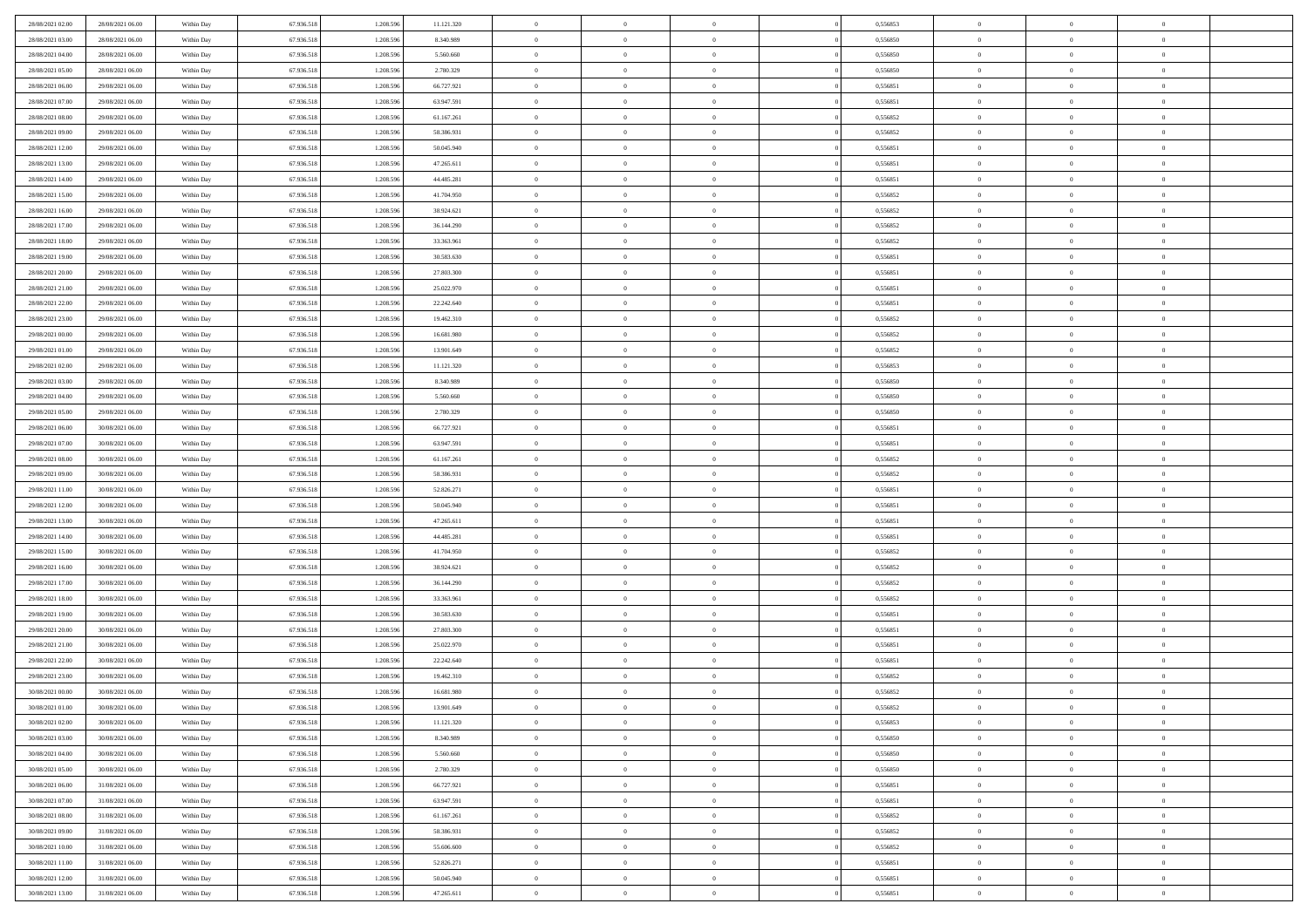| | | | | | | | | | | | | | | |
|---|---|---|---|---|---|---|---|---|---|---|---|---|---|---|
| 28/08/2021 02:00 | 28/08/2021 06:00 | Within Day | 67.936.518 | 1.208.596 | 11.121.320 | 0 | 0 | 0 | 0 | 0,556853 | 0 | 0 | 0 | |
| 28/08/2021 03:00 | 28/08/2021 06:00 | Within Day | 67.936.518 | 1.208.596 | 8.340.989 | 0 | 0 | 0 | 0 | 0,556850 | 0 | 0 | 0 | |
| 28/08/2021 04:00 | 28/08/2021 06:00 | Within Day | 67.936.518 | 1.208.596 | 5.560.660 | 0 | 0 | 0 | 0 | 0,556850 | 0 | 0 | 0 | |
| 28/08/2021 05:00 | 28/08/2021 06:00 | Within Day | 67.936.518 | 1.208.596 | 2.780.329 | 0 | 0 | 0 | 0 | 0,556850 | 0 | 0 | 0 | |
| 28/08/2021 06:00 | 29/08/2021 06:00 | Within Day | 67.936.518 | 1.208.596 | 66.727.921 | 0 | 0 | 0 | 0 | 0,556851 | 0 | 0 | 0 | |
| 28/08/2021 07:00 | 29/08/2021 06:00 | Within Day | 67.936.518 | 1.208.596 | 63.947.591 | 0 | 0 | 0 | 0 | 0,556851 | 0 | 0 | 0 | |
| 28/08/2021 08:00 | 29/08/2021 06:00 | Within Day | 67.936.518 | 1.208.596 | 61.167.261 | 0 | 0 | 0 | 0 | 0,556852 | 0 | 0 | 0 | |
| 28/08/2021 09:00 | 29/08/2021 06:00 | Within Day | 67.936.518 | 1.208.596 | 58.386.931 | 0 | 0 | 0 | 0 | 0,556852 | 0 | 0 | 0 | |
| 28/08/2021 12:00 | 29/08/2021 06:00 | Within Day | 67.936.518 | 1.208.596 | 50.045.940 | 0 | 0 | 0 | 0 | 0,556851 | 0 | 0 | 0 | |
| 28/08/2021 13:00 | 29/08/2021 06:00 | Within Day | 67.936.518 | 1.208.596 | 47.265.611 | 0 | 0 | 0 | 0 | 0,556851 | 0 | 0 | 0 | |
| 28/08/2021 14:00 | 29/08/2021 06:00 | Within Day | 67.936.518 | 1.208.596 | 44.485.281 | 0 | 0 | 0 | 0 | 0,556851 | 0 | 0 | 0 | |
| 28/08/2021 15:00 | 29/08/2021 06:00 | Within Day | 67.936.518 | 1.208.596 | 41.704.950 | 0 | 0 | 0 | 0 | 0,556852 | 0 | 0 | 0 | |
| 28/08/2021 16:00 | 29/08/2021 06:00 | Within Day | 67.936.518 | 1.208.596 | 38.924.621 | 0 | 0 | 0 | 0 | 0,556852 | 0 | 0 | 0 | |
| 28/08/2021 17:00 | 29/08/2021 06:00 | Within Day | 67.936.518 | 1.208.596 | 36.144.290 | 0 | 0 | 0 | 0 | 0,556852 | 0 | 0 | 0 | |
| 28/08/2021 18:00 | 29/08/2021 06:00 | Within Day | 67.936.518 | 1.208.596 | 33.363.961 | 0 | 0 | 0 | 0 | 0,556852 | 0 | 0 | 0 | |
| 28/08/2021 19:00 | 29/08/2021 06:00 | Within Day | 67.936.518 | 1.208.596 | 30.583.630 | 0 | 0 | 0 | 0 | 0,556851 | 0 | 0 | 0 | |
| 28/08/2021 20:00 | 29/08/2021 06:00 | Within Day | 67.936.518 | 1.208.596 | 27.803.300 | 0 | 0 | 0 | 0 | 0,556851 | 0 | 0 | 0 | |
| 28/08/2021 21:00 | 29/08/2021 06:00 | Within Day | 67.936.518 | 1.208.596 | 25.022.970 | 0 | 0 | 0 | 0 | 0,556851 | 0 | 0 | 0 | |
| 28/08/2021 22:00 | 29/08/2021 06:00 | Within Day | 67.936.518 | 1.208.596 | 22.242.640 | 0 | 0 | 0 | 0 | 0,556851 | 0 | 0 | 0 | |
| 28/08/2021 23:00 | 29/08/2021 06:00 | Within Day | 67.936.518 | 1.208.596 | 19.462.310 | 0 | 0 | 0 | 0 | 0,556852 | 0 | 0 | 0 | |
| 29/08/2021 00:00 | 29/08/2021 06:00 | Within Day | 67.936.518 | 1.208.596 | 16.681.980 | 0 | 0 | 0 | 0 | 0,556852 | 0 | 0 | 0 | |
| 29/08/2021 01:00 | 29/08/2021 06:00 | Within Day | 67.936.518 | 1.208.596 | 13.901.649 | 0 | 0 | 0 | 0 | 0,556852 | 0 | 0 | 0 | |
| 29/08/2021 02:00 | 29/08/2021 06:00 | Within Day | 67.936.518 | 1.208.596 | 11.121.320 | 0 | 0 | 0 | 0 | 0,556853 | 0 | 0 | 0 | |
| 29/08/2021 03:00 | 29/08/2021 06:00 | Within Day | 67.936.518 | 1.208.596 | 8.340.989 | 0 | 0 | 0 | 0 | 0,556850 | 0 | 0 | 0 | |
| 29/08/2021 04:00 | 29/08/2021 06:00 | Within Day | 67.936.518 | 1.208.596 | 5.560.660 | 0 | 0 | 0 | 0 | 0,556850 | 0 | 0 | 0 | |
| 29/08/2021 05:00 | 29/08/2021 06:00 | Within Day | 67.936.518 | 1.208.596 | 2.780.329 | 0 | 0 | 0 | 0 | 0,556850 | 0 | 0 | 0 | |
| 29/08/2021 06:00 | 30/08/2021 06:00 | Within Day | 67.936.518 | 1.208.596 | 66.727.921 | 0 | 0 | 0 | 0 | 0,556851 | 0 | 0 | 0 | |
| 29/08/2021 07:00 | 30/08/2021 06:00 | Within Day | 67.936.518 | 1.208.596 | 63.947.591 | 0 | 0 | 0 | 0 | 0,556851 | 0 | 0 | 0 | |
| 29/08/2021 08:00 | 30/08/2021 06:00 | Within Day | 67.936.518 | 1.208.596 | 61.167.261 | 0 | 0 | 0 | 0 | 0,556852 | 0 | 0 | 0 | |
| 29/08/2021 09:00 | 30/08/2021 06:00 | Within Day | 67.936.518 | 1.208.596 | 58.386.931 | 0 | 0 | 0 | 0 | 0,556852 | 0 | 0 | 0 | |
| 29/08/2021 11:00 | 30/08/2021 06:00 | Within Day | 67.936.518 | 1.208.596 | 52.826.271 | 0 | 0 | 0 | 0 | 0,556851 | 0 | 0 | 0 | |
| 29/08/2021 12:00 | 30/08/2021 06:00 | Within Day | 67.936.518 | 1.208.596 | 50.045.940 | 0 | 0 | 0 | 0 | 0,556851 | 0 | 0 | 0 | |
| 29/08/2021 13:00 | 30/08/2021 06:00 | Within Day | 67.936.518 | 1.208.596 | 47.265.611 | 0 | 0 | 0 | 0 | 0,556851 | 0 | 0 | 0 | |
| 29/08/2021 14:00 | 30/08/2021 06:00 | Within Day | 67.936.518 | 1.208.596 | 44.485.281 | 0 | 0 | 0 | 0 | 0,556851 | 0 | 0 | 0 | |
| 29/08/2021 15:00 | 30/08/2021 06:00 | Within Day | 67.936.518 | 1.208.596 | 41.704.950 | 0 | 0 | 0 | 0 | 0,556852 | 0 | 0 | 0 | |
| 29/08/2021 16:00 | 30/08/2021 06:00 | Within Day | 67.936.518 | 1.208.596 | 38.924.621 | 0 | 0 | 0 | 0 | 0,556852 | 0 | 0 | 0 | |
| 29/08/2021 17:00 | 30/08/2021 06:00 | Within Day | 67.936.518 | 1.208.596 | 36.144.290 | 0 | 0 | 0 | 0 | 0,556852 | 0 | 0 | 0 | |
| 29/08/2021 18:00 | 30/08/2021 06:00 | Within Day | 67.936.518 | 1.208.596 | 33.363.961 | 0 | 0 | 0 | 0 | 0,556852 | 0 | 0 | 0 | |
| 29/08/2021 19:00 | 30/08/2021 06:00 | Within Day | 67.936.518 | 1.208.596 | 30.583.630 | 0 | 0 | 0 | 0 | 0,556851 | 0 | 0 | 0 | |
| 29/08/2021 20:00 | 30/08/2021 06:00 | Within Day | 67.936.518 | 1.208.596 | 27.803.300 | 0 | 0 | 0 | 0 | 0,556851 | 0 | 0 | 0 | |
| 29/08/2021 21:00 | 30/08/2021 06:00 | Within Day | 67.936.518 | 1.208.596 | 25.022.970 | 0 | 0 | 0 | 0 | 0,556851 | 0 | 0 | 0 | |
| 29/08/2021 22:00 | 30/08/2021 06:00 | Within Day | 67.936.518 | 1.208.596 | 22.242.640 | 0 | 0 | 0 | 0 | 0,556851 | 0 | 0 | 0 | |
| 29/08/2021 23:00 | 30/08/2021 06:00 | Within Day | 67.936.518 | 1.208.596 | 19.462.310 | 0 | 0 | 0 | 0 | 0,556852 | 0 | 0 | 0 | |
| 30/08/2021 00:00 | 30/08/2021 06:00 | Within Day | 67.936.518 | 1.208.596 | 16.681.980 | 0 | 0 | 0 | 0 | 0,556852 | 0 | 0 | 0 | |
| 30/08/2021 01:00 | 30/08/2021 06:00 | Within Day | 67.936.518 | 1.208.596 | 13.901.649 | 0 | 0 | 0 | 0 | 0,556852 | 0 | 0 | 0 | |
| 30/08/2021 02:00 | 30/08/2021 06:00 | Within Day | 67.936.518 | 1.208.596 | 11.121.320 | 0 | 0 | 0 | 0 | 0,556853 | 0 | 0 | 0 | |
| 30/08/2021 03:00 | 30/08/2021 06:00 | Within Day | 67.936.518 | 1.208.596 | 8.340.989 | 0 | 0 | 0 | 0 | 0,556850 | 0 | 0 | 0 | |
| 30/08/2021 04:00 | 30/08/2021 06:00 | Within Day | 67.936.518 | 1.208.596 | 5.560.660 | 0 | 0 | 0 | 0 | 0,556850 | 0 | 0 | 0 | |
| 30/08/2021 05:00 | 30/08/2021 06:00 | Within Day | 67.936.518 | 1.208.596 | 2.780.329 | 0 | 0 | 0 | 0 | 0,556850 | 0 | 0 | 0 | |
| 30/08/2021 06:00 | 31/08/2021 06:00 | Within Day | 67.936.518 | 1.208.596 | 66.727.921 | 0 | 0 | 0 | 0 | 0,556851 | 0 | 0 | 0 | |
| 30/08/2021 07:00 | 31/08/2021 06:00 | Within Day | 67.936.518 | 1.208.596 | 63.947.591 | 0 | 0 | 0 | 0 | 0,556851 | 0 | 0 | 0 | |
| 30/08/2021 08:00 | 31/08/2021 06:00 | Within Day | 67.936.518 | 1.208.596 | 61.167.261 | 0 | 0 | 0 | 0 | 0,556852 | 0 | 0 | 0 | |
| 30/08/2021 09:00 | 31/08/2021 06:00 | Within Day | 67.936.518 | 1.208.596 | 58.386.931 | 0 | 0 | 0 | 0 | 0,556852 | 0 | 0 | 0 | |
| 30/08/2021 10:00 | 31/08/2021 06:00 | Within Day | 67.936.518 | 1.208.596 | 55.606.600 | 0 | 0 | 0 | 0 | 0,556852 | 0 | 0 | 0 | |
| 30/08/2021 11:00 | 31/08/2021 06:00 | Within Day | 67.936.518 | 1.208.596 | 52.826.271 | 0 | 0 | 0 | 0 | 0,556851 | 0 | 0 | 0 | |
| 30/08/2021 12:00 | 31/08/2021 06:00 | Within Day | 67.936.518 | 1.208.596 | 50.045.940 | 0 | 0 | 0 | 0 | 0,556851 | 0 | 0 | 0 | |
| 30/08/2021 13:00 | 31/08/2021 06:00 | Within Day | 67.936.518 | 1.208.596 | 47.265.611 | 0 | 0 | 0 | 0 | 0,556851 | 0 | 0 | 0 | |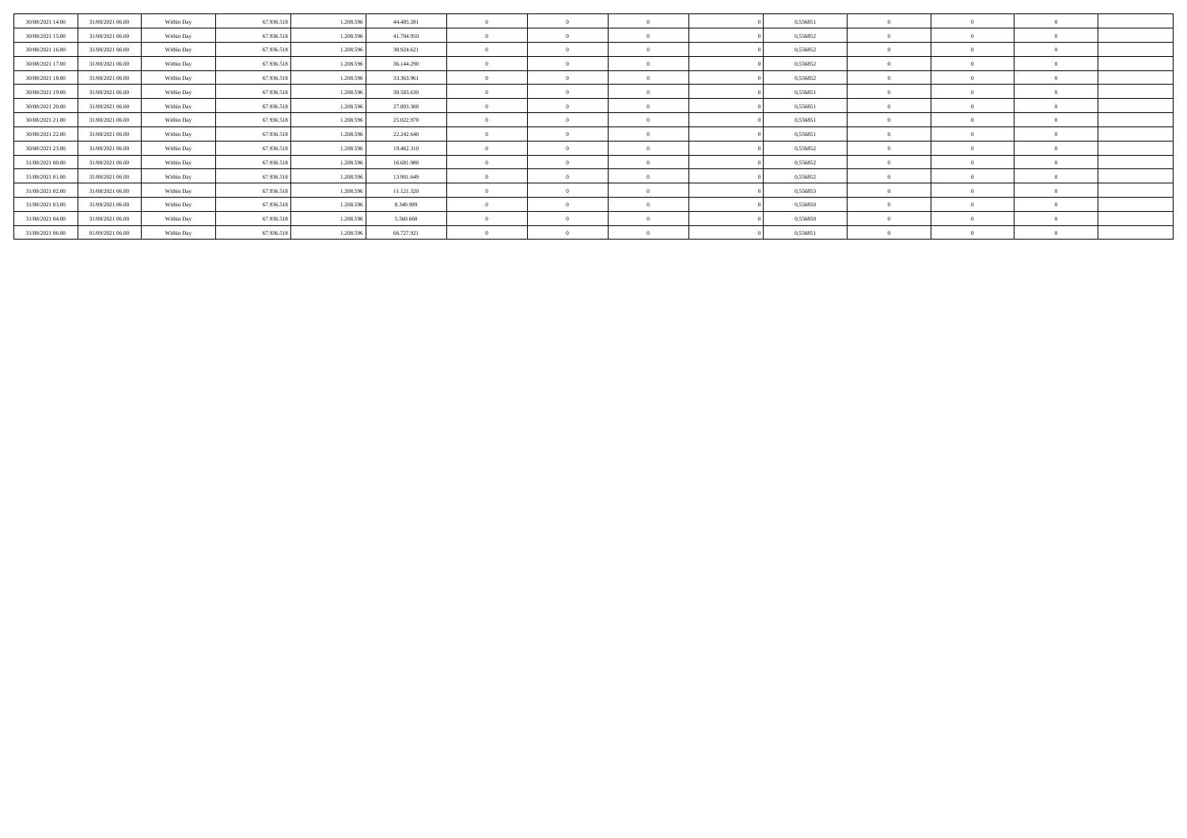| | | | | | | | | | | | | | | |
|---|---|---|---|---|---|---|---|---|---|---|---|---|---|---|
| 30/08/2021 14:00 | 31/08/2021 06:00 | Within Day | 67.936.518 | 1.208.596 | 44.485.281 | 0 | 0 | 0 | | 0 | 0,556851 | 0 | 0 | 0 |
| 30/08/2021 15:00 | 31/08/2021 06:00 | Within Day | 67.936.518 | 1.208.596 | 41.704.950 | 0 | 0 | 0 | | 0 | 0,556852 | 0 | 0 | 0 |
| 30/08/2021 16:00 | 31/08/2021 06:00 | Within Day | 67.936.518 | 1.208.596 | 38.924.621 | 0 | 0 | 0 | | 0 | 0,556852 | 0 | 0 | 0 |
| 30/08/2021 17:00 | 31/08/2021 06:00 | Within Day | 67.936.518 | 1.208.596 | 36.144.290 | 0 | 0 | 0 | | 0 | 0,556852 | 0 | 0 | 0 |
| 30/08/2021 18:00 | 31/08/2021 06:00 | Within Day | 67.936.518 | 1.208.596 | 33.363.961 | 0 | 0 | 0 | | 0 | 0,556852 | 0 | 0 | 0 |
| 30/08/2021 19:00 | 31/08/2021 06:00 | Within Day | 67.936.518 | 1.208.596 | 30.583.630 | 0 | 0 | 0 | | 0 | 0,556851 | 0 | 0 | 0 |
| 30/08/2021 20:00 | 31/08/2021 06:00 | Within Day | 67.936.518 | 1.208.596 | 27.803.300 | 0 | 0 | 0 | | 0 | 0,556851 | 0 | 0 | 0 |
| 30/08/2021 21:00 | 31/08/2021 06:00 | Within Day | 67.936.518 | 1.208.596 | 25.022.970 | 0 | 0 | 0 | | 0 | 0,556851 | 0 | 0 | 0 |
| 30/08/2021 22:00 | 31/08/2021 06:00 | Within Day | 67.936.518 | 1.208.596 | 22.242.640 | 0 | 0 | 0 | | 0 | 0,556851 | 0 | 0 | 0 |
| 30/08/2021 23:00 | 31/08/2021 06:00 | Within Day | 67.936.518 | 1.208.596 | 19.462.310 | 0 | 0 | 0 | | 0 | 0,556852 | 0 | 0 | 0 |
| 31/08/2021 00:00 | 31/08/2021 06:00 | Within Day | 67.936.518 | 1.208.596 | 16.681.980 | 0 | 0 | 0 | | 0 | 0,556852 | 0 | 0 | 0 |
| 31/08/2021 01:00 | 31/08/2021 06:00 | Within Day | 67.936.518 | 1.208.596 | 13.901.649 | 0 | 0 | 0 | | 0 | 0,556852 | 0 | 0 | 0 |
| 31/08/2021 02:00 | 31/08/2021 06:00 | Within Day | 67.936.518 | 1.208.596 | 11.121.320 | 0 | 0 | 0 | | 0 | 0,556853 | 0 | 0 | 0 |
| 31/08/2021 03:00 | 31/08/2021 06:00 | Within Day | 67.936.518 | 1.208.596 | 8.340.989 | 0 | 0 | 0 | | 0 | 0,556850 | 0 | 0 | 0 |
| 31/08/2021 04:00 | 31/08/2021 06:00 | Within Day | 67.936.518 | 1.208.596 | 5.560.660 | 0 | 0 | 0 | | 0 | 0,556850 | 0 | 0 | 0 |
| 31/08/2021 06:00 | 01/09/2021 06:00 | Within Day | 67.936.518 | 1.208.596 | 66.727.921 | 0 | 0 | 0 | | 0 | 0,556851 | 0 | 0 | 0 |